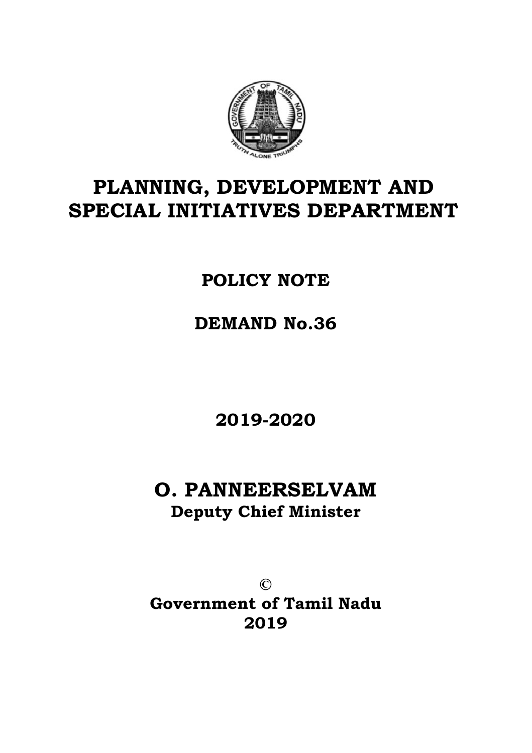# PLANNING, DEVELOPMENT AND SPECIAL INITIATIVES DEPARTMENT

**POLICY NOTE**

**DEMAND No.36**

**2019-2020**

## O. PANNEERSELVAM

**Deputy Chief Minister**

©

**Government of Tamil Nadu**
**2019**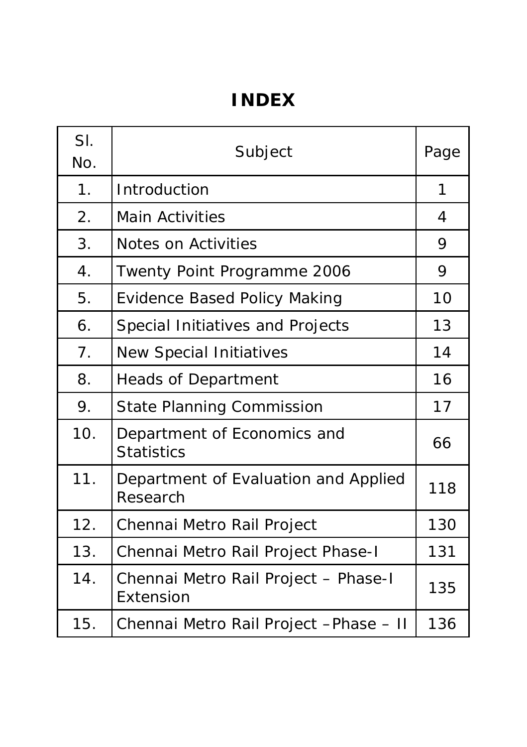# INDEX

| Sl. No. | Subject | Page |
|---|---|---|
| 1. | Introduction | 1 |
| 2. | Main Activities | 4 |
| 3. | Notes on Activities | 9 |
| 4. | Twenty Point Programme 2006 | 9 |
| 5. | Evidence Based Policy Making | 10 |
| 6. | Special Initiatives and Projects | 13 |
| 7. | New Special Initiatives | 14 |
| 8. | Heads of Department | 16 |
| 9. | State Planning Commission | 17 |
| 10. | Department of Economics and Statistics | 66 |
| 11. | Department of Evaluation and Applied Research | 118 |
| 12. | Chennai Metro Rail Project | 130 |
| 13. | Chennai Metro Rail Project Phase-I | 131 |
| 14. | Chennai Metro Rail Project – Phase-I Extension | 135 |
| 15. | Chennai Metro Rail Project –Phase – II | 136 |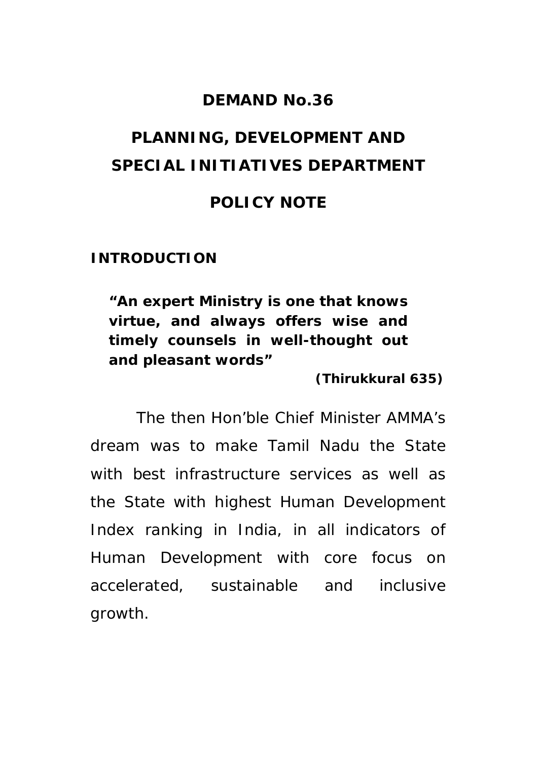# DEMAND No.36

# PLANNING, DEVELOPMENT AND SPECIAL INITIATIVES DEPARTMENT

# POLICY NOTE

## INTRODUCTION

> **"An expert Ministry is one that knows virtue, and always offers wise and timely counsels in well-thought out and pleasant words"**
>
> **(Thirukkural 635)**

The then Hon'ble Chief Minister AMMA's dream was to make Tamil Nadu the State with best infrastructure services as well as the State with highest Human Development Index ranking in India, in all indicators of Human Development with core focus on accelerated, sustainable and inclusive growth.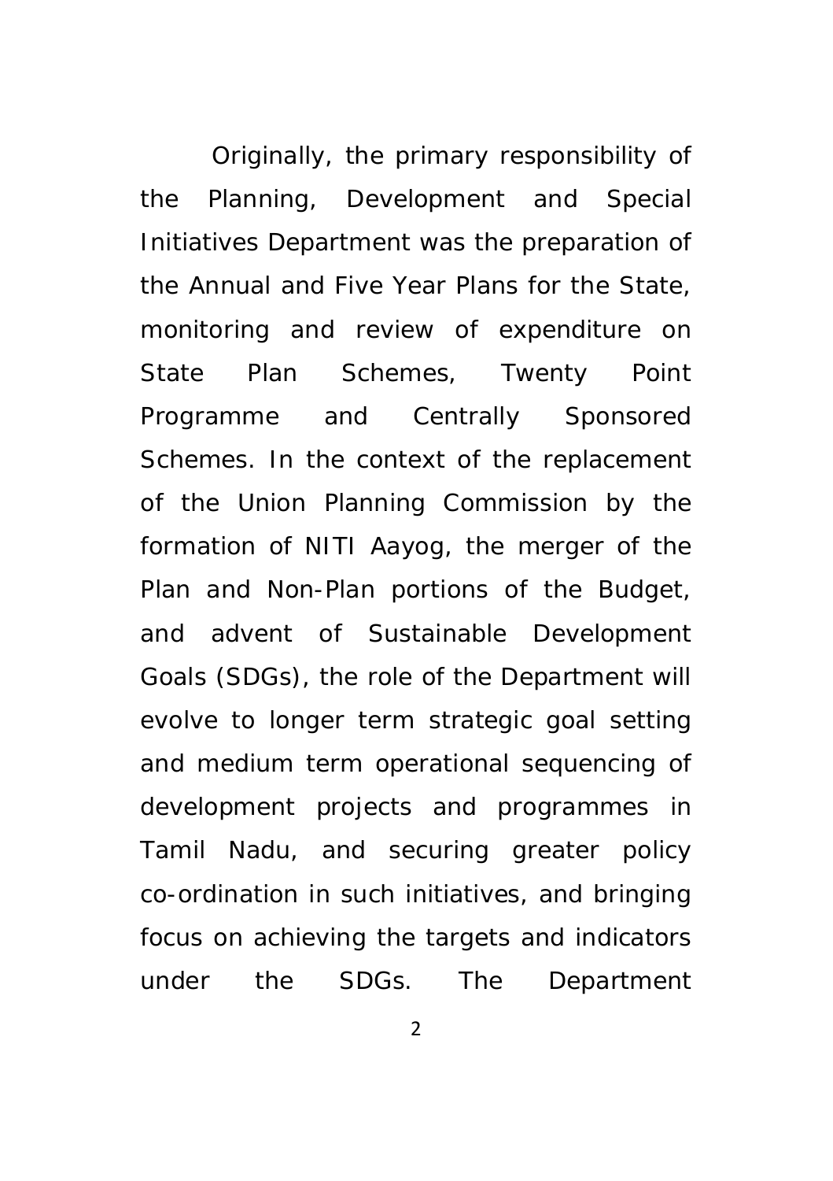Originally, the primary responsibility of the Planning, Development and Special Initiatives Department was the preparation of the Annual and Five Year Plans for the State, monitoring and review of expenditure on State Plan Schemes, Twenty Point Programme and Centrally Sponsored Schemes. In the context of the replacement of the Union Planning Commission by the formation of NITI Aayog, the merger of the Plan and Non-Plan portions of the Budget, and advent of Sustainable Development Goals (SDGs), the role of the Department will evolve to longer term strategic goal setting and medium term operational sequencing of development projects and programmes in Tamil Nadu, and securing greater policy co-ordination in such initiatives, and bringing focus on achieving the targets and indicators under the SDGs. The Department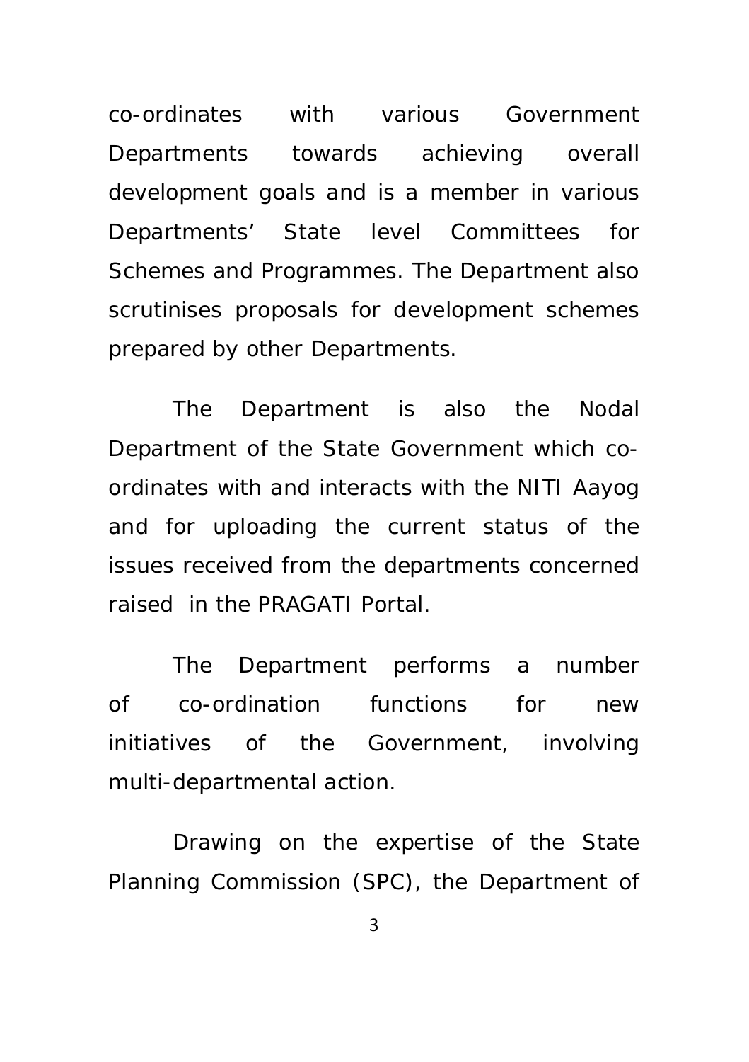co-ordinates with various Government Departments towards achieving overall development goals and is a member in various Departments' State level Committees for Schemes and Programmes. The Department also scrutinises proposals for development schemes prepared by other Departments.

The Department is also the Nodal Department of the State Government which co-ordinates with and interacts with the NITI Aayog and for uploading the current status of the issues received from the departments concerned raised in the PRAGATI Portal.

The Department performs a number of co-ordination functions for new initiatives of the Government, involving multi-departmental action.

Drawing on the expertise of the State Planning Commission (SPC), the Department of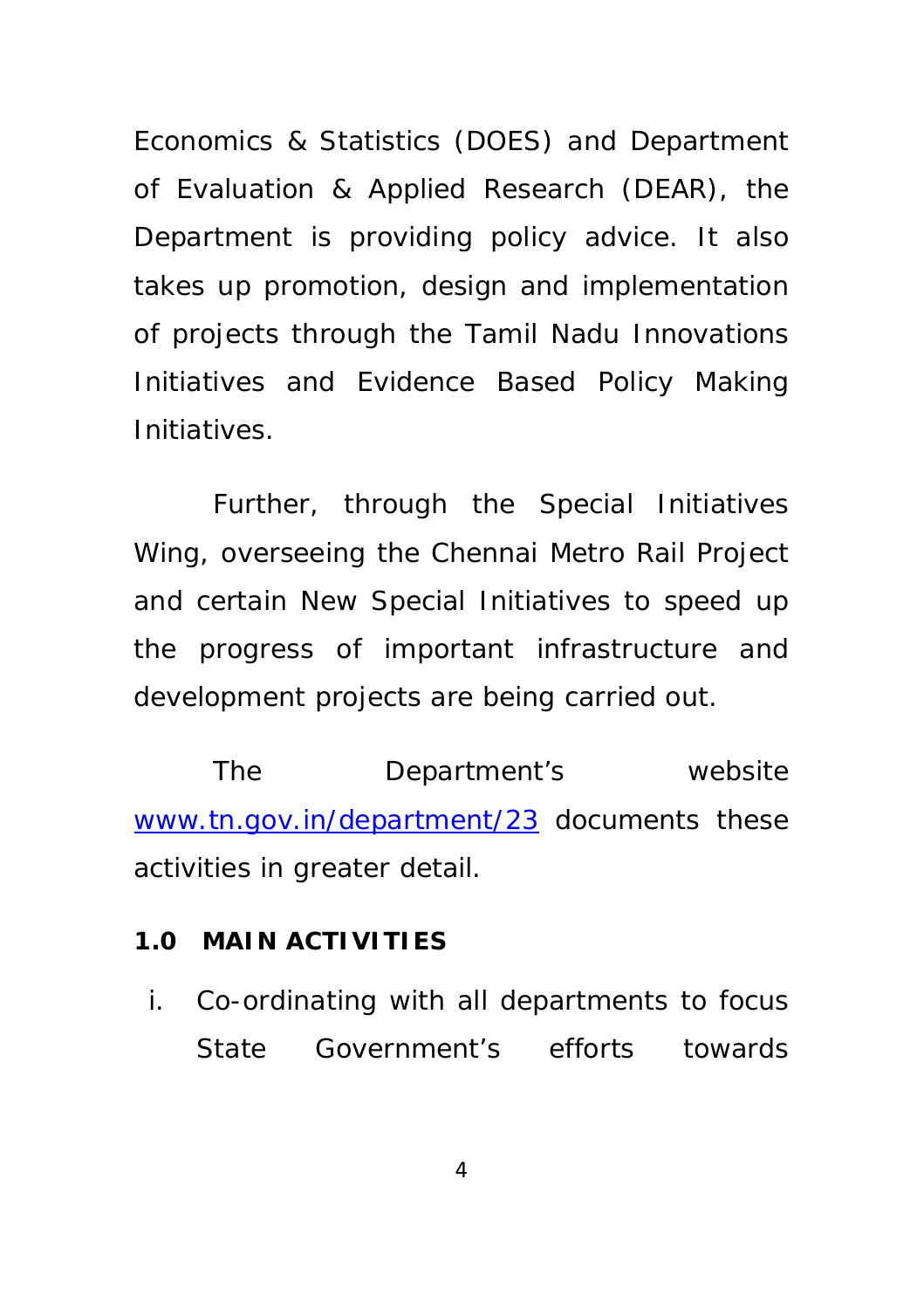Economics & Statistics (DOES) and Department of Evaluation & Applied Research (DEAR), the Department is providing policy advice. It also takes up promotion, design and implementation of projects through the Tamil Nadu Innovations Initiatives and Evidence Based Policy Making Initiatives.

Further, through the Special Initiatives Wing, overseeing the Chennai Metro Rail Project and certain New Special Initiatives to speed up the progress of important infrastructure and development projects are being carried out.

The Department's website [www.tn.gov.in/department/23](http://www.tn.gov.in/department/23) documents these activities in greater detail.

**1.0 MAIN ACTIVITIES**

i. Co-ordinating with all departments to focus State Government's efforts towards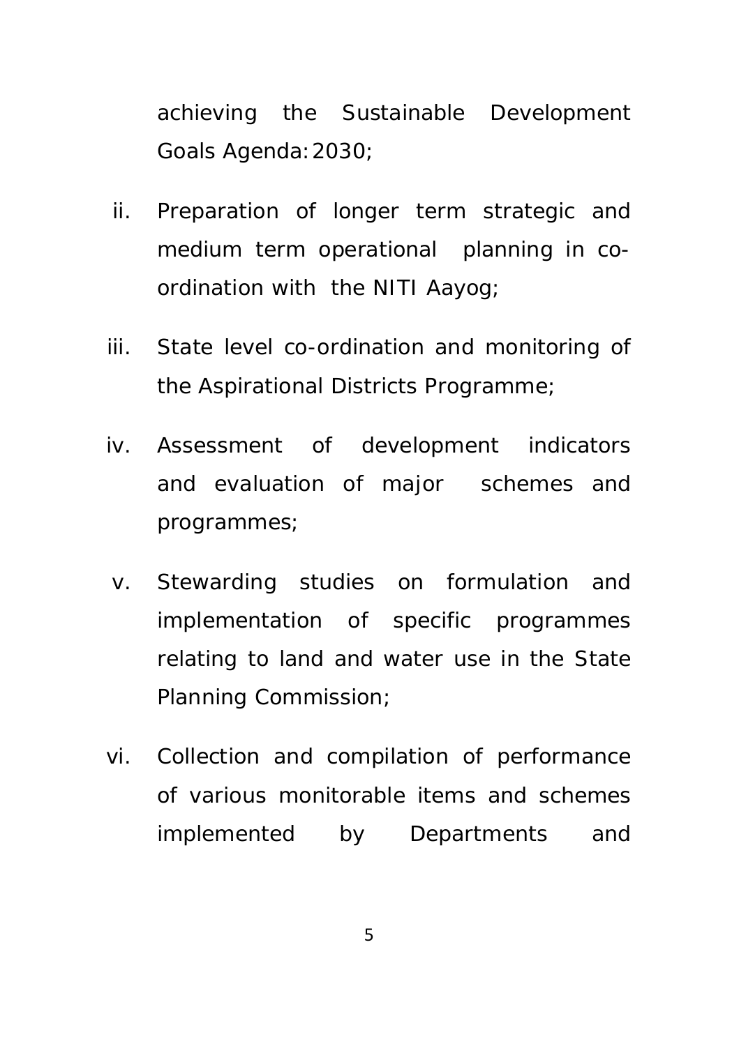achieving the Sustainable Development Goals Agenda: 2030;

ii. Preparation of longer term strategic and medium term operational planning in co-ordination with the NITI Aayog;

iii. State level co-ordination and monitoring of the Aspirational Districts Programme;

iv. Assessment of development indicators and evaluation of major schemes and programmes;

v. Stewarding studies on formulation and implementation of specific programmes relating to land and water use in the State Planning Commission;

vi. Collection and compilation of performance of various monitorable items and schemes implemented by Departments and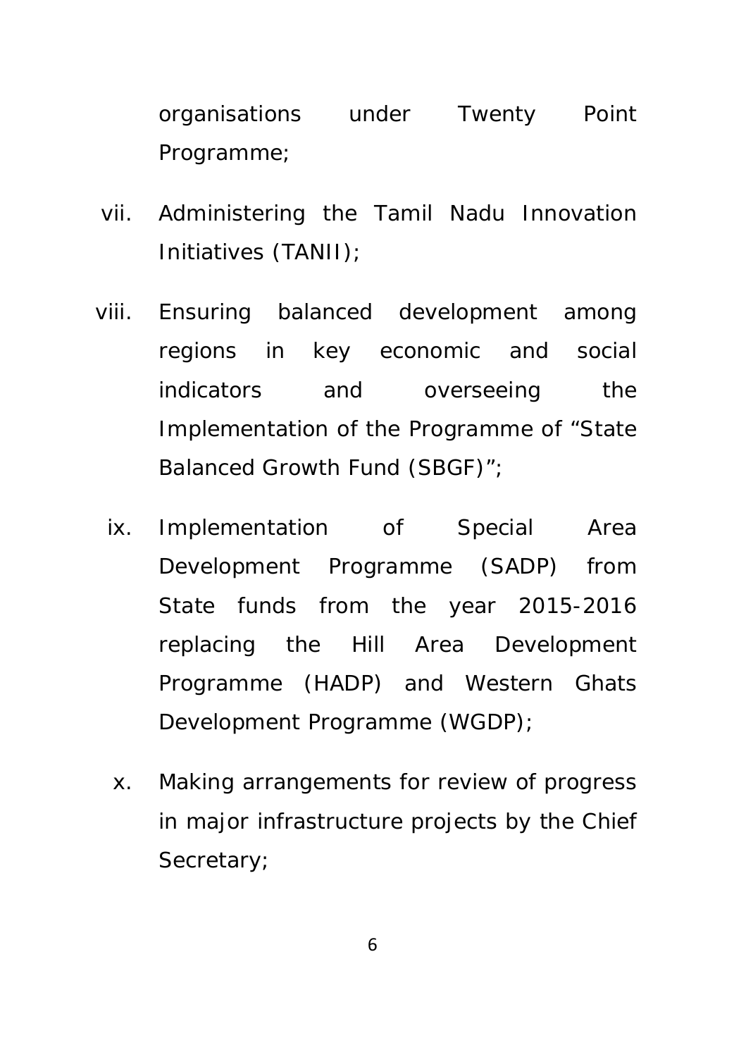organisations under Twenty Point Programme;

vii. Administering the Tamil Nadu Innovation Initiatives (TANII);

viii. Ensuring balanced development among regions in key economic and social indicators and overseeing the Implementation of the Programme of "State Balanced Growth Fund (SBGF)";

ix. Implementation of Special Area Development Programme (SADP) from State funds from the year 2015-2016 replacing the Hill Area Development Programme (HADP) and Western Ghats Development Programme (WGDP);

x. Making arrangements for review of progress in major infrastructure projects by the Chief Secretary;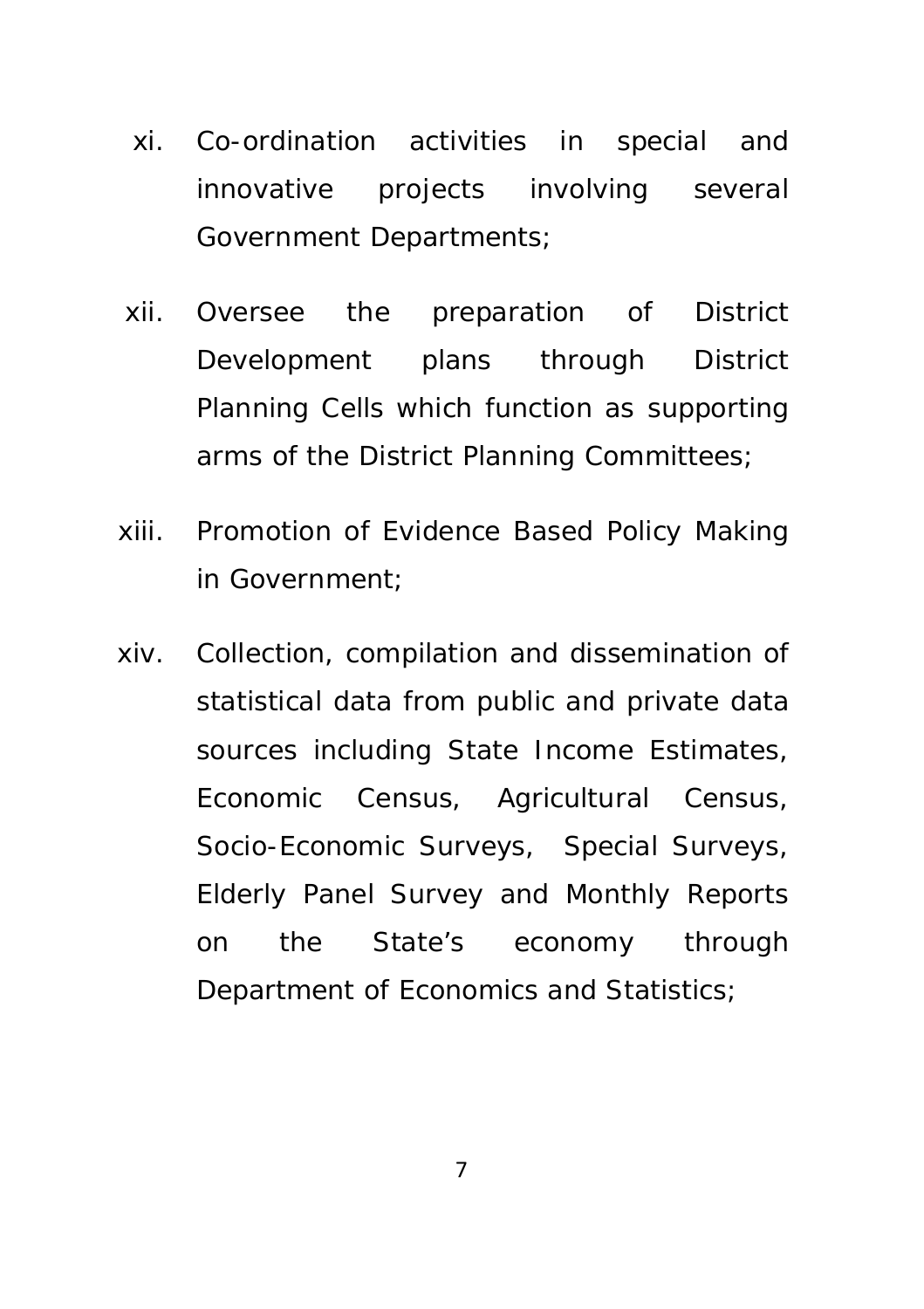xi. Co-ordination activities in special and innovative projects involving several Government Departments;

xii. Oversee the preparation of District Development plans through District Planning Cells which function as supporting arms of the District Planning Committees;

xiii. Promotion of Evidence Based Policy Making in Government;

xiv. Collection, compilation and dissemination of statistical data from public and private data sources including State Income Estimates, Economic Census, Agricultural Census, Socio-Economic Surveys, Special Surveys, Elderly Panel Survey and Monthly Reports on the State's economy through Department of Economics and Statistics;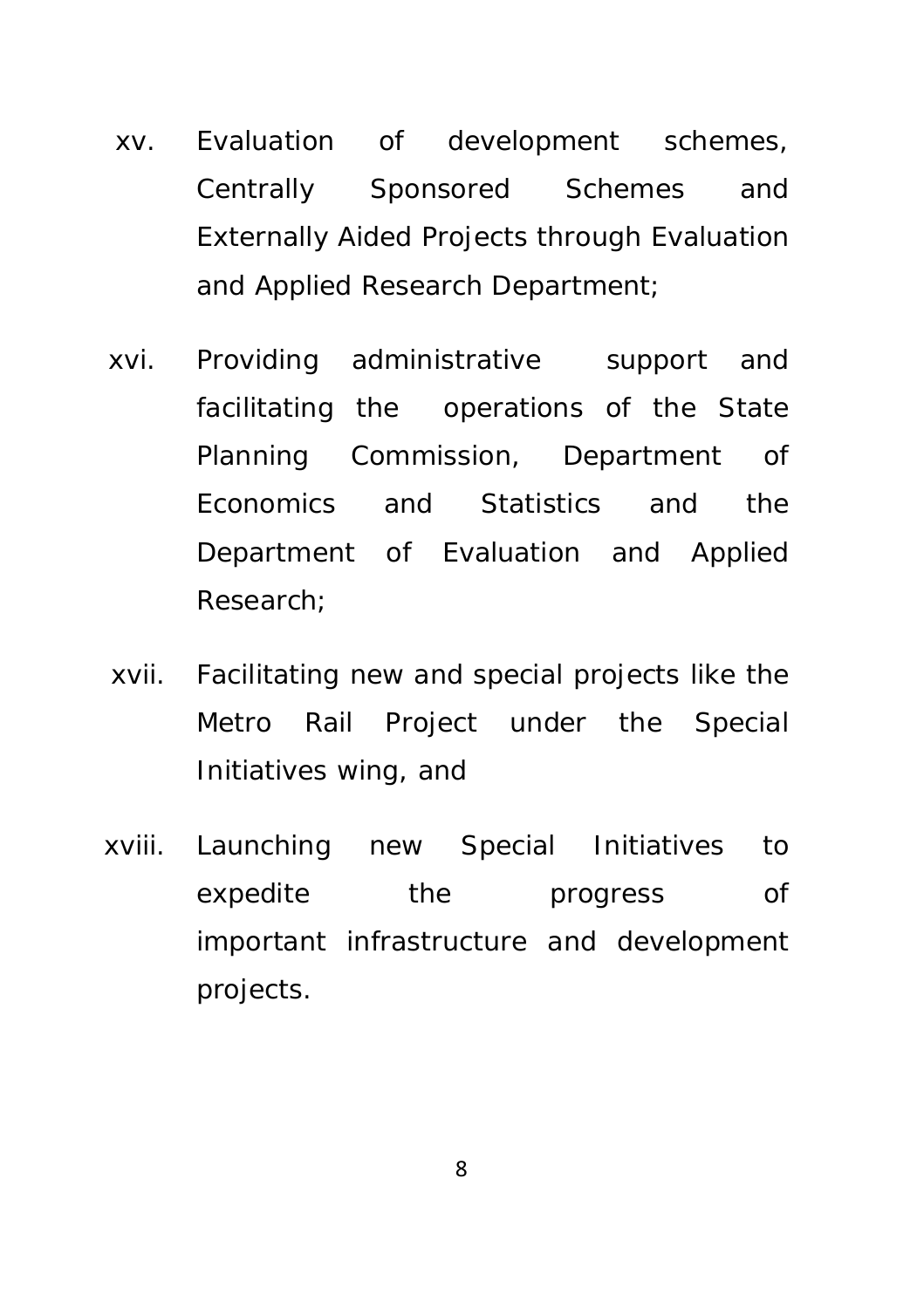xv. Evaluation of development schemes, Centrally Sponsored Schemes and Externally Aided Projects through Evaluation and Applied Research Department;

xvi. Providing administrative support and facilitating the operations of the State Planning Commission, Department of Economics and Statistics and the Department of Evaluation and Applied Research;

xvii. Facilitating new and special projects like the Metro Rail Project under the Special Initiatives wing, and

xviii. Launching new Special Initiatives to expedite the progress of important infrastructure and development projects.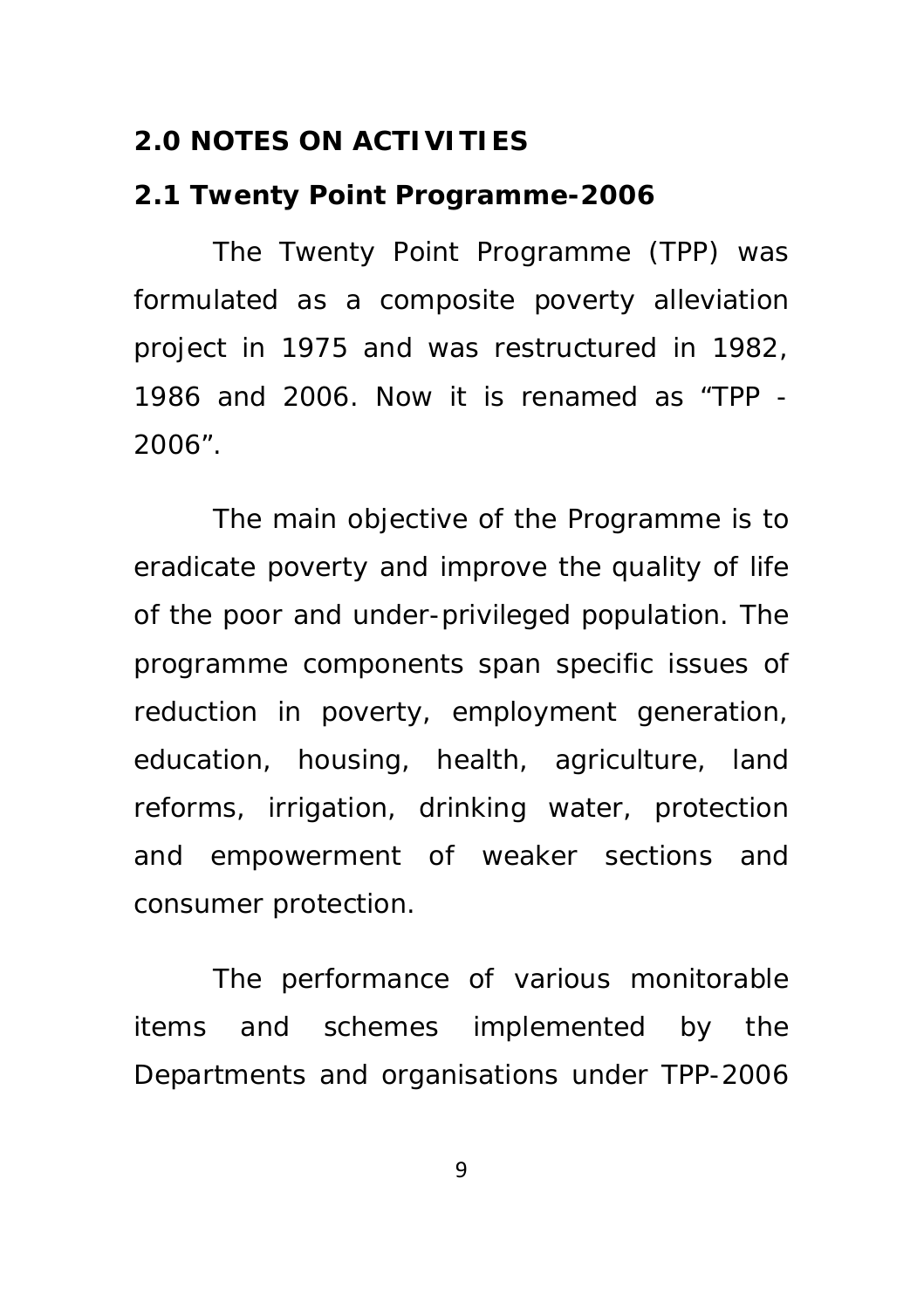## 2.0 NOTES ON ACTIVITIES

### 2.1 Twenty Point Programme-2006

The Twenty Point Programme (TPP) was formulated as a composite poverty alleviation project in 1975 and was restructured in 1982, 1986 and 2006. Now it is renamed as "TPP - 2006".

The main objective of the Programme is to eradicate poverty and improve the quality of life of the poor and under-privileged population. The programme components span specific issues of reduction in poverty, employment generation, education, housing, health, agriculture, land reforms, irrigation, drinking water, protection and empowerment of weaker sections and consumer protection.

The performance of various monitorable items and schemes implemented by the Departments and organisations under TPP-2006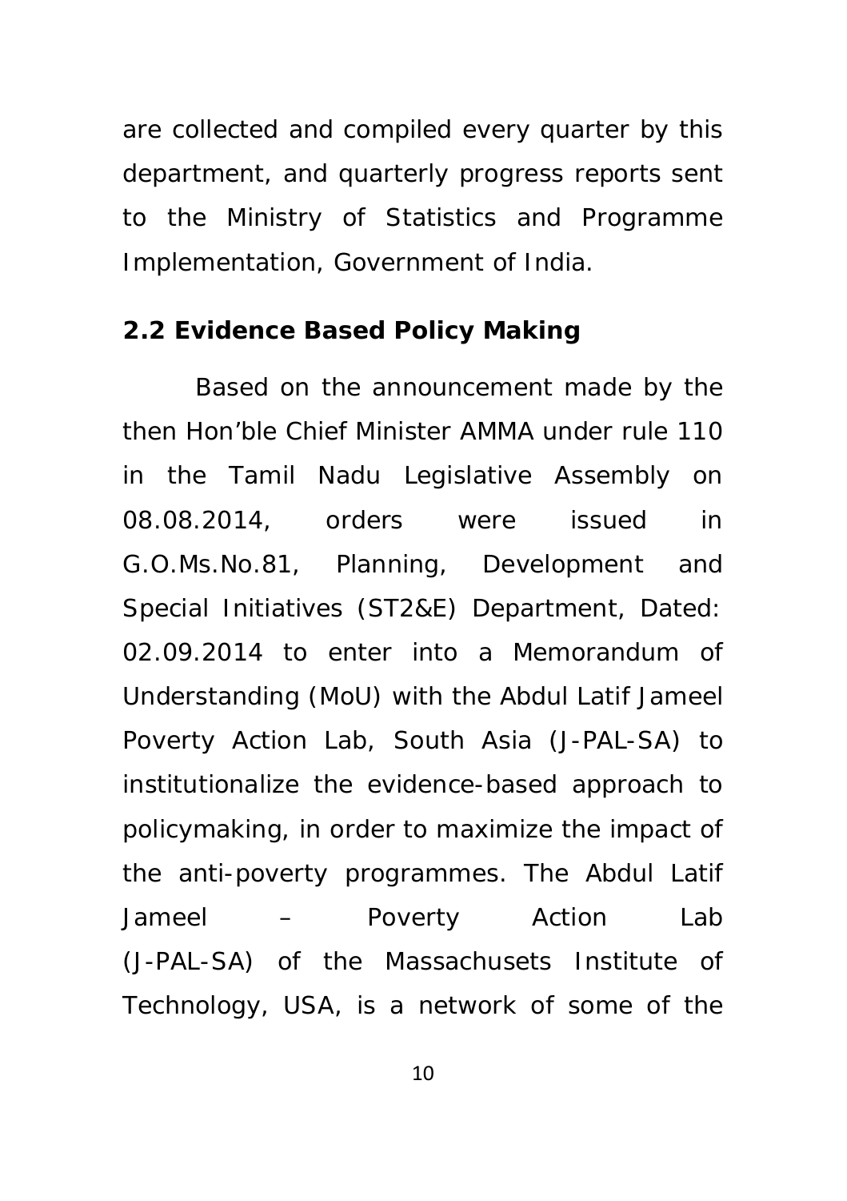are collected and compiled every quarter by this department, and quarterly progress reports sent to the Ministry of Statistics and Programme Implementation, Government of India.

## 2.2 Evidence Based Policy Making

Based on the announcement made by the then Hon'ble Chief Minister AMMA under rule 110 in the Tamil Nadu Legislative Assembly on 08.08.2014, orders were issued in G.O.Ms.No.81, Planning, Development and Special Initiatives (ST2&E) Department, Dated: 02.09.2014 to enter into a Memorandum of Understanding (MoU) with the Abdul Latif Jameel Poverty Action Lab, South Asia (J-PAL-SA) to institutionalize the evidence-based approach to policymaking, in order to maximize the impact of the anti-poverty programmes. The Abdul Latif Jameel – Poverty Action Lab (J-PAL-SA) of the Massachusets Institute of Technology, USA, is a network of some of the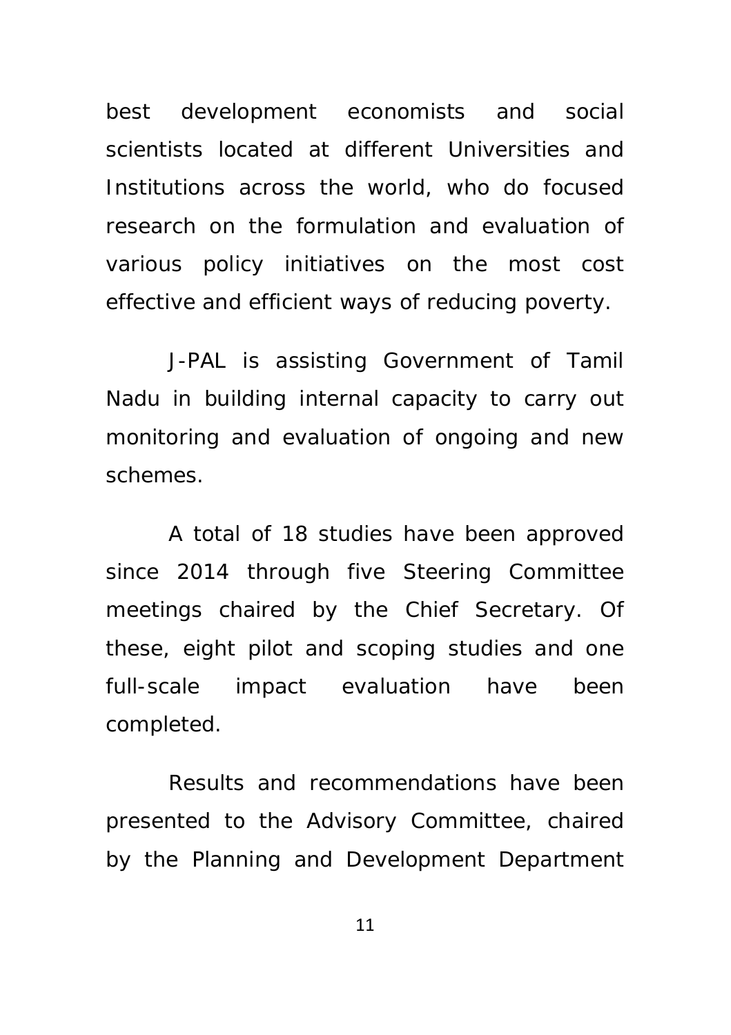best development economists and social scientists located at different Universities and Institutions across the world, who do focused research on the formulation and evaluation of various policy initiatives on the most cost effective and efficient ways of reducing poverty.

J-PAL is assisting Government of Tamil Nadu in building internal capacity to carry out monitoring and evaluation of ongoing and new schemes.

A total of 18 studies have been approved since 2014 through five Steering Committee meetings chaired by the Chief Secretary. Of these, eight pilot and scoping studies and one full-scale impact evaluation have been completed.

Results and recommendations have been presented to the Advisory Committee, chaired by the Planning and Development Department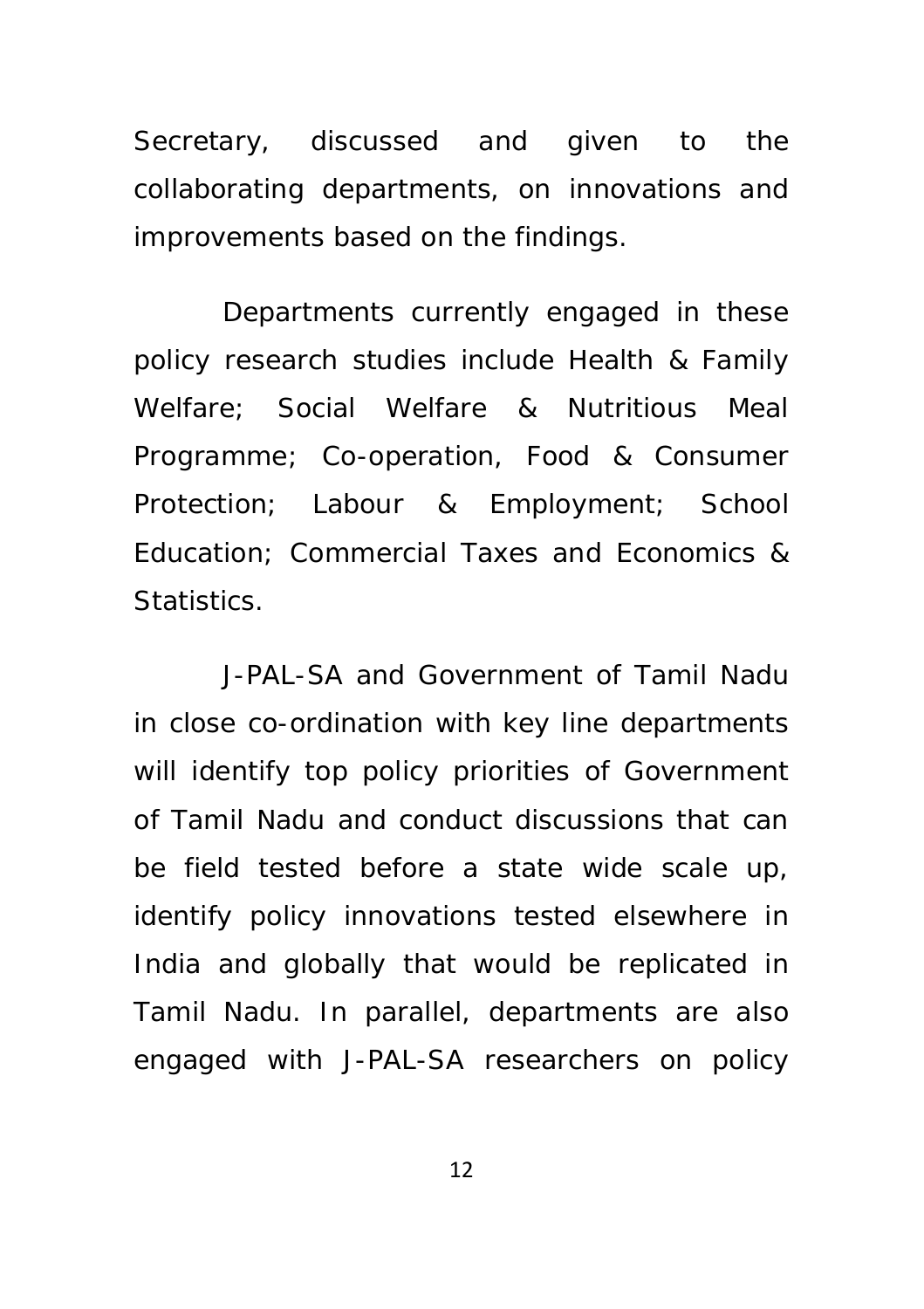Secretary, discussed and given to the collaborating departments, on innovations and improvements based on the findings.

Departments currently engaged in these policy research studies include Health & Family Welfare; Social Welfare & Nutritious Meal Programme; Co-operation, Food & Consumer Protection; Labour & Employment; School Education; Commercial Taxes and Economics & Statistics.

J-PAL-SA and Government of Tamil Nadu in close co-ordination with key line departments will identify top policy priorities of Government of Tamil Nadu and conduct discussions that can be field tested before a state wide scale up, identify policy innovations tested elsewhere in India and globally that would be replicated in Tamil Nadu. In parallel, departments are also engaged with J-PAL-SA researchers on policy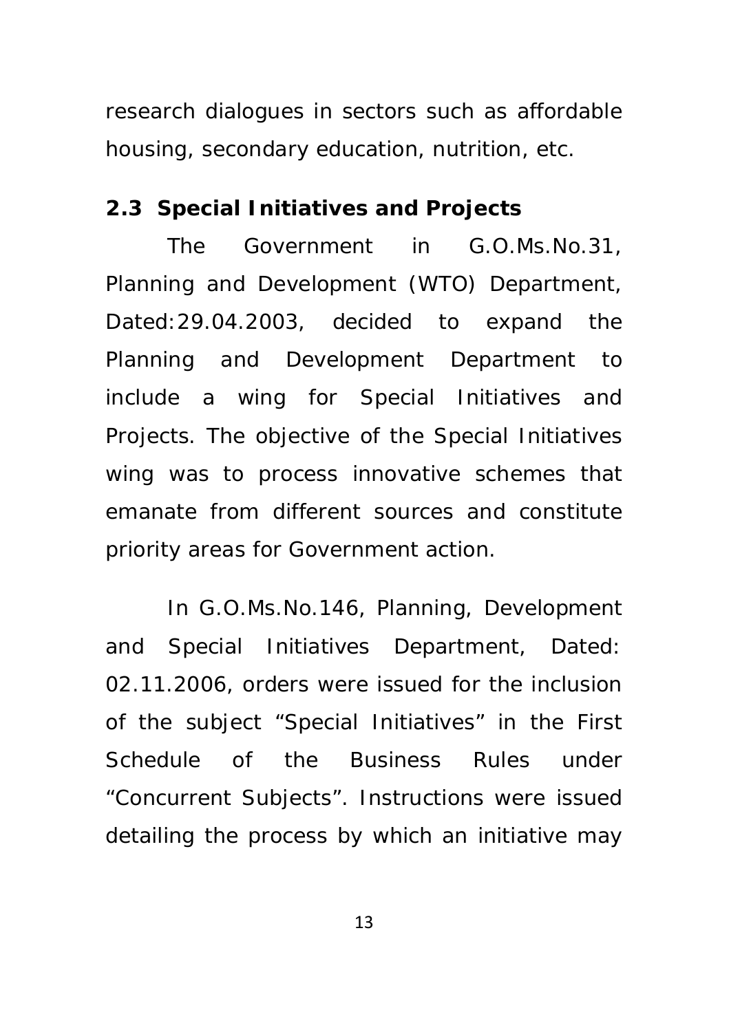research dialogues in sectors such as affordable housing, secondary education, nutrition, etc.

## 2.3 Special Initiatives and Projects

The Government in G.O.Ms.No.31, Planning and Development (WTO) Department, Dated:29.04.2003, decided to expand the Planning and Development Department to include a wing for Special Initiatives and Projects. The objective of the Special Initiatives wing was to process innovative schemes that emanate from different sources and constitute priority areas for Government action.

In G.O.Ms.No.146, Planning, Development and Special Initiatives Department, Dated: 02.11.2006, orders were issued for the inclusion of the subject "Special Initiatives" in the First Schedule of the Business Rules under "Concurrent Subjects". Instructions were issued detailing the process by which an initiative may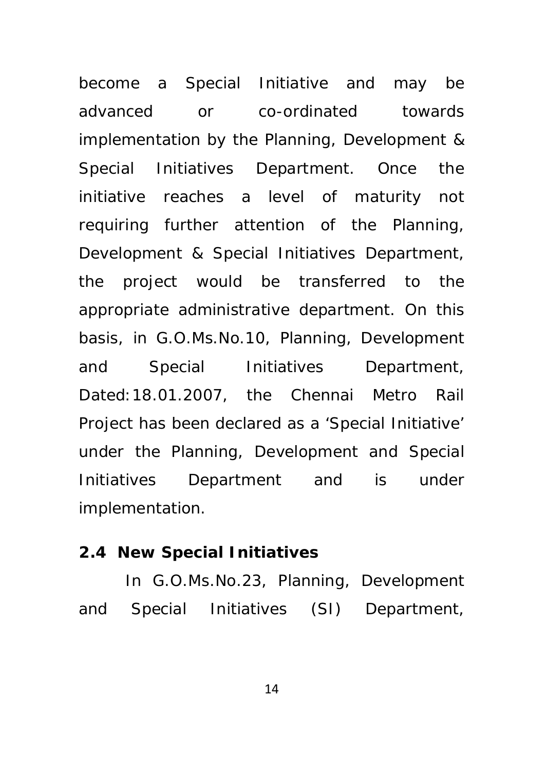become a Special Initiative and may be advanced or co-ordinated towards implementation by the Planning, Development & Special Initiatives Department. Once the initiative reaches a level of maturity not requiring further attention of the Planning, Development & Special Initiatives Department, the project would be transferred to the appropriate administrative department. On this basis, in G.O.Ms.No.10, Planning, Development and Special Initiatives Department, Dated:18.01.2007, the Chennai Metro Rail Project has been declared as a 'Special Initiative' under the Planning, Development and Special Initiatives Department and is under implementation.

**2.4 New Special Initiatives**

In G.O.Ms.No.23, Planning, Development and Special Initiatives (SI) Department,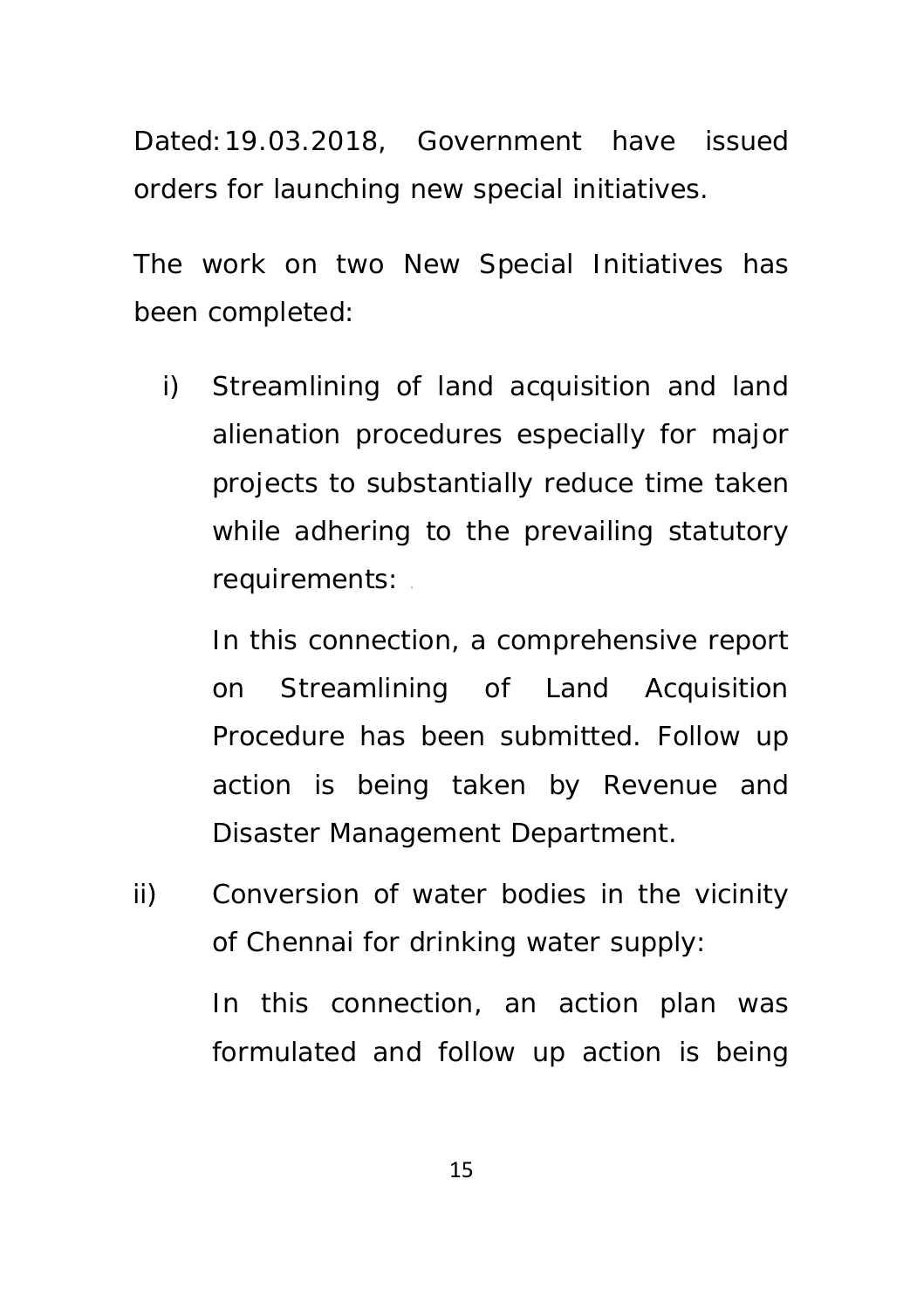Dated: 19.03.2018, Government have issued orders for launching new special initiatives.

The work on two New Special Initiatives has been completed:

i) Streamlining of land acquisition and land alienation procedures especially for major projects to substantially reduce time taken while adhering to the prevailing statutory requirements:

   In this connection, a comprehensive report on Streamlining of Land Acquisition Procedure has been submitted. Follow up action is being taken by Revenue and Disaster Management Department.

ii) Conversion of water bodies in the vicinity of Chennai for drinking water supply:

   In this connection, an action plan was formulated and follow up action is being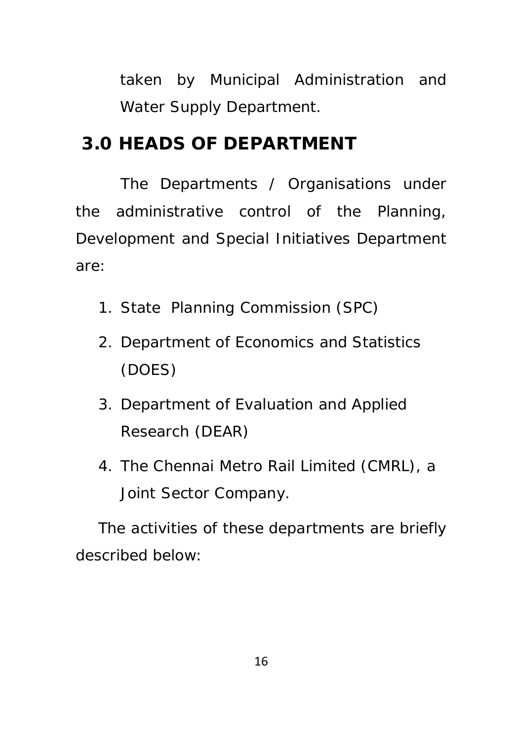taken by Municipal Administration and Water Supply Department.

## 3.0 HEADS OF DEPARTMENT

The Departments / Organisations under the administrative control of the Planning, Development and Special Initiatives Department are:

1. State Planning Commission (SPC)
2. Department of Economics and Statistics (DOES)
3. Department of Evaluation and Applied Research (DEAR)
4. The Chennai Metro Rail Limited (CMRL), a Joint Sector Company.

The activities of these departments are briefly described below: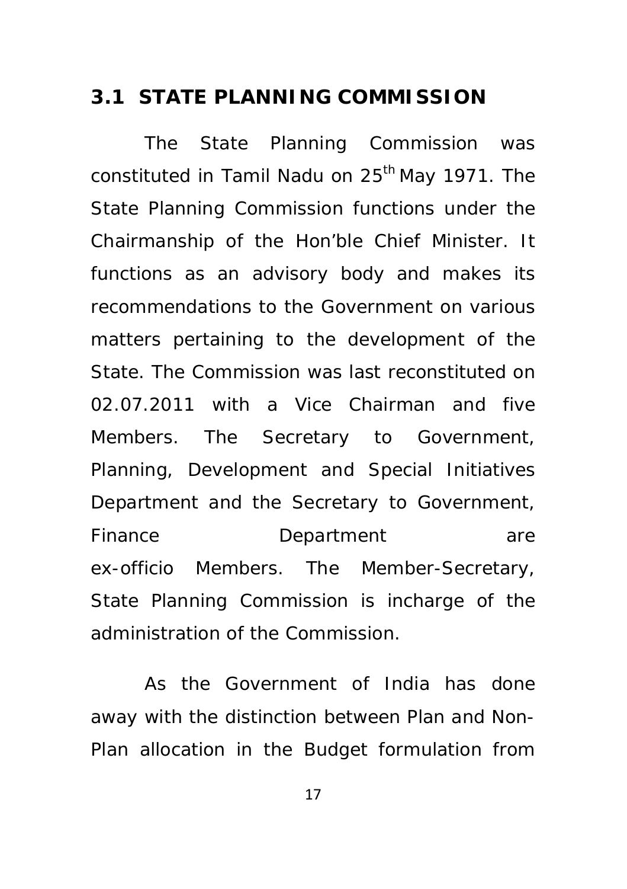## 3.1 STATE PLANNING COMMISSION

The State Planning Commission was constituted in Tamil Nadu on 25th May 1971. The State Planning Commission functions under the Chairmanship of the Hon'ble Chief Minister. It functions as an advisory body and makes its recommendations to the Government on various matters pertaining to the development of the State. The Commission was last reconstituted on 02.07.2011 with a Vice Chairman and five Members. The Secretary to Government, Planning, Development and Special Initiatives Department and the Secretary to Government, Finance Department are ex-officio Members. The Member-Secretary, State Planning Commission is incharge of the administration of the Commission.

As the Government of India has done away with the distinction between Plan and Non-Plan allocation in the Budget formulation from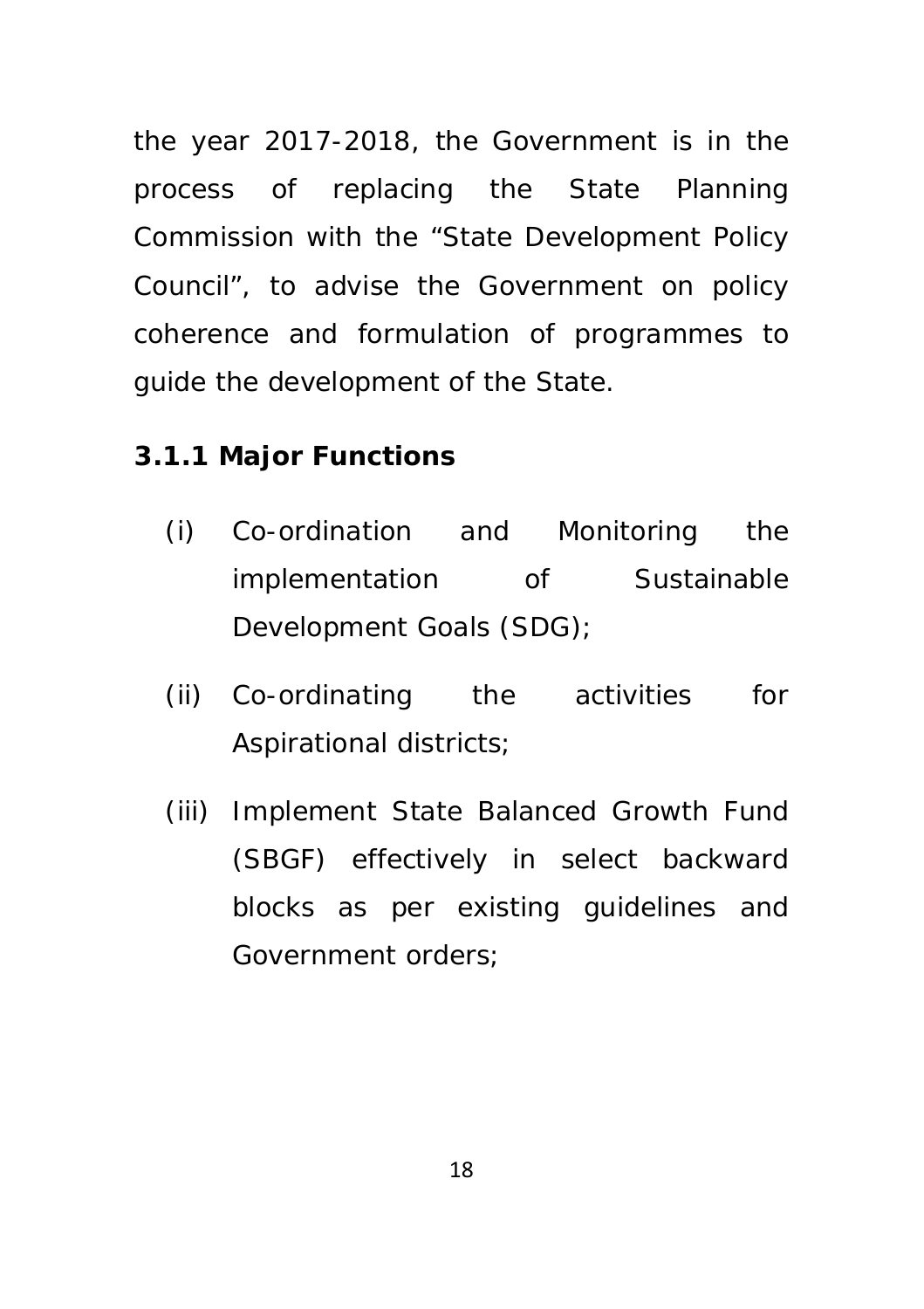the year 2017-2018, the Government is in the process of replacing the State Planning Commission with the “State Development Policy Council”, to advise the Government on policy coherence and formulation of programmes to guide the development of the State.

### 3.1.1 Major Functions

(i) Co-ordination and Monitoring the implementation of Sustainable Development Goals (SDG);

(ii) Co-ordinating the activities for Aspirational districts;

(iii) Implement State Balanced Growth Fund (SBGF) effectively in select backward blocks as per existing guidelines and Government orders;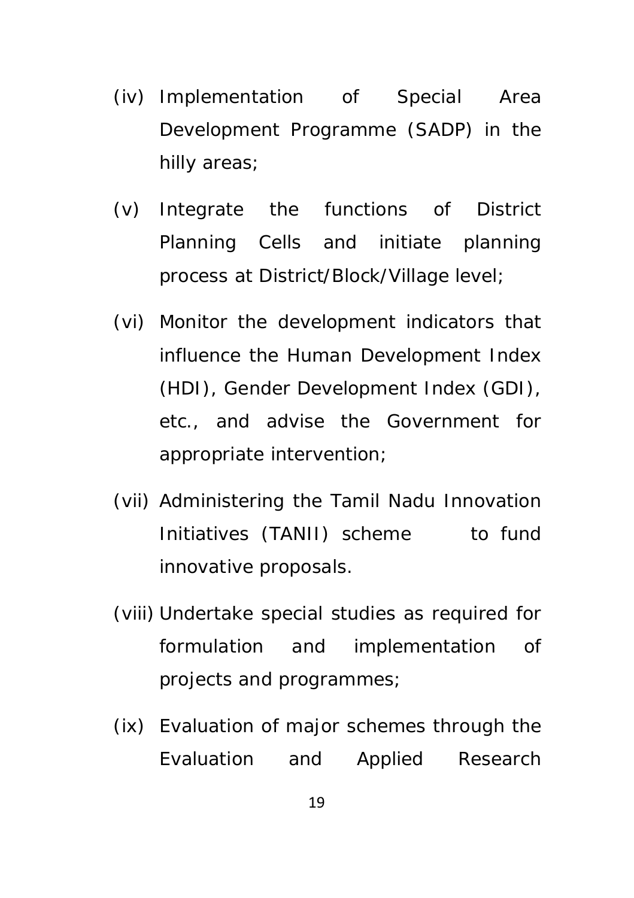(iv) Implementation of Special Area Development Programme (SADP) in the hilly areas;

(v) Integrate the functions of District Planning Cells and initiate planning process at District/Block/Village level;

(vi) Monitor the development indicators that influence the Human Development Index (HDI), Gender Development Index (GDI), etc., and advise the Government for appropriate intervention;

(vii) Administering the Tamil Nadu Innovation Initiatives (TANII) scheme to fund innovative proposals.

(viii) Undertake special studies as required for formulation and implementation of projects and programmes;

(ix) Evaluation of major schemes through the Evaluation and Applied Research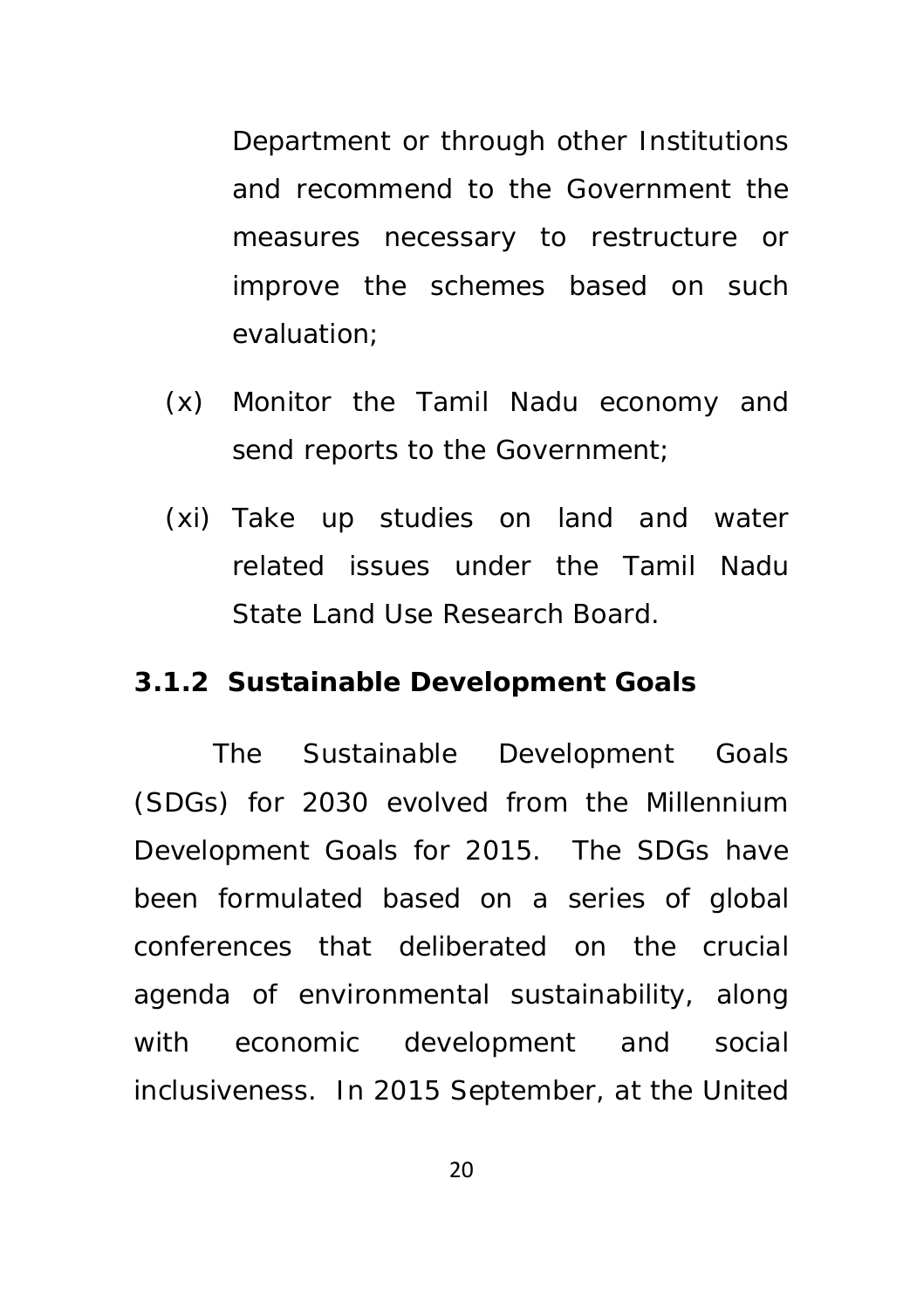Department or through other Institutions and recommend to the Government the measures necessary to restructure or improve the schemes based on such evaluation;

(x) Monitor the Tamil Nadu economy and send reports to the Government;

(xi) Take up studies on land and water related issues under the Tamil Nadu State Land Use Research Board.

### 3.1.2 Sustainable Development Goals

The Sustainable Development Goals (SDGs) for 2030 evolved from the Millennium Development Goals for 2015. The SDGs have been formulated based on a series of global conferences that deliberated on the crucial agenda of environmental sustainability, along with economic development and social inclusiveness. In 2015 September, at the United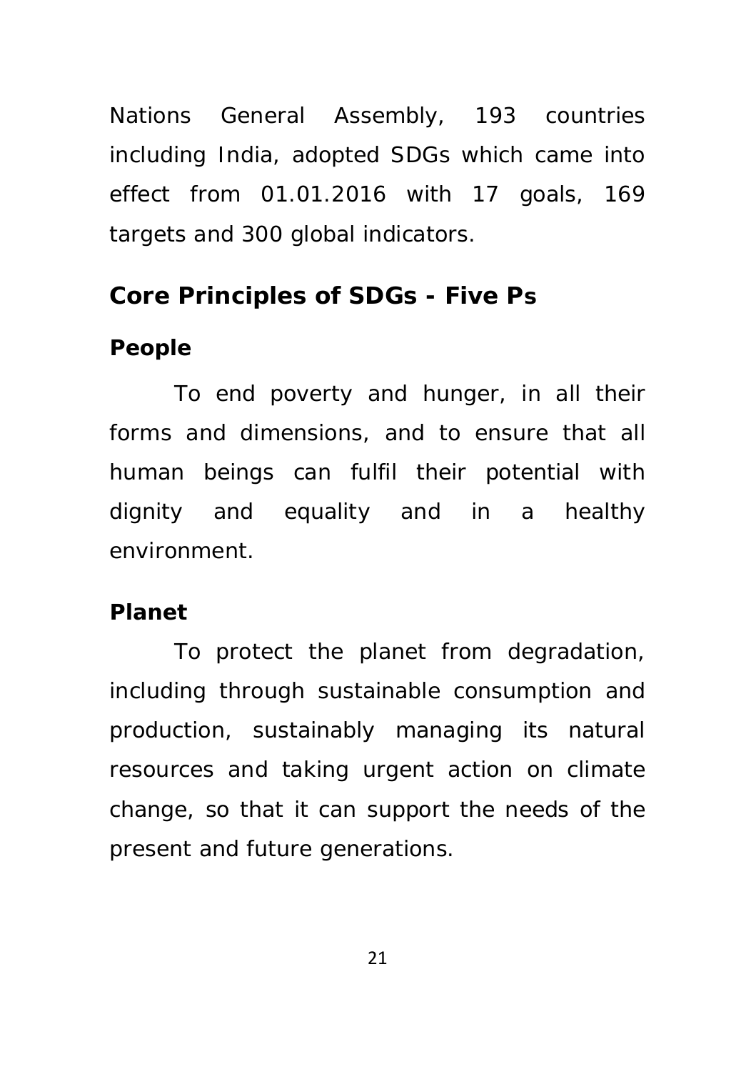Nations General Assembly, 193 countries including India, adopted SDGs which came into effect from 01.01.2016 with 17 goals, 169 targets and 300 global indicators.

## Core Principles of SDGs - Five Ps

### People

To end poverty and hunger, in all their forms and dimensions, and to ensure that all human beings can fulfil their potential with dignity and equality and in a healthy environment.

### Planet

To protect the planet from degradation, including through sustainable consumption and production, sustainably managing its natural resources and taking urgent action on climate change, so that it can support the needs of the present and future generations.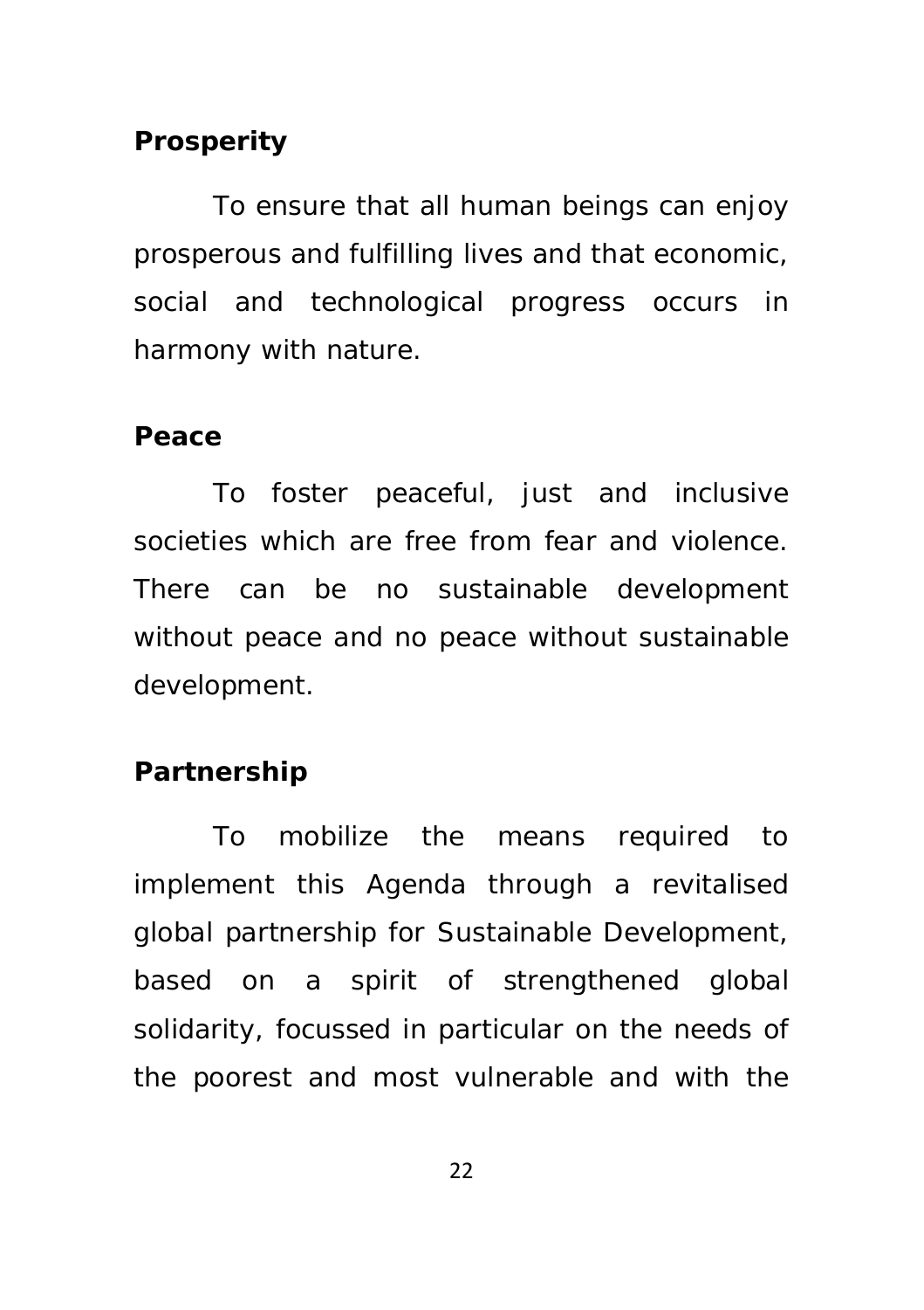**Prosperity**

To ensure that all human beings can enjoy prosperous and fulfilling lives and that economic, social and technological progress occurs in harmony with nature.

**Peace**

To foster peaceful, just and inclusive societies which are free from fear and violence. There can be no sustainable development without peace and no peace without sustainable development.

**Partnership**

To mobilize the means required to implement this Agenda through a revitalised global partnership for Sustainable Development, based on a spirit of strengthened global solidarity, focussed in particular on the needs of the poorest and most vulnerable and with the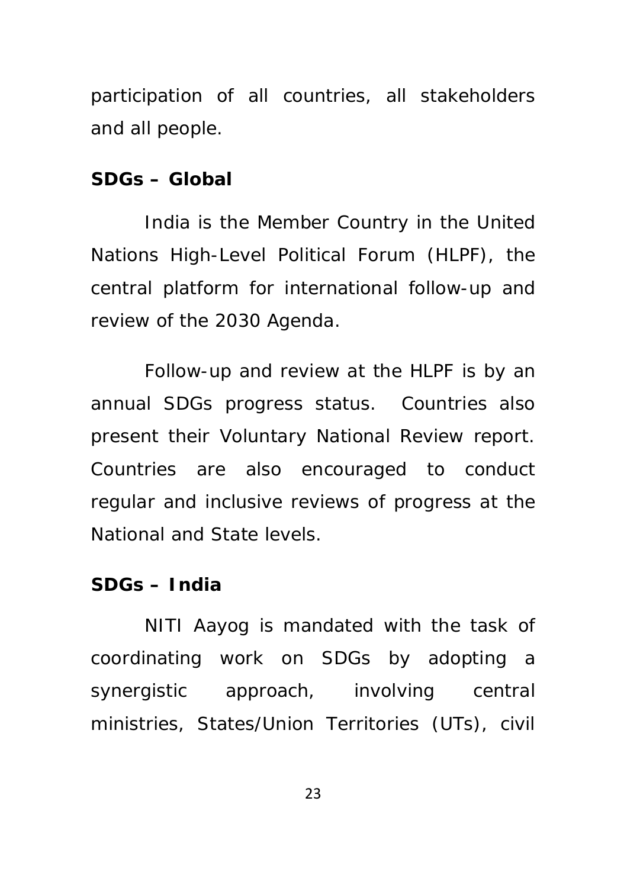participation of all countries, all stakeholders and all people.

**SDGs – Global**

India is the Member Country in the United Nations High-Level Political Forum (HLPF), the central platform for international follow-up and review of the 2030 Agenda.

Follow-up and review at the HLPF is by an annual SDGs progress status. Countries also present their Voluntary National Review report. Countries are also encouraged to conduct regular and inclusive reviews of progress at the National and State levels.

**SDGs – India**

NITI Aayog is mandated with the task of coordinating work on SDGs by adopting a synergistic approach, involving central ministries, States/Union Territories (UTs), civil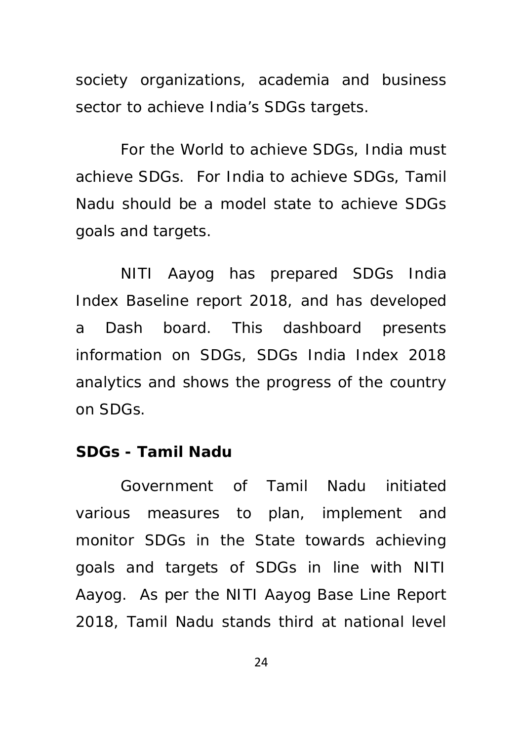society organizations, academia and business sector to achieve India's SDGs targets.

For the World to achieve SDGs, India must achieve SDGs. For India to achieve SDGs, Tamil Nadu should be a model state to achieve SDGs goals and targets.

NITI Aayog has prepared SDGs India Index Baseline report 2018, and has developed a Dash board. This dashboard presents information on SDGs, SDGs India Index 2018 analytics and shows the progress of the country on SDGs.

**SDGs - Tamil Nadu**

Government of Tamil Nadu initiated various measures to plan, implement and monitor SDGs in the State towards achieving goals and targets of SDGs in line with NITI Aayog. As per the NITI Aayog Base Line Report 2018, Tamil Nadu stands third at national level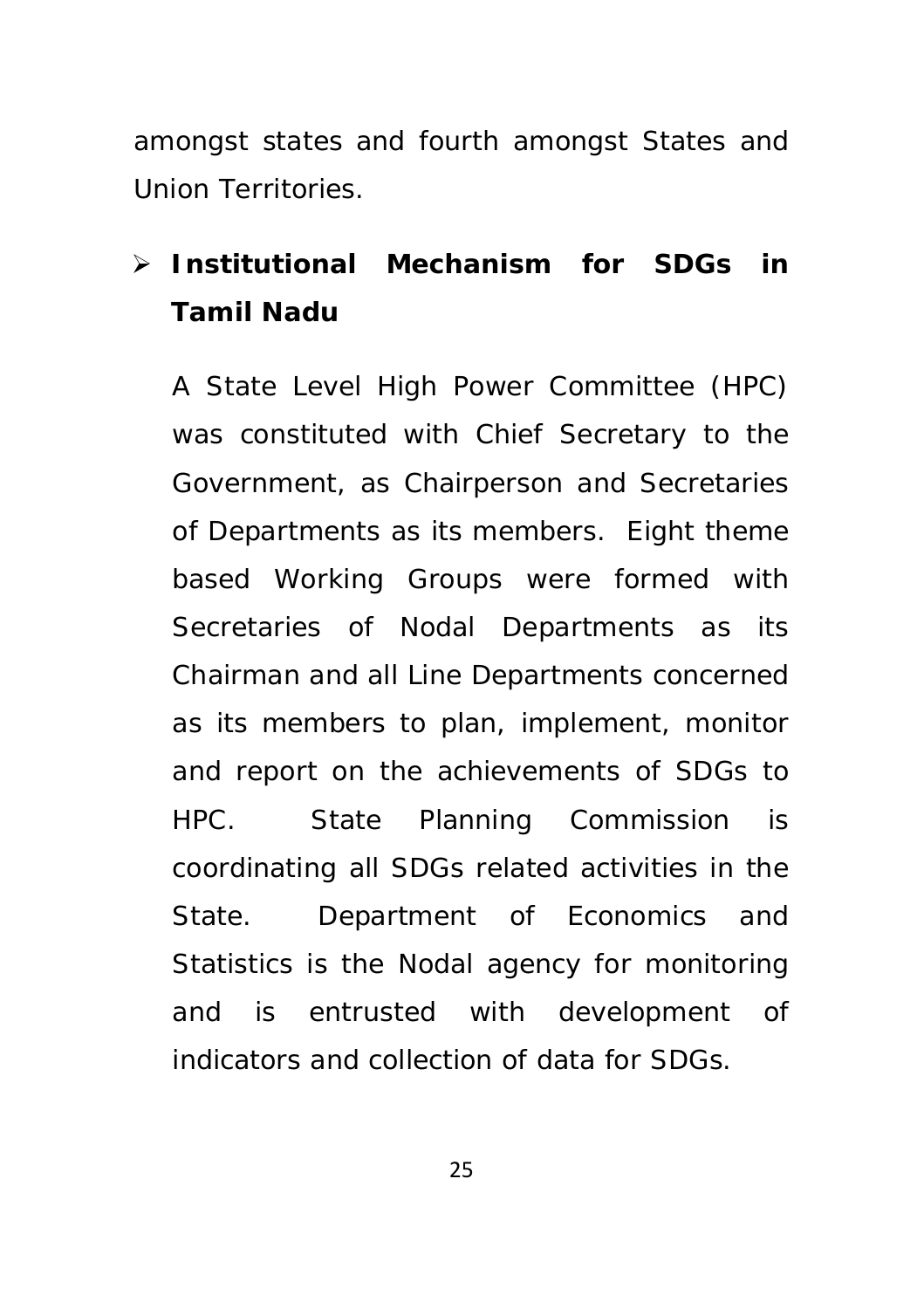amongst states and fourth amongst States and Union Territories.

- **Institutional Mechanism for SDGs in Tamil Nadu**

  A State Level High Power Committee (HPC) was constituted with Chief Secretary to the Government, as Chairperson and Secretaries of Departments as its members. Eight theme based Working Groups were formed with Secretaries of Nodal Departments as its Chairman and all Line Departments concerned as its members to plan, implement, monitor and report on the achievements of SDGs to HPC. State Planning Commission is coordinating all SDGs related activities in the State. Department of Economics and Statistics is the Nodal agency for monitoring and is entrusted with development of indicators and collection of data for SDGs.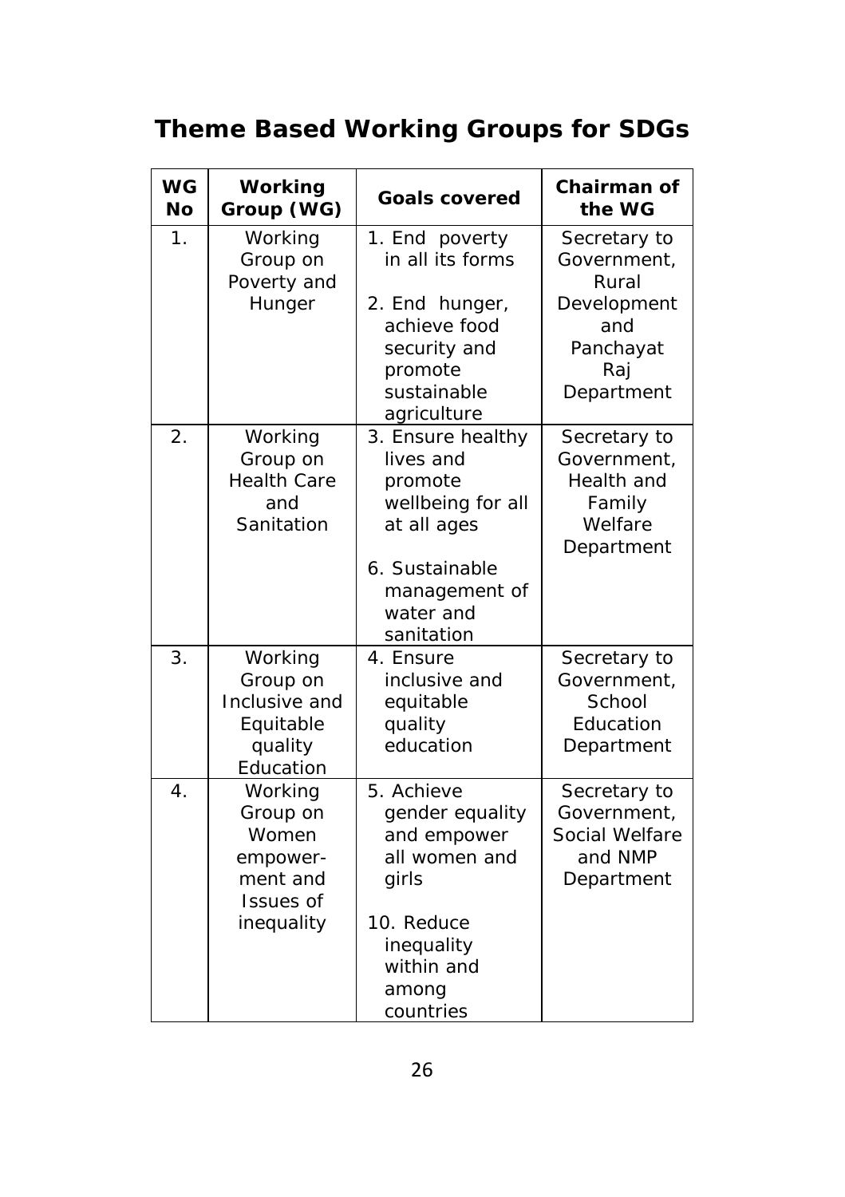# Theme Based Working Groups for SDGs

| WG No | Working Group (WG) | Goals covered | Chairman of the WG |
|---|---|---|---|
| 1. | Working Group on Poverty and Hunger | 1. End poverty in all its forms<br><br>2. End hunger, achieve food security and promote sustainable agriculture | Secretary to Government, Rural Development and Panchayat Raj Department |
| 2. | Working Group on Health Care and Sanitation | 3. Ensure healthy lives and promote wellbeing for all at all ages<br><br>6. Sustainable management of water and sanitation | Secretary to Government, Health and Family Welfare Department |
| 3. | Working Group on Inclusive and Equitable quality Education | 4. Ensure inclusive and equitable quality education | Secretary to Government, School Education Department |
| 4. | Working Group on Women empower-ment and Issues of inequality | 5. Achieve gender equality and empower all women and girls<br><br>10. Reduce inequality within and among countries | Secretary to Government, Social Welfare and NMP Department |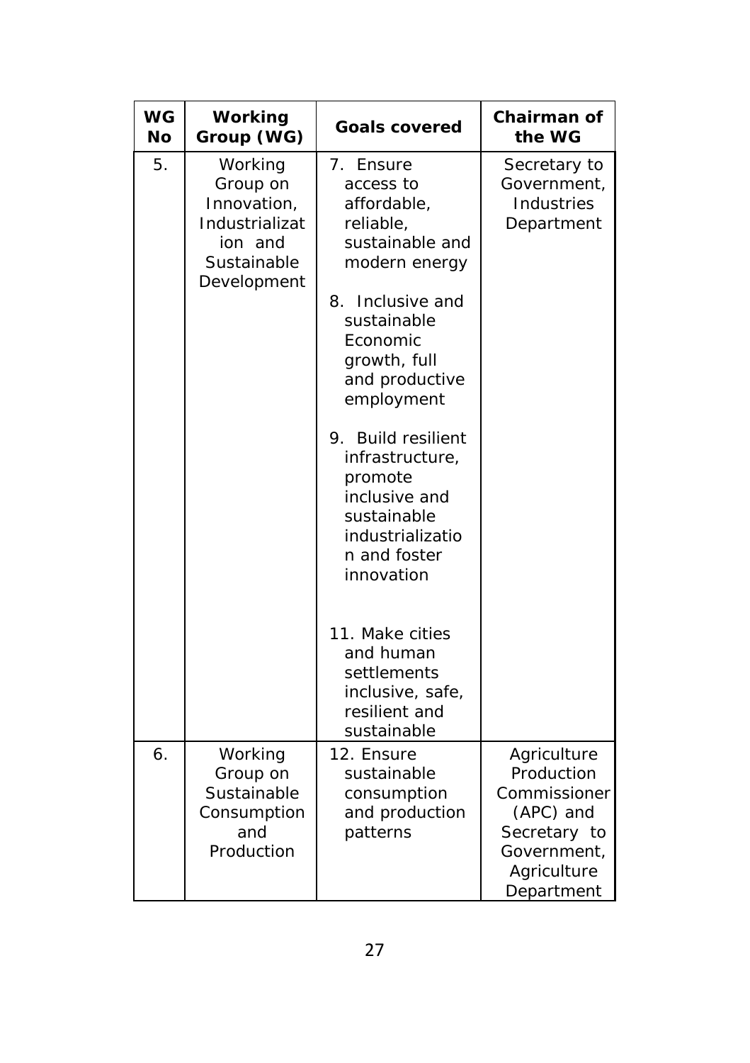| WG No | Working Group (WG) | Goals covered | Chairman of the WG |
|---|---|---|---|
| 5. | Working Group on Innovation, Industrialization and Sustainable Development | 7. Ensure access to affordable, reliable, sustainable and modern energy<br><br>8. Inclusive and sustainable Economic growth, full and productive employment<br><br>9. Build resilient infrastructure, promote inclusive and sustainable industrialization and foster innovation<br><br>11. Make cities and human settlements inclusive, safe, resilient and sustainable | Secretary to Government, Industries Department |
| 6. | Working Group on Sustainable Consumption and Production | 12. Ensure sustainable consumption and production patterns | Agriculture Production Commissioner (APC) and Secretary to Government, Agriculture Department |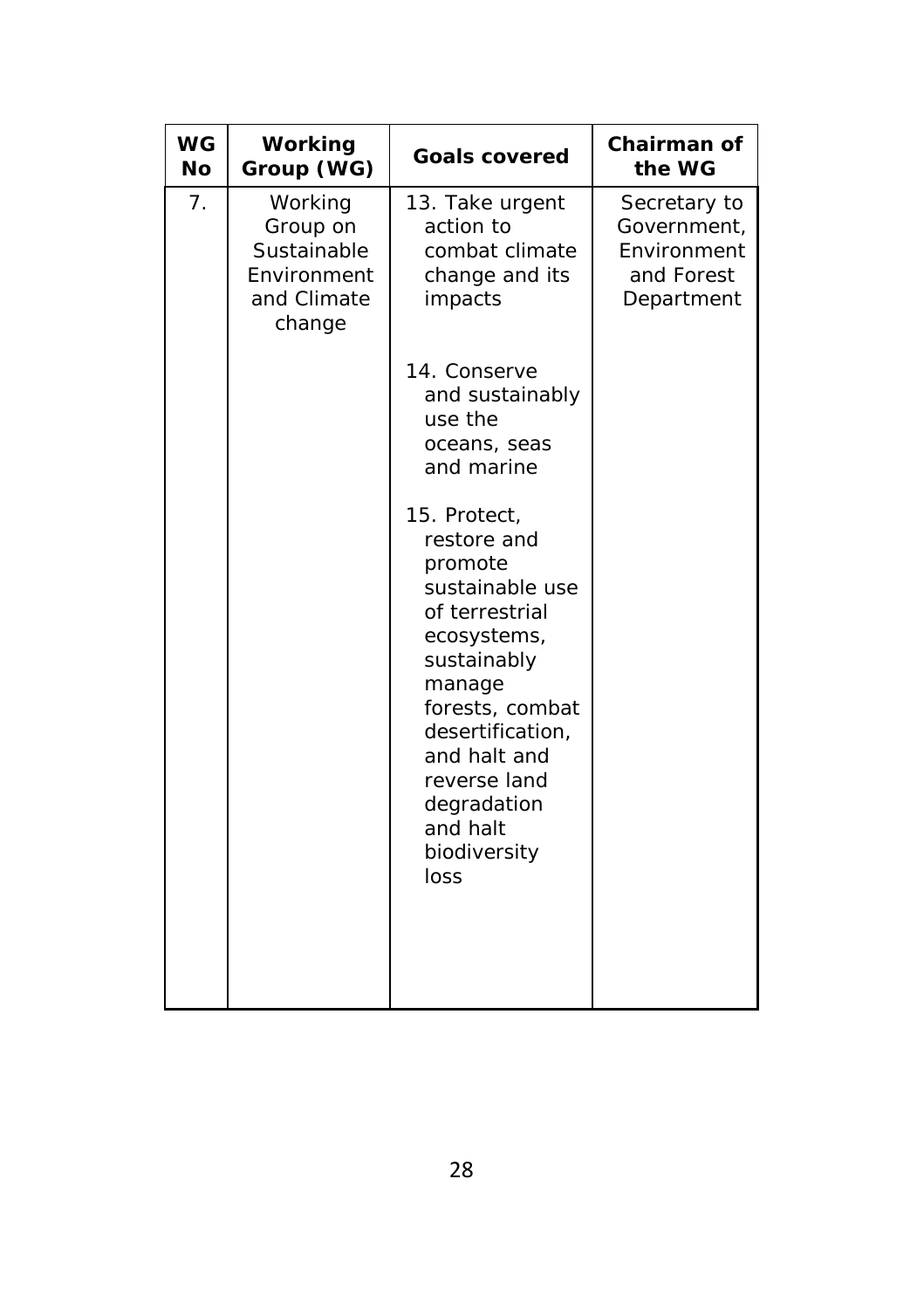| WG No | Working Group (WG) | Goals covered | Chairman of the WG |
| --- | --- | --- | --- |
| 7. | Working Group on Sustainable Environment and Climate change | 13. Take urgent action to combat climate change and its impacts<br><br>14. Conserve and sustainably use the oceans, seas and marine<br><br>15. Protect, restore and promote sustainable use of terrestrial ecosystems, sustainably manage forests, combat desertification, and halt and reverse land degradation and halt biodiversity loss | Secretary to Government, Environment and Forest Department |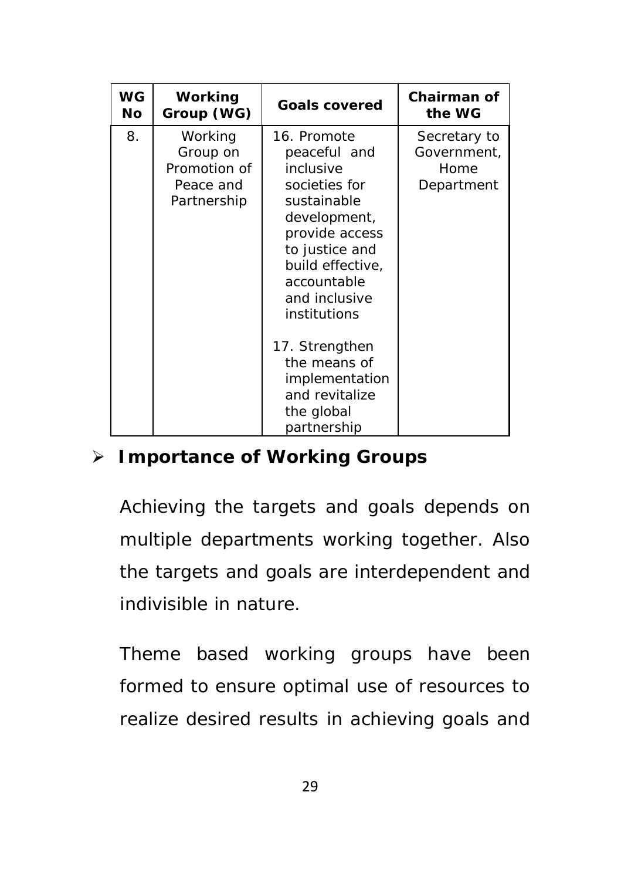| WG No | Working Group (WG) | Goals covered | Chairman of the WG |
|---|---|---|---|
| 8. | Working Group on Promotion of Peace and Partnership | 16. Promote peaceful and inclusive societies for sustainable development, provide access to justice and build effective, accountable and inclusive institutions<br><br>17. Strengthen the means of implementation and revitalize the global partnership | Secretary to Government, Home Department |

- **Importance of Working Groups**

Achieving the targets and goals depends on multiple departments working together. Also the targets and goals are interdependent and indivisible in nature.

Theme based working groups have been formed to ensure optimal use of resources to realize desired results in achieving goals and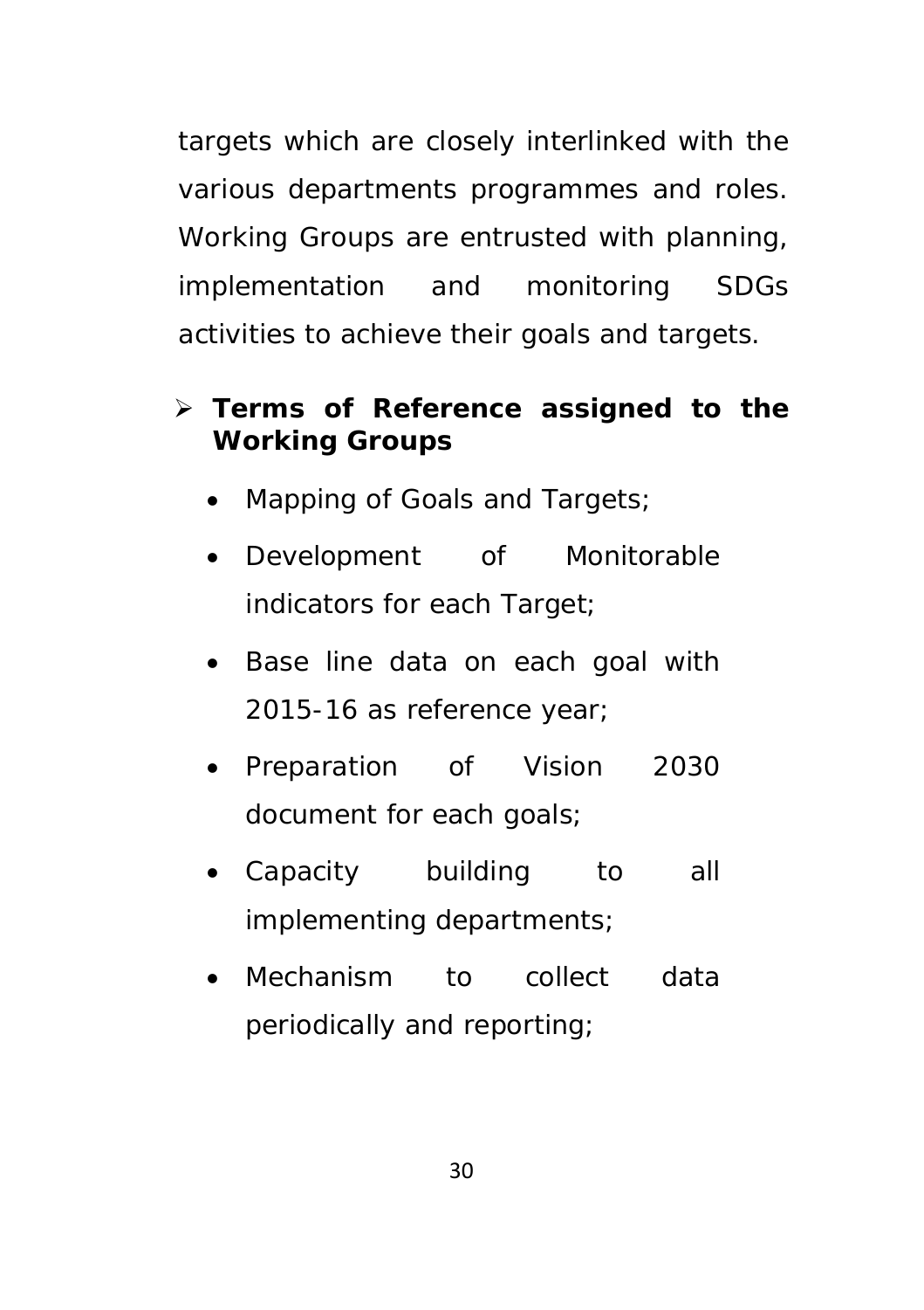targets which are closely interlinked with the various departments programmes and roles. Working Groups are entrusted with planning, implementation and monitoring SDGs activities to achieve their goals and targets.

- **Terms of Reference assigned to the Working Groups**
  - Mapping of Goals and Targets;
  - Development of Monitorable indicators for each Target;
  - Base line data on each goal with 2015-16 as reference year;
  - Preparation of Vision 2030 document for each goals;
  - Capacity building to all implementing departments;
  - Mechanism to collect data periodically and reporting;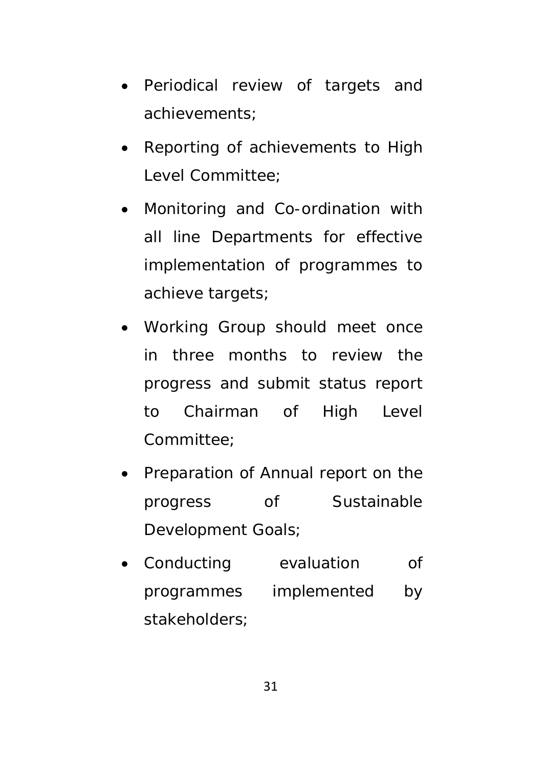- Periodical review of targets and achievements;
- Reporting of achievements to High Level Committee;
- Monitoring and Co-ordination with all line Departments for effective implementation of programmes to achieve targets;
- Working Group should meet once in three months to review the progress and submit status report to Chairman of High Level Committee;
- Preparation of Annual report on the progress of Sustainable Development Goals;
- Conducting evaluation of programmes implemented by stakeholders;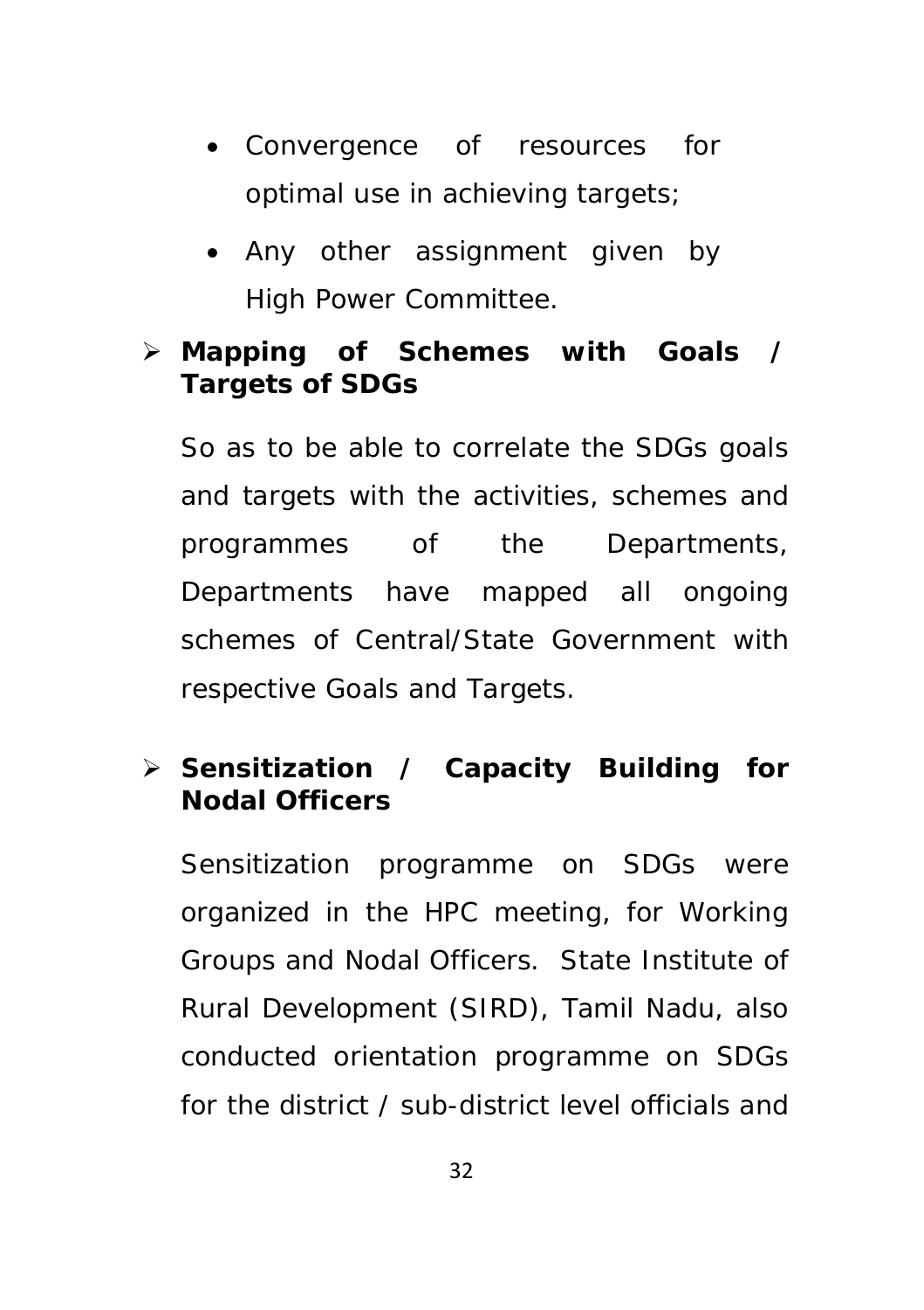- Convergence of resources for optimal use in achieving targets;
- Any other assignment given by High Power Committee.

➢ **Mapping of Schemes with Goals / Targets of SDGs**

So as to be able to correlate the SDGs goals and targets with the activities, schemes and programmes of the Departments, Departments have mapped all ongoing schemes of Central/State Government with respective Goals and Targets.

➢ **Sensitization / Capacity Building for Nodal Officers**

Sensitization programme on SDGs were organized in the HPC meeting, for Working Groups and Nodal Officers. State Institute of Rural Development (SIRD), Tamil Nadu, also conducted orientation programme on SDGs for the district / sub-district level officials and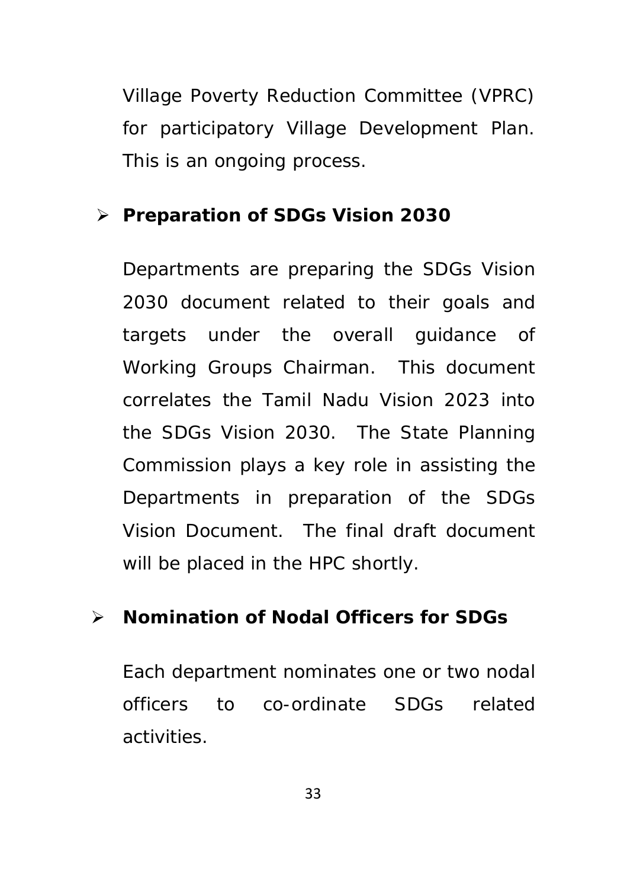Village Poverty Reduction Committee (VPRC) for participatory Village Development Plan. This is an ongoing process.

- **Preparation of SDGs Vision 2030**

  Departments are preparing the SDGs Vision 2030 document related to their goals and targets under the overall guidance of Working Groups Chairman. This document correlates the Tamil Nadu Vision 2023 into the SDGs Vision 2030. The State Planning Commission plays a key role in assisting the Departments in preparation of the SDGs Vision Document. The final draft document will be placed in the HPC shortly.

- **Nomination of Nodal Officers for SDGs**

  Each department nominates one or two nodal officers to co-ordinate SDGs related activities.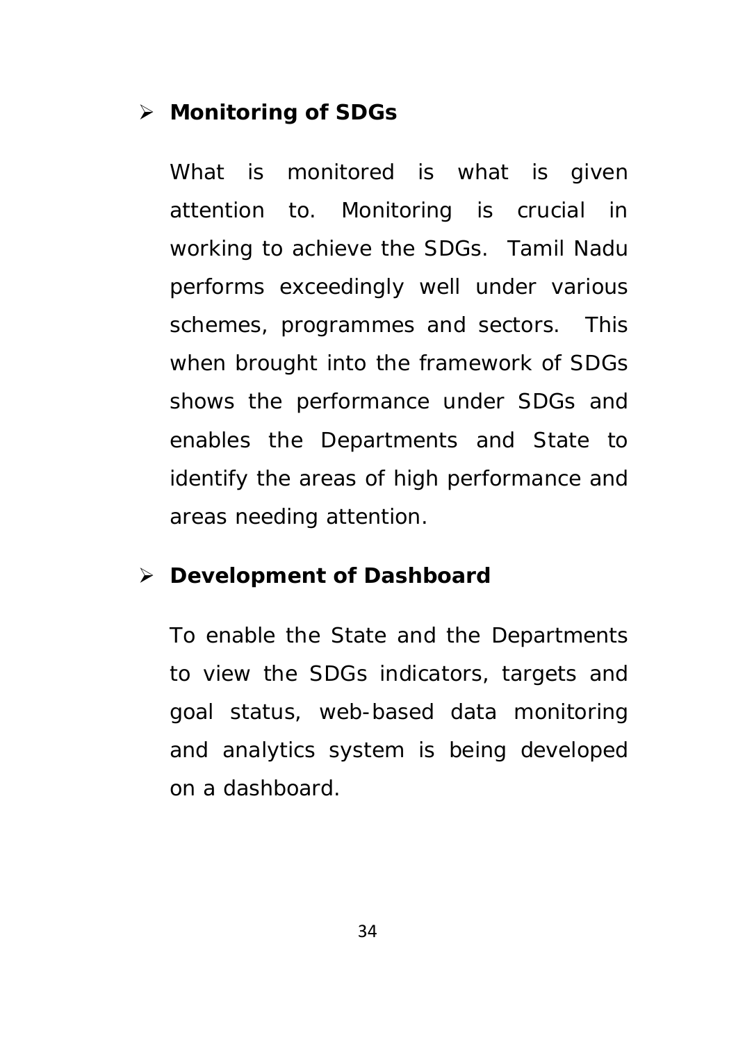- **Monitoring of SDGs**

  What is monitored is what is given attention to. Monitoring is crucial in working to achieve the SDGs. Tamil Nadu performs exceedingly well under various schemes, programmes and sectors. This when brought into the framework of SDGs shows the performance under SDGs and enables the Departments and State to identify the areas of high performance and areas needing attention.

- **Development of Dashboard**

  To enable the State and the Departments to view the SDGs indicators, targets and goal status, web-based data monitoring and analytics system is being developed on a dashboard.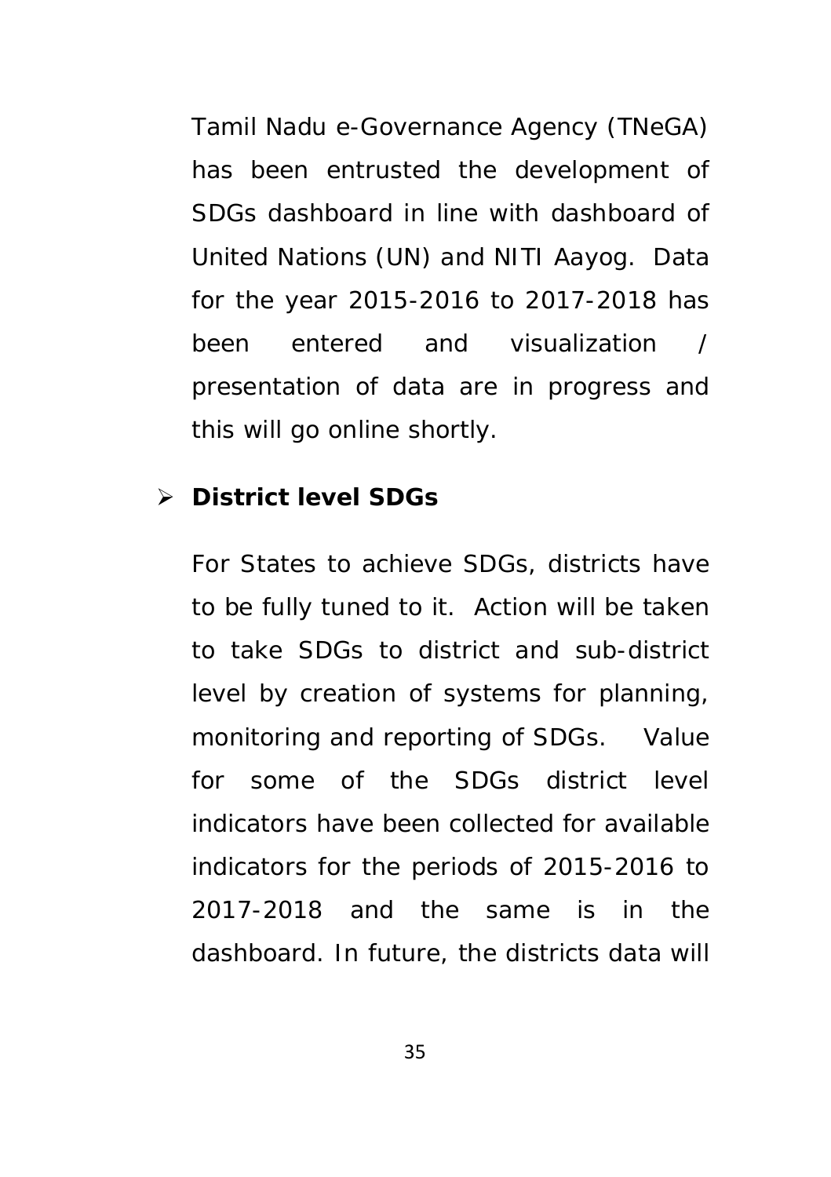Tamil Nadu e-Governance Agency (TNeGA) has been entrusted the development of SDGs dashboard in line with dashboard of United Nations (UN) and NITI Aayog. Data for the year 2015-2016 to 2017-2018 has been entered and visualization / presentation of data are in progress and this will go online shortly.

- **District level SDGs**

  For States to achieve SDGs, districts have to be fully tuned to it. Action will be taken to take SDGs to district and sub-district level by creation of systems for planning, monitoring and reporting of SDGs. Value for some of the SDGs district level indicators have been collected for available indicators for the periods of 2015-2016 to 2017-2018 and the same is in the dashboard. In future, the districts data will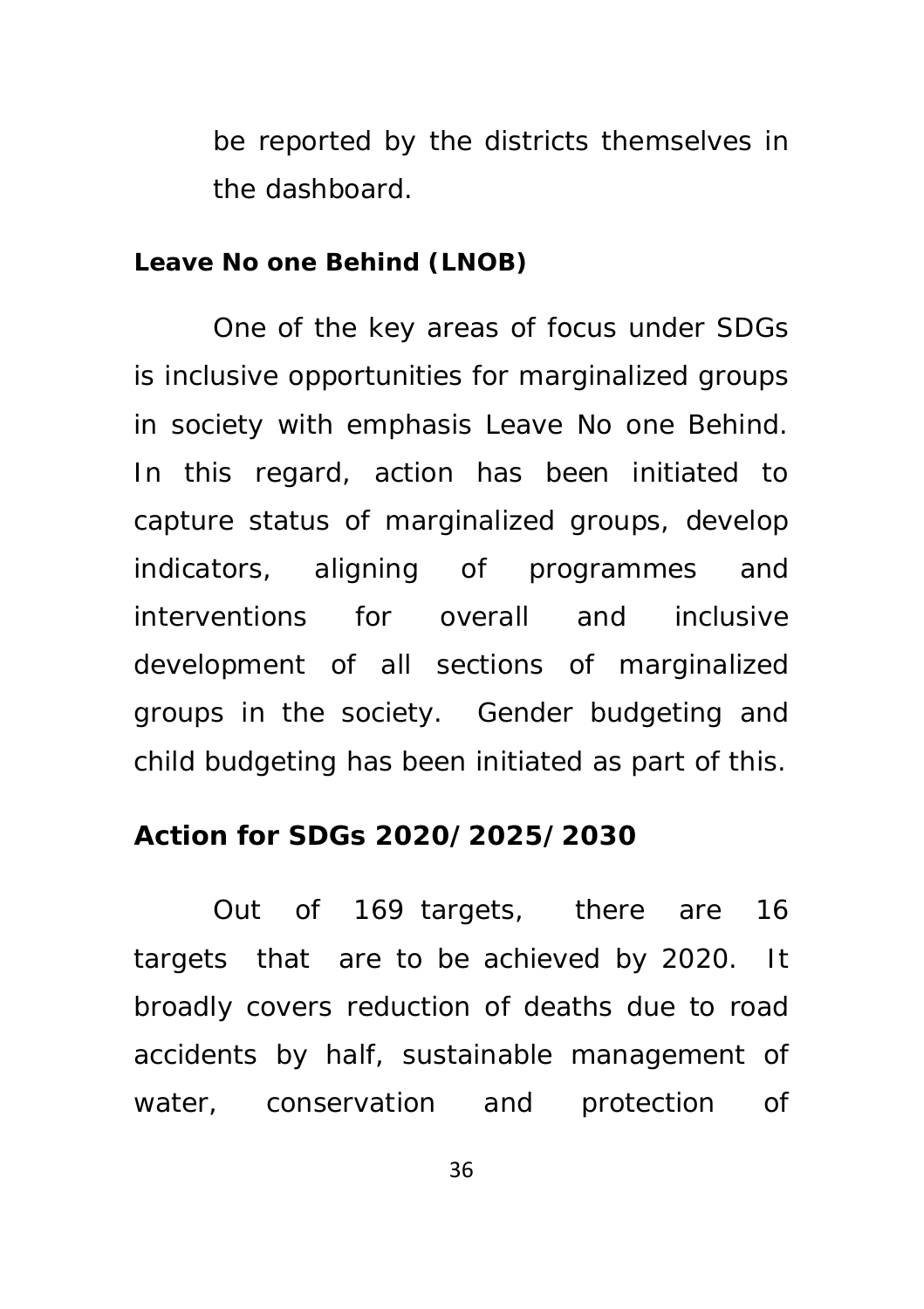be reported by the districts themselves in the dashboard.

**Leave No one Behind (LNOB)**

One of the key areas of focus under SDGs is inclusive opportunities for marginalized groups in society with emphasis Leave No one Behind. In this regard, action has been initiated to capture status of marginalized groups, develop indicators, aligning of programmes and interventions for overall and inclusive development of all sections of marginalized groups in the society. Gender budgeting and child budgeting has been initiated as part of this.

**Action for SDGs 2020/2025/2030**

Out of 169 targets, there are 16 targets that are to be achieved by 2020. It broadly covers reduction of deaths due to road accidents by half, sustainable management of water, conservation and protection of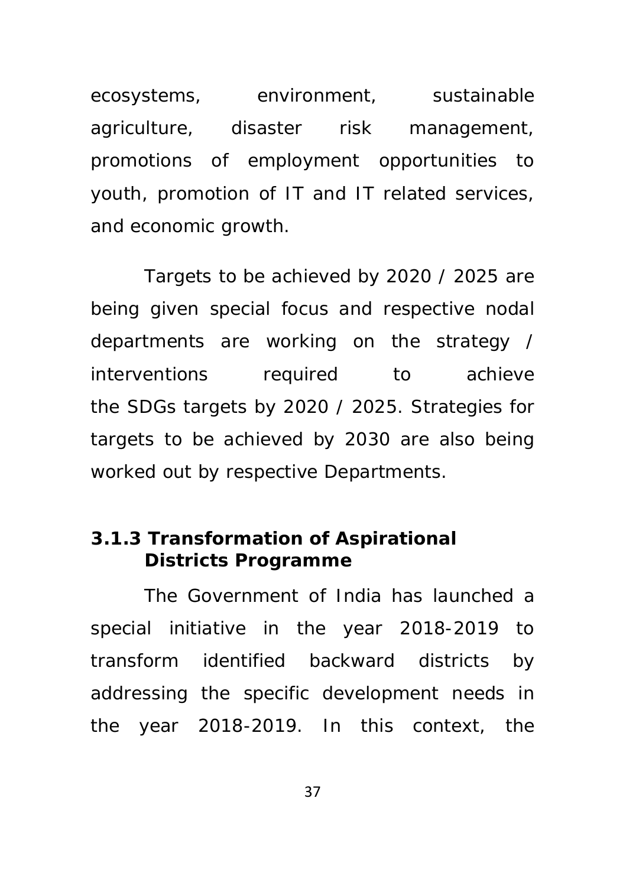ecosystems, environment, sustainable agriculture, disaster risk management, promotions of employment opportunities to youth, promotion of IT and IT related services, and economic growth.

Targets to be achieved by 2020 / 2025 are being given special focus and respective nodal departments are working on the strategy / interventions required to achieve the SDGs targets by 2020 / 2025. Strategies for targets to be achieved by 2030 are also being worked out by respective Departments.

### 3.1.3 Transformation of Aspirational Districts Programme

The Government of India has launched a special initiative in the year 2018-2019 to transform identified backward districts by addressing the specific development needs in the year 2018-2019. In this context, the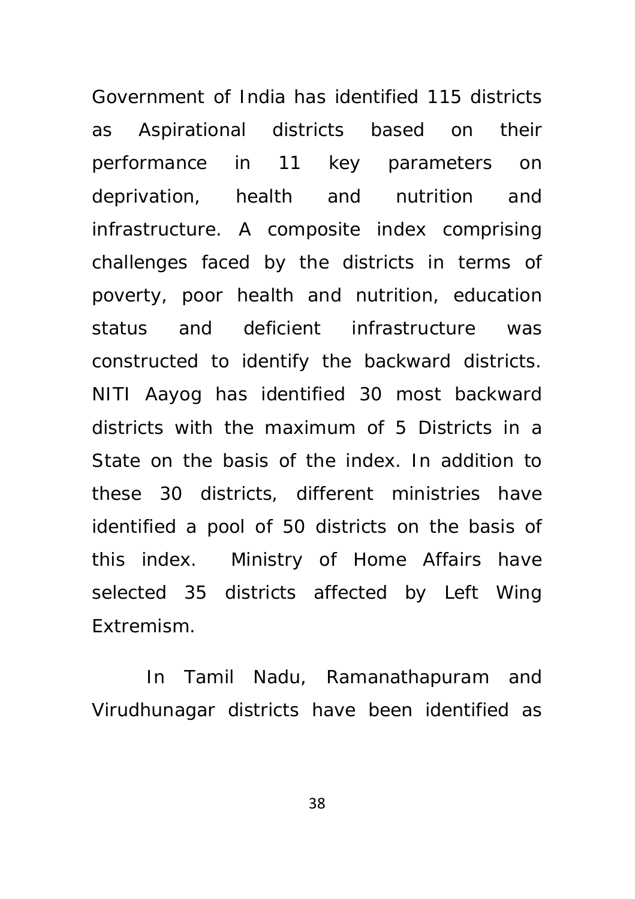Government of India has identified 115 districts as Aspirational districts based on their performance in 11 key parameters on deprivation, health and nutrition and infrastructure. A composite index comprising challenges faced by the districts in terms of poverty, poor health and nutrition, education status and deficient infrastructure was constructed to identify the backward districts. NITI Aayog has identified 30 most backward districts with the maximum of 5 Districts in a State on the basis of the index. In addition to these 30 districts, different ministries have identified a pool of 50 districts on the basis of this index. Ministry of Home Affairs have selected 35 districts affected by Left Wing Extremism.

In Tamil Nadu, Ramanathapuram and Virudhunagar districts have been identified as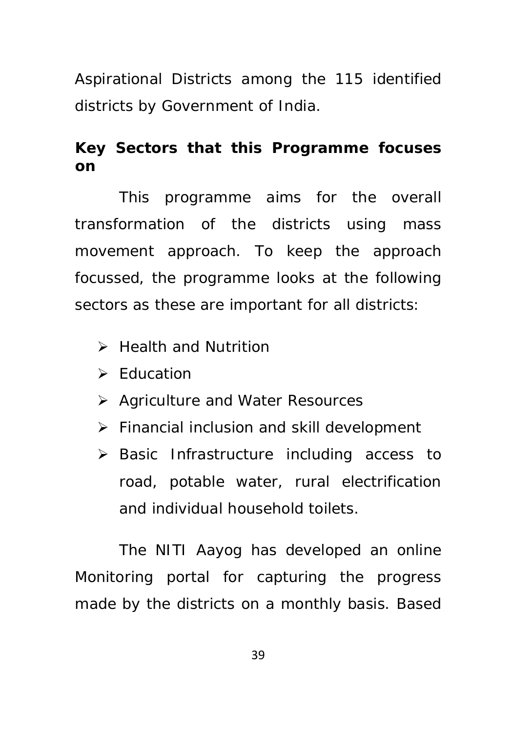Aspirational Districts among the 115 identified districts by Government of India.

**Key Sectors that this Programme focuses on**

This programme aims for the overall transformation of the districts using mass movement approach. To keep the approach focussed, the programme looks at the following sectors as these are important for all districts:

- Health and Nutrition
- Education
- Agriculture and Water Resources
- Financial inclusion and skill development
- Basic Infrastructure including access to road, potable water, rural electrification and individual household toilets.

The NITI Aayog has developed an online Monitoring portal for capturing the progress made by the districts on a monthly basis. Based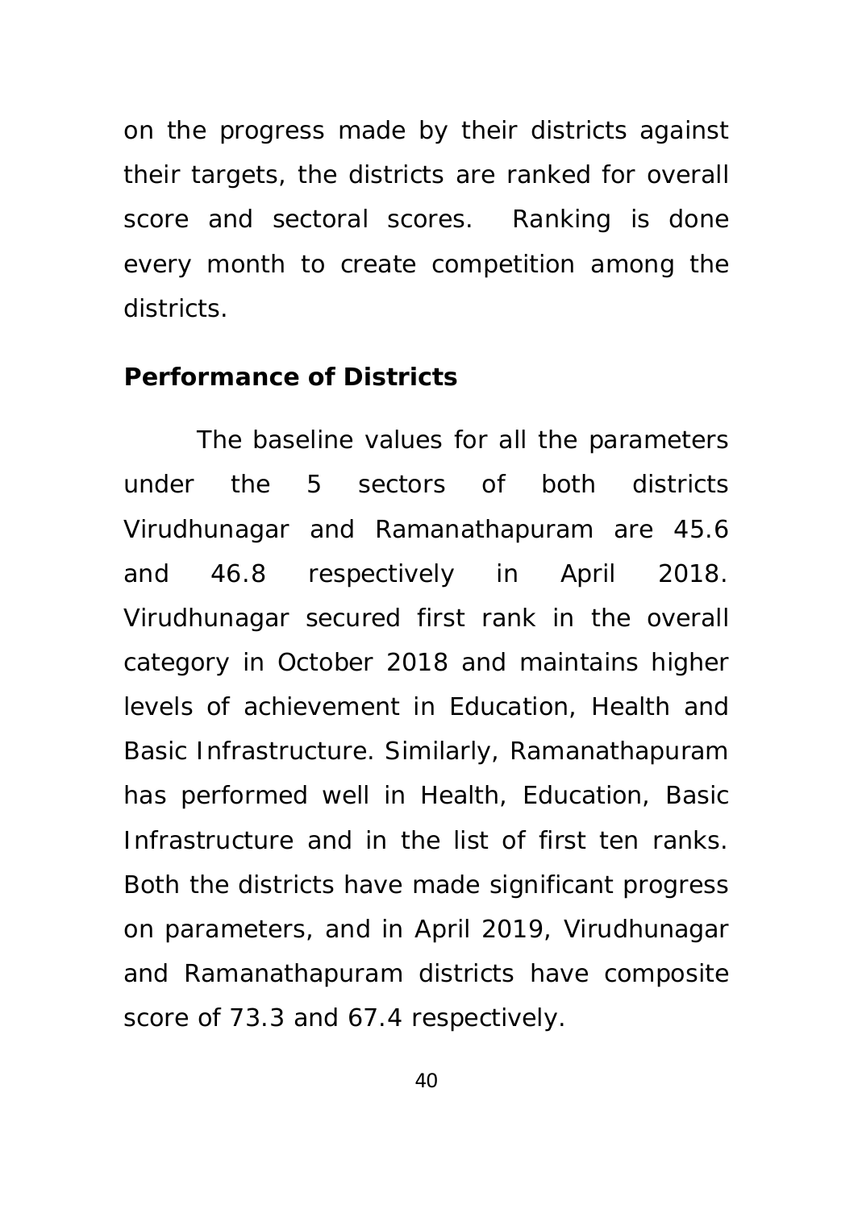on the progress made by their districts against their targets, the districts are ranked for overall score and sectoral scores. Ranking is done every month to create competition among the districts.

**Performance of Districts**

The baseline values for all the parameters under the 5 sectors of both districts Virudhunagar and Ramanathapuram are 45.6 and 46.8 respectively in April 2018. Virudhunagar secured first rank in the overall category in October 2018 and maintains higher levels of achievement in Education, Health and Basic Infrastructure. Similarly, Ramanathapuram has performed well in Health, Education, Basic Infrastructure and in the list of first ten ranks. Both the districts have made significant progress on parameters, and in April 2019, Virudhunagar and Ramanathapuram districts have composite score of 73.3 and 67.4 respectively.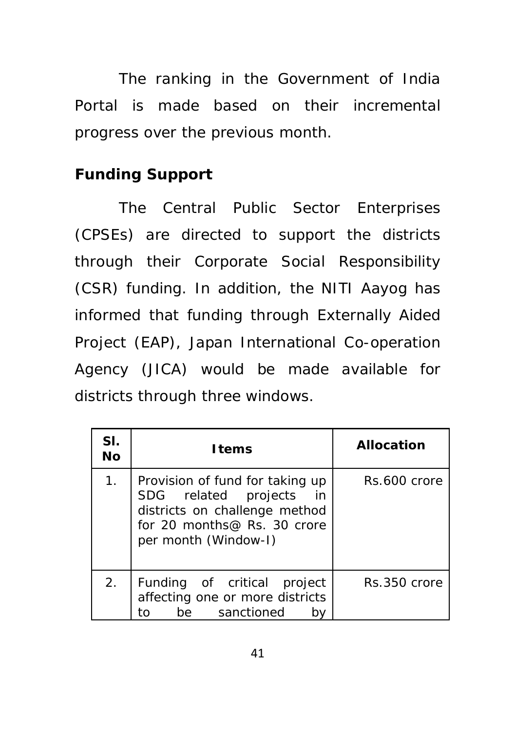The ranking in the Government of India Portal is made based on their incremental progress over the previous month.

## Funding Support

The Central Public Sector Enterprises (CPSEs) are directed to support the districts through their Corporate Social Responsibility (CSR) funding. In addition, the NITI Aayog has informed that funding through Externally Aided Project (EAP), Japan International Co-operation Agency (JICA) would be made available for districts through three windows.

| Sl. No | Items | Allocation |
|---|---|---|
| 1. | Provision of fund for taking up SDG related projects in districts on challenge method for 20 months@ Rs. 30 crore per month (Window-I) | Rs.600 crore |
| 2. | Funding of critical project affecting one or more districts to be sanctioned by | Rs.350 crore |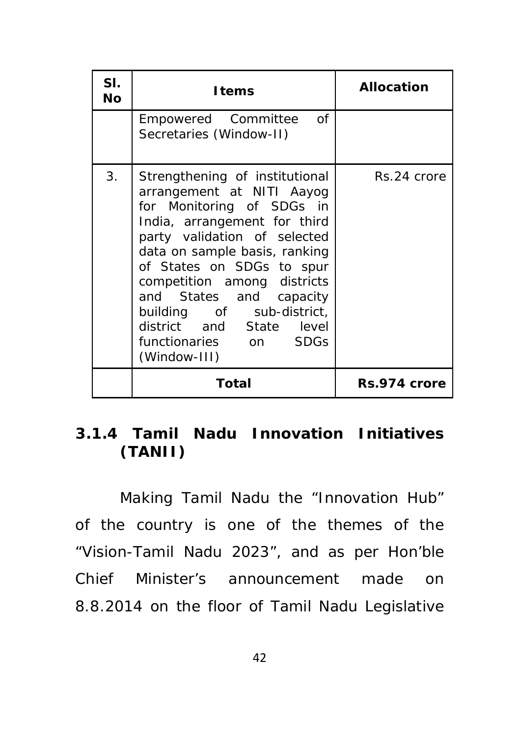| Sl. No | Items | Allocation |
|---|---|---|
| | Empowered Committee of Secretaries (Window-II) | |
| 3. | Strengthening of institutional arrangement at NITI Aayog for Monitoring of SDGs in India, arrangement for third party validation of selected data on sample basis, ranking of States on SDGs to spur competition among districts and States and capacity building of sub-district, district and State level functionaries on SDGs (Window-III) | Rs.24 crore |
| | **Total** | **Rs.974 crore** |

### 3.1.4 Tamil Nadu Innovation Initiatives (TANII)

Making Tamil Nadu the “Innovation Hub” of the country is one of the themes of the “Vision-Tamil Nadu 2023”, and as per Hon’ble Chief Minister’s announcement made on 8.8.2014 on the floor of Tamil Nadu Legislative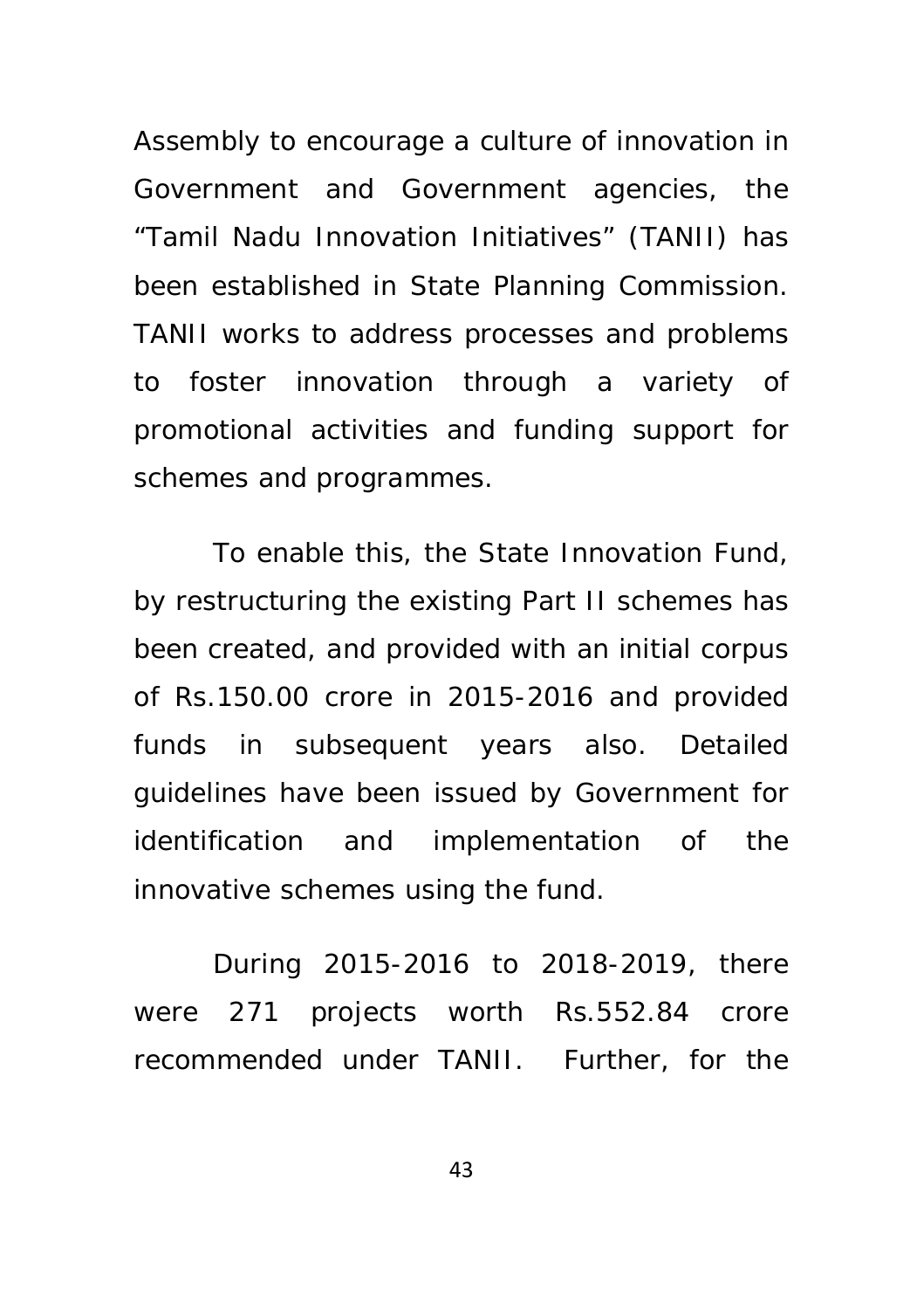Assembly to encourage a culture of innovation in Government and Government agencies, the “Tamil Nadu Innovation Initiatives” (TANII) has been established in State Planning Commission. TANII works to address processes and problems to foster innovation through a variety of promotional activities and funding support for schemes and programmes.

To enable this, the State Innovation Fund, by restructuring the existing Part II schemes has been created, and provided with an initial corpus of Rs.150.00 crore in 2015-2016 and provided funds in subsequent years also. Detailed guidelines have been issued by Government for identification and implementation of the innovative schemes using the fund.

During 2015-2016 to 2018-2019, there were 271 projects worth Rs.552.84 crore recommended under TANII. Further, for the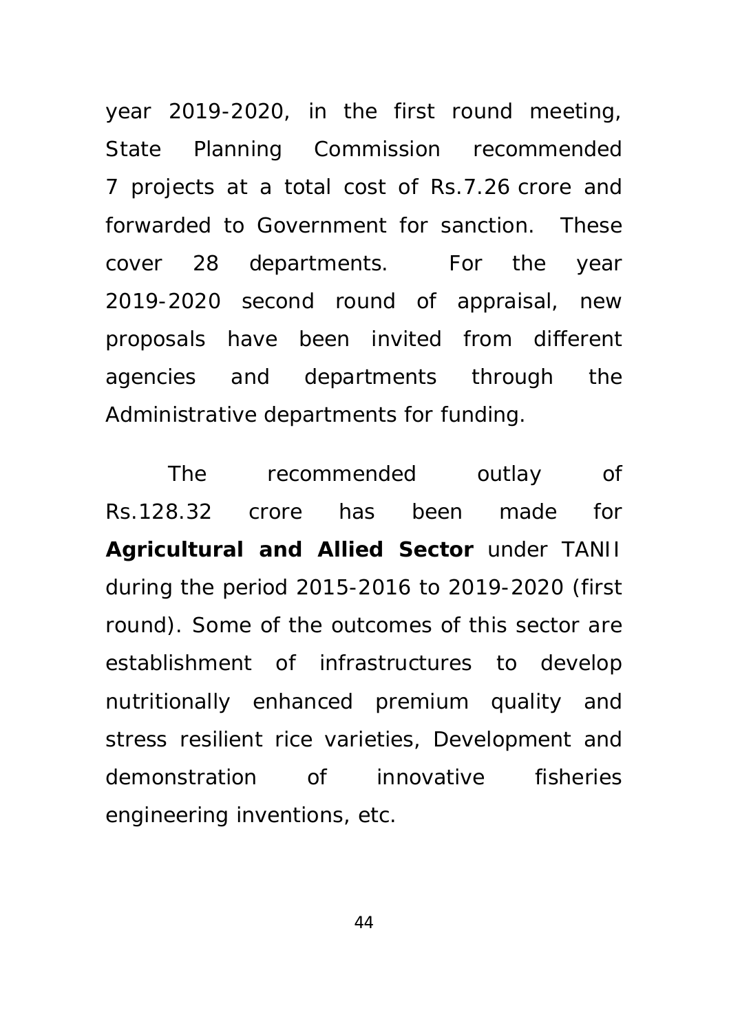year 2019-2020, in the first round meeting, State Planning Commission recommended 7 projects at a total cost of Rs.7.26 crore and forwarded to Government for sanction. These cover 28 departments. For the year 2019-2020 second round of appraisal, new proposals have been invited from different agencies and departments through the Administrative departments for funding.

The recommended outlay of Rs.128.32 crore has been made for **Agricultural and Allied Sector** under TANII during the period 2015-2016 to 2019-2020 (first round). Some of the outcomes of this sector are establishment of infrastructures to develop nutritionally enhanced premium quality and stress resilient rice varieties, Development and demonstration of innovative fisheries engineering inventions, etc.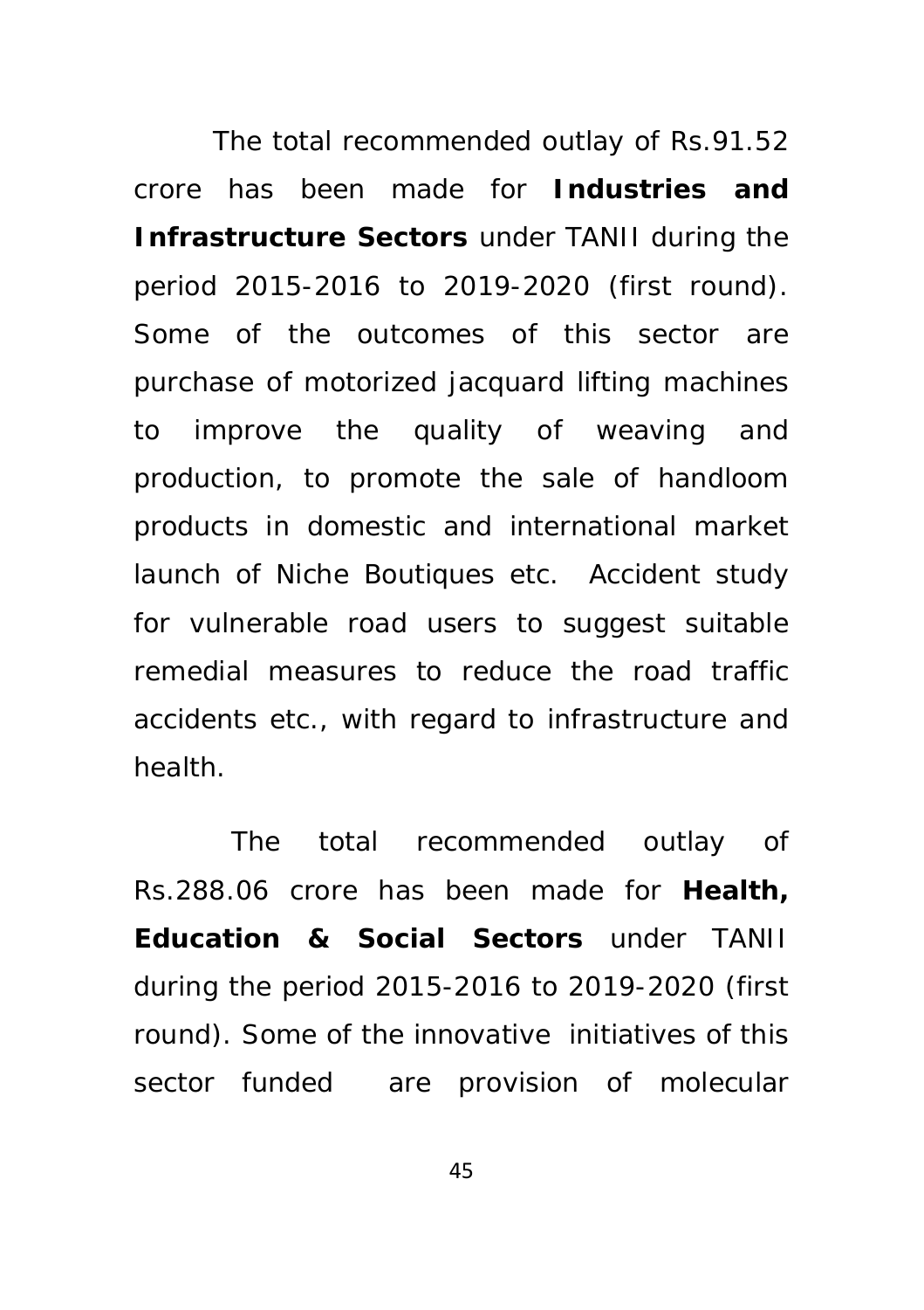The total recommended outlay of Rs.91.52 crore has been made for **Industries and Infrastructure Sectors** under TANII during the period 2015-2016 to 2019-2020 (first round). Some of the outcomes of this sector are purchase of motorized jacquard lifting machines to improve the quality of weaving and production, to promote the sale of handloom products in domestic and international market launch of Niche Boutiques etc. Accident study for vulnerable road users to suggest suitable remedial measures to reduce the road traffic accidents etc., with regard to infrastructure and health.

The total recommended outlay of Rs.288.06 crore has been made for **Health, Education & Social Sectors** under TANII during the period 2015-2016 to 2019-2020 (first round). Some of the innovative initiatives of this sector funded are provision of molecular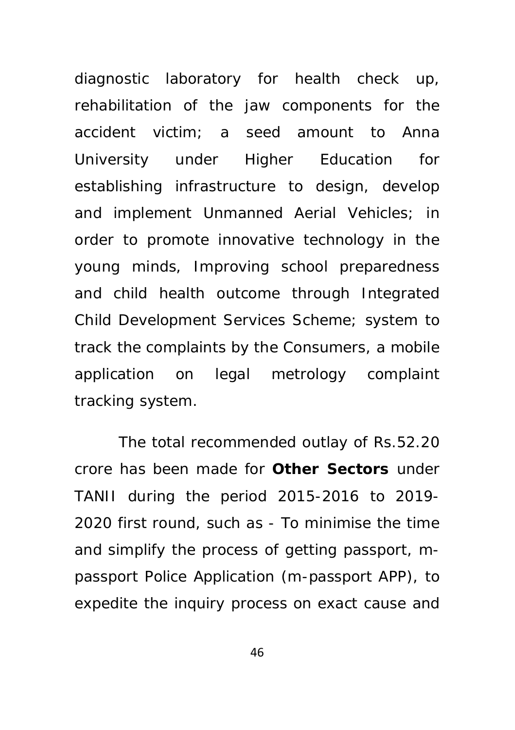diagnostic laboratory for health check up, rehabilitation of the jaw components for the accident victim; a seed amount to Anna University under Higher Education for establishing infrastructure to design, develop and implement Unmanned Aerial Vehicles; in order to promote innovative technology in the young minds, Improving school preparedness and child health outcome through Integrated Child Development Services Scheme; system to track the complaints by the Consumers, a mobile application on legal metrology complaint tracking system.

The total recommended outlay of Rs.52.20 crore has been made for **Other Sectors** under TANII during the period 2015-2016 to 2019-2020 first round, such as - To minimise the time and simplify the process of getting passport, m-passport Police Application (m-passport APP), to expedite the inquiry process on exact cause and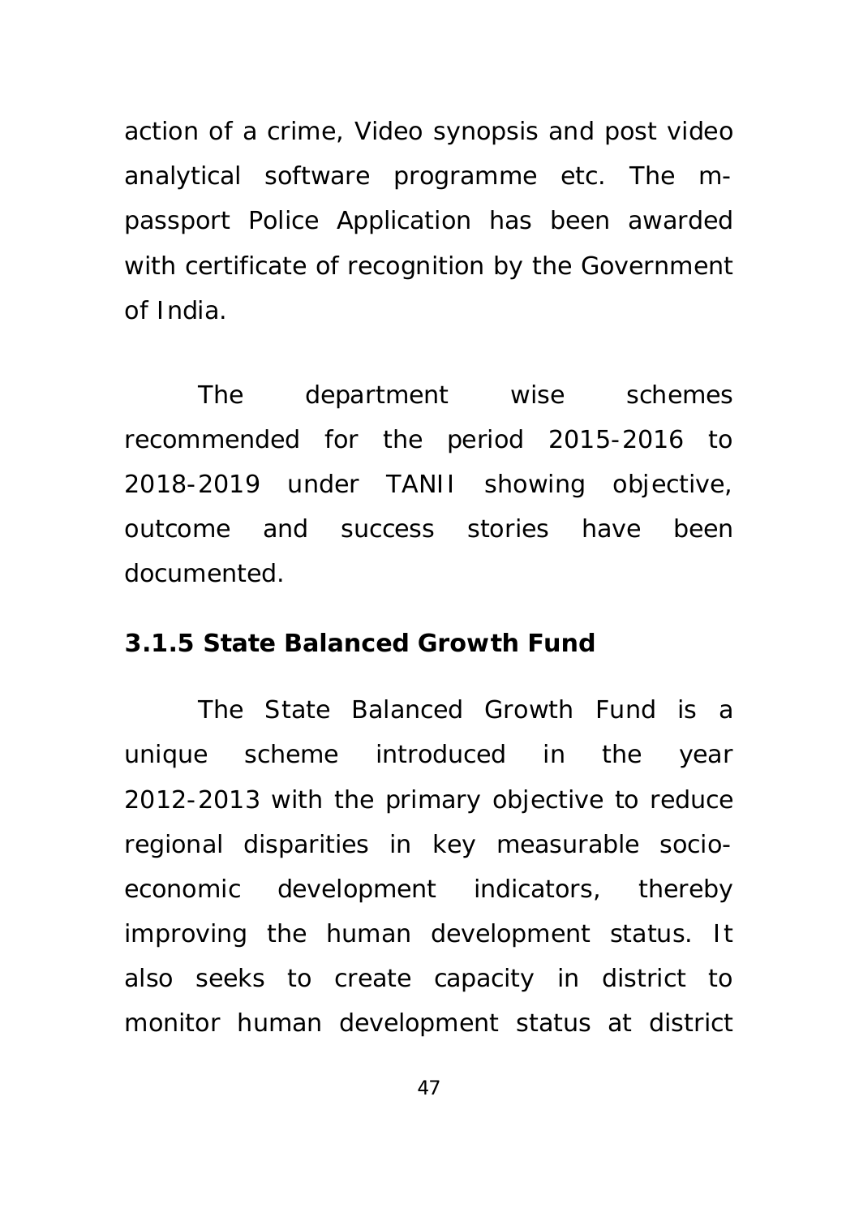action of a crime, Video synopsis and post video analytical software programme etc. The m-passport Police Application has been awarded with certificate of recognition by the Government of India.

The department wise schemes recommended for the period 2015-2016 to 2018-2019 under TANII showing objective, outcome and success stories have been documented.

### 3.1.5 State Balanced Growth Fund

The State Balanced Growth Fund is a unique scheme introduced in the year 2012-2013 with the primary objective to reduce regional disparities in key measurable socio-economic development indicators, thereby improving the human development status. It also seeks to create capacity in district to monitor human development status at district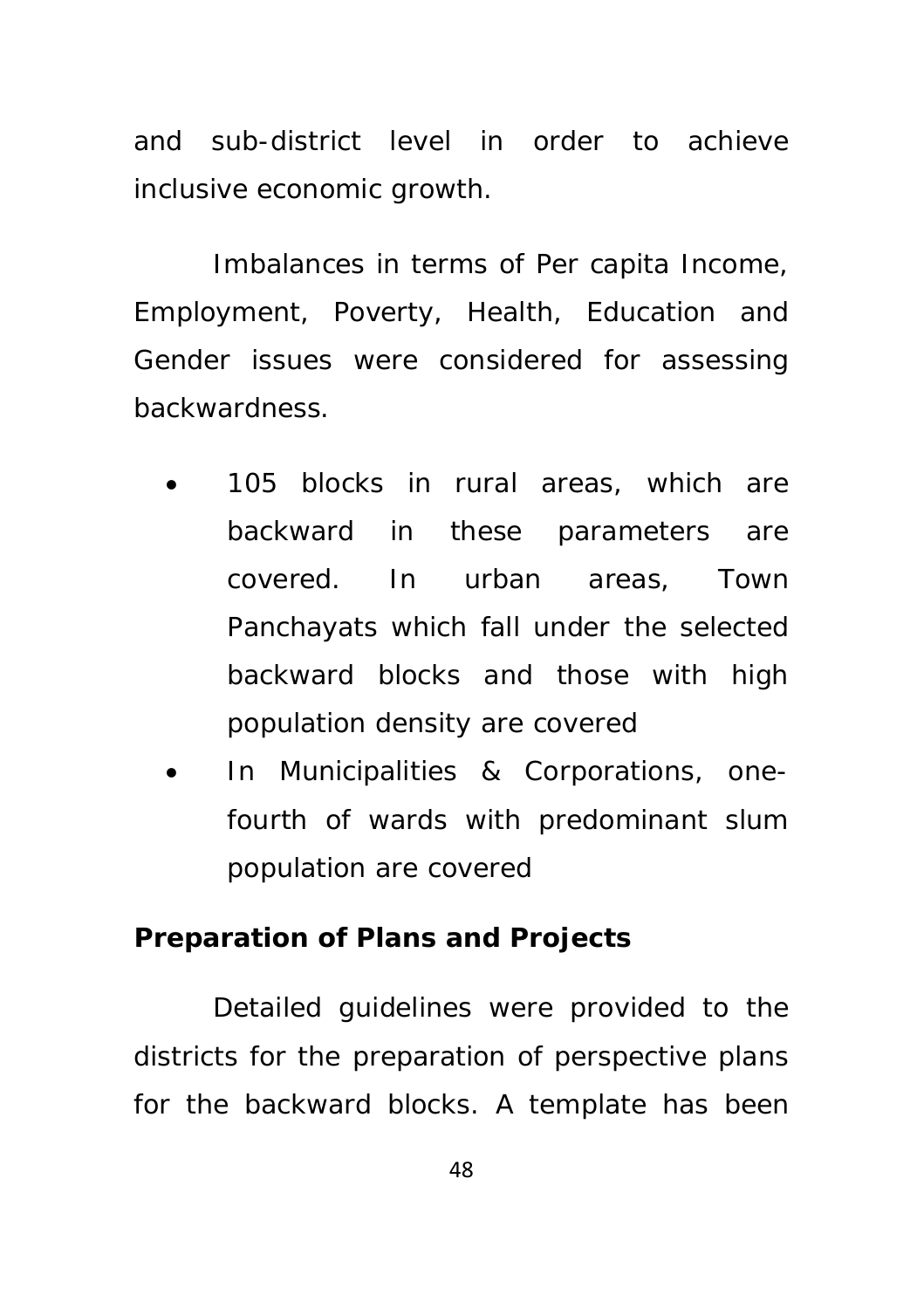and sub-district level in order to achieve inclusive economic growth.

Imbalances in terms of Per capita Income, Employment, Poverty, Health, Education and Gender issues were considered for assessing backwardness.

- 105 blocks in rural areas, which are backward in these parameters are covered. In urban areas, Town Panchayats which fall under the selected backward blocks and those with high population density are covered
- In Municipalities & Corporations, one-fourth of wards with predominant slum population are covered

**Preparation of Plans and Projects**

Detailed guidelines were provided to the districts for the preparation of perspective plans for the backward blocks. A template has been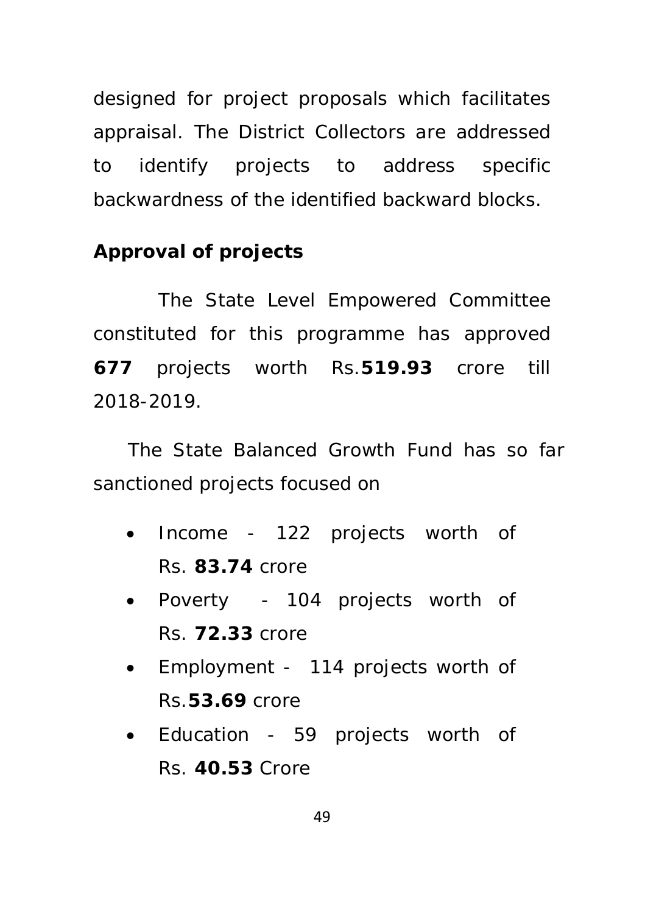designed for project proposals which facilitates appraisal. The District Collectors are addressed to identify projects to address specific backwardness of the identified backward blocks.

**Approval of projects**

The State Level Empowered Committee constituted for this programme has approved **677** projects worth Rs.**519.93** crore till 2018-2019.

The State Balanced Growth Fund has so far sanctioned projects focused on

- Income - 122 projects worth of Rs. **83.74** crore
- Poverty - 104 projects worth of Rs. **72.33** crore
- Employment - 114 projects worth of Rs.**53.69** crore
- Education - 59 projects worth of Rs. **40.53** Crore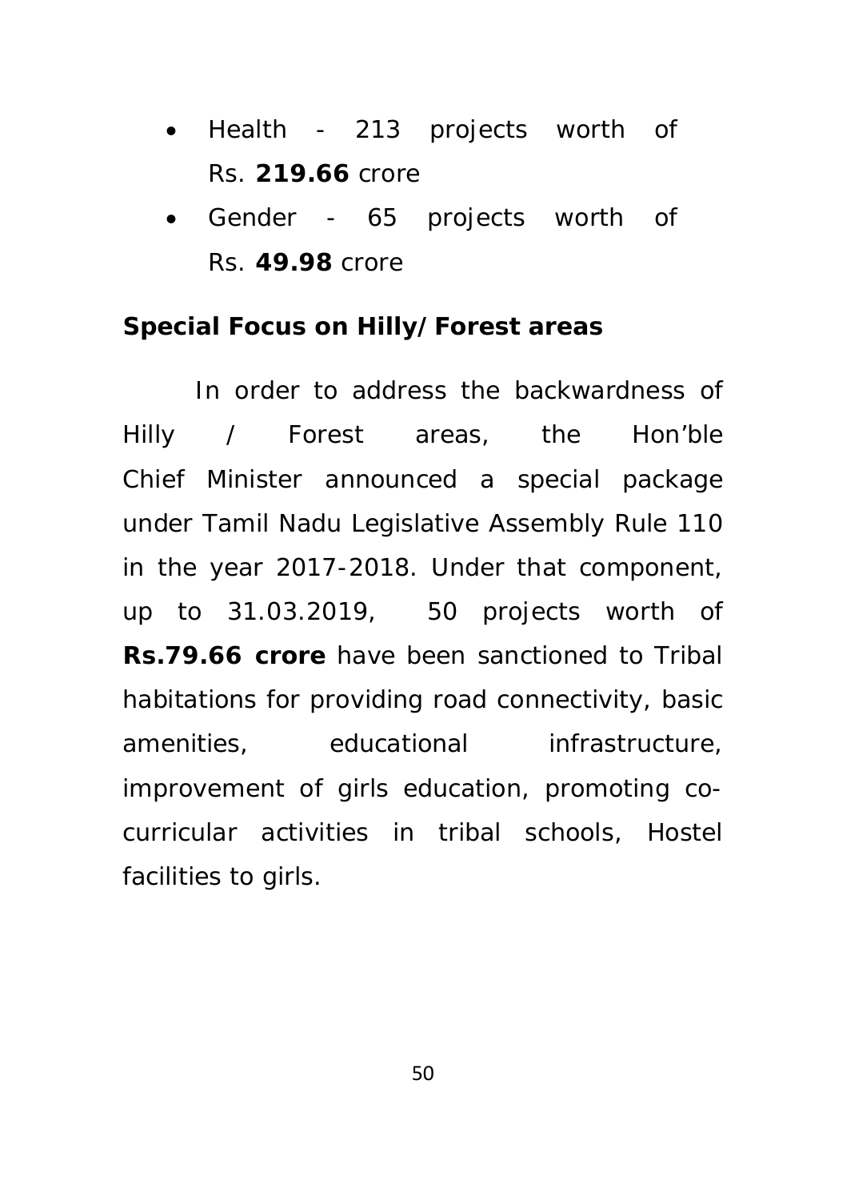- Health - 213 projects worth of Rs. **219.66** crore
- Gender - 65 projects worth of Rs. **49.98** crore

**Special Focus on Hilly/Forest areas**

In order to address the backwardness of Hilly / Forest areas, the Hon'ble Chief Minister announced a special package under Tamil Nadu Legislative Assembly Rule 110 in the year 2017-2018. Under that component, up to 31.03.2019, 50 projects worth of **Rs.79.66 crore** have been sanctioned to Tribal habitations for providing road connectivity, basic amenities, educational infrastructure, improvement of girls education, promoting co-curricular activities in tribal schools, Hostel facilities to girls.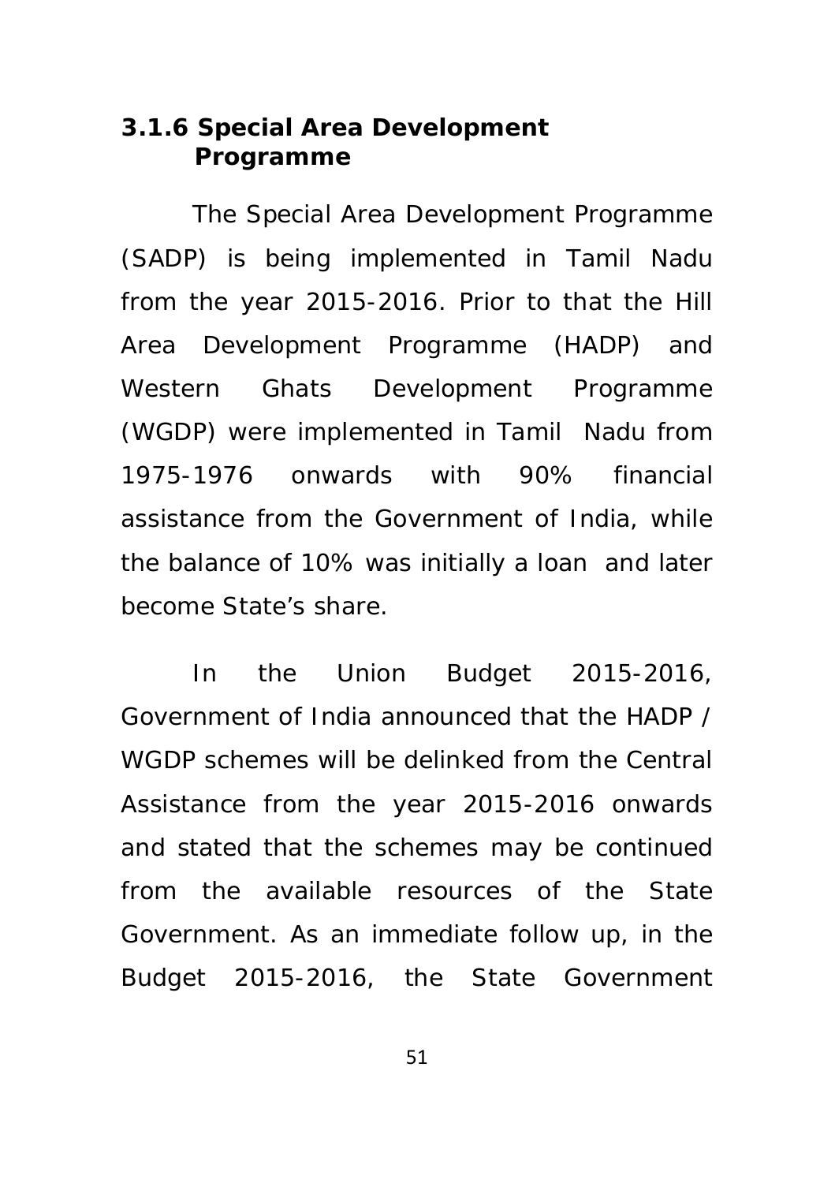### 3.1.6 Special Area Development Programme

The Special Area Development Programme (SADP) is being implemented in Tamil Nadu from the year 2015-2016. Prior to that the Hill Area Development Programme (HADP) and Western Ghats Development Programme (WGDP) were implemented in Tamil Nadu from 1975-1976 onwards with 90% financial assistance from the Government of India, while the balance of 10% was initially a loan and later become State's share.

In the Union Budget 2015-2016, Government of India announced that the HADP / WGDP schemes will be delinked from the Central Assistance from the year 2015-2016 onwards and stated that the schemes may be continued from the available resources of the State Government. As an immediate follow up, in the Budget 2015-2016, the State Government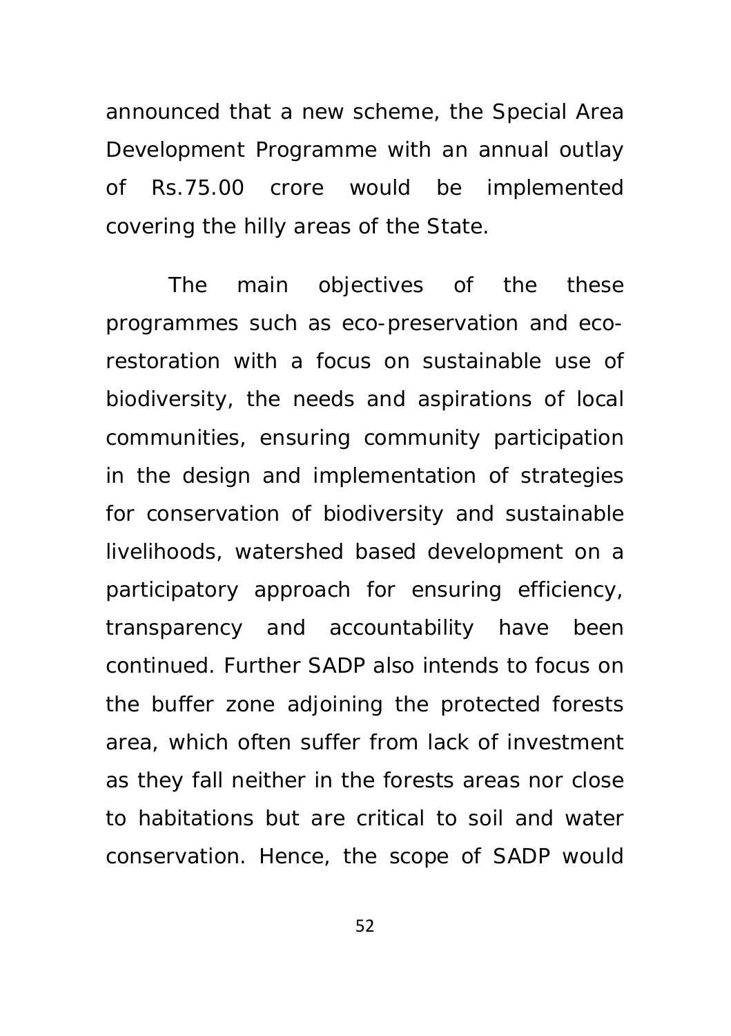announced that a new scheme, the Special Area Development Programme with an annual outlay of Rs.75.00 crore would be implemented covering the hilly areas of the State.

The main objectives of the these programmes such as eco-preservation and eco-restoration with a focus on sustainable use of biodiversity, the needs and aspirations of local communities, ensuring community participation in the design and implementation of strategies for conservation of biodiversity and sustainable livelihoods, watershed based development on a participatory approach for ensuring efficiency, transparency and accountability have been continued. Further SADP also intends to focus on the buffer zone adjoining the protected forests area, which often suffer from lack of investment as they fall neither in the forests areas nor close to habitations but are critical to soil and water conservation. Hence, the scope of SADP would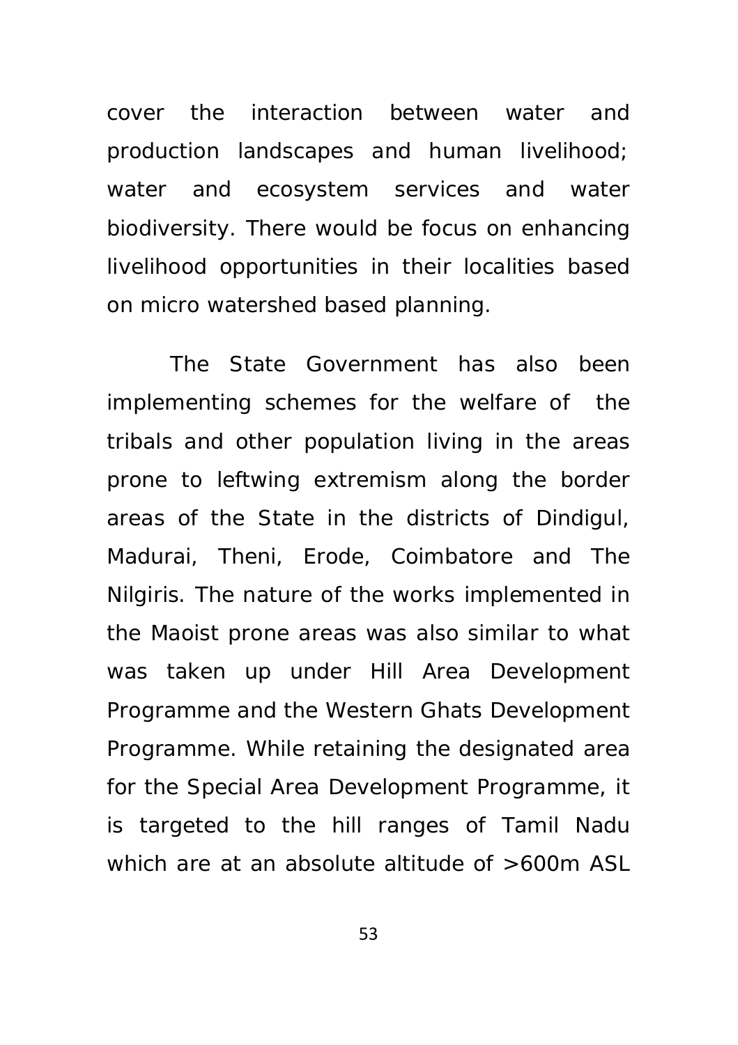cover the interaction between water and production landscapes and human livelihood; water and ecosystem services and water biodiversity. There would be focus on enhancing livelihood opportunities in their localities based on micro watershed based planning.

The State Government has also been implementing schemes for the welfare of the tribals and other population living in the areas prone to leftwing extremism along the border areas of the State in the districts of Dindigul, Madurai, Theni, Erode, Coimbatore and The Nilgiris. The nature of the works implemented in the Maoist prone areas was also similar to what was taken up under Hill Area Development Programme and the Western Ghats Development Programme. While retaining the designated area for the Special Area Development Programme, it is targeted to the hill ranges of Tamil Nadu which are at an absolute altitude of >600m ASL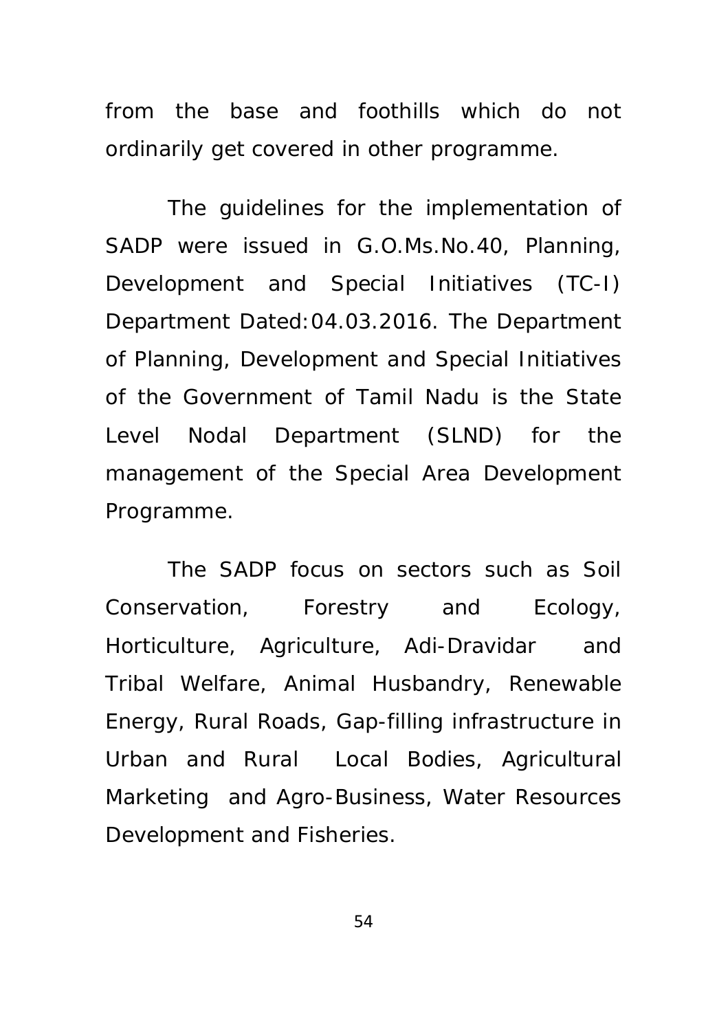from the base and foothills which do not ordinarily get covered in other programme.

The guidelines for the implementation of SADP were issued in G.O.Ms.No.40, Planning, Development and Special Initiatives (TC-I) Department Dated:04.03.2016. The Department of Planning, Development and Special Initiatives of the Government of Tamil Nadu is the State Level Nodal Department (SLND) for the management of the Special Area Development Programme.

The SADP focus on sectors such as Soil Conservation, Forestry and Ecology, Horticulture, Agriculture, Adi-Dravidar and Tribal Welfare, Animal Husbandry, Renewable Energy, Rural Roads, Gap-filling infrastructure in Urban and Rural Local Bodies, Agricultural Marketing and Agro-Business, Water Resources Development and Fisheries.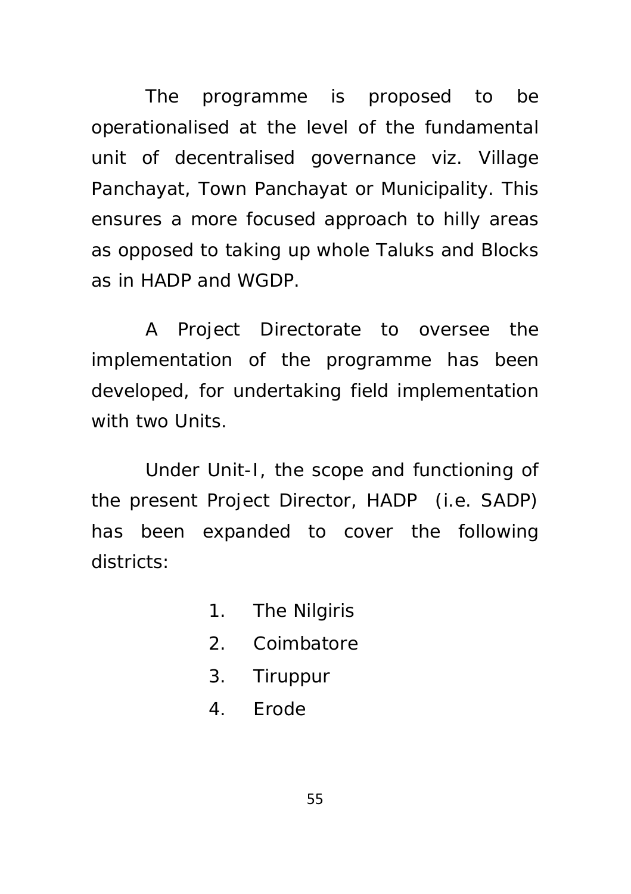The programme is proposed to be operationalised at the level of the fundamental unit of decentralised governance viz. Village Panchayat, Town Panchayat or Municipality. This ensures a more focused approach to hilly areas as opposed to taking up whole Taluks and Blocks as in HADP and WGDP.

A Project Directorate to oversee the implementation of the programme has been developed, for undertaking field implementation with two Units.

Under Unit-I, the scope and functioning of the present Project Director, HADP (i.e. SADP) has been expanded to cover the following districts:

1. The Nilgiris
2. Coimbatore
3. Tiruppur
4. Erode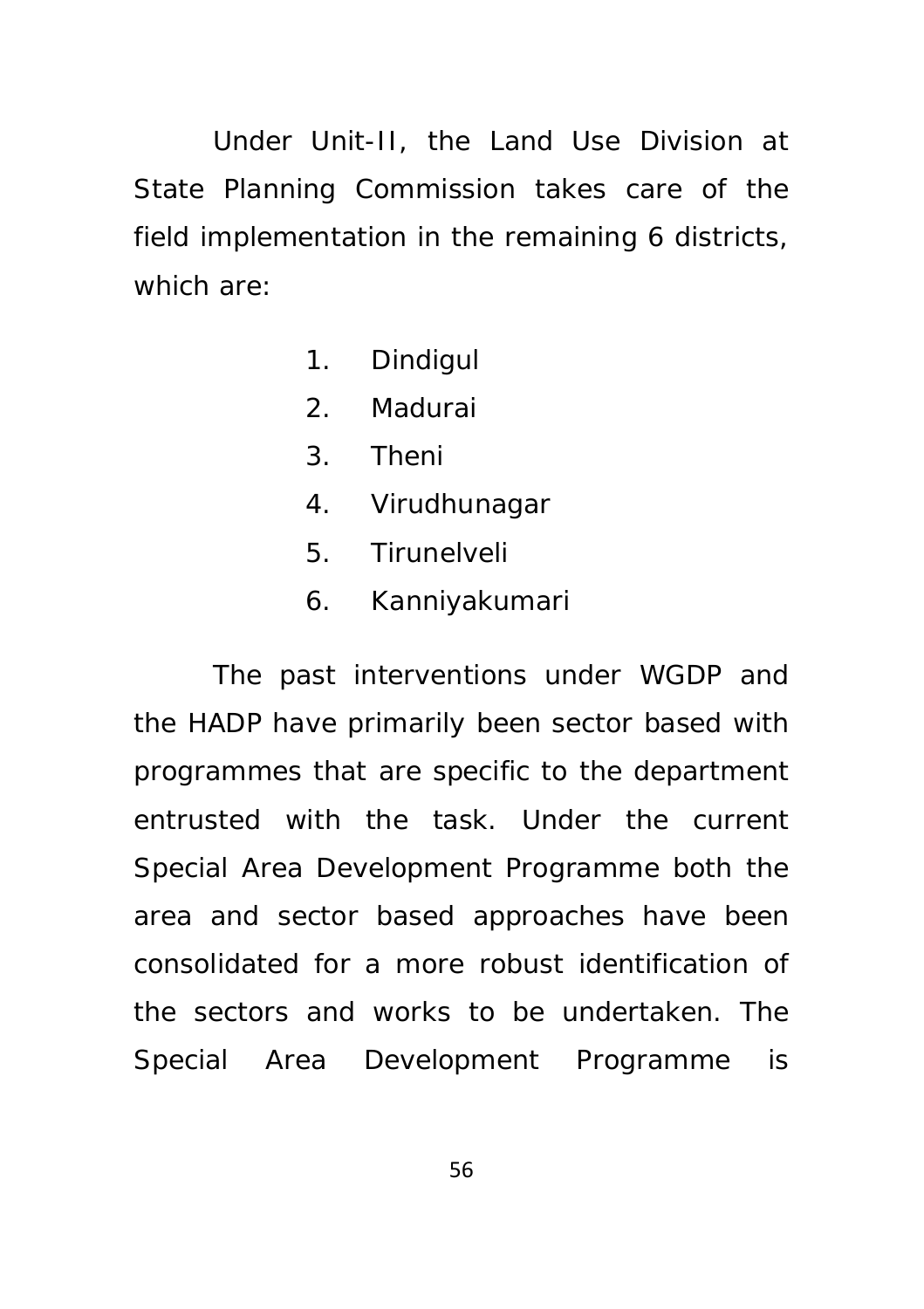Under Unit-II, the Land Use Division at State Planning Commission takes care of the field implementation in the remaining 6 districts, which are:

1. Dindigul
2. Madurai
3. Theni
4. Virudhunagar
5. Tirunelveli
6. Kanniyakumari

The past interventions under WGDP and the HADP have primarily been sector based with programmes that are specific to the department entrusted with the task. Under the current Special Area Development Programme both the area and sector based approaches have been consolidated for a more robust identification of the sectors and works to be undertaken. The Special Area Development Programme is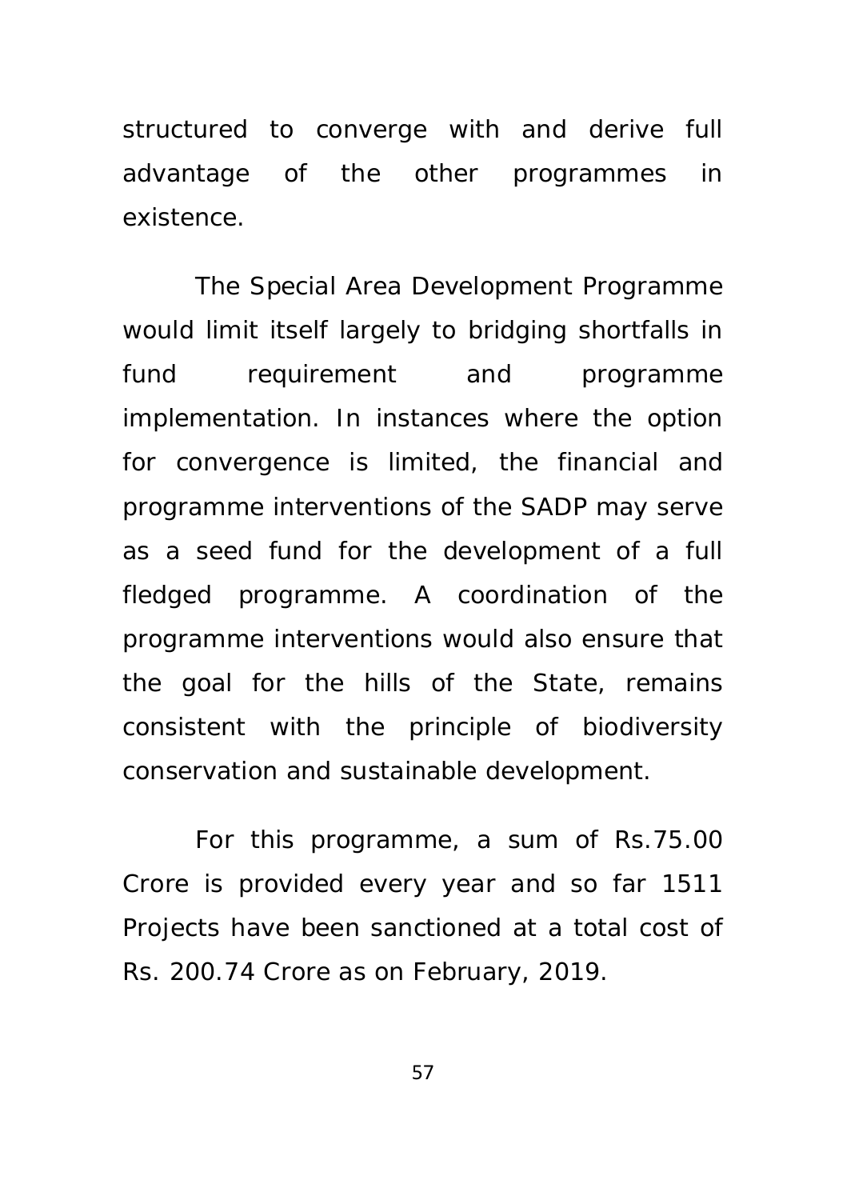structured to converge with and derive full advantage of the other programmes in existence.

The Special Area Development Programme would limit itself largely to bridging shortfalls in fund requirement and programme implementation. In instances where the option for convergence is limited, the financial and programme interventions of the SADP may serve as a seed fund for the development of a full fledged programme. A coordination of the programme interventions would also ensure that the goal for the hills of the State, remains consistent with the principle of biodiversity conservation and sustainable development.

For this programme, a sum of Rs.75.00 Crore is provided every year and so far 1511 Projects have been sanctioned at a total cost of Rs. 200.74 Crore as on February, 2019.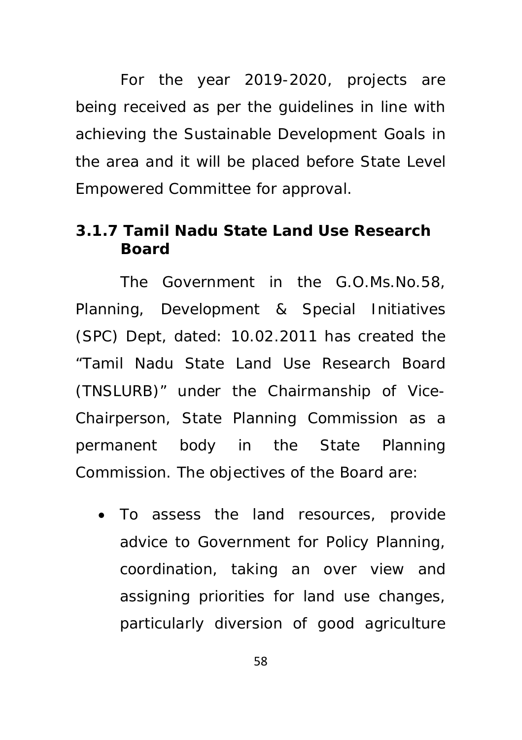For the year 2019-2020, projects are being received as per the guidelines in line with achieving the Sustainable Development Goals in the area and it will be placed before State Level Empowered Committee for approval.

### 3.1.7 Tamil Nadu State Land Use Research Board

The Government in the G.O.Ms.No.58, Planning, Development & Special Initiatives (SPC) Dept, dated: 10.02.2011 has created the "Tamil Nadu State Land Use Research Board (TNSLURB)" under the Chairmanship of Vice-Chairperson, State Planning Commission as a permanent body in the State Planning Commission. The objectives of the Board are:

- To assess the land resources, provide advice to Government for Policy Planning, coordination, taking an over view and assigning priorities for land use changes, particularly diversion of good agriculture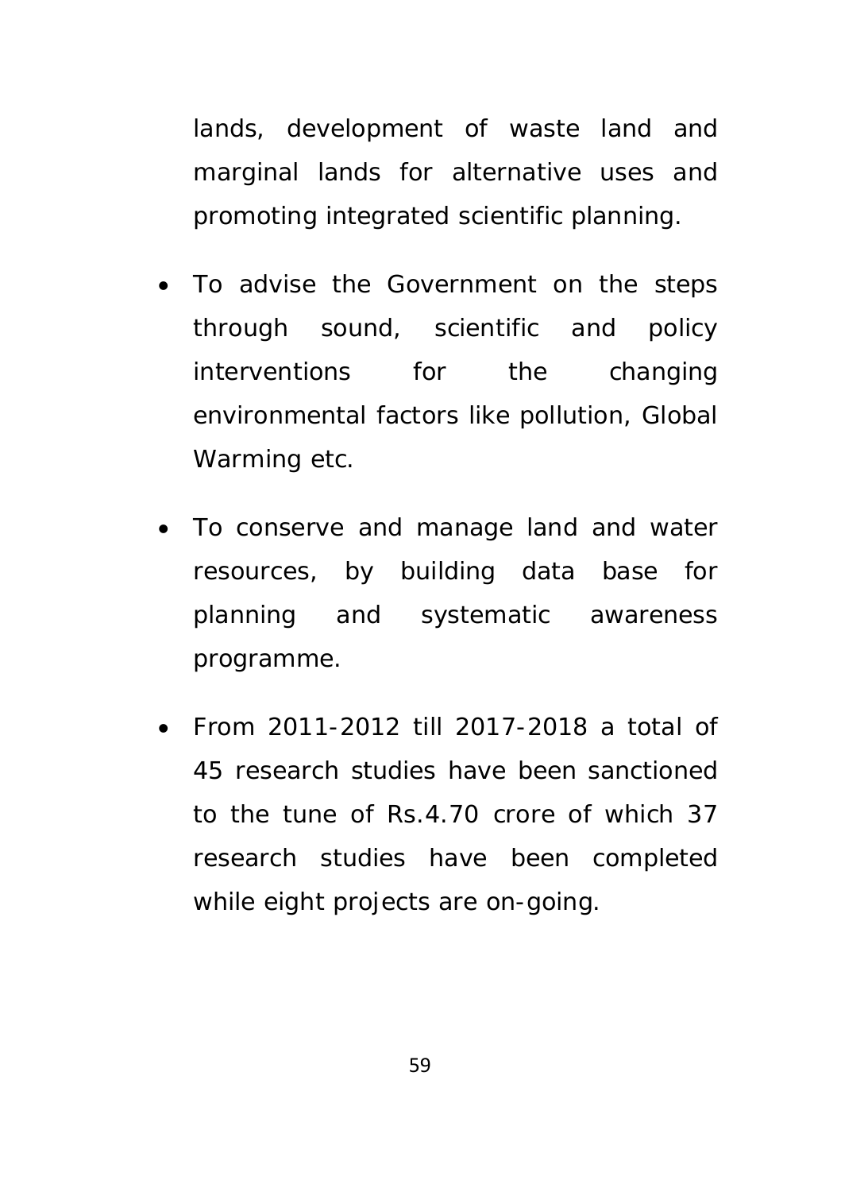lands, development of waste land and marginal lands for alternative uses and promoting integrated scientific planning.

- To advise the Government on the steps through sound, scientific and policy interventions for the changing environmental factors like pollution, Global Warming etc.

- To conserve and manage land and water resources, by building data base for planning and systematic awareness programme.

- From 2011-2012 till 2017-2018 a total of 45 research studies have been sanctioned to the tune of Rs.4.70 crore of which 37 research studies have been completed while eight projects are on-going.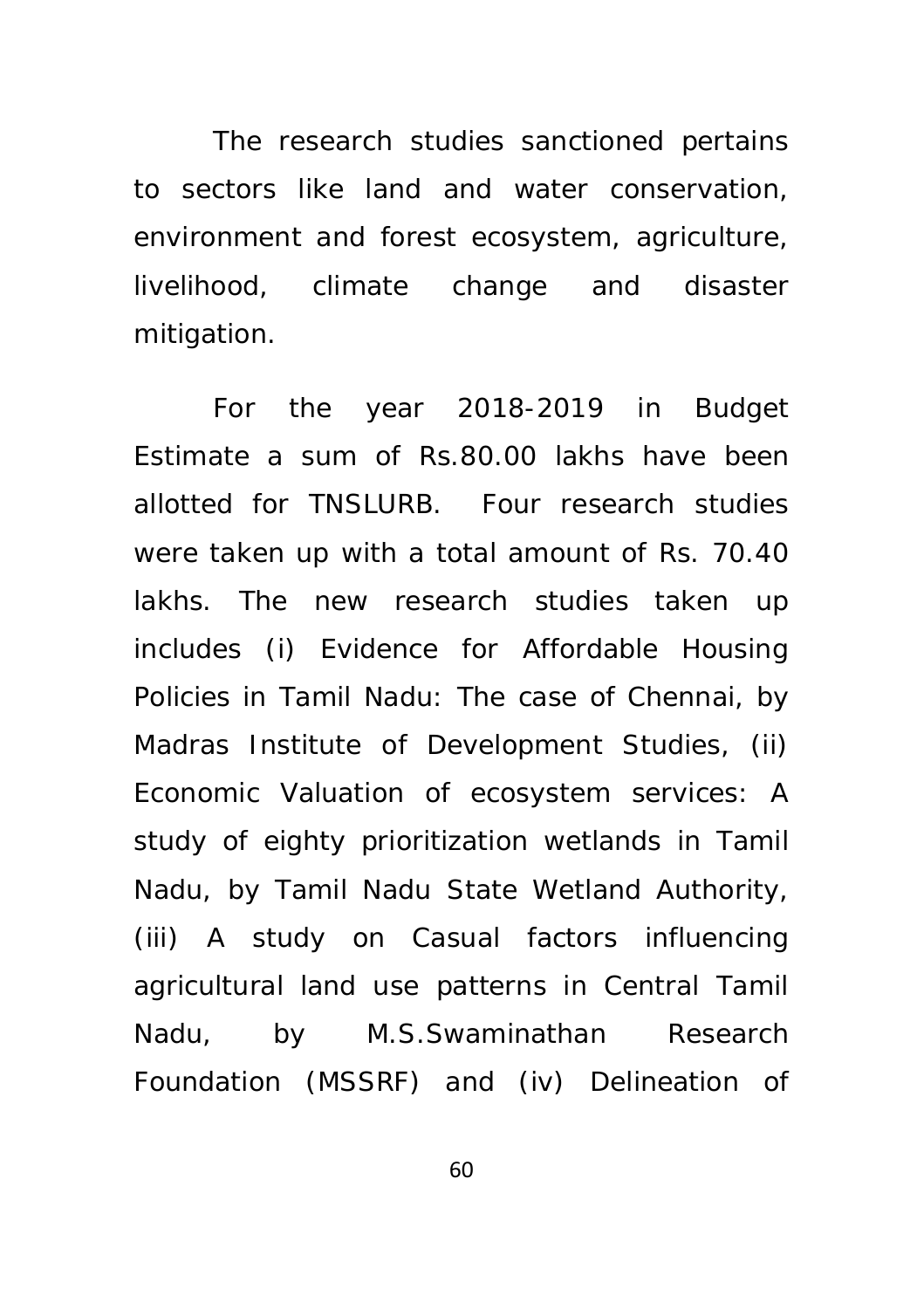The research studies sanctioned pertains to sectors like land and water conservation, environment and forest ecosystem, agriculture, livelihood, climate change and disaster mitigation.

For the year 2018-2019 in Budget Estimate a sum of Rs.80.00 lakhs have been allotted for TNSLURB. Four research studies were taken up with a total amount of Rs. 70.40 lakhs. The new research studies taken up includes (i) Evidence for Affordable Housing Policies in Tamil Nadu: The case of Chennai, by Madras Institute of Development Studies, (ii) Economic Valuation of ecosystem services: A study of eighty prioritization wetlands in Tamil Nadu, by Tamil Nadu State Wetland Authority, (iii) A study on Casual factors influencing agricultural land use patterns in Central Tamil Nadu, by M.S.Swaminathan Research Foundation (MSSRF) and (iv) Delineation of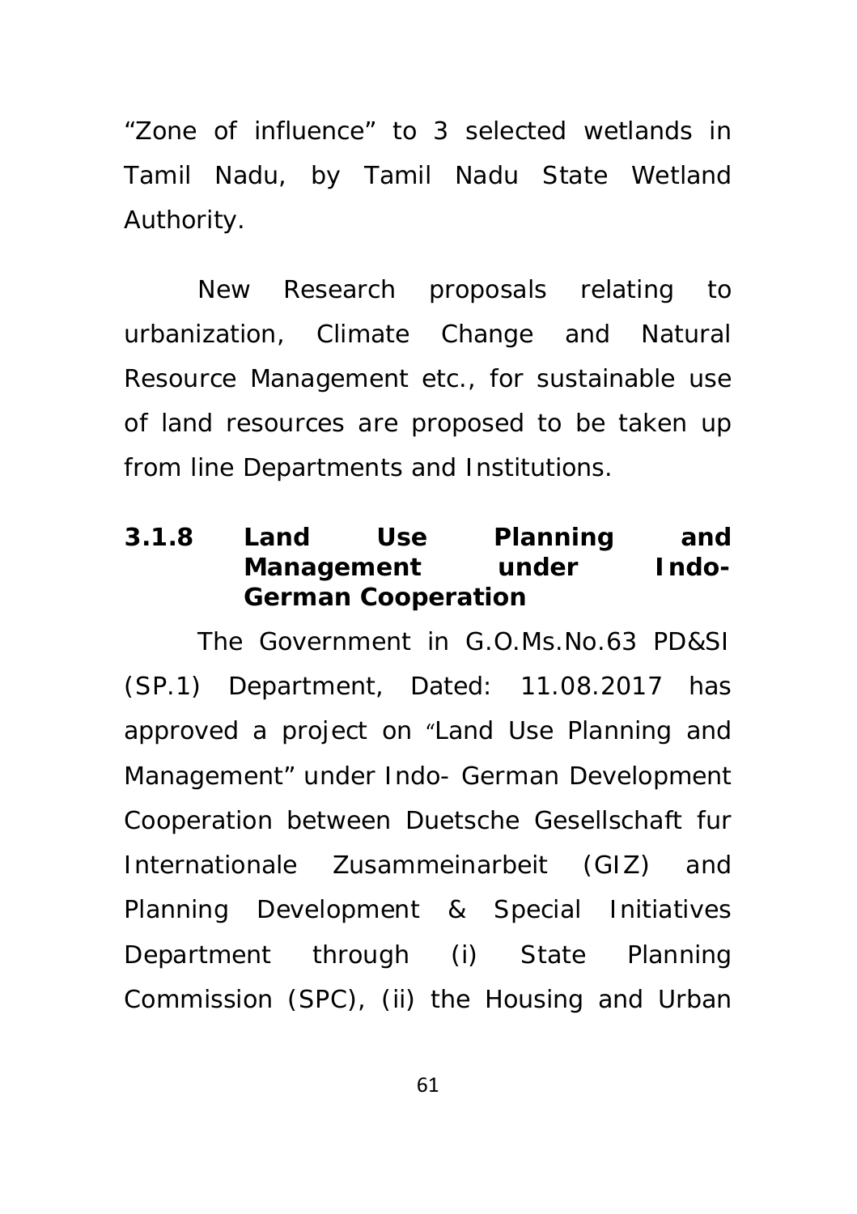"Zone of influence" to 3 selected wetlands in Tamil Nadu, by Tamil Nadu State Wetland Authority.

New Research proposals relating to urbanization, Climate Change and Natural Resource Management etc., for sustainable use of land resources are proposed to be taken up from line Departments and Institutions.

### 3.1.8 Land Use Planning and Management under Indo-German Cooperation

The Government in G.O.Ms.No.63 PD&SI (SP.1) Department, Dated: 11.08.2017 has approved a project on "Land Use Planning and Management" under Indo- German Development Cooperation between Duetsche Gesellschaft fur Internationale Zusammeinarbeit (GIZ) and Planning Development & Special Initiatives Department through (i) State Planning Commission (SPC), (ii) the Housing and Urban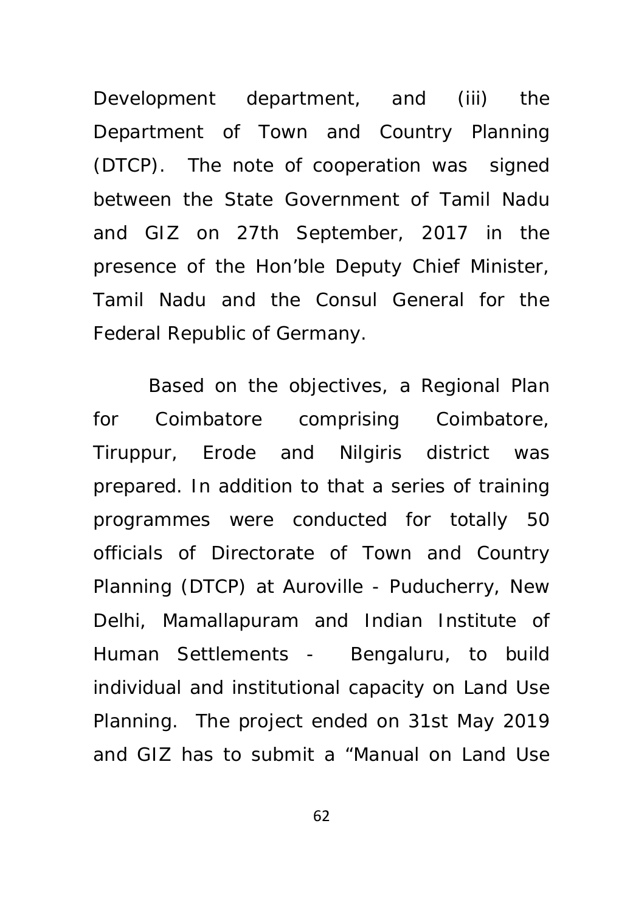Development department, and (iii) the Department of Town and Country Planning (DTCP). The note of cooperation was signed between the State Government of Tamil Nadu and GIZ on 27th September, 2017 in the presence of the Hon'ble Deputy Chief Minister, Tamil Nadu and the Consul General for the Federal Republic of Germany.

Based on the objectives, a Regional Plan for Coimbatore comprising Coimbatore, Tiruppur, Erode and Nilgiris district was prepared. In addition to that a series of training programmes were conducted for totally 50 officials of Directorate of Town and Country Planning (DTCP) at Auroville - Puducherry, New Delhi, Mamallapuram and Indian Institute of Human Settlements - Bengaluru, to build individual and institutional capacity on Land Use Planning. The project ended on 31st May 2019 and GIZ has to submit a "Manual on Land Use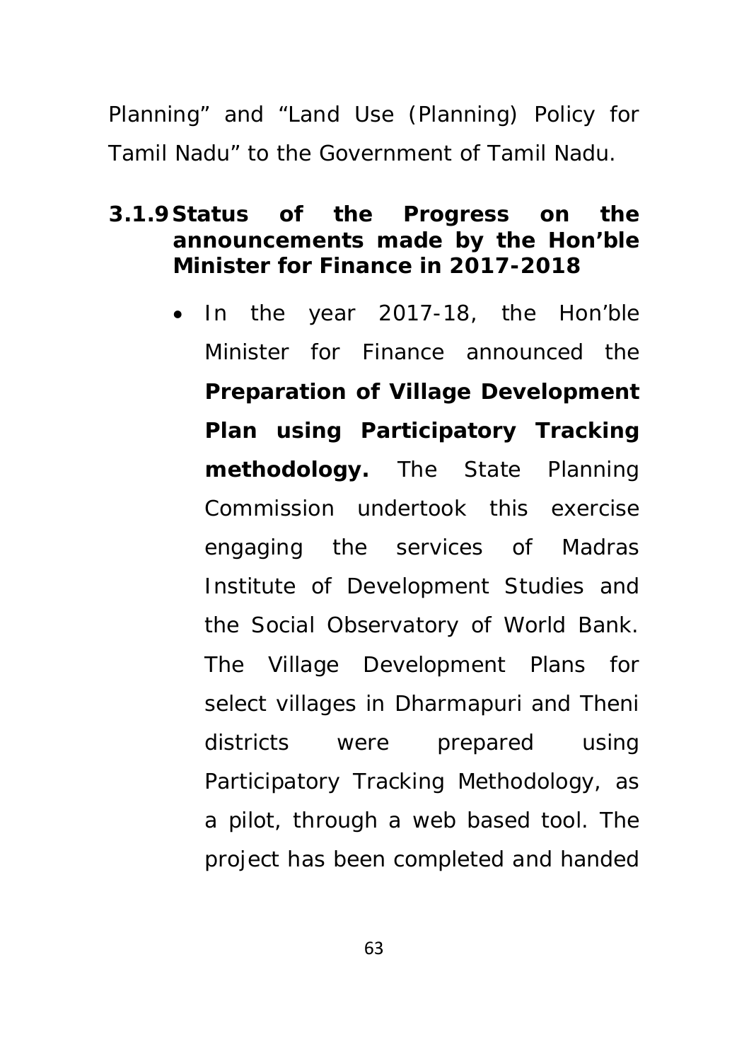Planning" and "Land Use (Planning) Policy for Tamil Nadu" to the Government of Tamil Nadu.

### 3.1.9 Status of the Progress on the announcements made by the Hon'ble Minister for Finance in 2017-2018

- In the year 2017-18, the Hon'ble Minister for Finance announced the **Preparation of Village Development Plan using Participatory Tracking methodology.** The State Planning Commission undertook this exercise engaging the services of Madras Institute of Development Studies and the Social Observatory of World Bank. The Village Development Plans for select villages in Dharmapuri and Theni districts were prepared using Participatory Tracking Methodology, as a pilot, through a web based tool. The project has been completed and handed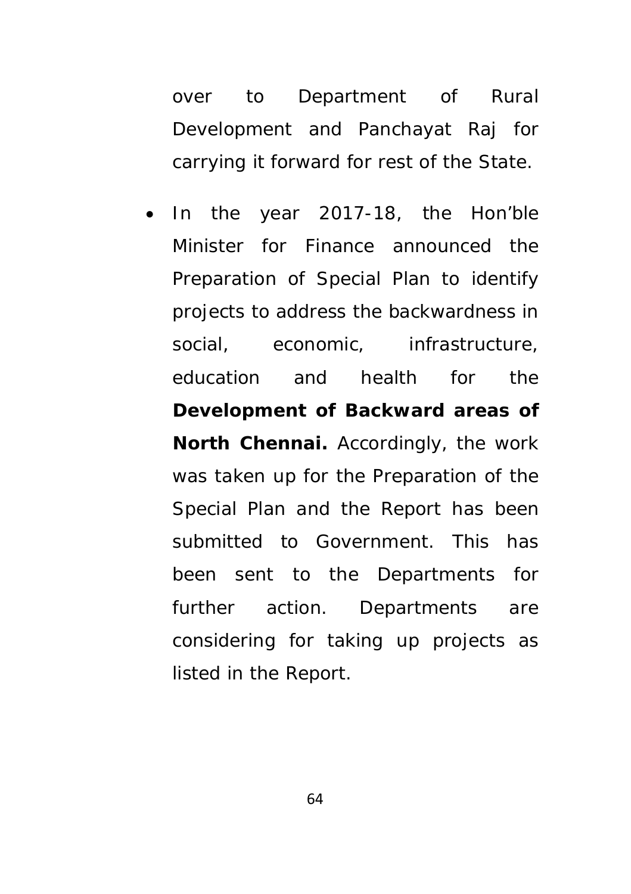over to Department of Rural Development and Panchayat Raj for carrying it forward for rest of the State.

- In the year 2017-18, the Hon'ble Minister for Finance announced the Preparation of Special Plan to identify projects to address the backwardness in social, economic, infrastructure, education and health for the **Development of Backward areas of North Chennai.** Accordingly, the work was taken up for the Preparation of the Special Plan and the Report has been submitted to Government. This has been sent to the Departments for further action. Departments are considering for taking up projects as listed in the Report.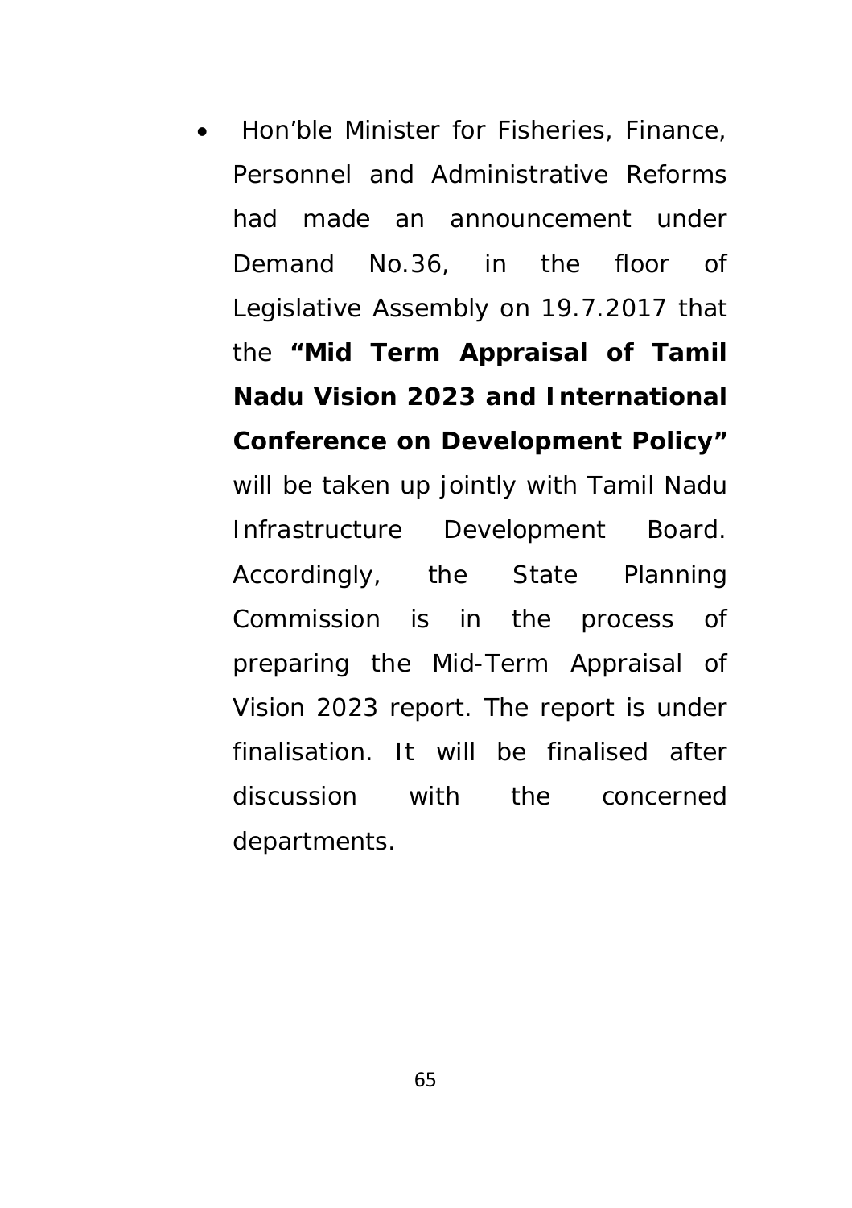- Hon'ble Minister for Fisheries, Finance, Personnel and Administrative Reforms had made an announcement under Demand No.36, in the floor of Legislative Assembly on 19.7.2017 that the **"Mid Term Appraisal of Tamil Nadu Vision 2023 and International Conference on Development Policy"** will be taken up jointly with Tamil Nadu Infrastructure Development Board. Accordingly, the State Planning Commission is in the process of preparing the Mid-Term Appraisal of Vision 2023 report. The report is under finalisation. It will be finalised after discussion with the concerned departments.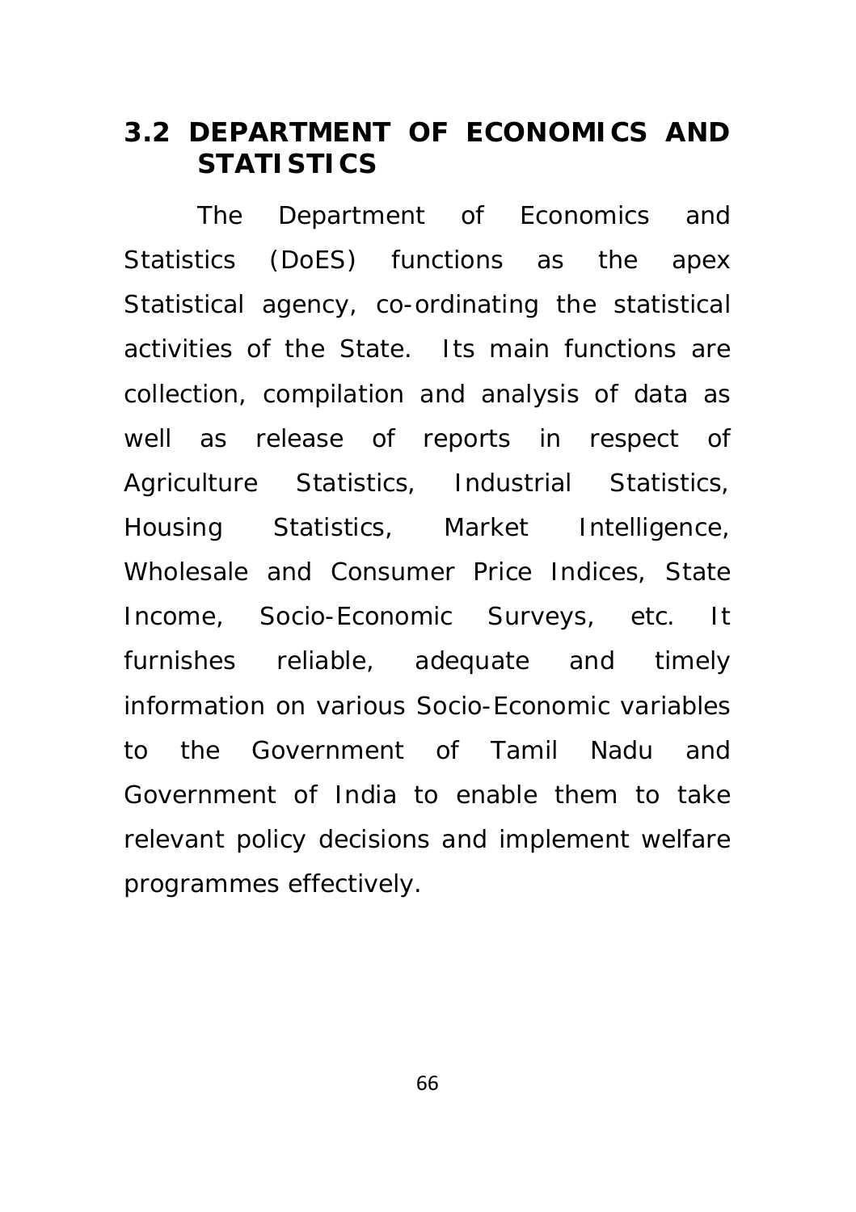## 3.2 DEPARTMENT OF ECONOMICS AND STATISTICS

The Department of Economics and Statistics (DoES) functions as the apex Statistical agency, co-ordinating the statistical activities of the State. Its main functions are collection, compilation and analysis of data as well as release of reports in respect of Agriculture Statistics, Industrial Statistics, Housing Statistics, Market Intelligence, Wholesale and Consumer Price Indices, State Income, Socio-Economic Surveys, etc. It furnishes reliable, adequate and timely information on various Socio-Economic variables to the Government of Tamil Nadu and Government of India to enable them to take relevant policy decisions and implement welfare programmes effectively.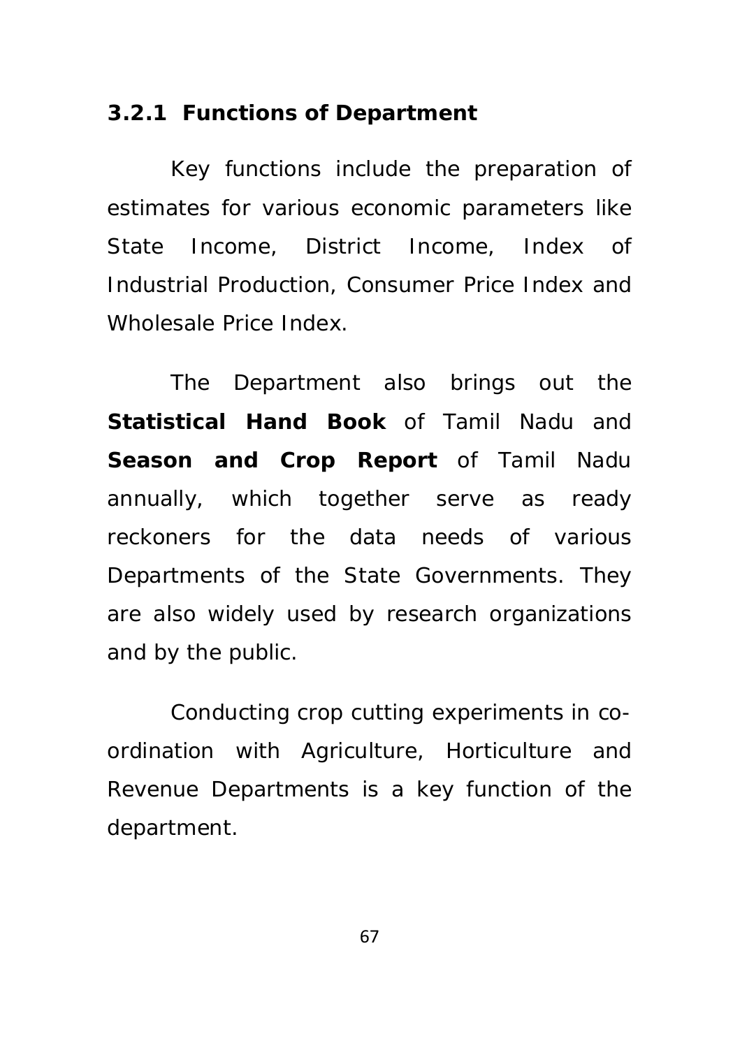### 3.2.1 Functions of Department

Key functions include the preparation of estimates for various economic parameters like State Income, District Income, Index of Industrial Production, Consumer Price Index and Wholesale Price Index.

The Department also brings out the **Statistical Hand Book** of Tamil Nadu and **Season and Crop Report** of Tamil Nadu annually, which together serve as ready reckoners for the data needs of various Departments of the State Governments. They are also widely used by research organizations and by the public.

Conducting crop cutting experiments in co-ordination with Agriculture, Horticulture and Revenue Departments is a key function of the department.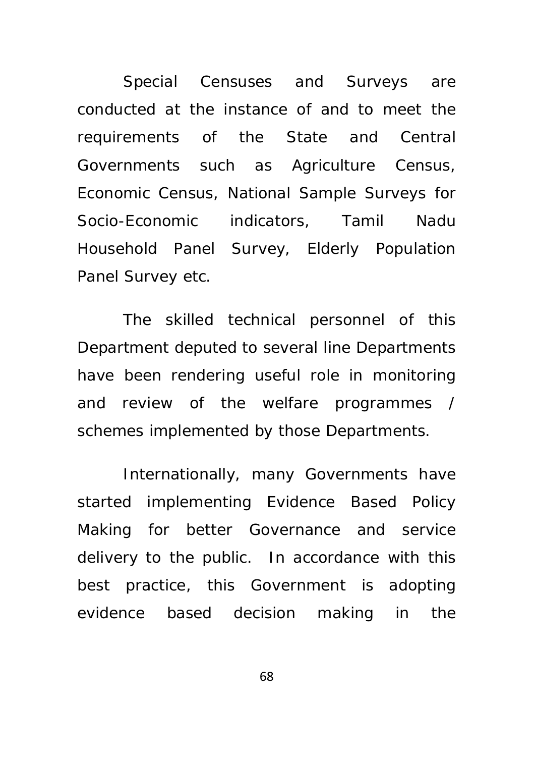Special Censuses and Surveys are conducted at the instance of and to meet the requirements of the State and Central Governments such as Agriculture Census, Economic Census, National Sample Surveys for Socio-Economic indicators, Tamil Nadu Household Panel Survey, Elderly Population Panel Survey etc.

The skilled technical personnel of this Department deputed to several line Departments have been rendering useful role in monitoring and review of the welfare programmes / schemes implemented by those Departments.

Internationally, many Governments have started implementing Evidence Based Policy Making for better Governance and service delivery to the public. In accordance with this best practice, this Government is adopting evidence based decision making in the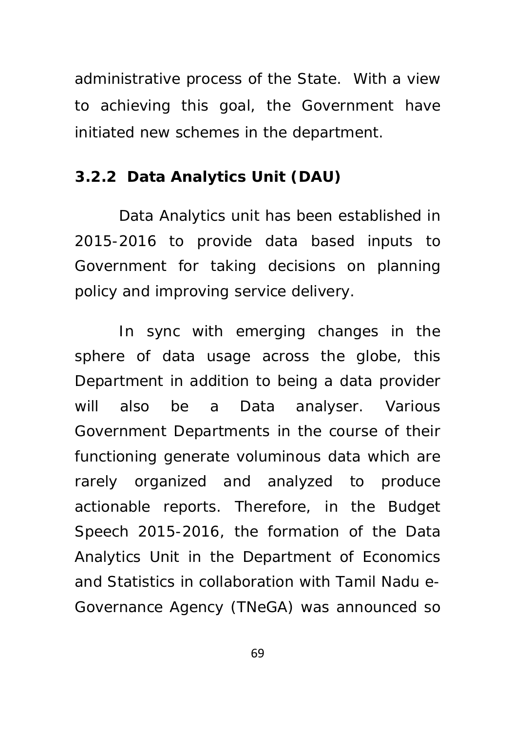administrative process of the State. With a view to achieving this goal, the Government have initiated new schemes in the department.

### 3.2.2 Data Analytics Unit (DAU)

Data Analytics unit has been established in 2015-2016 to provide data based inputs to Government for taking decisions on planning policy and improving service delivery.

In sync with emerging changes in the sphere of data usage across the globe, this Department in addition to being a data provider will also be a Data analyser. Various Government Departments in the course of their functioning generate voluminous data which are rarely organized and analyzed to produce actionable reports. Therefore, in the Budget Speech 2015-2016, the formation of the Data Analytics Unit in the Department of Economics and Statistics in collaboration with Tamil Nadu e-Governance Agency (TNeGA) was announced so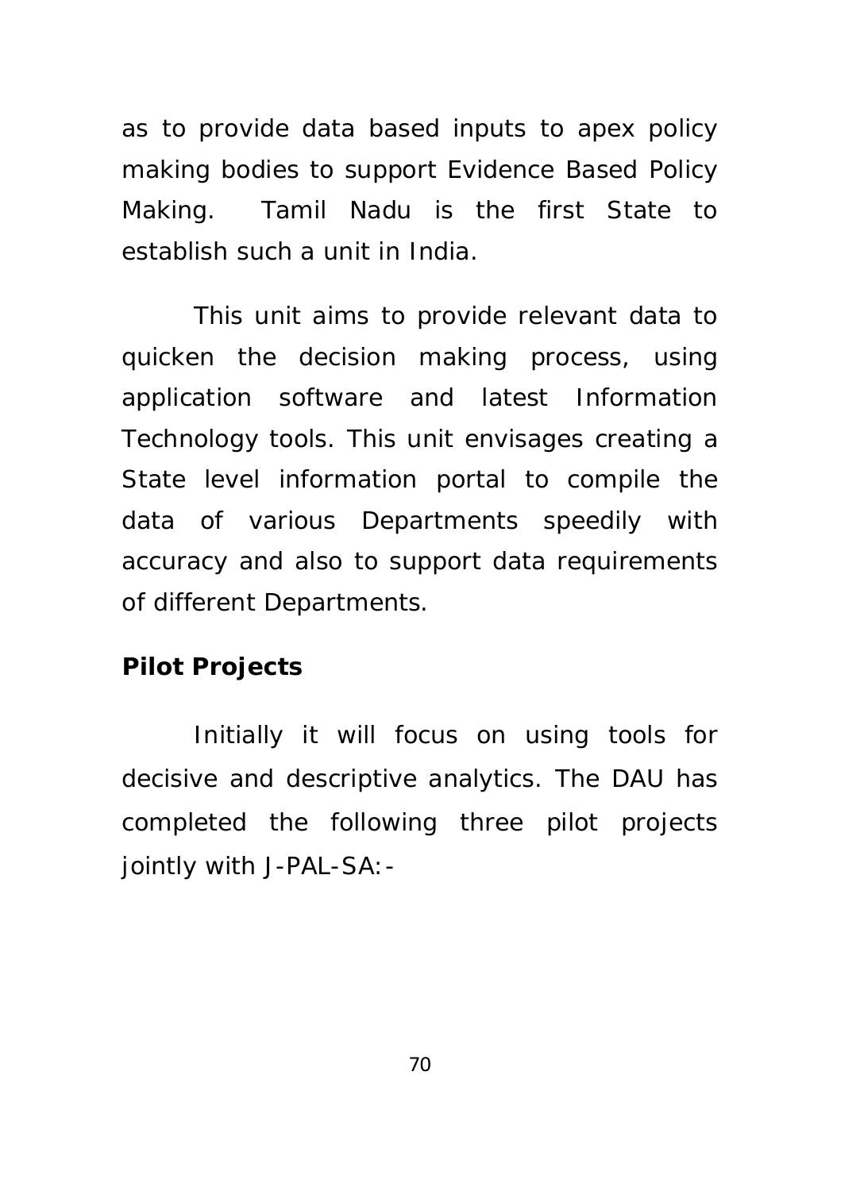as to provide data based inputs to apex policy making bodies to support Evidence Based Policy Making. Tamil Nadu is the first State to establish such a unit in India.

This unit aims to provide relevant data to quicken the decision making process, using application software and latest Information Technology tools. This unit envisages creating a State level information portal to compile the data of various Departments speedily with accuracy and also to support data requirements of different Departments.

**Pilot Projects**

Initially it will focus on using tools for decisive and descriptive analytics. The DAU has completed the following three pilot projects jointly with J-PAL-SA:-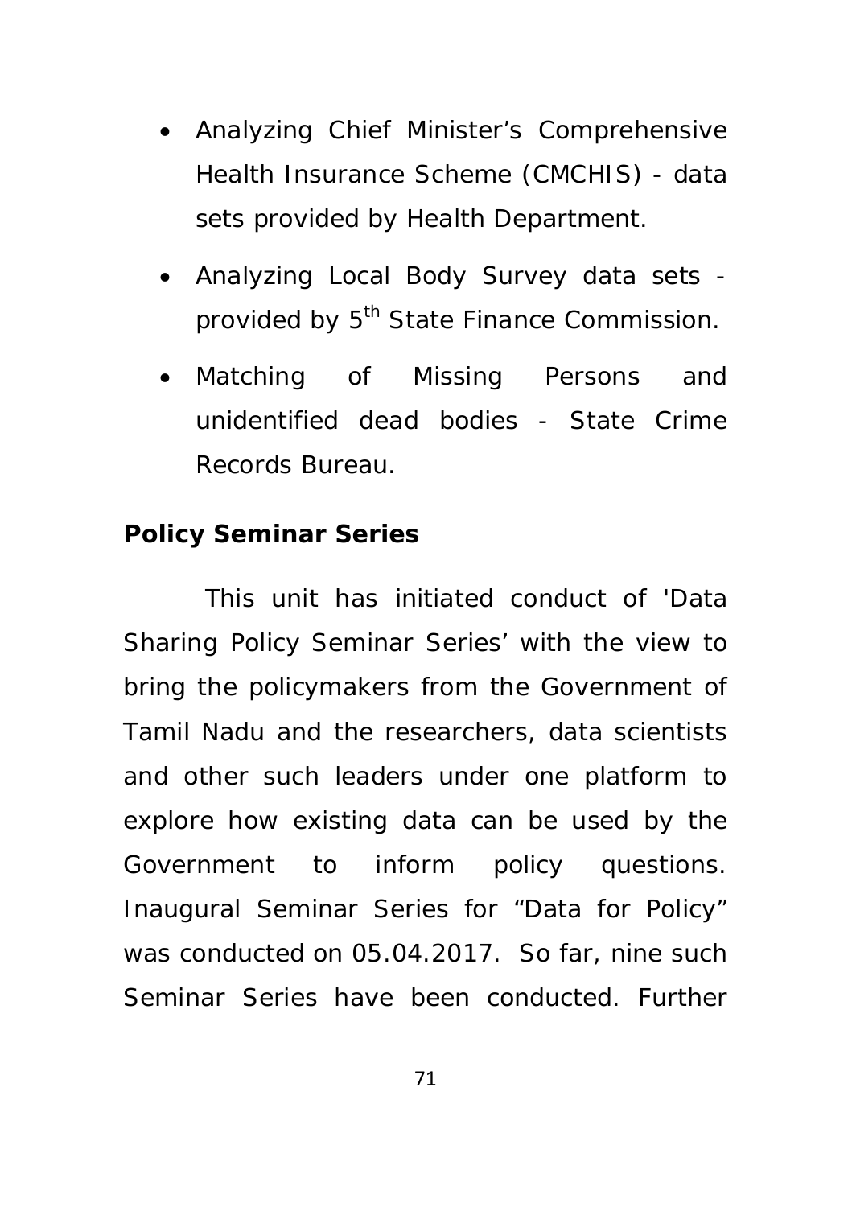- Analyzing Chief Minister's Comprehensive Health Insurance Scheme (CMCHIS) - data sets provided by Health Department.
- Analyzing Local Body Survey data sets - provided by 5th State Finance Commission.
- Matching of Missing Persons and unidentified dead bodies - State Crime Records Bureau.

**Policy Seminar Series**

This unit has initiated conduct of 'Data Sharing Policy Seminar Series' with the view to bring the policymakers from the Government of Tamil Nadu and the researchers, data scientists and other such leaders under one platform to explore how existing data can be used by the Government to inform policy questions. Inaugural Seminar Series for "Data for Policy" was conducted on 05.04.2017. So far, nine such Seminar Series have been conducted. Further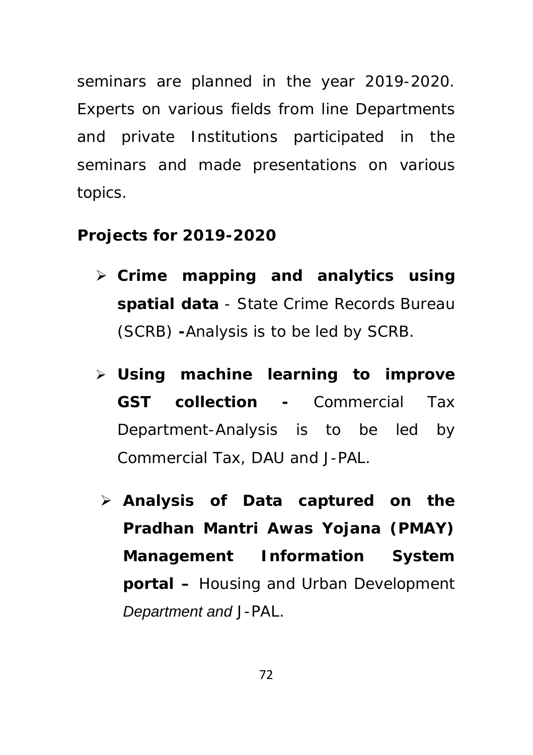seminars are planned in the year 2019-2020. Experts on various fields from line Departments and private Institutions participated in the seminars and made presentations on various topics.

**Projects for 2019-2020**

- **Crime mapping and analytics using spatial data** - State Crime Records Bureau (SCRB) **-**Analysis is to be led by SCRB.
- **Using machine learning to improve GST collection -** Commercial Tax Department-Analysis is to be led by Commercial Tax, DAU and J-PAL.
- **Analysis of Data captured on the Pradhan Mantri Awas Yojana (PMAY) Management Information System portal –** Housing and Urban Development *Department and* J-PAL.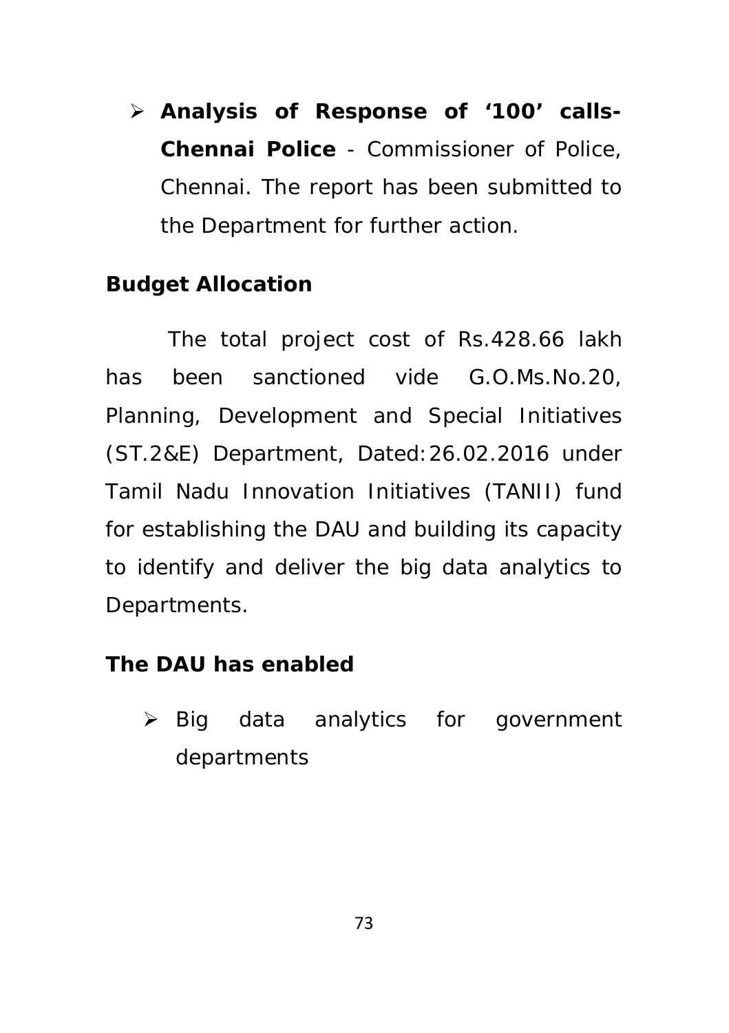- **Analysis of Response of '100' calls- Chennai Police** - Commissioner of Police, Chennai. The report has been submitted to the Department for further action.

**Budget Allocation**

The total project cost of Rs.428.66 lakh has been sanctioned vide G.O.Ms.No.20, Planning, Development and Special Initiatives (ST.2&E) Department, Dated:26.02.2016 under Tamil Nadu Innovation Initiatives (TANII) fund for establishing the DAU and building its capacity to identify and deliver the big data analytics to Departments.

**The DAU has enabled**

- Big data analytics for government departments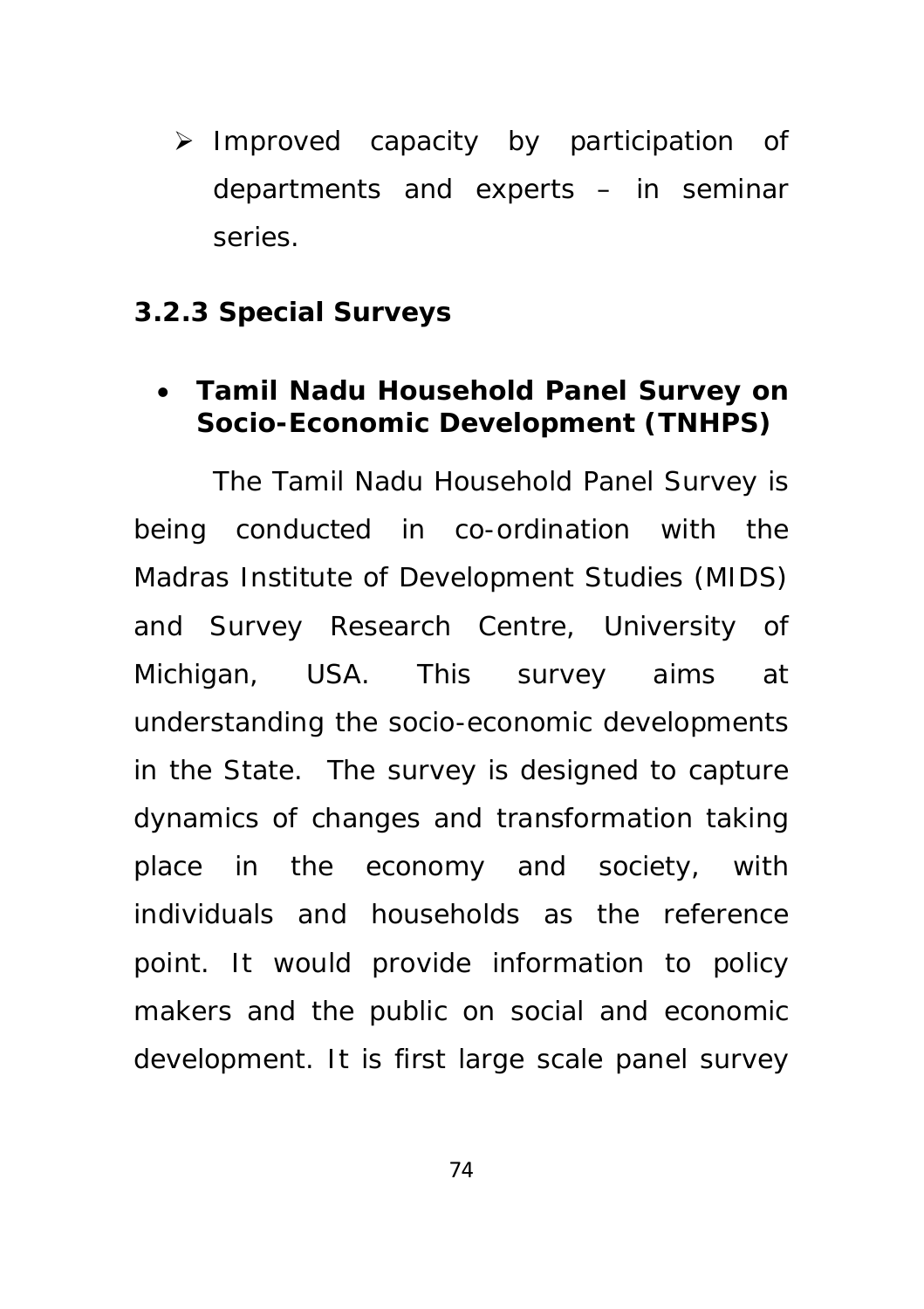- Improved capacity by participation of departments and experts – in seminar series.

### 3.2.3 Special Surveys

- **Tamil Nadu Household Panel Survey on Socio-Economic Development (TNHPS)**

The Tamil Nadu Household Panel Survey is being conducted in co-ordination with the Madras Institute of Development Studies (MIDS) and Survey Research Centre, University of Michigan, USA. This survey aims at understanding the socio-economic developments in the State. The survey is designed to capture dynamics of changes and transformation taking place in the economy and society, with individuals and households as the reference point. It would provide information to policy makers and the public on social and economic development. It is first large scale panel survey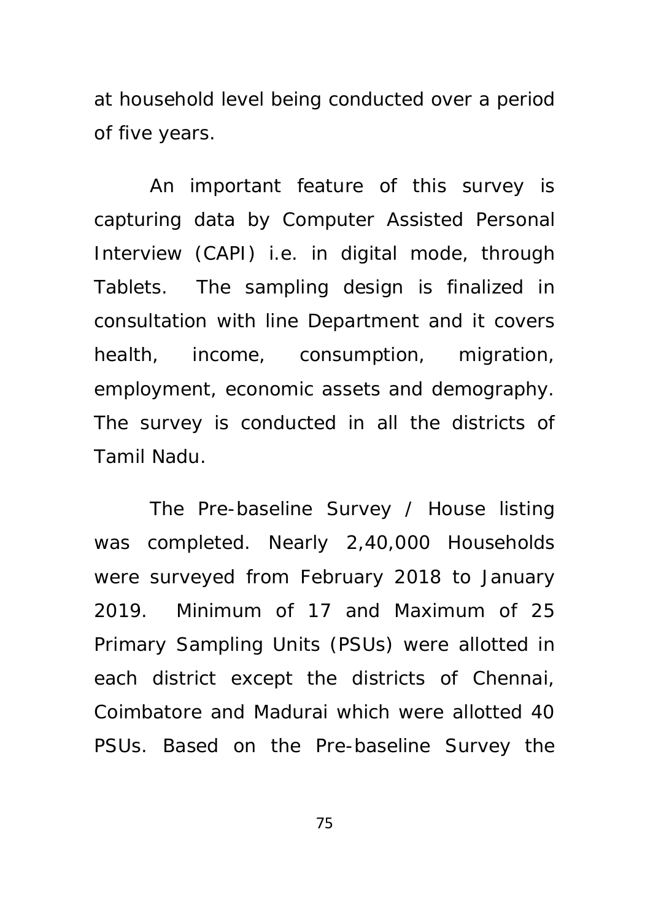at household level being conducted over a period of five years.

An important feature of this survey is capturing data by Computer Assisted Personal Interview (CAPI) i.e. in digital mode, through Tablets. The sampling design is finalized in consultation with line Department and it covers health, income, consumption, migration, employment, economic assets and demography. The survey is conducted in all the districts of Tamil Nadu.

The Pre-baseline Survey / House listing was completed. Nearly 2,40,000 Households were surveyed from February 2018 to January 2019. Minimum of 17 and Maximum of 25 Primary Sampling Units (PSUs) were allotted in each district except the districts of Chennai, Coimbatore and Madurai which were allotted 40 PSUs. Based on the Pre-baseline Survey the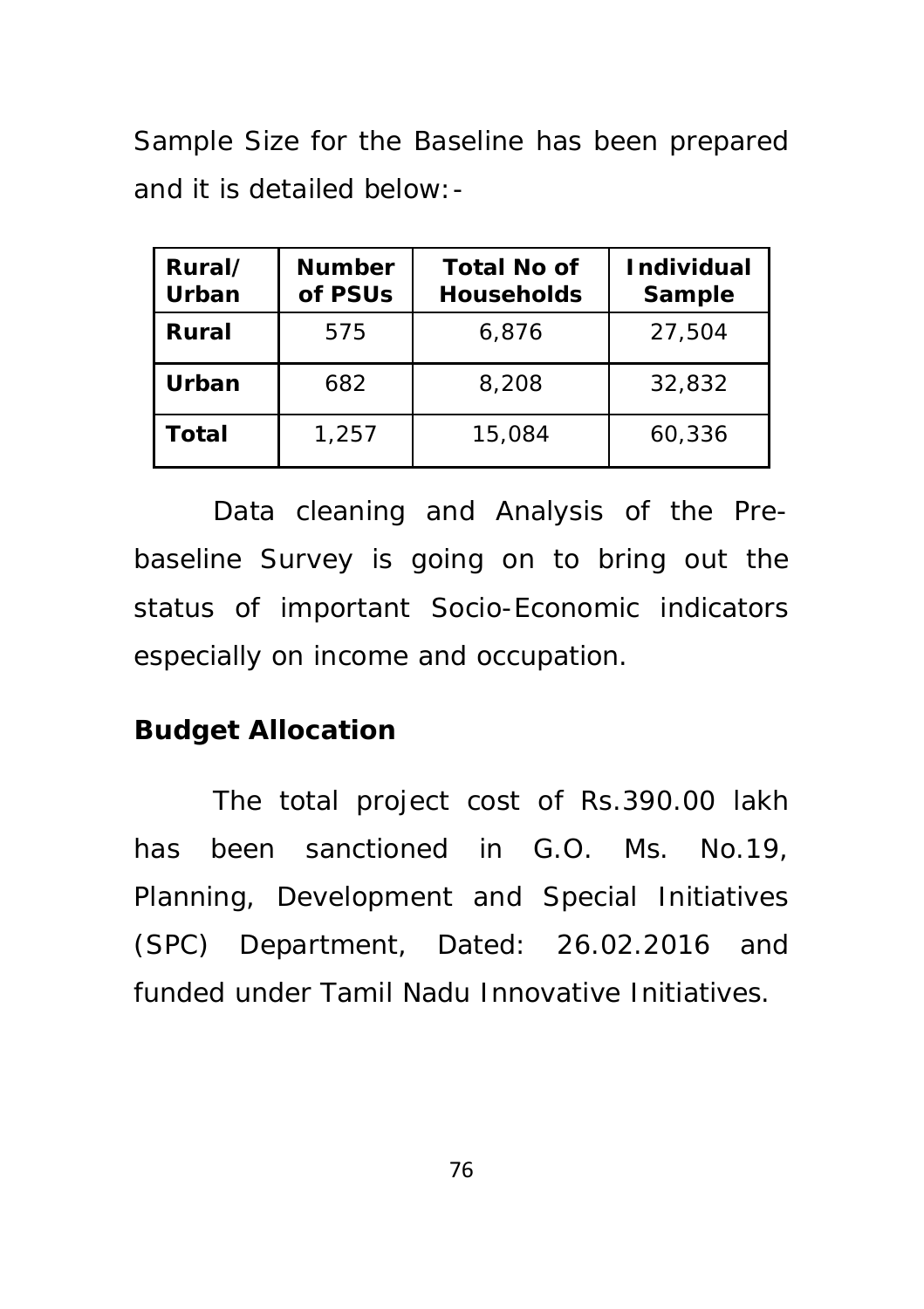Sample Size for the Baseline has been prepared and it is detailed below:-

| Rural/ Urban | Number of PSUs | Total No of Households | Individual Sample |
|---|---|---|---|
| **Rural** | 575 | 6,876 | 27,504 |
| **Urban** | 682 | 8,208 | 32,832 |
| **Total** | 1,257 | 15,084 | 60,336 |

Data cleaning and Analysis of the Pre-baseline Survey is going on to bring out the status of important Socio-Economic indicators especially on income and occupation.

**Budget Allocation**

The total project cost of Rs.390.00 lakh has been sanctioned in G.O. Ms. No.19, Planning, Development and Special Initiatives (SPC) Department, Dated: 26.02.2016 and funded under Tamil Nadu Innovative Initiatives.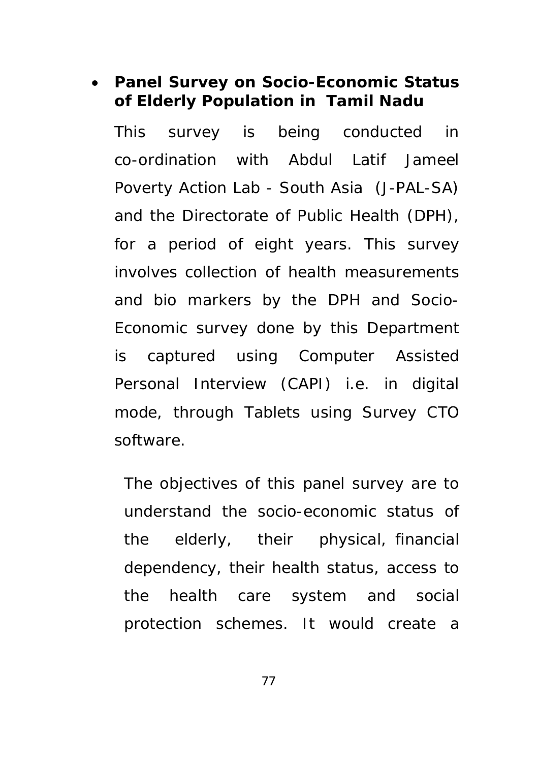- **Panel Survey on Socio-Economic Status of Elderly Population in Tamil Nadu**

  This survey is being conducted in co-ordination with Abdul Latif Jameel Poverty Action Lab - South Asia (J-PAL-SA) and the Directorate of Public Health (DPH), for a period of eight years. This survey involves collection of health measurements and bio markers by the DPH and Socio-Economic survey done by this Department is captured using Computer Assisted Personal Interview (CAPI) i.e. in digital mode, through Tablets using Survey CTO software.

  The objectives of this panel survey are to understand the socio-economic status of the elderly, their physical, financial dependency, their health status, access to the health care system and social protection schemes. It would create a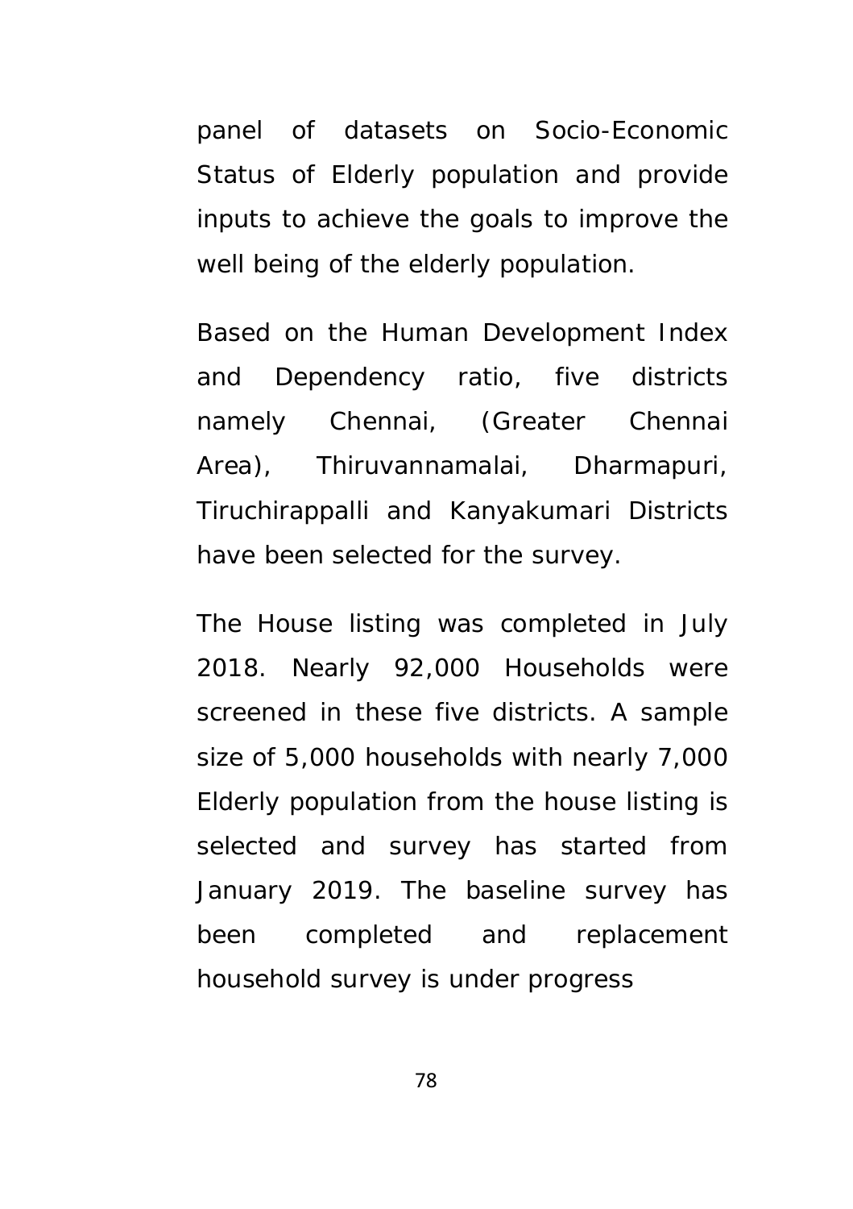panel of datasets on Socio-Economic Status of Elderly population and provide inputs to achieve the goals to improve the well being of the elderly population.

Based on the Human Development Index and Dependency ratio, five districts namely Chennai, (Greater Chennai Area), Thiruvannamalai, Dharmapuri, Tiruchirappalli and Kanyakumari Districts have been selected for the survey.

The House listing was completed in July 2018. Nearly 92,000 Households were screened in these five districts. A sample size of 5,000 households with nearly 7,000 Elderly population from the house listing is selected and survey has started from January 2019. The baseline survey has been completed and replacement household survey is under progress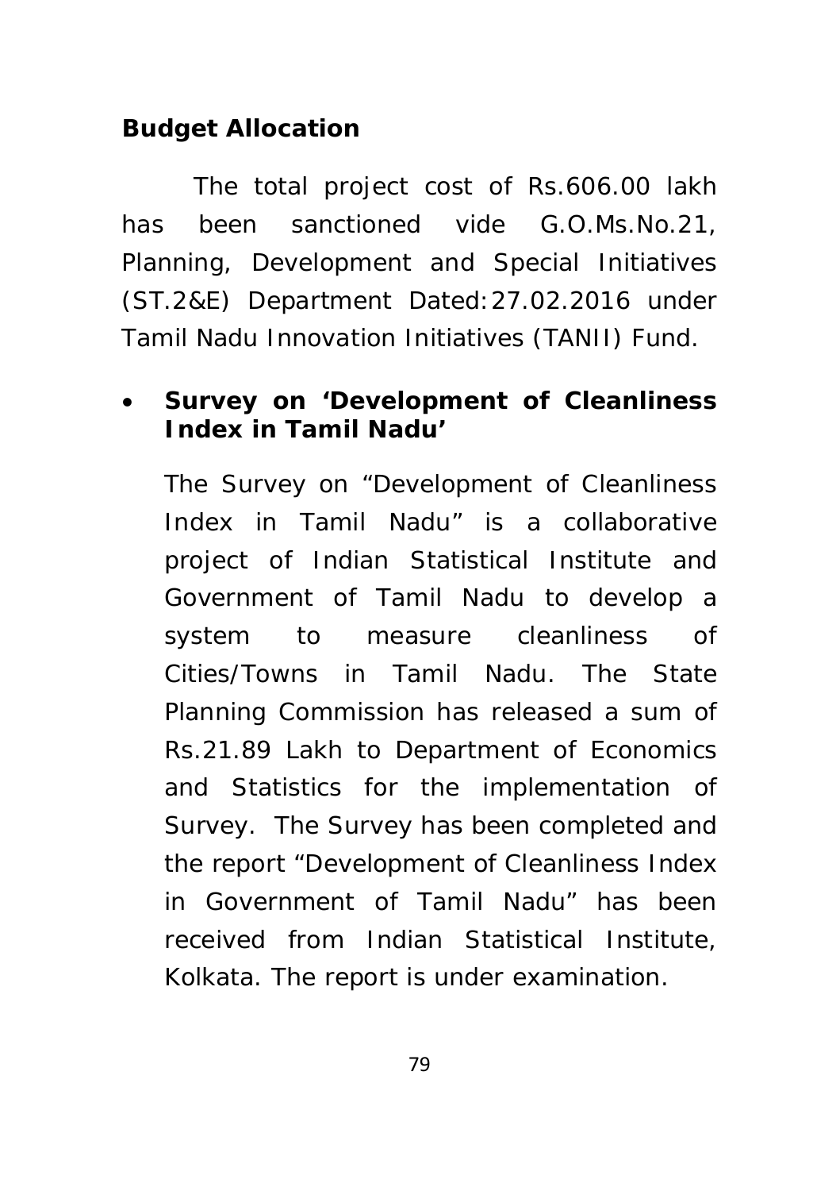**Budget Allocation**

The total project cost of Rs.606.00 lakh has been sanctioned vide G.O.Ms.No.21, Planning, Development and Special Initiatives (ST.2&E) Department Dated:27.02.2016 under Tamil Nadu Innovation Initiatives (TANII) Fund.

- **Survey on 'Development of Cleanliness Index in Tamil Nadu'**

  The Survey on "Development of Cleanliness Index in Tamil Nadu" is a collaborative project of Indian Statistical Institute and Government of Tamil Nadu to develop a system to measure cleanliness of Cities/Towns in Tamil Nadu. The State Planning Commission has released a sum of Rs.21.89 Lakh to Department of Economics and Statistics for the implementation of Survey. The Survey has been completed and the report "Development of Cleanliness Index in Government of Tamil Nadu" has been received from Indian Statistical Institute, Kolkata. The report is under examination.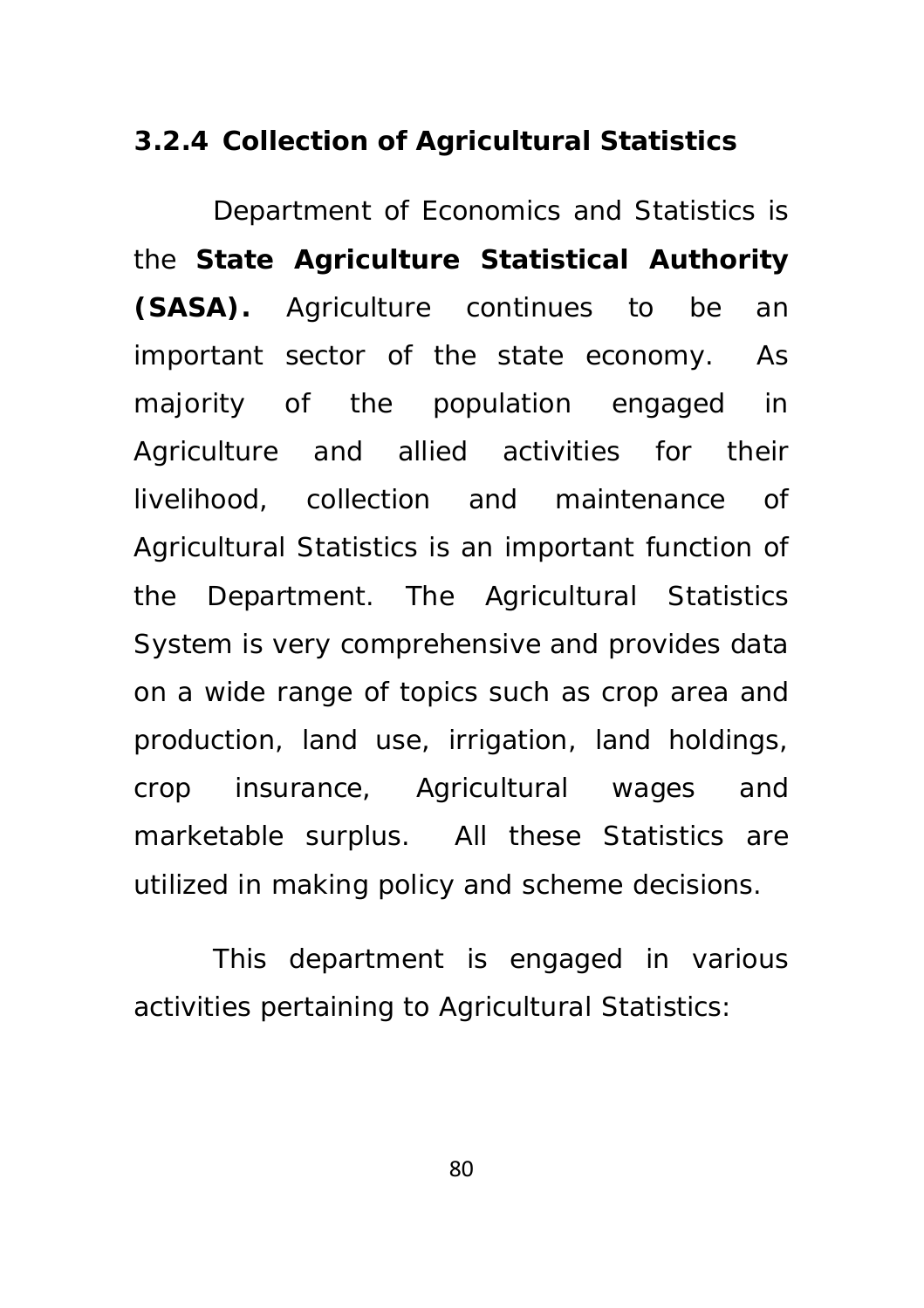### 3.2.4 Collection of Agricultural Statistics

Department of Economics and Statistics is the **State Agriculture Statistical Authority (SASA).** Agriculture continues to be an important sector of the state economy. As majority of the population engaged in Agriculture and allied activities for their livelihood, collection and maintenance of Agricultural Statistics is an important function of the Department. The Agricultural Statistics System is very comprehensive and provides data on a wide range of topics such as crop area and production, land use, irrigation, land holdings, crop insurance, Agricultural wages and marketable surplus. All these Statistics are utilized in making policy and scheme decisions.

This department is engaged in various activities pertaining to Agricultural Statistics: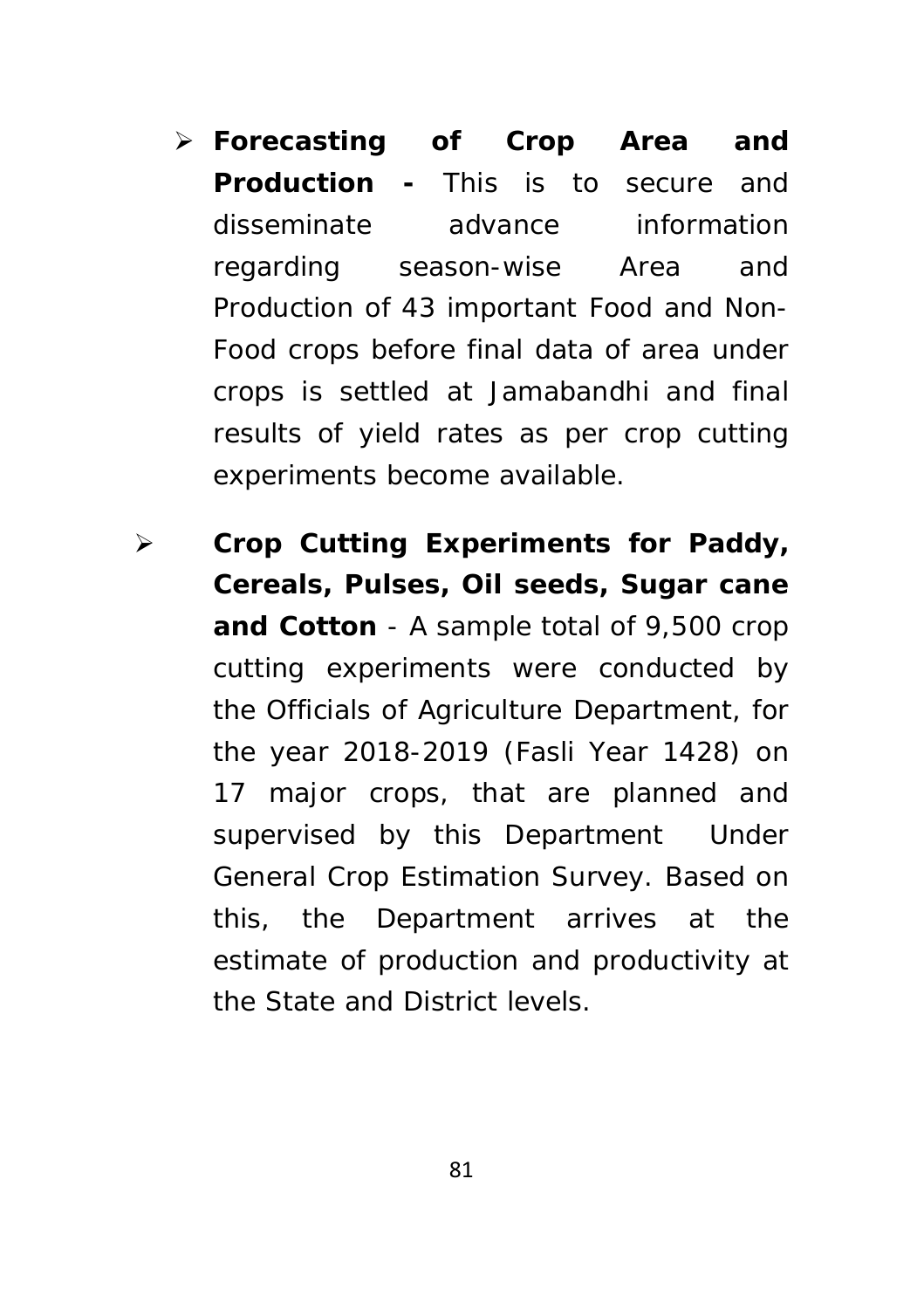- **Forecasting of Crop Area and Production -** This is to secure and disseminate advance information regarding season-wise Area and Production of 43 important Food and Non-Food crops before final data of area under crops is settled at Jamabandhi and final results of yield rates as per crop cutting experiments become available.

- **Crop Cutting Experiments for Paddy, Cereals, Pulses, Oil seeds, Sugar cane and Cotton** - A sample total of 9,500 crop cutting experiments were conducted by the Officials of Agriculture Department, for the year 2018-2019 (Fasli Year 1428) on 17 major crops, that are planned and supervised by this Department Under General Crop Estimation Survey. Based on this, the Department arrives at the estimate of production and productivity at the State and District levels.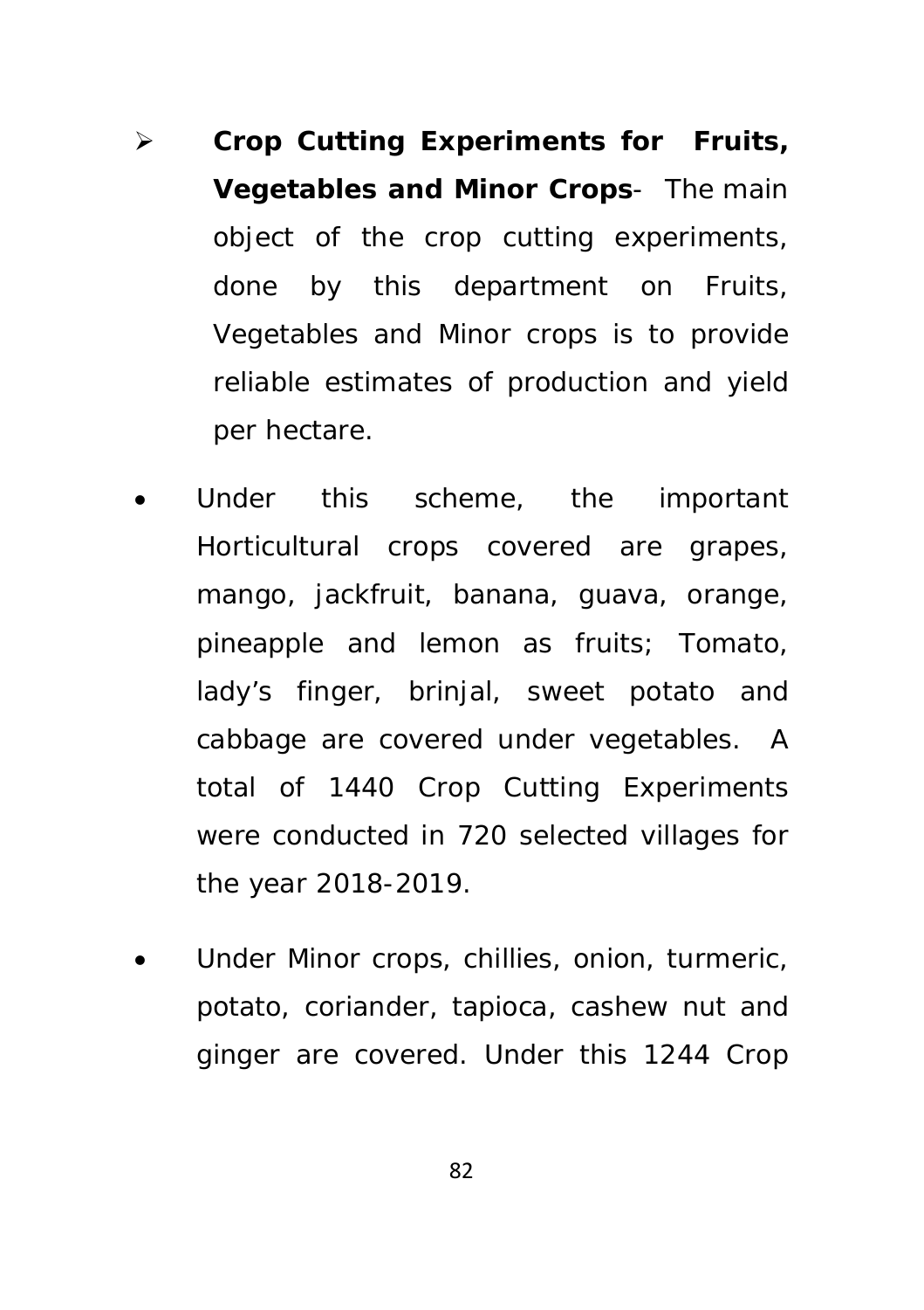- **Crop Cutting Experiments for Fruits, Vegetables and Minor Crops**- The main object of the crop cutting experiments, done by this department on Fruits, Vegetables and Minor crops is to provide reliable estimates of production and yield per hectare.

- Under this scheme, the important Horticultural crops covered are grapes, mango, jackfruit, banana, guava, orange, pineapple and lemon as fruits; Tomato, lady's finger, brinjal, sweet potato and cabbage are covered under vegetables. A total of 1440 Crop Cutting Experiments were conducted in 720 selected villages for the year 2018-2019.

- Under Minor crops, chillies, onion, turmeric, potato, coriander, tapioca, cashew nut and ginger are covered. Under this 1244 Crop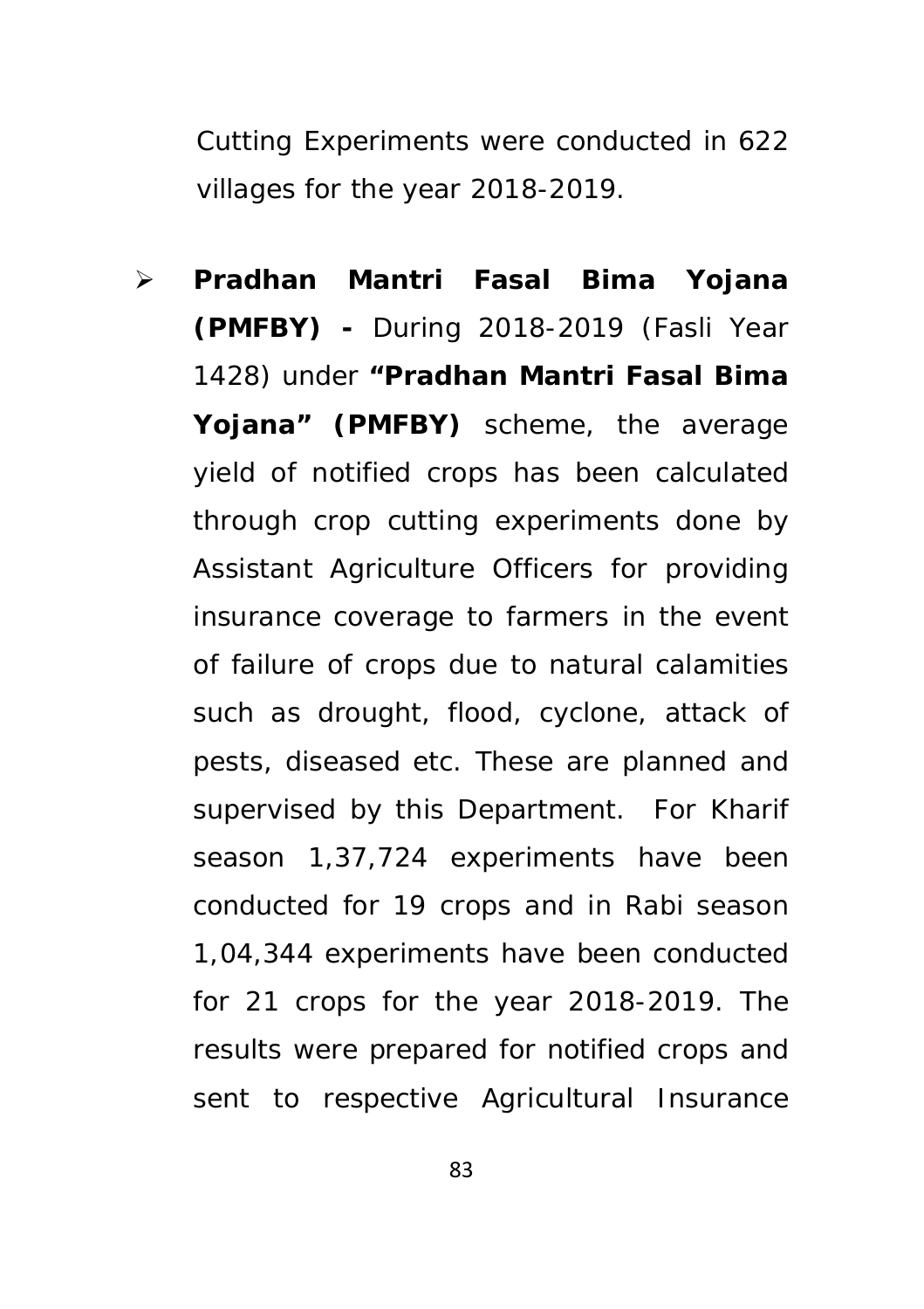Cutting Experiments were conducted in 622 villages for the year 2018-2019.

- **Pradhan Mantri Fasal Bima Yojana (PMFBY) -** During 2018-2019 (Fasli Year 1428) under **"Pradhan Mantri Fasal Bima Yojana" (PMFBY)** scheme, the average yield of notified crops has been calculated through crop cutting experiments done by Assistant Agriculture Officers for providing insurance coverage to farmers in the event of failure of crops due to natural calamities such as drought, flood, cyclone, attack of pests, diseased etc. These are planned and supervised by this Department. For Kharif season 1,37,724 experiments have been conducted for 19 crops and in Rabi season 1,04,344 experiments have been conducted for 21 crops for the year 2018-2019. The results were prepared for notified crops and sent to respective Agricultural Insurance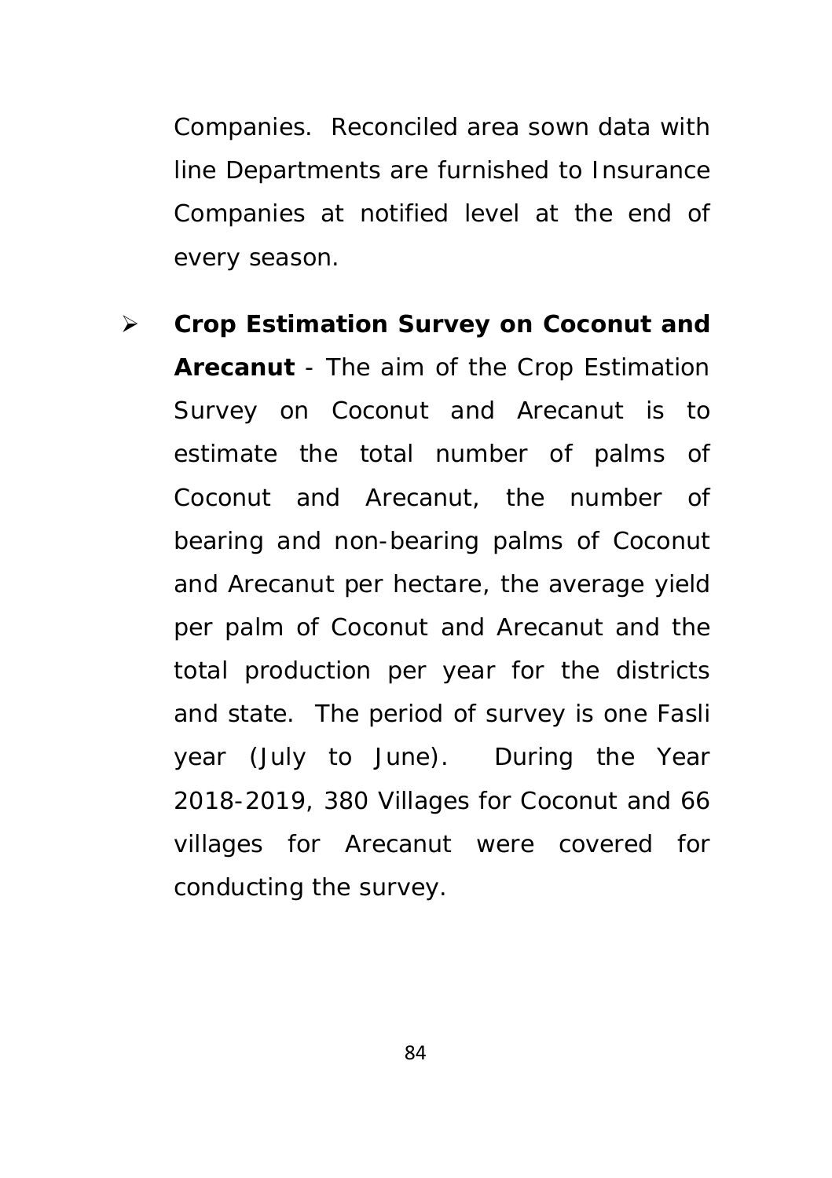Companies. Reconciled area sown data with line Departments are furnished to Insurance Companies at notified level at the end of every season.

- **Crop Estimation Survey on Coconut and Arecanut** - The aim of the Crop Estimation Survey on Coconut and Arecanut is to estimate the total number of palms of Coconut and Arecanut, the number of bearing and non-bearing palms of Coconut and Arecanut per hectare, the average yield per palm of Coconut and Arecanut and the total production per year for the districts and state. The period of survey is one Fasli year (July to June). During the Year 2018-2019, 380 Villages for Coconut and 66 villages for Arecanut were covered for conducting the survey.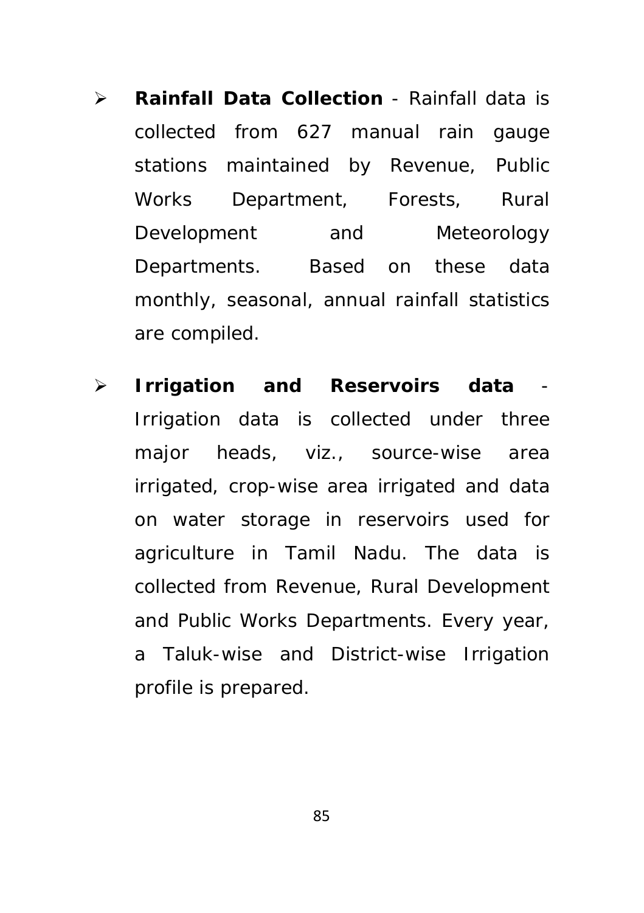- **Rainfall Data Collection** - Rainfall data is collected from 627 manual rain gauge stations maintained by Revenue, Public Works Department, Forests, Rural Development and Meteorology Departments. Based on these data monthly, seasonal, annual rainfall statistics are compiled.

- **Irrigation and Reservoirs data** - Irrigation data is collected under three major heads, viz., source-wise area irrigated, crop-wise area irrigated and data on water storage in reservoirs used for agriculture in Tamil Nadu. The data is collected from Revenue, Rural Development and Public Works Departments. Every year, a Taluk-wise and District-wise Irrigation profile is prepared.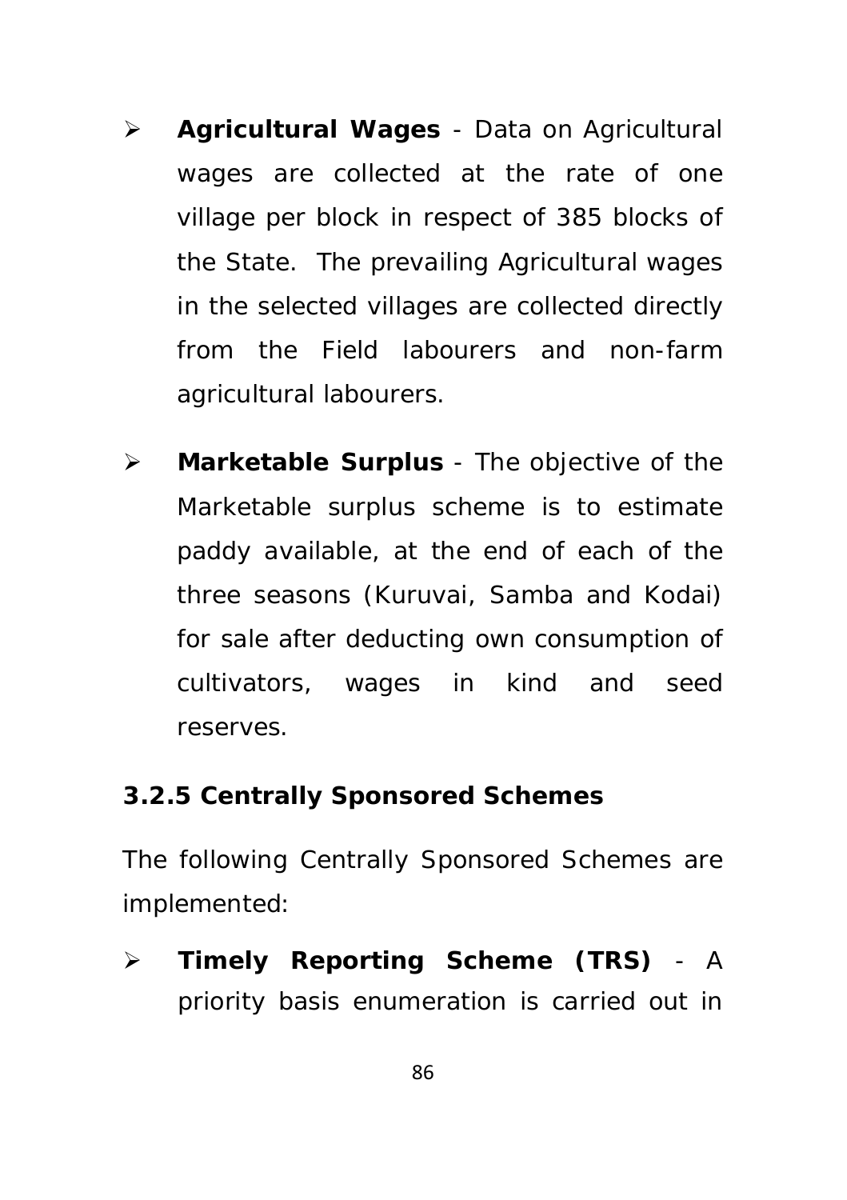- **Agricultural Wages** - Data on Agricultural wages are collected at the rate of one village per block in respect of 385 blocks of the State. The prevailing Agricultural wages in the selected villages are collected directly from the Field labourers and non-farm agricultural labourers.

- **Marketable Surplus** - The objective of the Marketable surplus scheme is to estimate paddy available, at the end of each of the three seasons (Kuruvai, Samba and Kodai) for sale after deducting own consumption of cultivators, wages in kind and seed reserves.

### 3.2.5 Centrally Sponsored Schemes

The following Centrally Sponsored Schemes are implemented:

- **Timely Reporting Scheme (TRS)** - A priority basis enumeration is carried out in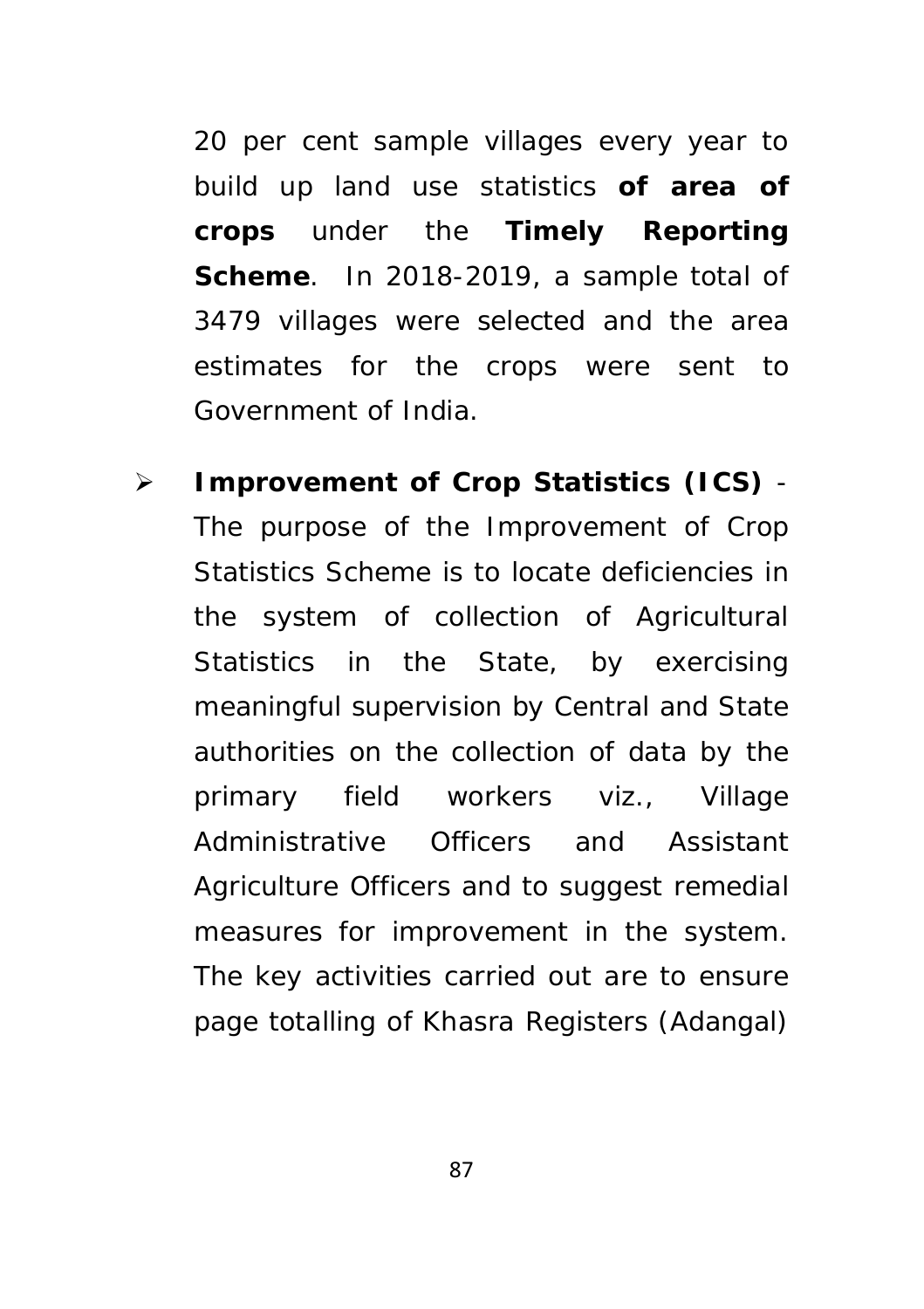20 per cent sample villages every year to build up land use statistics **of area of crops** under the **Timely Reporting Scheme**. In 2018-2019, a sample total of 3479 villages were selected and the area estimates for the crops were sent to Government of India.

- **Improvement of Crop Statistics (ICS)** - The purpose of the Improvement of Crop Statistics Scheme is to locate deficiencies in the system of collection of Agricultural Statistics in the State, by exercising meaningful supervision by Central and State authorities on the collection of data by the primary field workers viz., Village Administrative Officers and Assistant Agriculture Officers and to suggest remedial measures for improvement in the system. The key activities carried out are to ensure page totalling of Khasra Registers (Adangal)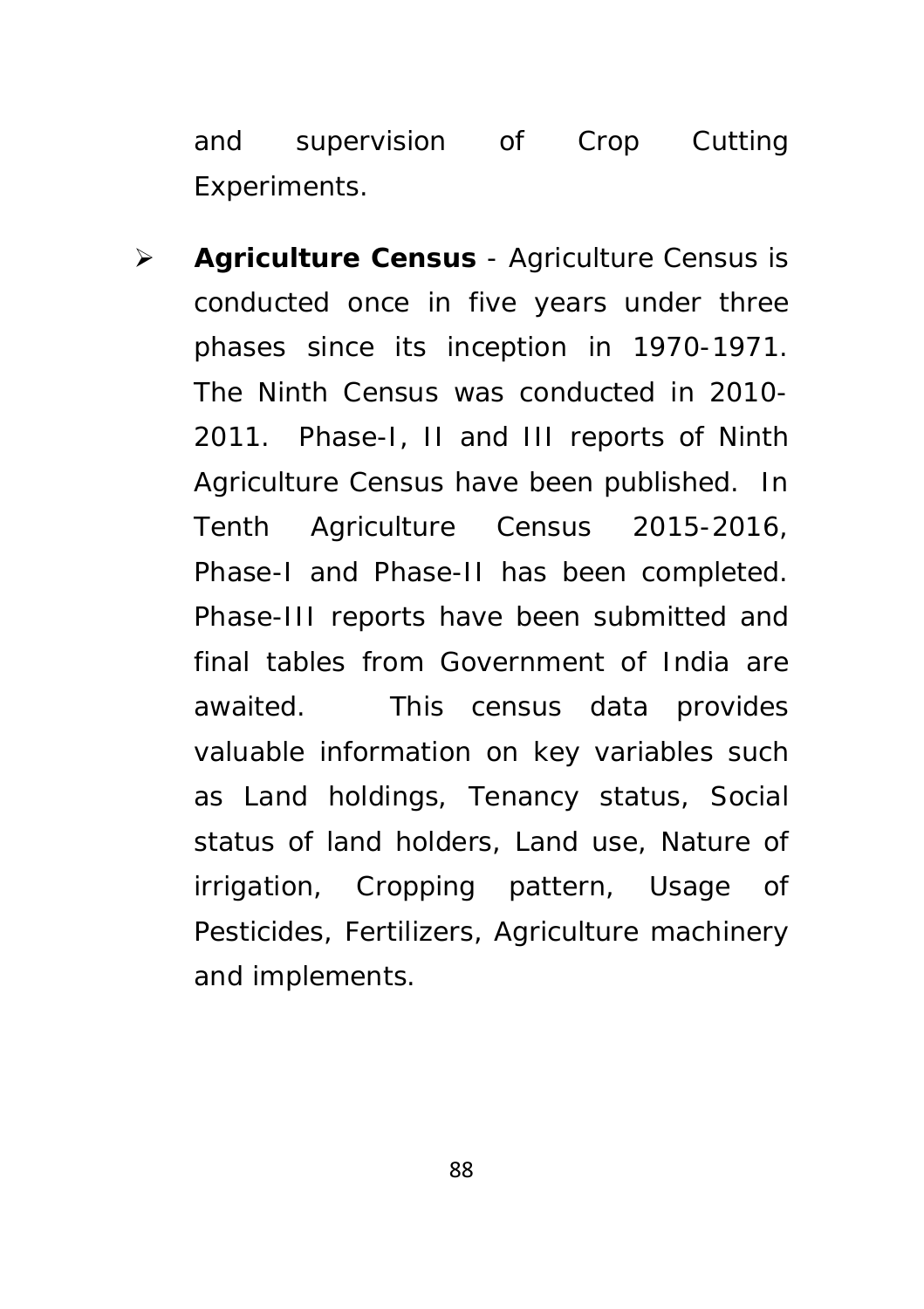and supervision of Crop Cutting Experiments.

- **Agriculture Census** - Agriculture Census is conducted once in five years under three phases since its inception in 1970-1971. The Ninth Census was conducted in 2010-2011. Phase-I, II and III reports of Ninth Agriculture Census have been published. In Tenth Agriculture Census 2015-2016, Phase-I and Phase-II has been completed. Phase-III reports have been submitted and final tables from Government of India are awaited. This census data provides valuable information on key variables such as Land holdings, Tenancy status, Social status of land holders, Land use, Nature of irrigation, Cropping pattern, Usage of Pesticides, Fertilizers, Agriculture machinery and implements.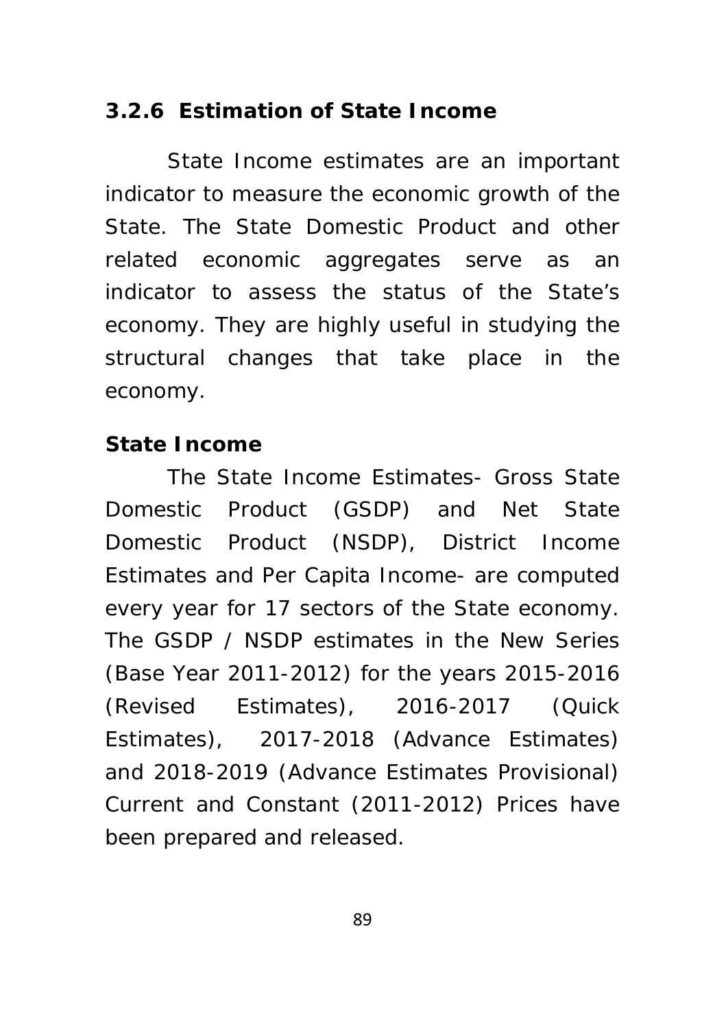### 3.2.6 Estimation of State Income

State Income estimates are an important indicator to measure the economic growth of the State. The State Domestic Product and other related economic aggregates serve as an indicator to assess the status of the State's economy. They are highly useful in studying the structural changes that take place in the economy.

**State Income**

The State Income Estimates- Gross State Domestic Product (GSDP) and Net State Domestic Product (NSDP), District Income Estimates and Per Capita Income- are computed every year for 17 sectors of the State economy. The GSDP / NSDP estimates in the New Series (Base Year 2011-2012) for the years 2015-2016 (Revised Estimates), 2016-2017 (Quick Estimates), 2017-2018 (Advance Estimates) and 2018-2019 (Advance Estimates Provisional) Current and Constant (2011-2012) Prices have been prepared and released.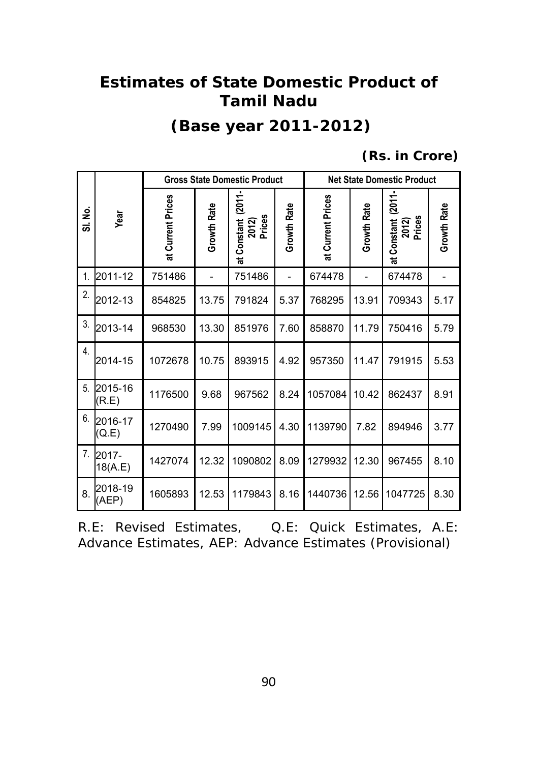# Estimates of State Domestic Product of Tamil Nadu

## (Base year 2011-2012)

**(Rs. in Crore)**

| Sl. No. | Year | Gross State Domestic Product | | | | Net State Domestic Product | | | |
|---|---|---|---|---|---|---|---|---|---|
| | | at Current Prices | Growth Rate | at Constant (2011-2012) Prices | Growth Rate | at Current Prices | Growth Rate | at Constant (2011-2012) Prices | Growth Rate |
| 1. | 2011-12 | 751486 | - | 751486 | - | 674478 | - | 674478 | - |
| 2. | 2012-13 | 854825 | 13.75 | 791824 | 5.37 | 768295 | 13.91 | 709343 | 5.17 |
| 3. | 2013-14 | 968530 | 13.30 | 851976 | 7.60 | 858870 | 11.79 | 750416 | 5.79 |
| 4. | 2014-15 | 1072678 | 10.75 | 893915 | 4.92 | 957350 | 11.47 | 791915 | 5.53 |
| 5. | 2015-16 (R.E) | 1176500 | 9.68 | 967562 | 8.24 | 1057084 | 10.42 | 862437 | 8.91 |
| 6. | 2016-17 (Q.E) | 1270490 | 7.99 | 1009145 | 4.30 | 1139790 | 7.82 | 894946 | 3.77 |
| 7. | 2017-18(A.E) | 1427074 | 12.32 | 1090802 | 8.09 | 1279932 | 12.30 | 967455 | 8.10 |
| 8. | 2018-19 (AEP) | 1605893 | 12.53 | 1179843 | 8.16 | 1440736 | 12.56 | 1047725 | 8.30 |

R.E: Revised Estimates, Q.E: Quick Estimates, A.E: Advance Estimates, AEP: Advance Estimates (Provisional)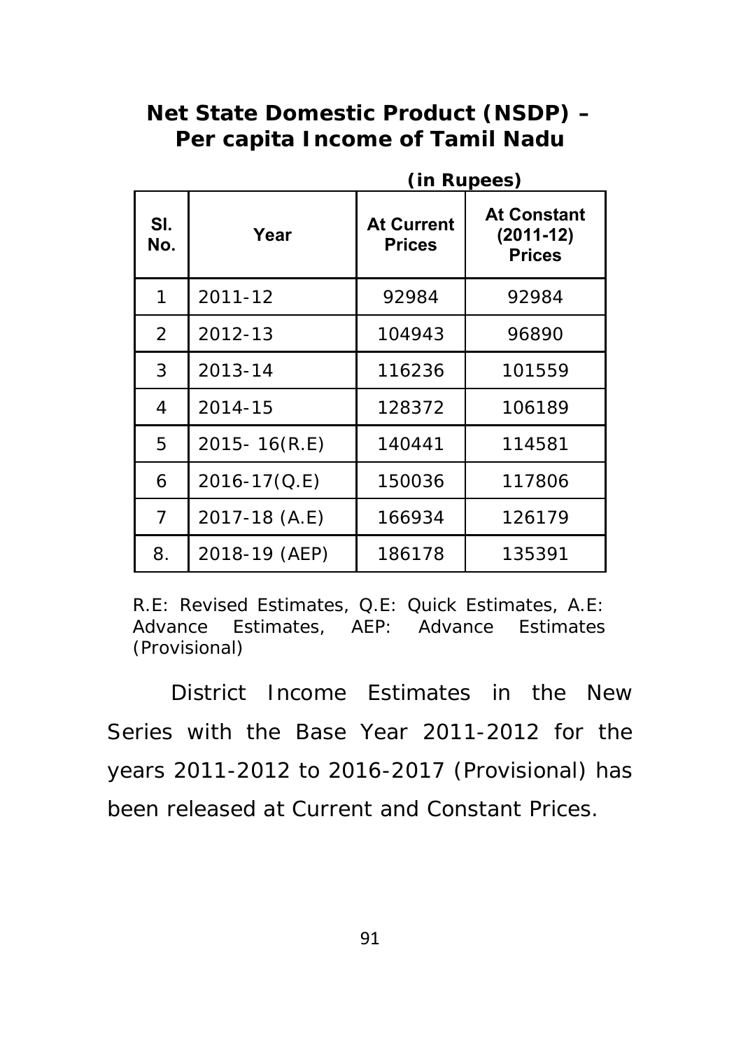## Net State Domestic Product (NSDP) – Per capita Income of Tamil Nadu

**(in Rupees)**

| Sl. No. | Year | At Current Prices | At Constant (2011-12) Prices |
|---|---|---|---|
| 1 | 2011-12 | 92984 | 92984 |
| 2 | 2012-13 | 104943 | 96890 |
| 3 | 2013-14 | 116236 | 101559 |
| 4 | 2014-15 | 128372 | 106189 |
| 5 | 2015- 16(R.E) | 140441 | 114581 |
| 6 | 2016-17(Q.E) | 150036 | 117806 |
| 7 | 2017-18 (A.E) | 166934 | 126179 |
| 8. | 2018-19 (AEP) | 186178 | 135391 |

R.E: Revised Estimates, Q.E: Quick Estimates, A.E: Advance Estimates, AEP: Advance Estimates (Provisional)

District Income Estimates in the New Series with the Base Year 2011-2012 for the years 2011-2012 to 2016-2017 (Provisional) has been released at Current and Constant Prices.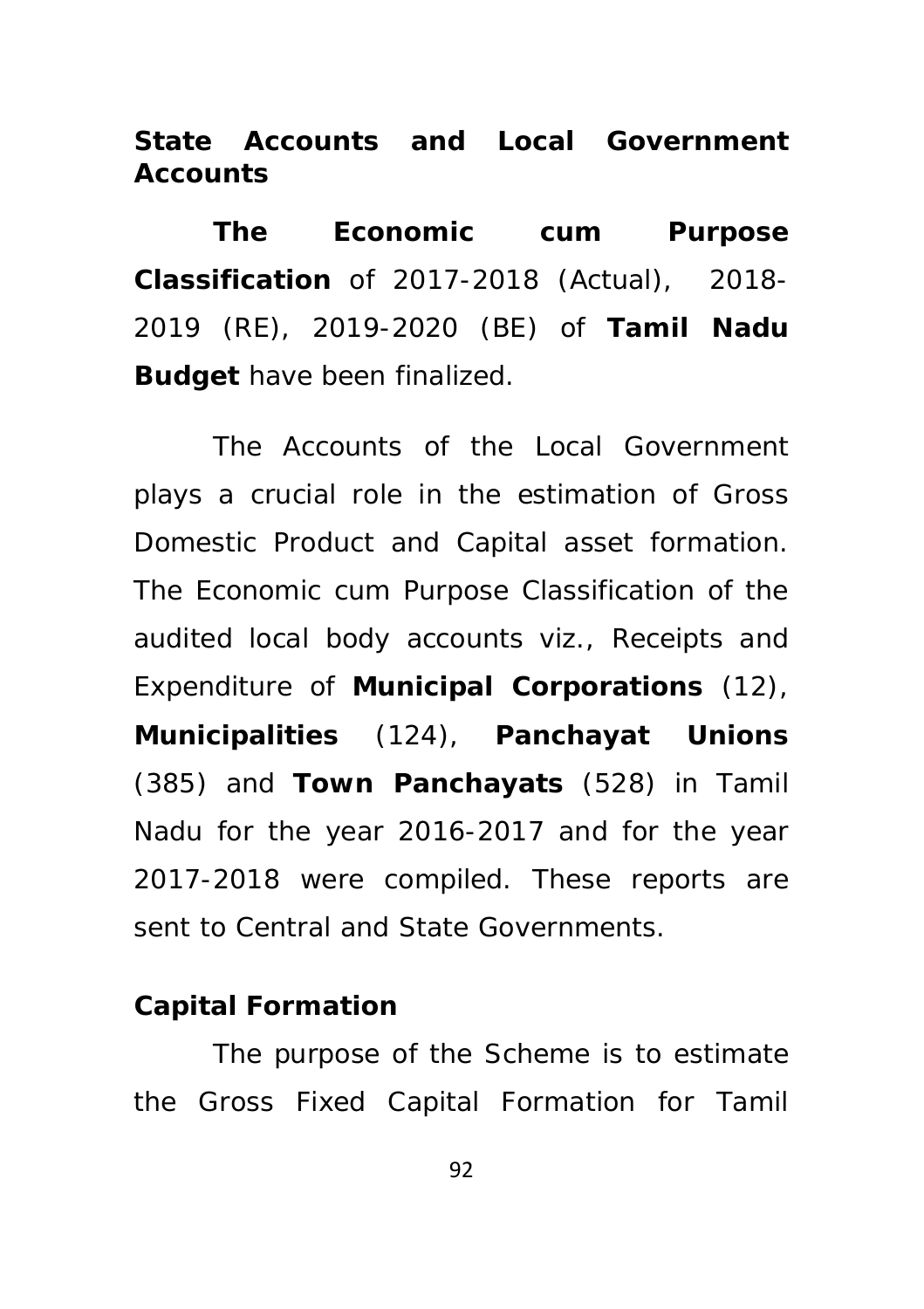## State Accounts and Local Government Accounts

**The Economic cum Purpose Classification** of 2017-2018 (Actual), 2018-2019 (RE), 2019-2020 (BE) of **Tamil Nadu Budget** have been finalized.

The Accounts of the Local Government plays a crucial role in the estimation of Gross Domestic Product and Capital asset formation. The Economic cum Purpose Classification of the audited local body accounts viz., Receipts and Expenditure of **Municipal Corporations** (12), **Municipalities** (124), **Panchayat Unions** (385) and **Town Panchayats** (528) in Tamil Nadu for the year 2016-2017 and for the year 2017-2018 were compiled. These reports are sent to Central and State Governments.

## Capital Formation

The purpose of the Scheme is to estimate the Gross Fixed Capital Formation for Tamil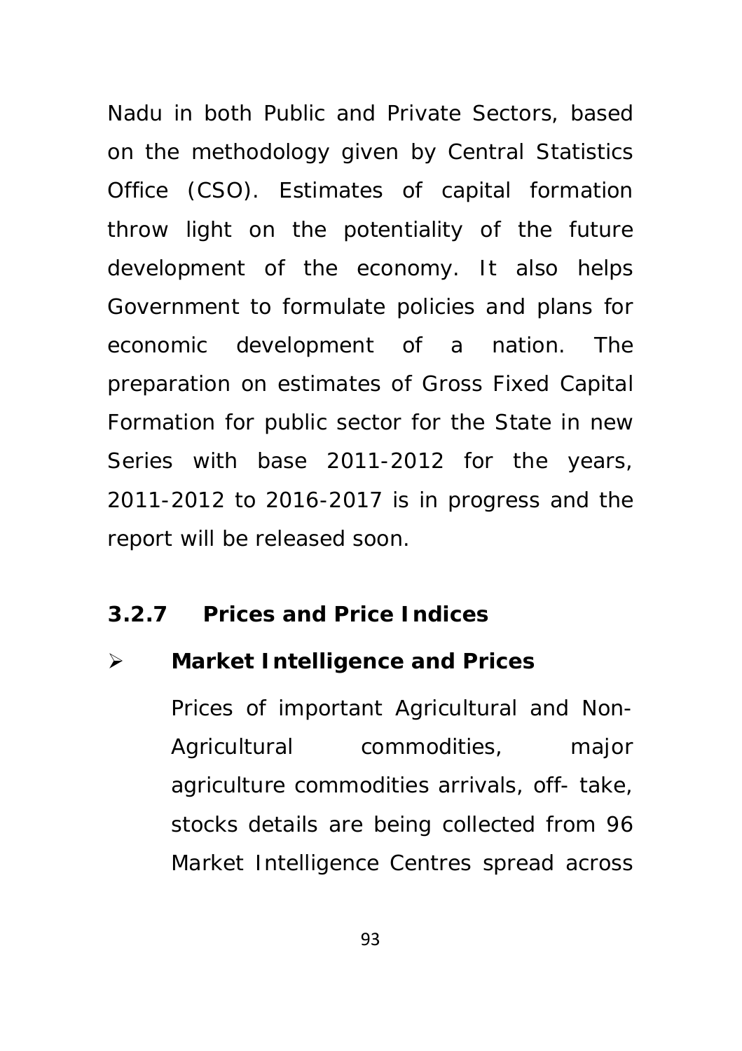Nadu in both Public and Private Sectors, based on the methodology given by Central Statistics Office (CSO). Estimates of capital formation throw light on the potentiality of the future development of the economy. It also helps Government to formulate policies and plans for economic development of a nation. The preparation on estimates of Gross Fixed Capital Formation for public sector for the State in new Series with base 2011-2012 for the years, 2011-2012 to 2016-2017 is in progress and the report will be released soon.

### 3.2.7 Prices and Price Indices

- **Market Intelligence and Prices**

  Prices of important Agricultural and Non-Agricultural commodities, major agriculture commodities arrivals, off- take, stocks details are being collected from 96 Market Intelligence Centres spread across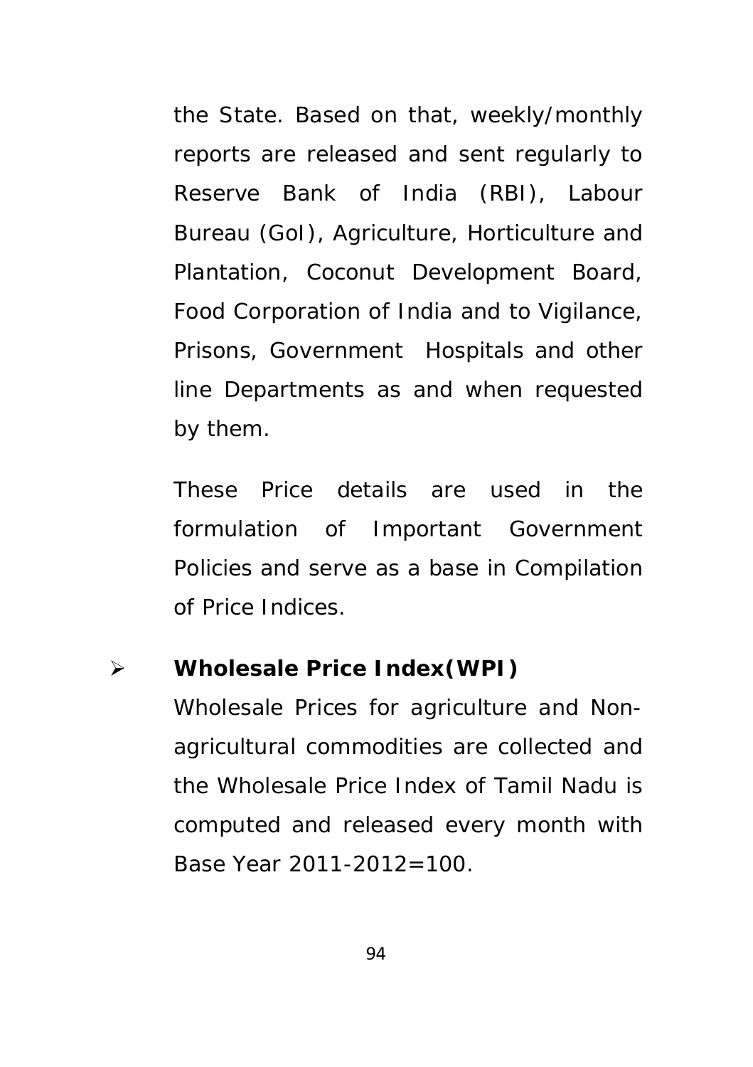the State. Based on that, weekly/monthly reports are released and sent regularly to Reserve Bank of India (RBI), Labour Bureau (GoI), Agriculture, Horticulture and Plantation, Coconut Development Board, Food Corporation of India and to Vigilance, Prisons, Government Hospitals and other line Departments as and when requested by them.

These Price details are used in the formulation of Important Government Policies and serve as a base in Compilation of Price Indices.

- **Wholesale Price Index(WPI)**

  Wholesale Prices for agriculture and Non-agricultural commodities are collected and the Wholesale Price Index of Tamil Nadu is computed and released every month with Base Year 2011-2012=100.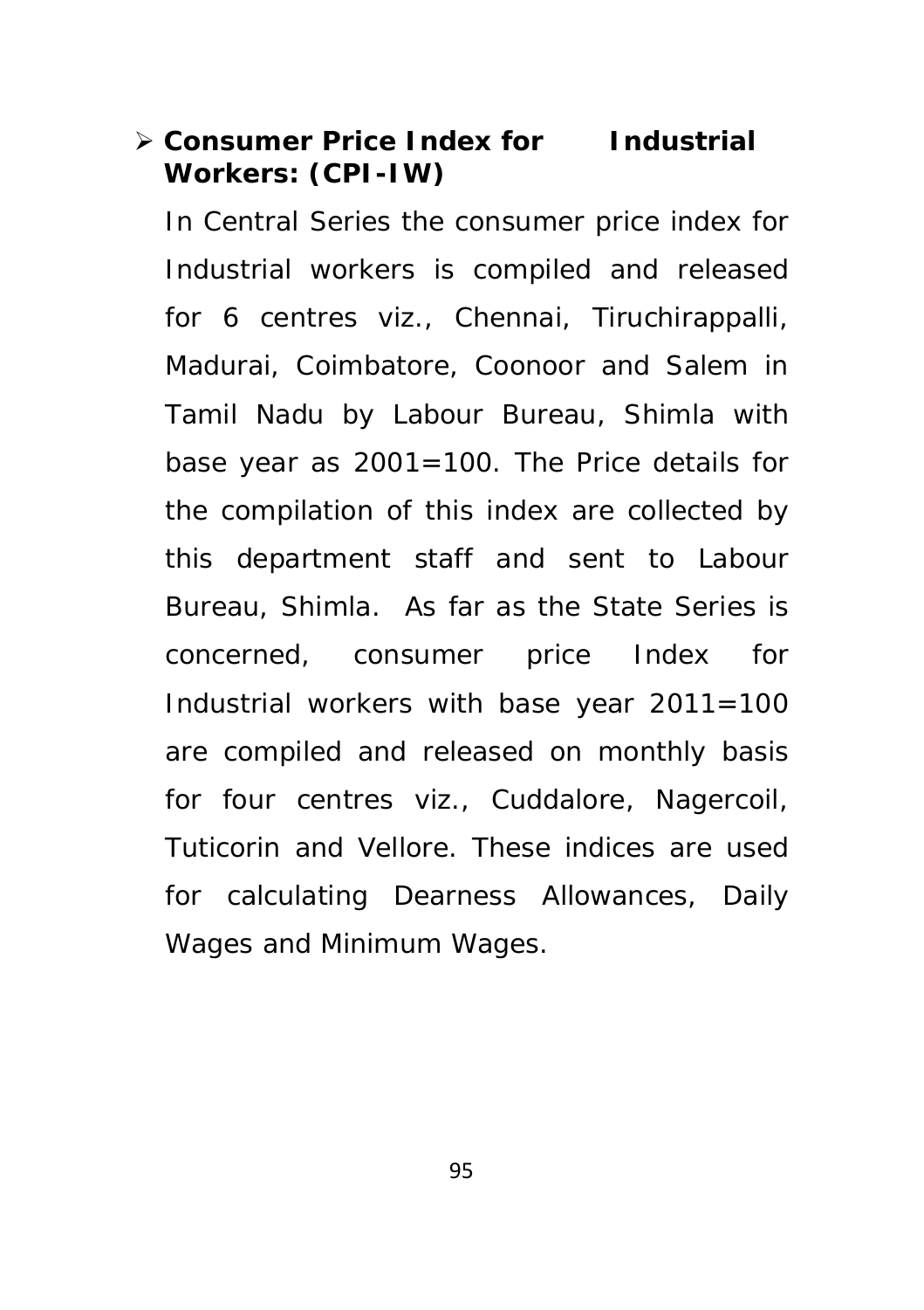- **Consumer Price Index for Industrial Workers: (CPI-IW)**

  In Central Series the consumer price index for Industrial workers is compiled and released for 6 centres viz., Chennai, Tiruchirappalli, Madurai, Coimbatore, Coonoor and Salem in Tamil Nadu by Labour Bureau, Shimla with base year as 2001=100. The Price details for the compilation of this index are collected by this department staff and sent to Labour Bureau, Shimla. As far as the State Series is concerned, consumer price Index for Industrial workers with base year 2011=100 are compiled and released on monthly basis for four centres viz., Cuddalore, Nagercoil, Tuticorin and Vellore. These indices are used for calculating Dearness Allowances, Daily Wages and Minimum Wages.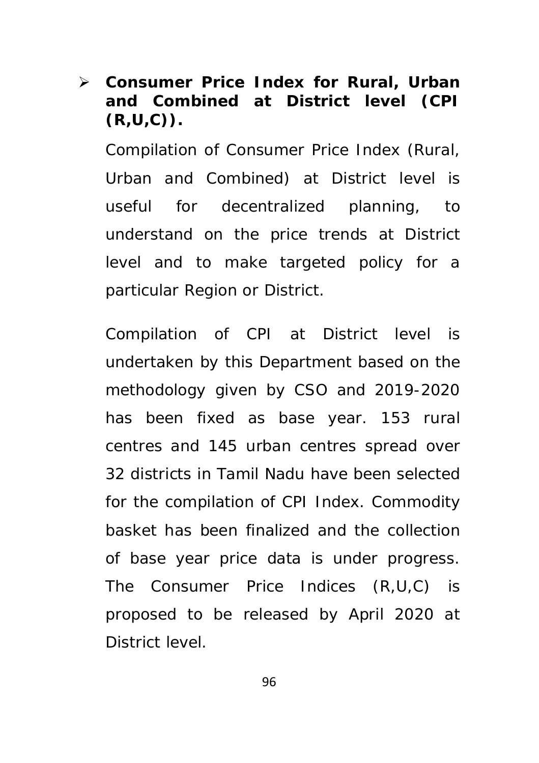- **Consumer Price Index for Rural, Urban and Combined at District level (CPI (R,U,C)).**

  Compilation of Consumer Price Index (Rural, Urban and Combined) at District level is useful for decentralized planning, to understand on the price trends at District level and to make targeted policy for a particular Region or District.

  Compilation of CPI at District level is undertaken by this Department based on the methodology given by CSO and 2019-2020 has been fixed as base year. 153 rural centres and 145 urban centres spread over 32 districts in Tamil Nadu have been selected for the compilation of CPI Index. Commodity basket has been finalized and the collection of base year price data is under progress. The Consumer Price Indices (R,U,C) is proposed to be released by April 2020 at District level.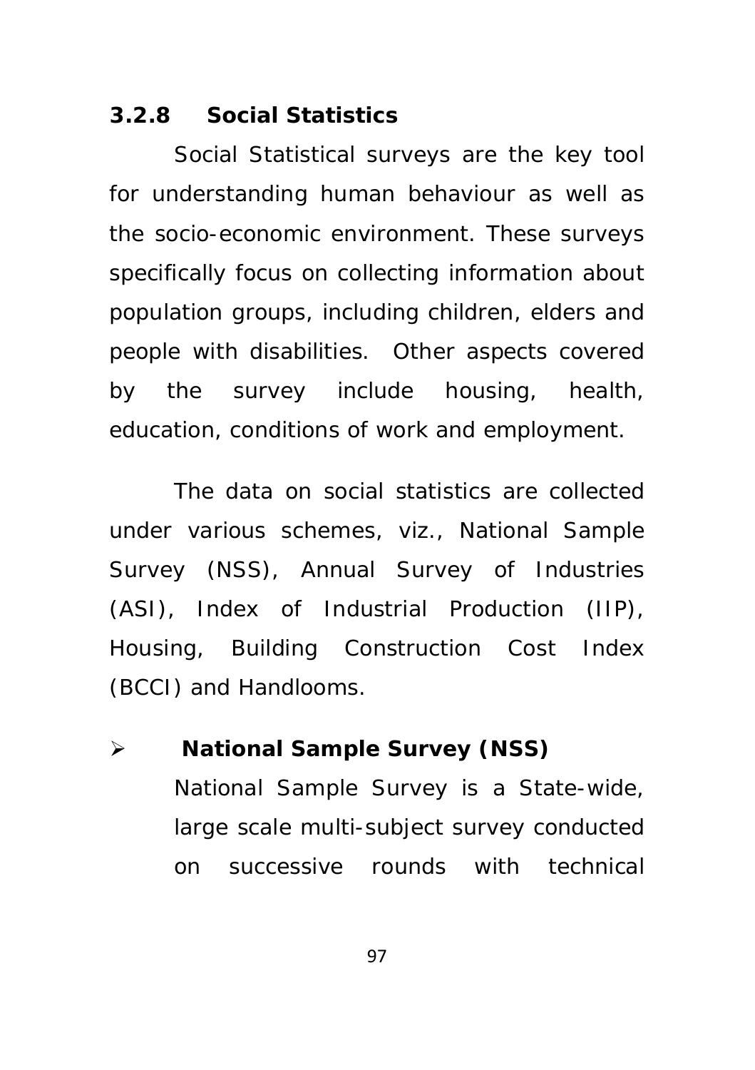### 3.2.8 Social Statistics

Social Statistical surveys are the key tool for understanding human behaviour as well as the socio-economic environment. These surveys specifically focus on collecting information about population groups, including children, elders and people with disabilities. Other aspects covered by the survey include housing, health, education, conditions of work and employment.

The data on social statistics are collected under various schemes, viz., National Sample Survey (NSS), Annual Survey of Industries (ASI), Index of Industrial Production (IIP), Housing, Building Construction Cost Index (BCCI) and Handlooms.

- **National Sample Survey (NSS)**

  National Sample Survey is a State-wide, large scale multi-subject survey conducted on successive rounds with technical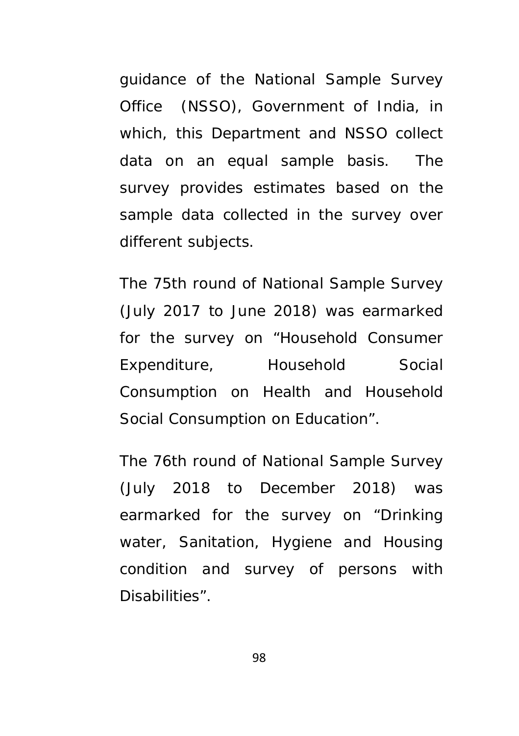guidance of the National Sample Survey Office (NSSO), Government of India, in which, this Department and NSSO collect data on an equal sample basis. The survey provides estimates based on the sample data collected in the survey over different subjects.

The 75th round of National Sample Survey (July 2017 to June 2018) was earmarked for the survey on "Household Consumer Expenditure, Household Social Consumption on Health and Household Social Consumption on Education".

The 76th round of National Sample Survey (July 2018 to December 2018) was earmarked for the survey on "Drinking water, Sanitation, Hygiene and Housing condition and survey of persons with Disabilities".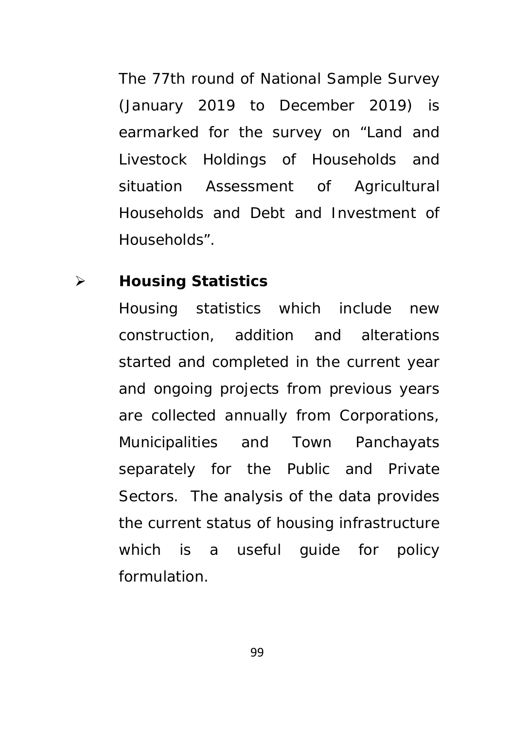The 77th round of National Sample Survey (January 2019 to December 2019) is earmarked for the survey on "Land and Livestock Holdings of Households and situation Assessment of Agricultural Households and Debt and Investment of Households".

- **Housing Statistics**

  Housing statistics which include new construction, addition and alterations started and completed in the current year and ongoing projects from previous years are collected annually from Corporations, Municipalities and Town Panchayats separately for the Public and Private Sectors. The analysis of the data provides the current status of housing infrastructure which is a useful guide for policy formulation.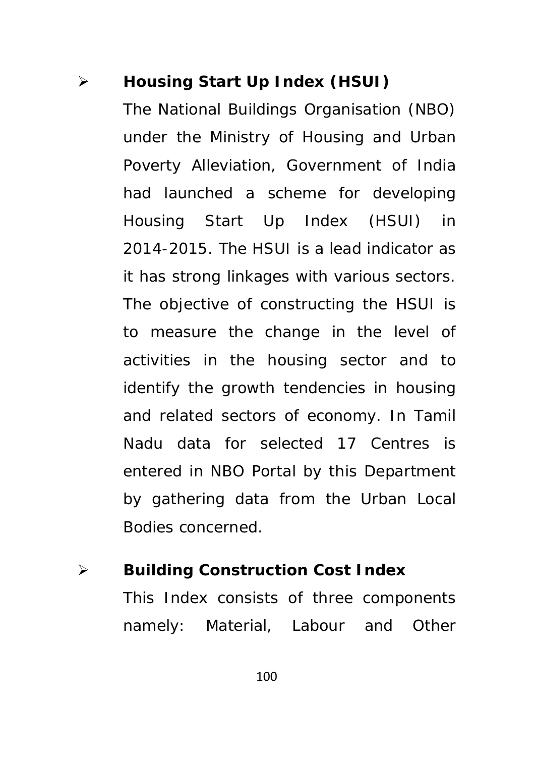- **Housing Start Up Index (HSUI)**

  The National Buildings Organisation (NBO) under the Ministry of Housing and Urban Poverty Alleviation, Government of India had launched a scheme for developing Housing Start Up Index (HSUI) in 2014-2015. The HSUI is a lead indicator as it has strong linkages with various sectors. The objective of constructing the HSUI is to measure the change in the level of activities in the housing sector and to identify the growth tendencies in housing and related sectors of economy. In Tamil Nadu data for selected 17 Centres is entered in NBO Portal by this Department by gathering data from the Urban Local Bodies concerned.

- **Building Construction Cost Index**

  This Index consists of three components namely: Material, Labour and Other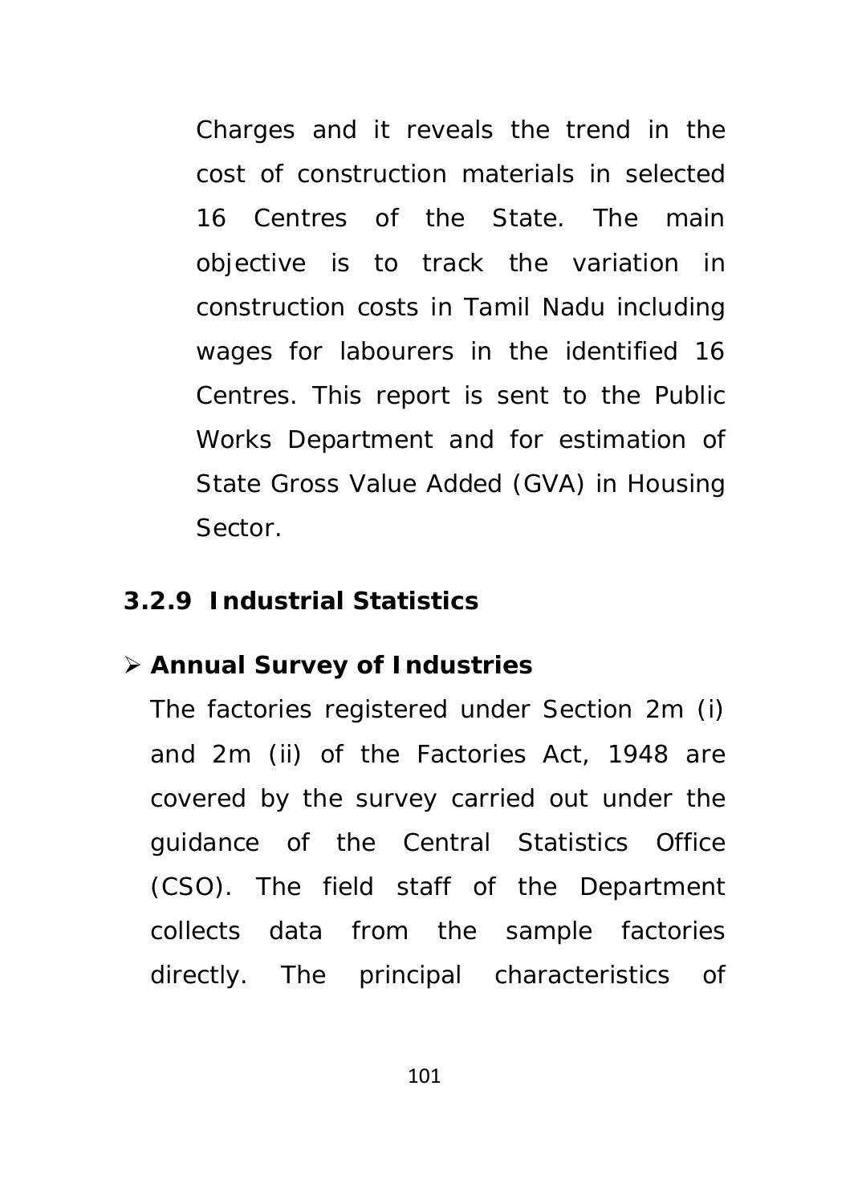Charges and it reveals the trend in the cost of construction materials in selected 16 Centres of the State. The main objective is to track the variation in construction costs in Tamil Nadu including wages for labourers in the identified 16 Centres. This report is sent to the Public Works Department and for estimation of State Gross Value Added (GVA) in Housing Sector.

### 3.2.9 Industrial Statistics

- **Annual Survey of Industries**

The factories registered under Section 2m (i) and 2m (ii) of the Factories Act, 1948 are covered by the survey carried out under the guidance of the Central Statistics Office (CSO). The field staff of the Department collects data from the sample factories directly. The principal characteristics of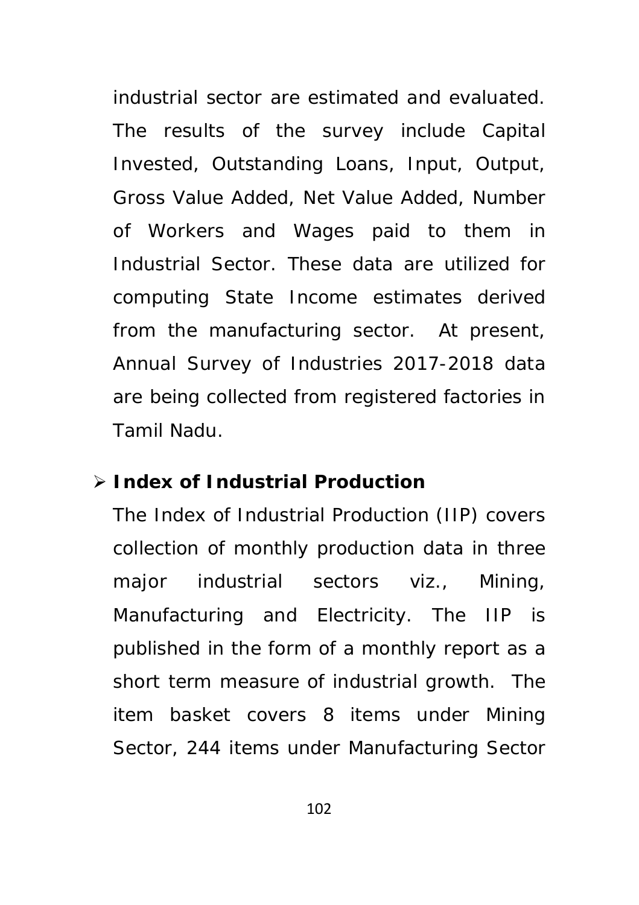industrial sector are estimated and evaluated. The results of the survey include Capital Invested, Outstanding Loans, Input, Output, Gross Value Added, Net Value Added, Number of Workers and Wages paid to them in Industrial Sector. These data are utilized for computing State Income estimates derived from the manufacturing sector. At present, Annual Survey of Industries 2017-2018 data are being collected from registered factories in Tamil Nadu.

- **Index of Industrial Production**

  The Index of Industrial Production (IIP) covers collection of monthly production data in three major industrial sectors viz., Mining, Manufacturing and Electricity. The IIP is published in the form of a monthly report as a short term measure of industrial growth. The item basket covers 8 items under Mining Sector, 244 items under Manufacturing Sector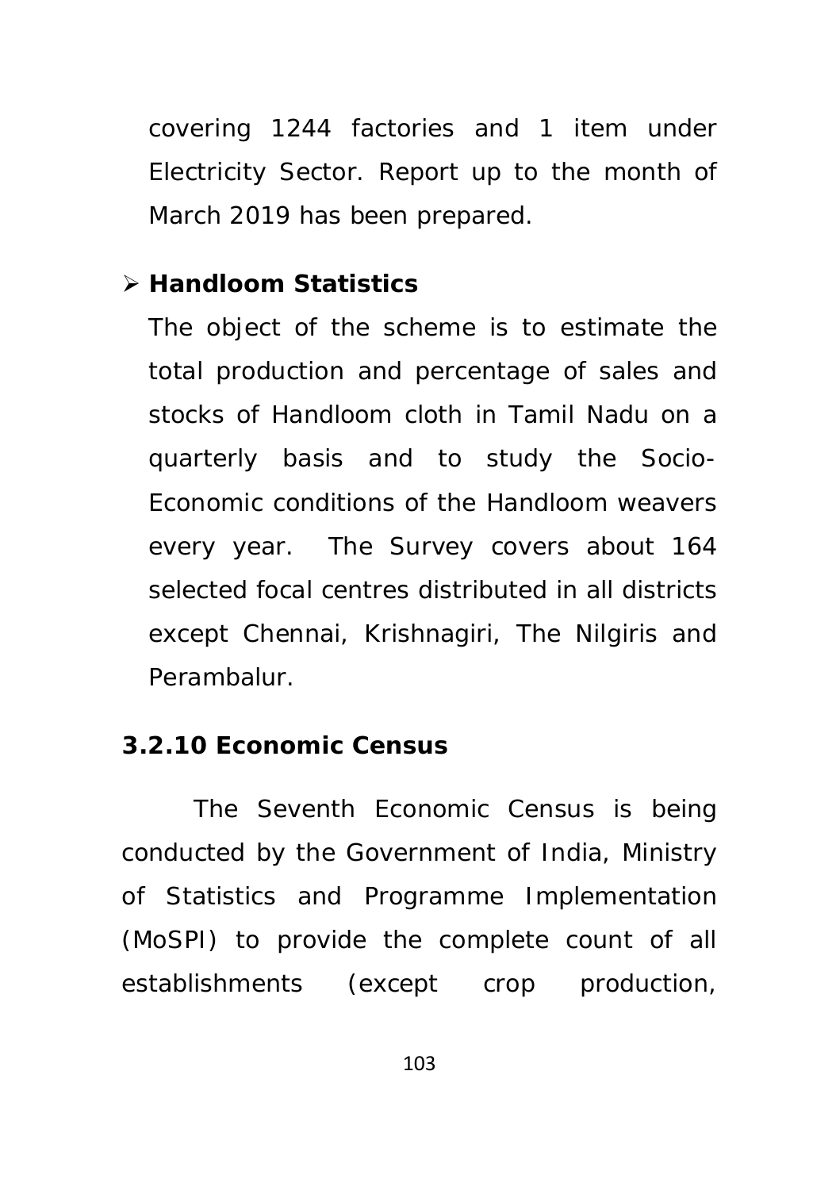covering 1244 factories and 1 item under Electricity Sector. Report up to the month of March 2019 has been prepared.

- **Handloom Statistics**

  The object of the scheme is to estimate the total production and percentage of sales and stocks of Handloom cloth in Tamil Nadu on a quarterly basis and to study the Socio-Economic conditions of the Handloom weavers every year. The Survey covers about 164 selected focal centres distributed in all districts except Chennai, Krishnagiri, The Nilgiris and Perambalur.

### 3.2.10 Economic Census

The Seventh Economic Census is being conducted by the Government of India, Ministry of Statistics and Programme Implementation (MoSPI) to provide the complete count of all establishments (except crop production,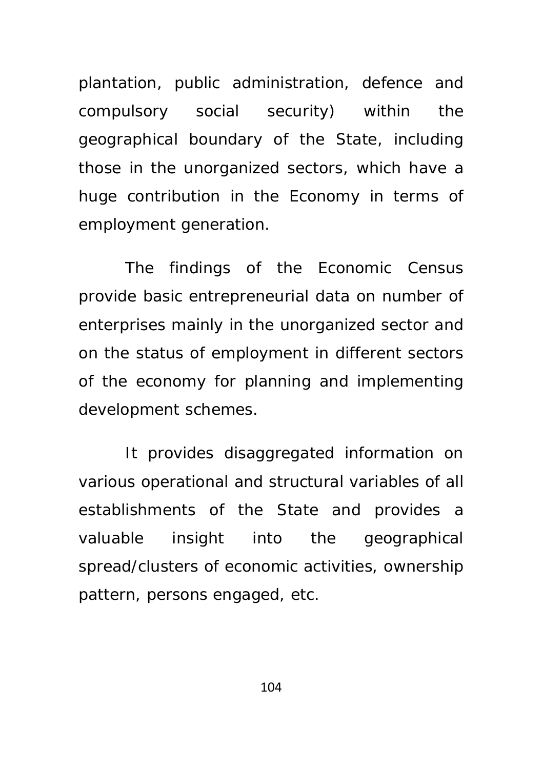plantation, public administration, defence and compulsory social security) within the geographical boundary of the State, including those in the unorganized sectors, which have a huge contribution in the Economy in terms of employment generation.

The findings of the Economic Census provide basic entrepreneurial data on number of enterprises mainly in the unorganized sector and on the status of employment in different sectors of the economy for planning and implementing development schemes.

It provides disaggregated information on various operational and structural variables of all establishments of the State and provides a valuable insight into the geographical spread/clusters of economic activities, ownership pattern, persons engaged, etc.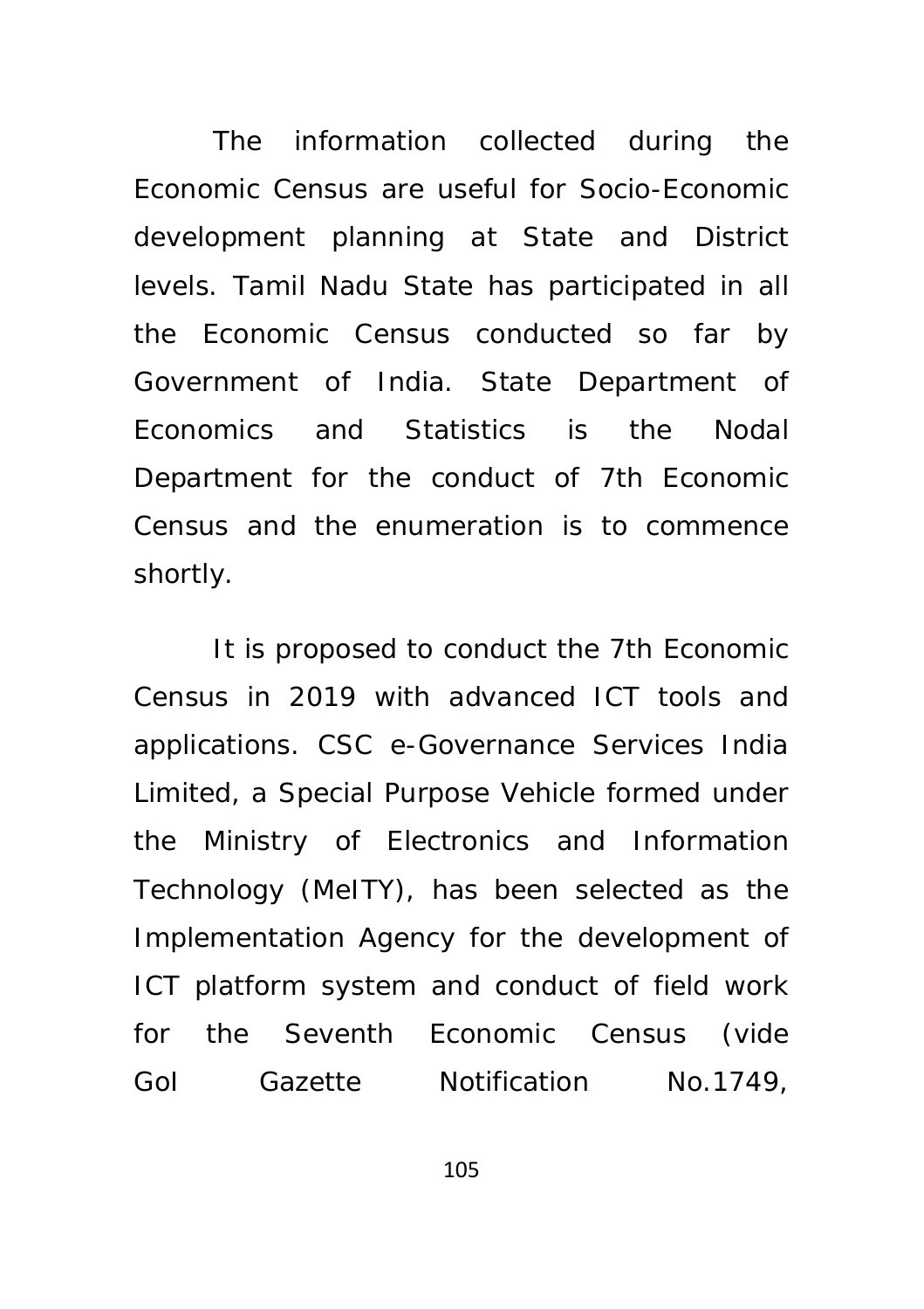The information collected during the Economic Census are useful for Socio-Economic development planning at State and District levels. Tamil Nadu State has participated in all the Economic Census conducted so far by Government of India. State Department of Economics and Statistics is the Nodal Department for the conduct of 7th Economic Census and the enumeration is to commence shortly.

It is proposed to conduct the 7th Economic Census in 2019 with advanced ICT tools and applications. CSC e-Governance Services India Limited, a Special Purpose Vehicle formed under the Ministry of Electronics and Information Technology (MeITY), has been selected as the Implementation Agency for the development of ICT platform system and conduct of field work for the Seventh Economic Census (vide GoI Gazette Notification No.1749,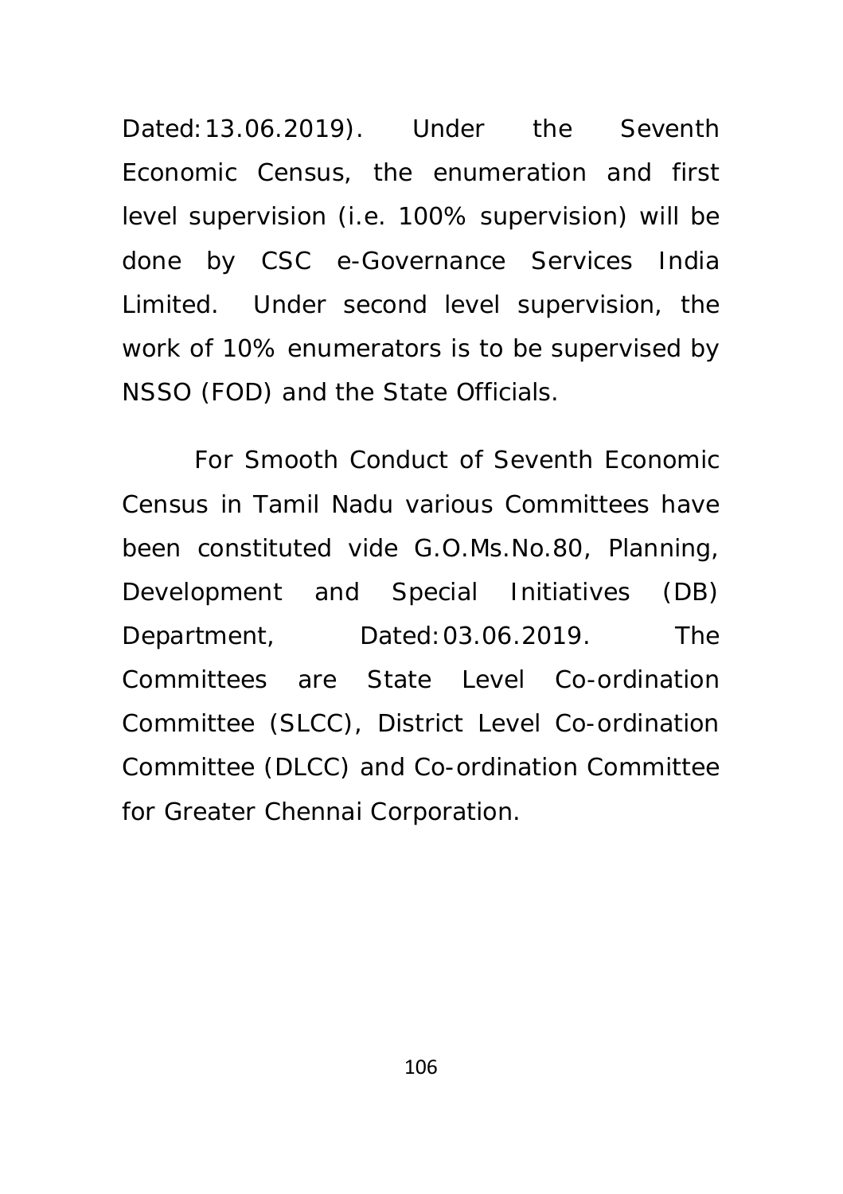Dated: 13.06.2019). Under the Seventh Economic Census, the enumeration and first level supervision (i.e. 100% supervision) will be done by CSC e-Governance Services India Limited. Under second level supervision, the work of 10% enumerators is to be supervised by NSSO (FOD) and the State Officials.

For Smooth Conduct of Seventh Economic Census in Tamil Nadu various Committees have been constituted vide G.O.Ms.No.80, Planning, Development and Special Initiatives (DB) Department, Dated: 03.06.2019. The Committees are State Level Co-ordination Committee (SLCC), District Level Co-ordination Committee (DLCC) and Co-ordination Committee for Greater Chennai Corporation.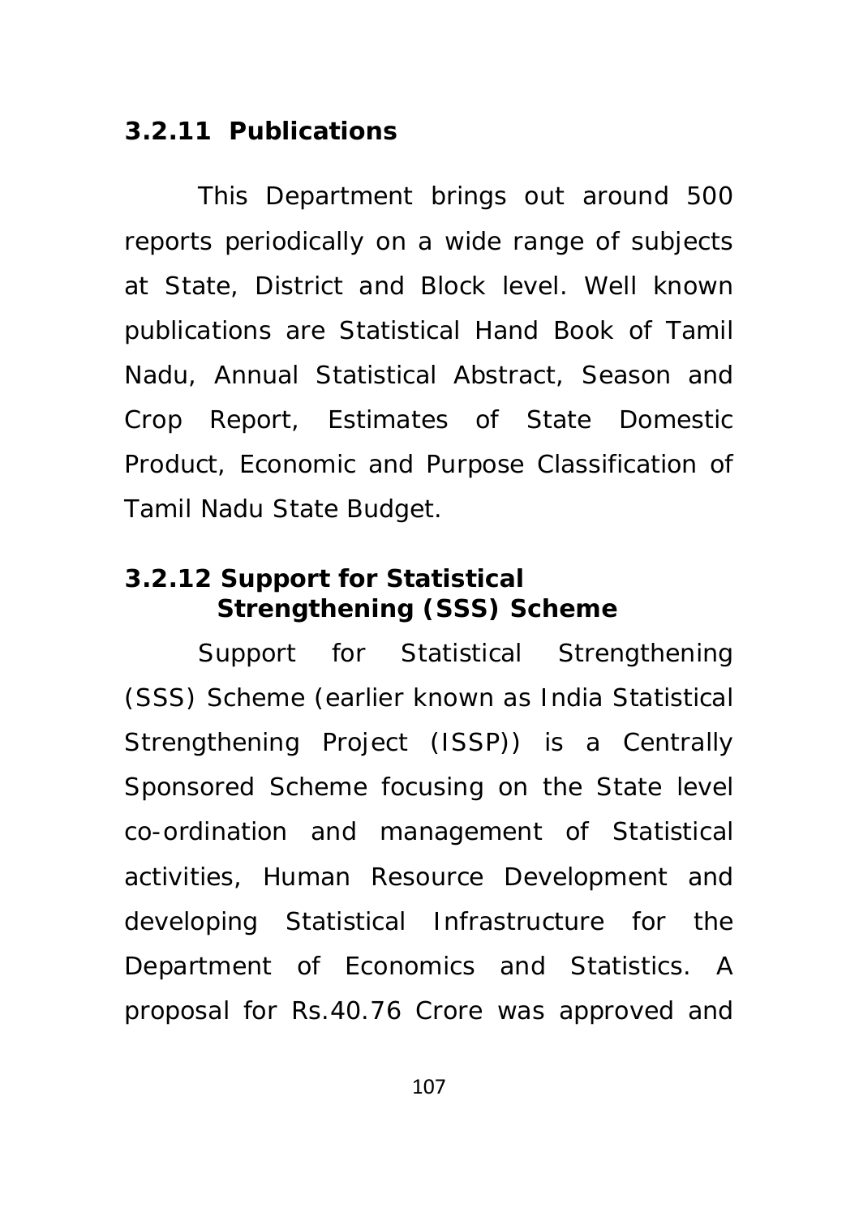### 3.2.11 Publications

This Department brings out around 500 reports periodically on a wide range of subjects at State, District and Block level. Well known publications are Statistical Hand Book of Tamil Nadu, Annual Statistical Abstract, Season and Crop Report, Estimates of State Domestic Product, Economic and Purpose Classification of Tamil Nadu State Budget.

### 3.2.12 Support for Statistical Strengthening (SSS) Scheme

Support for Statistical Strengthening (SSS) Scheme (earlier known as India Statistical Strengthening Project (ISSP)) is a Centrally Sponsored Scheme focusing on the State level co-ordination and management of Statistical activities, Human Resource Development and developing Statistical Infrastructure for the Department of Economics and Statistics. A proposal for Rs.40.76 Crore was approved and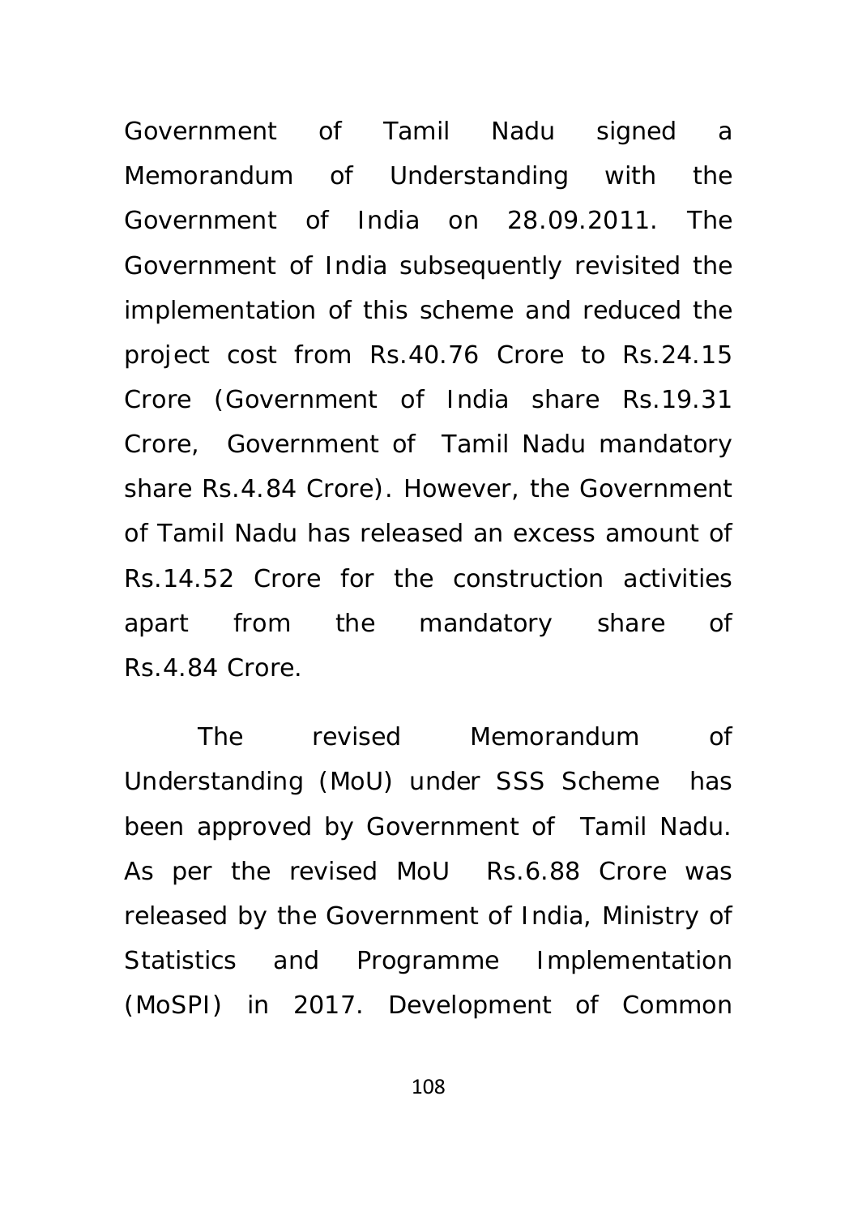Government of Tamil Nadu signed a Memorandum of Understanding with the Government of India on 28.09.2011. The Government of India subsequently revisited the implementation of this scheme and reduced the project cost from Rs.40.76 Crore to Rs.24.15 Crore (Government of India share Rs.19.31 Crore, Government of Tamil Nadu mandatory share Rs.4.84 Crore). However, the Government of Tamil Nadu has released an excess amount of Rs.14.52 Crore for the construction activities apart from the mandatory share of Rs.4.84 Crore.

The revised Memorandum of Understanding (MoU) under SSS Scheme has been approved by Government of Tamil Nadu. As per the revised MoU Rs.6.88 Crore was released by the Government of India, Ministry of Statistics and Programme Implementation (MoSPI) in 2017. Development of Common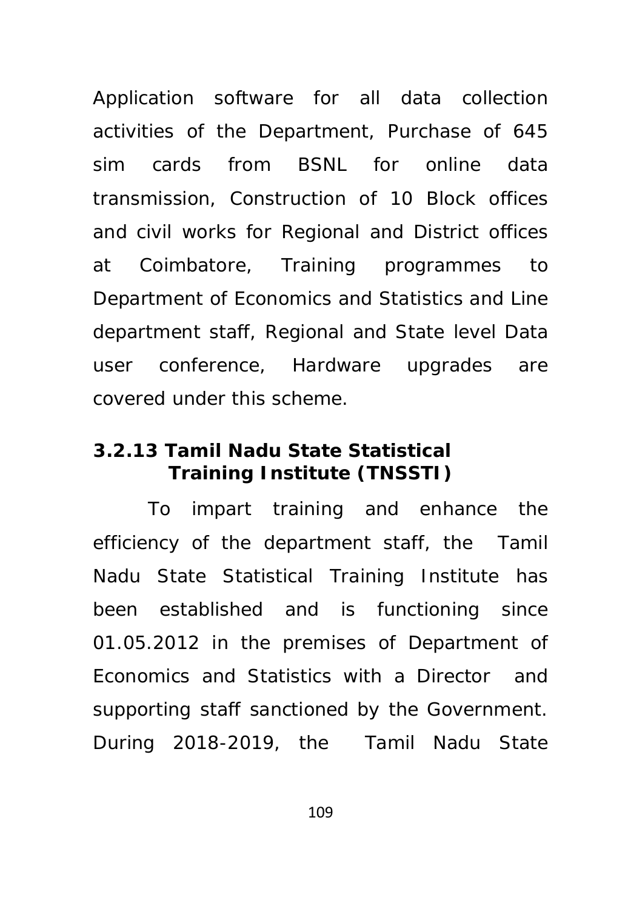Application software for all data collection activities of the Department, Purchase of 645 sim cards from BSNL for online data transmission, Construction of 10 Block offices and civil works for Regional and District offices at Coimbatore, Training programmes to Department of Economics and Statistics and Line department staff, Regional and State level Data user conference, Hardware upgrades are covered under this scheme.

### 3.2.13 Tamil Nadu State Statistical Training Institute (TNSSTI)

To impart training and enhance the efficiency of the department staff, the Tamil Nadu State Statistical Training Institute has been established and is functioning since 01.05.2012 in the premises of Department of Economics and Statistics with a Director and supporting staff sanctioned by the Government. During 2018-2019, the Tamil Nadu State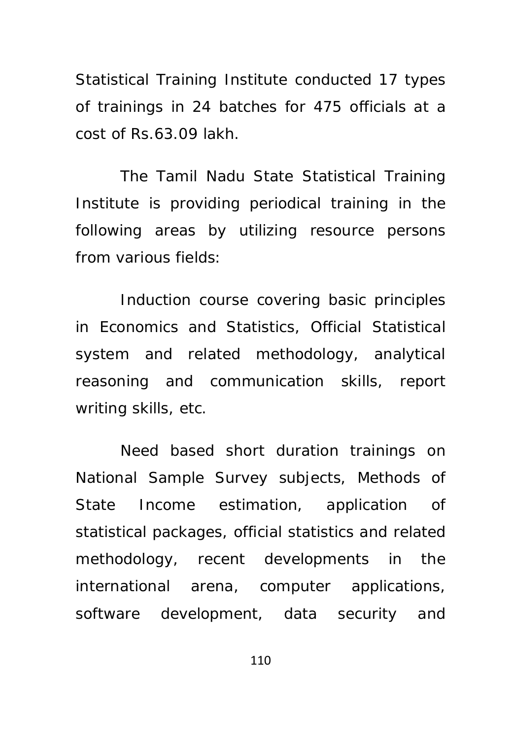Statistical Training Institute conducted 17 types of trainings in 24 batches for 475 officials at a cost of Rs.63.09 lakh.

The Tamil Nadu State Statistical Training Institute is providing periodical training in the following areas by utilizing resource persons from various fields:

Induction course covering basic principles in Economics and Statistics, Official Statistical system and related methodology, analytical reasoning and communication skills, report writing skills, etc.

Need based short duration trainings on National Sample Survey subjects, Methods of State Income estimation, application of statistical packages, official statistics and related methodology, recent developments in the international arena, computer applications, software development, data security and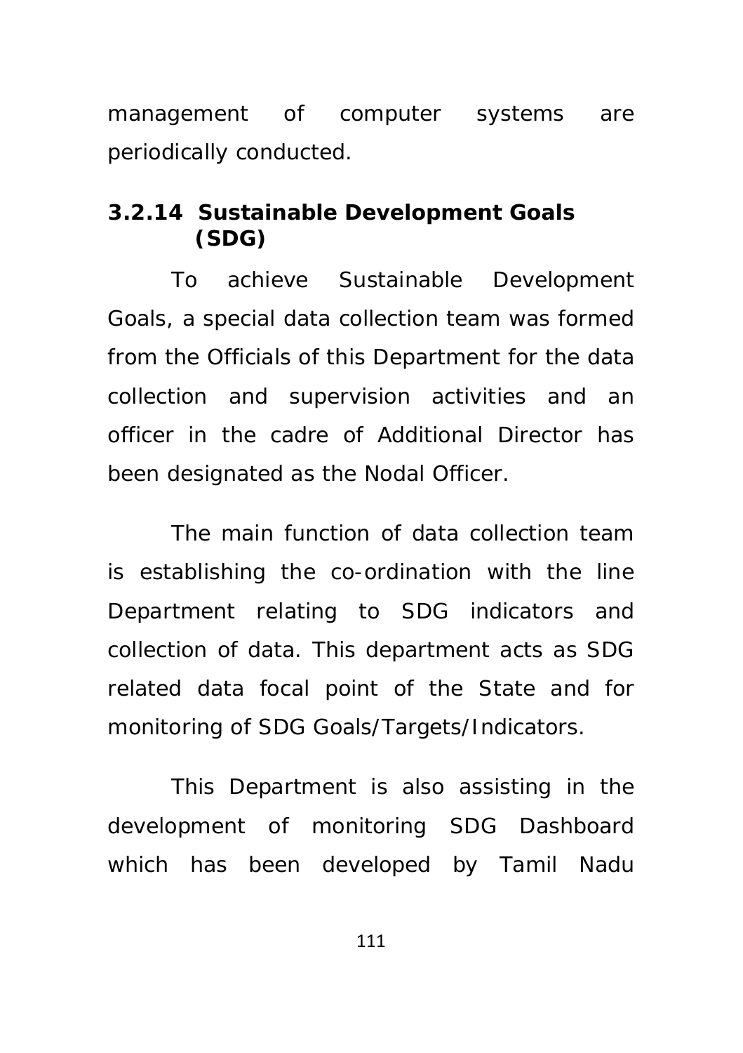management of computer systems are periodically conducted.

### 3.2.14 Sustainable Development Goals (SDG)

To achieve Sustainable Development Goals, a special data collection team was formed from the Officials of this Department for the data collection and supervision activities and an officer in the cadre of Additional Director has been designated as the Nodal Officer.

The main function of data collection team is establishing the co-ordination with the line Department relating to SDG indicators and collection of data. This department acts as SDG related data focal point of the State and for monitoring of SDG Goals/Targets/Indicators.

This Department is also assisting in the development of monitoring SDG Dashboard which has been developed by Tamil Nadu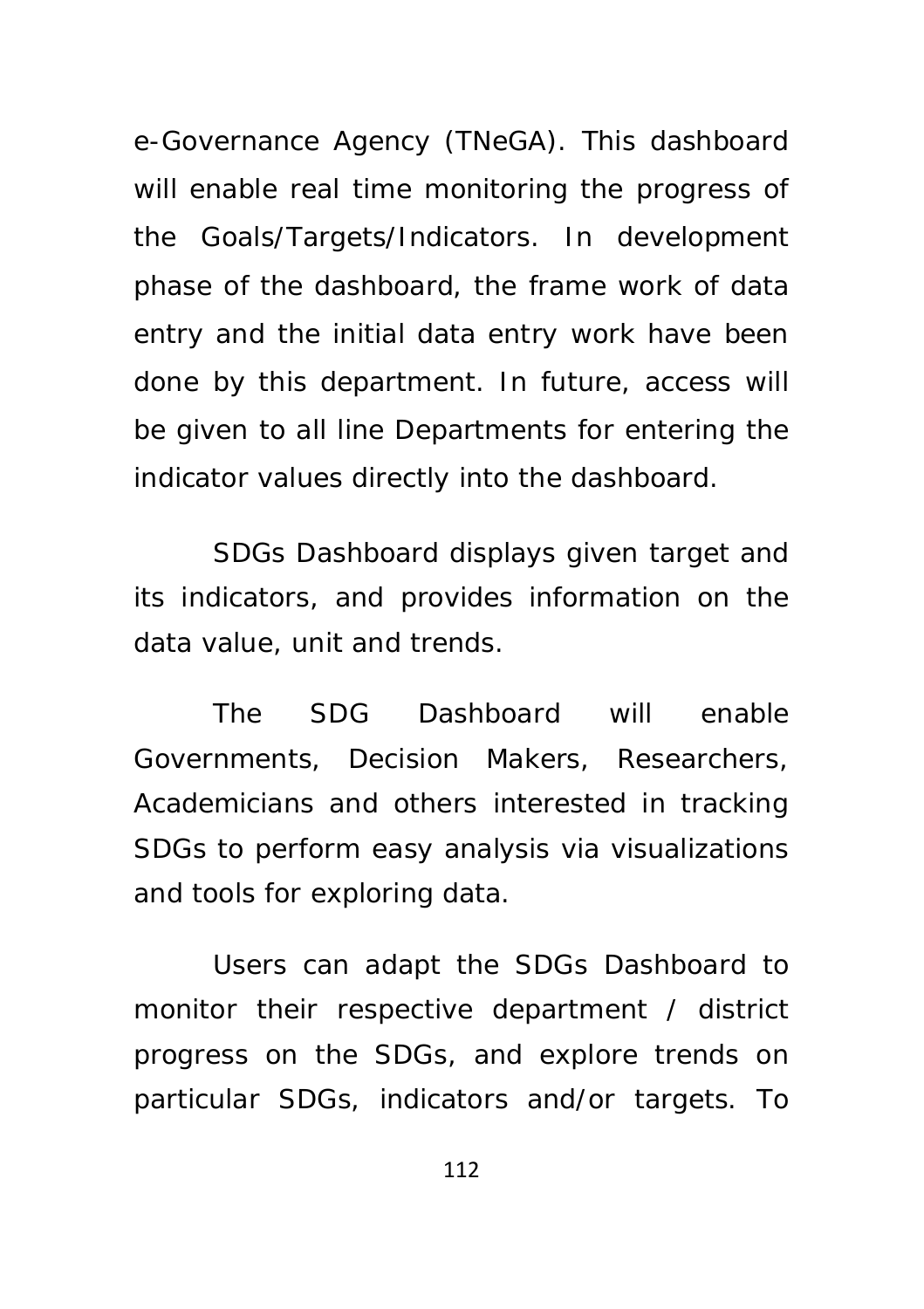e-Governance Agency (TNeGA). This dashboard will enable real time monitoring the progress of the Goals/Targets/Indicators. In development phase of the dashboard, the frame work of data entry and the initial data entry work have been done by this department. In future, access will be given to all line Departments for entering the indicator values directly into the dashboard.

SDGs Dashboard displays given target and its indicators, and provides information on the data value, unit and trends.

The SDG Dashboard will enable Governments, Decision Makers, Researchers, Academicians and others interested in tracking SDGs to perform easy analysis via visualizations and tools for exploring data.

Users can adapt the SDGs Dashboard to monitor their respective department / district progress on the SDGs, and explore trends on particular SDGs, indicators and/or targets. To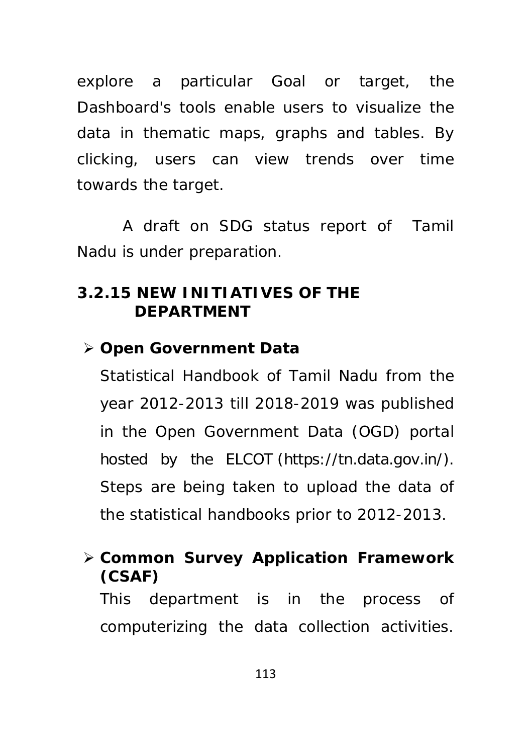explore a particular Goal or target, the Dashboard's tools enable users to visualize the data in thematic maps, graphs and tables. By clicking, users can view trends over time towards the target.

A draft on SDG status report of Tamil Nadu is under preparation.

### 3.2.15 NEW INITIATIVES OF THE DEPARTMENT

- **Open Government Data**

  Statistical Handbook of Tamil Nadu from the year 2012-2013 till 2018-2019 was published in the Open Government Data (OGD) portal hosted by the ELCOT (https://tn.data.gov.in/). Steps are being taken to upload the data of the statistical handbooks prior to 2012-2013.

- **Common Survey Application Framework (CSAF)**

  This department is in the process of computerizing the data collection activities.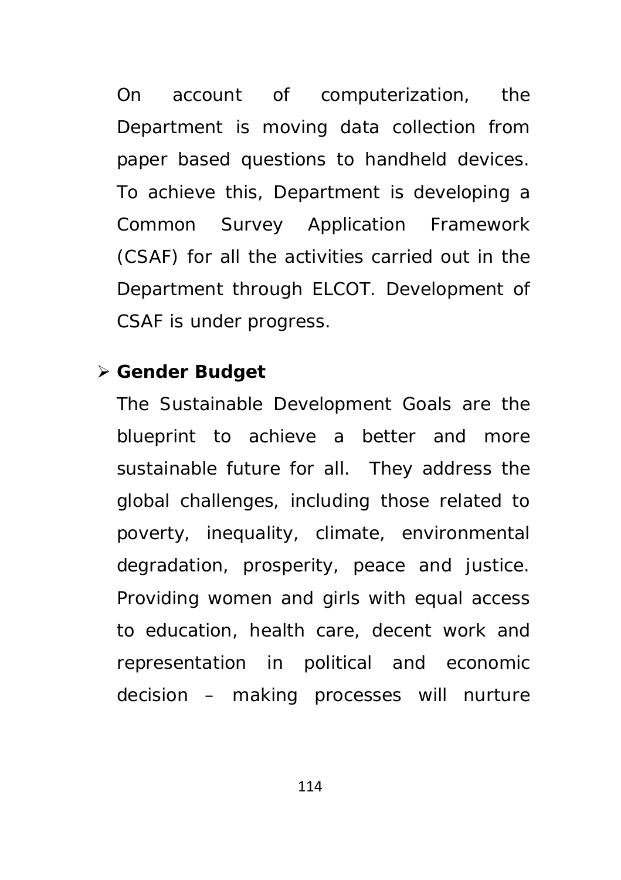On account of computerization, the Department is moving data collection from paper based questions to handheld devices. To achieve this, Department is developing a Common Survey Application Framework (CSAF) for all the activities carried out in the Department through ELCOT. Development of CSAF is under progress.

- **Gender Budget**

  The Sustainable Development Goals are the blueprint to achieve a better and more sustainable future for all. They address the global challenges, including those related to poverty, inequality, climate, environmental degradation, prosperity, peace and justice. Providing women and girls with equal access to education, health care, decent work and representation in political and economic decision – making processes will nurture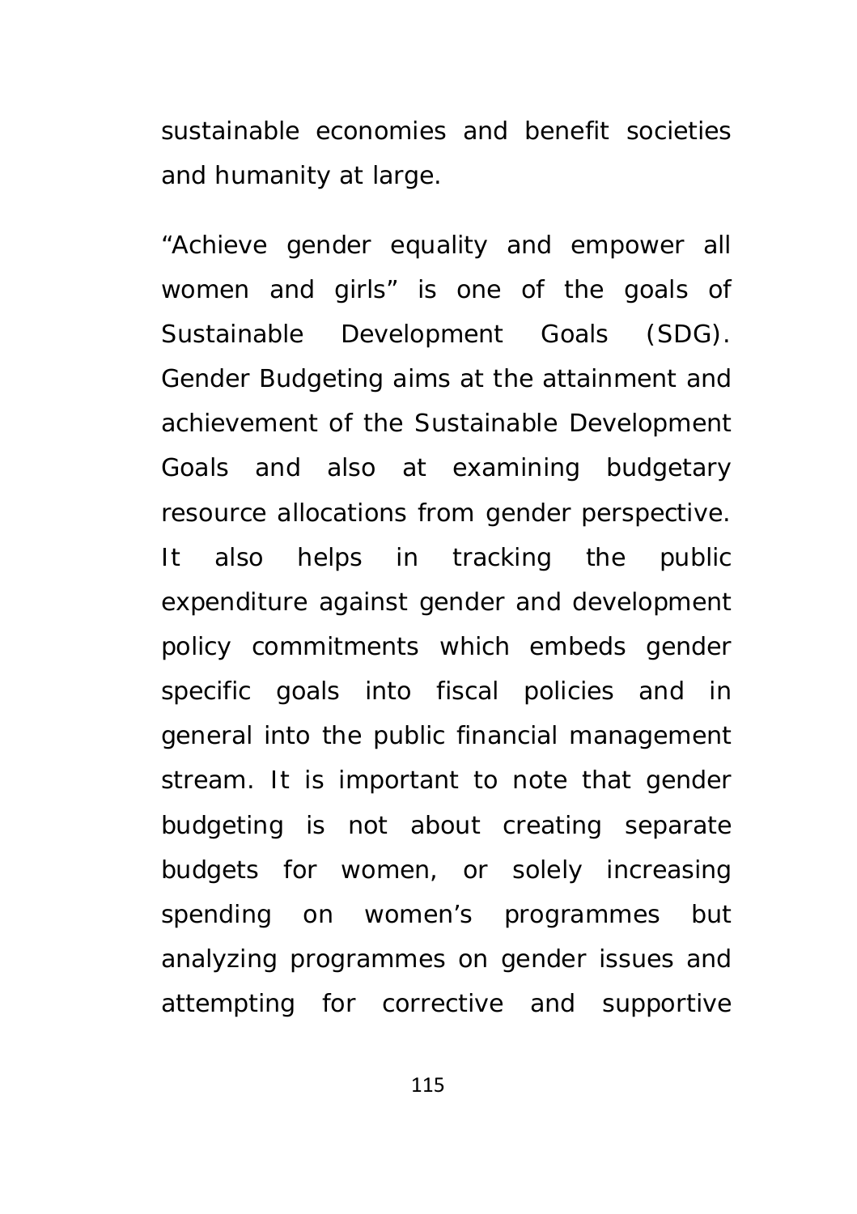sustainable economies and benefit societies and humanity at large.

"Achieve gender equality and empower all women and girls" is one of the goals of Sustainable Development Goals (SDG). Gender Budgeting aims at the attainment and achievement of the Sustainable Development Goals and also at examining budgetary resource allocations from gender perspective. It also helps in tracking the public expenditure against gender and development policy commitments which embeds gender specific goals into fiscal policies and in general into the public financial management stream. It is important to note that gender budgeting is not about creating separate budgets for women, or solely increasing spending on women's programmes but analyzing programmes on gender issues and attempting for corrective and supportive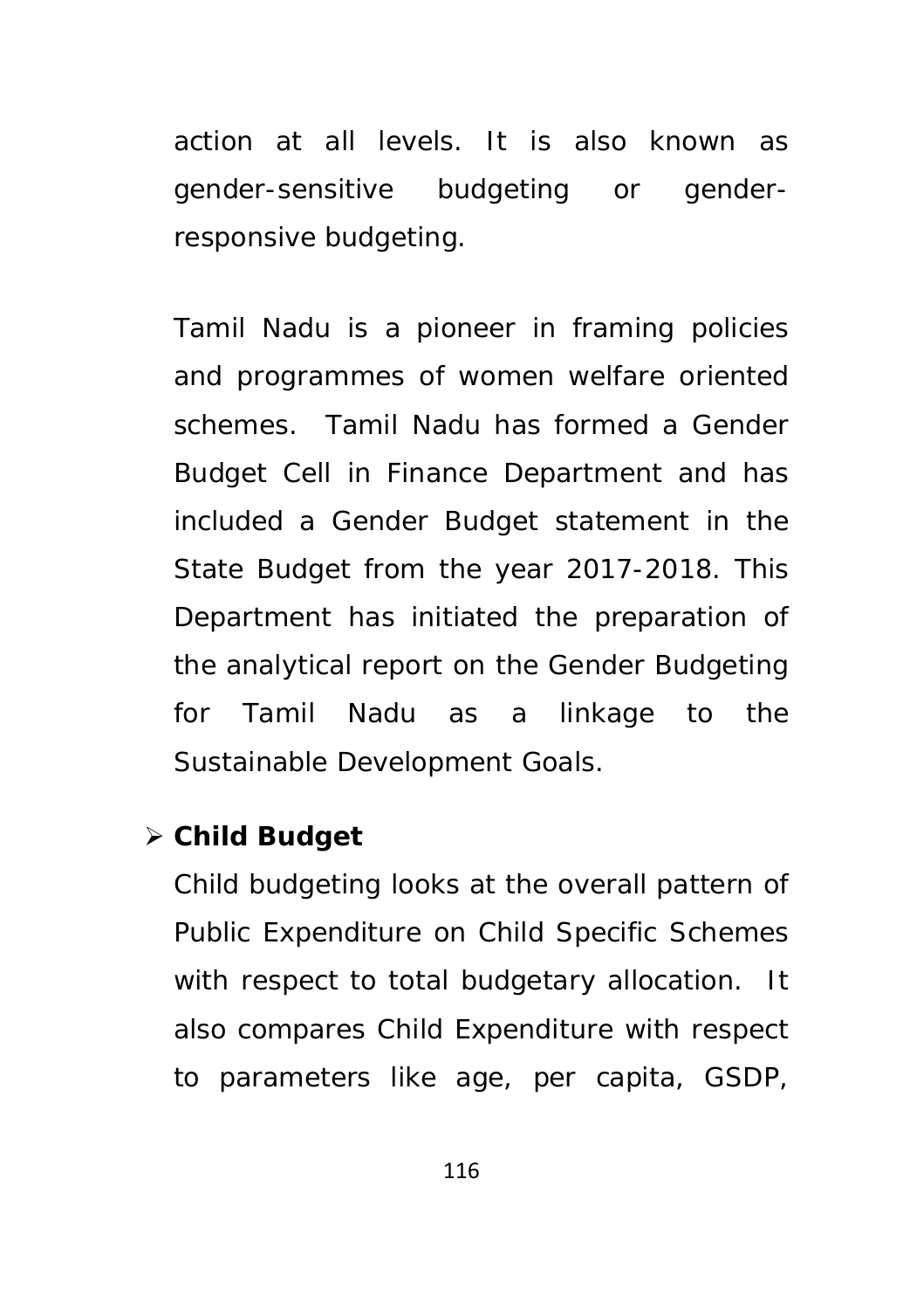action at all levels. It is also known as gender-sensitive budgeting or gender-responsive budgeting.

Tamil Nadu is a pioneer in framing policies and programmes of women welfare oriented schemes. Tamil Nadu has formed a Gender Budget Cell in Finance Department and has included a Gender Budget statement in the State Budget from the year 2017-2018. This Department has initiated the preparation of the analytical report on the Gender Budgeting for Tamil Nadu as a linkage to the Sustainable Development Goals.

- **Child Budget**

  Child budgeting looks at the overall pattern of Public Expenditure on Child Specific Schemes with respect to total budgetary allocation. It also compares Child Expenditure with respect to parameters like age, per capita, GSDP,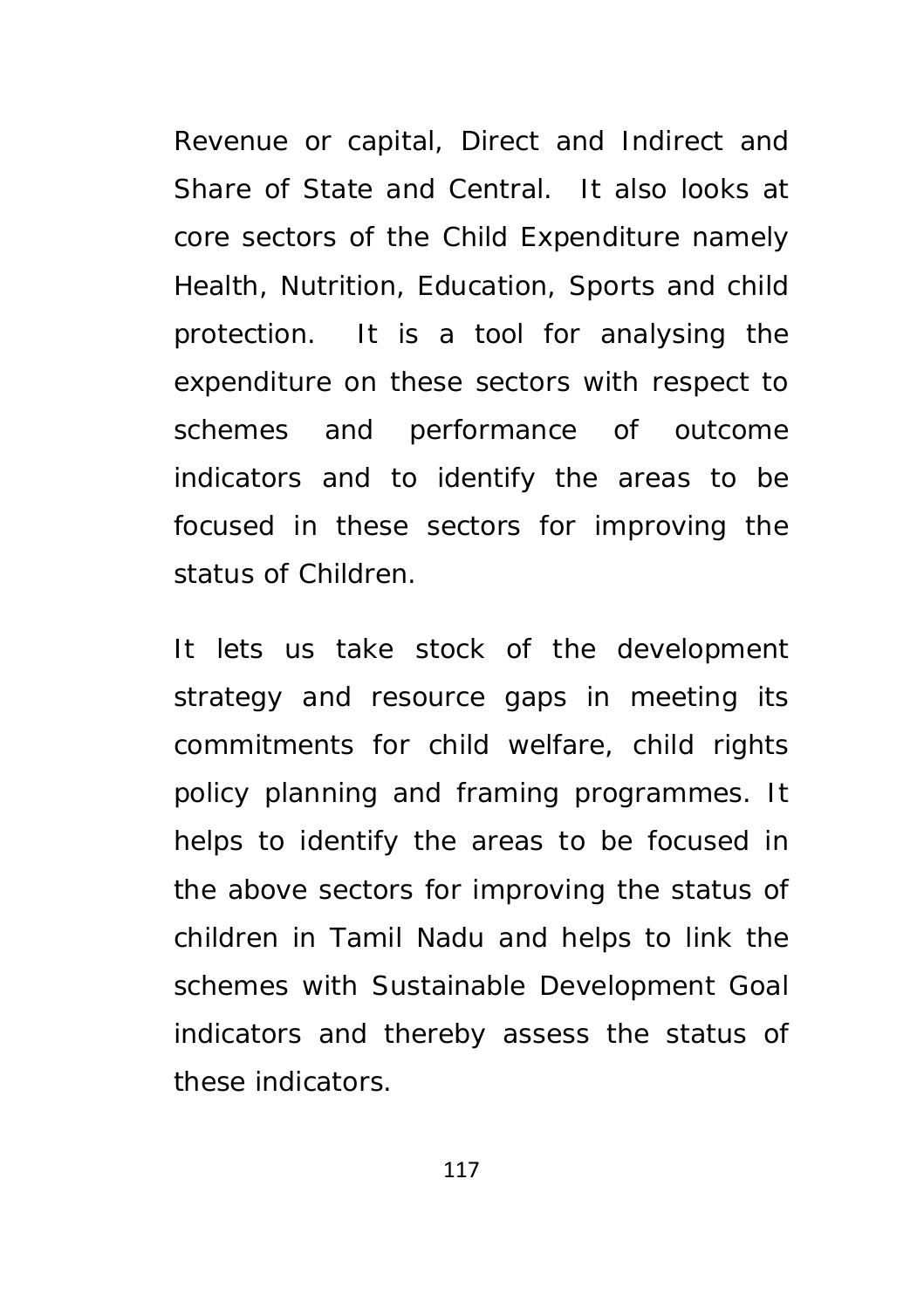Revenue or capital, Direct and Indirect and Share of State and Central. It also looks at core sectors of the Child Expenditure namely Health, Nutrition, Education, Sports and child protection. It is a tool for analysing the expenditure on these sectors with respect to schemes and performance of outcome indicators and to identify the areas to be focused in these sectors for improving the status of Children.

It lets us take stock of the development strategy and resource gaps in meeting its commitments for child welfare, child rights policy planning and framing programmes. It helps to identify the areas to be focused in the above sectors for improving the status of children in Tamil Nadu and helps to link the schemes with Sustainable Development Goal indicators and thereby assess the status of these indicators.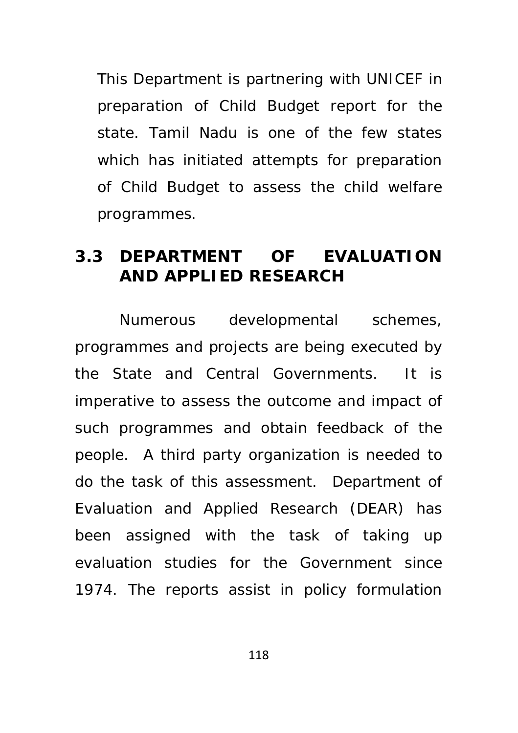This Department is partnering with UNICEF in preparation of Child Budget report for the state. Tamil Nadu is one of the few states which has initiated attempts for preparation of Child Budget to assess the child welfare programmes.

## 3.3 DEPARTMENT OF EVALUATION AND APPLIED RESEARCH

Numerous developmental schemes, programmes and projects are being executed by the State and Central Governments. It is imperative to assess the outcome and impact of such programmes and obtain feedback of the people. A third party organization is needed to do the task of this assessment. Department of Evaluation and Applied Research (DEAR) has been assigned with the task of taking up evaluation studies for the Government since 1974. The reports assist in policy formulation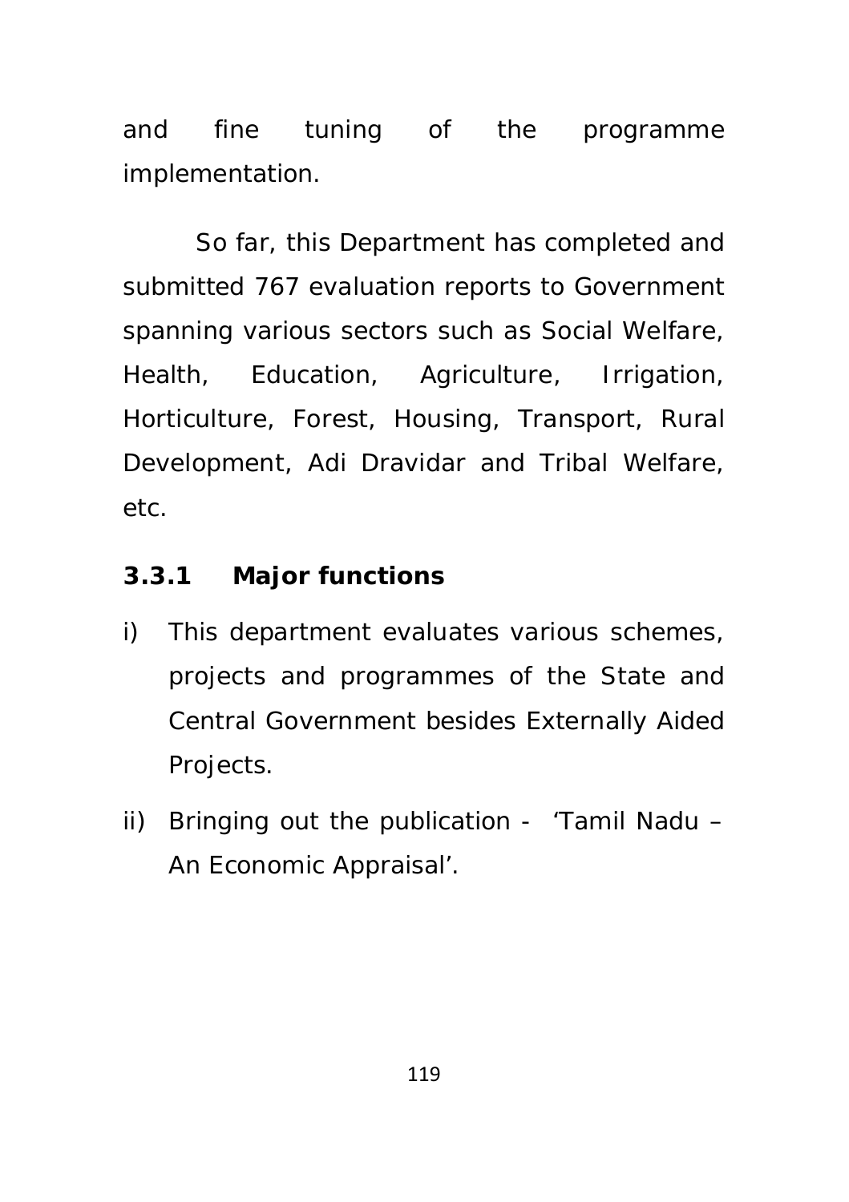and fine tuning of the programme implementation.

So far, this Department has completed and submitted 767 evaluation reports to Government spanning various sectors such as Social Welfare, Health, Education, Agriculture, Irrigation, Horticulture, Forest, Housing, Transport, Rural Development, Adi Dravidar and Tribal Welfare, etc.

### 3.3.1 Major functions

i) This department evaluates various schemes, projects and programmes of the State and Central Government besides Externally Aided Projects.

ii) Bringing out the publication - 'Tamil Nadu – An Economic Appraisal'.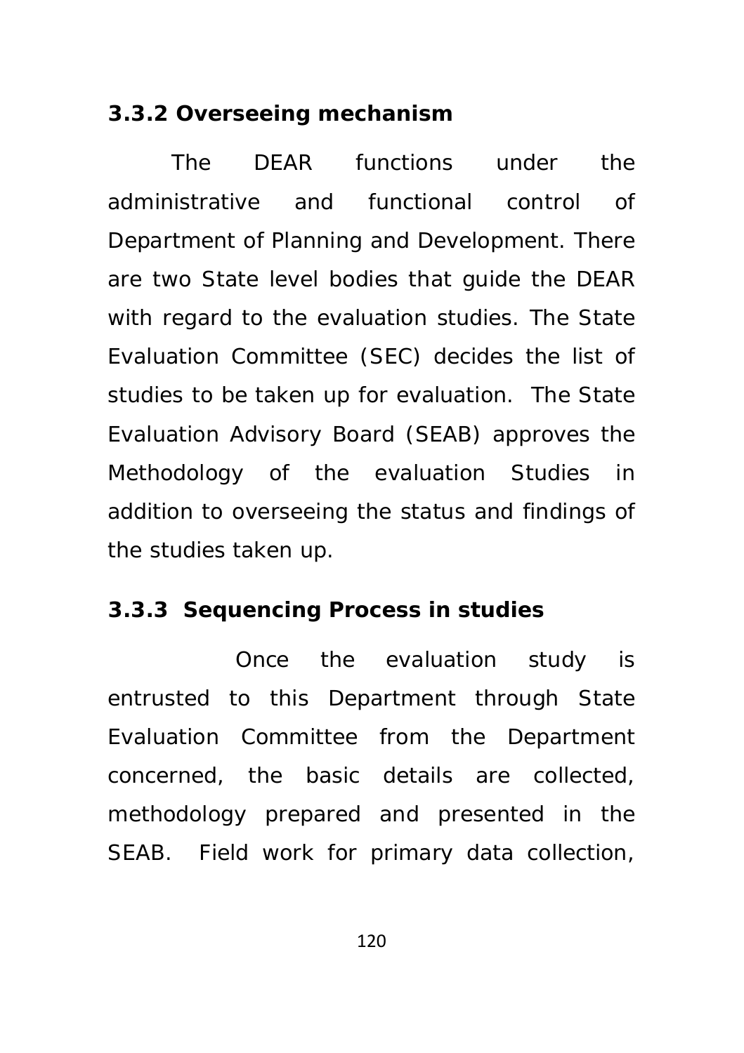### 3.3.2 Overseeing mechanism

The DEAR functions under the administrative and functional control of Department of Planning and Development. There are two State level bodies that guide the DEAR with regard to the evaluation studies. The State Evaluation Committee (SEC) decides the list of studies to be taken up for evaluation. The State Evaluation Advisory Board (SEAB) approves the Methodology of the evaluation Studies in addition to overseeing the status and findings of the studies taken up.

### 3.3.3 Sequencing Process in studies

Once the evaluation study is entrusted to this Department through State Evaluation Committee from the Department concerned, the basic details are collected, methodology prepared and presented in the SEAB. Field work for primary data collection,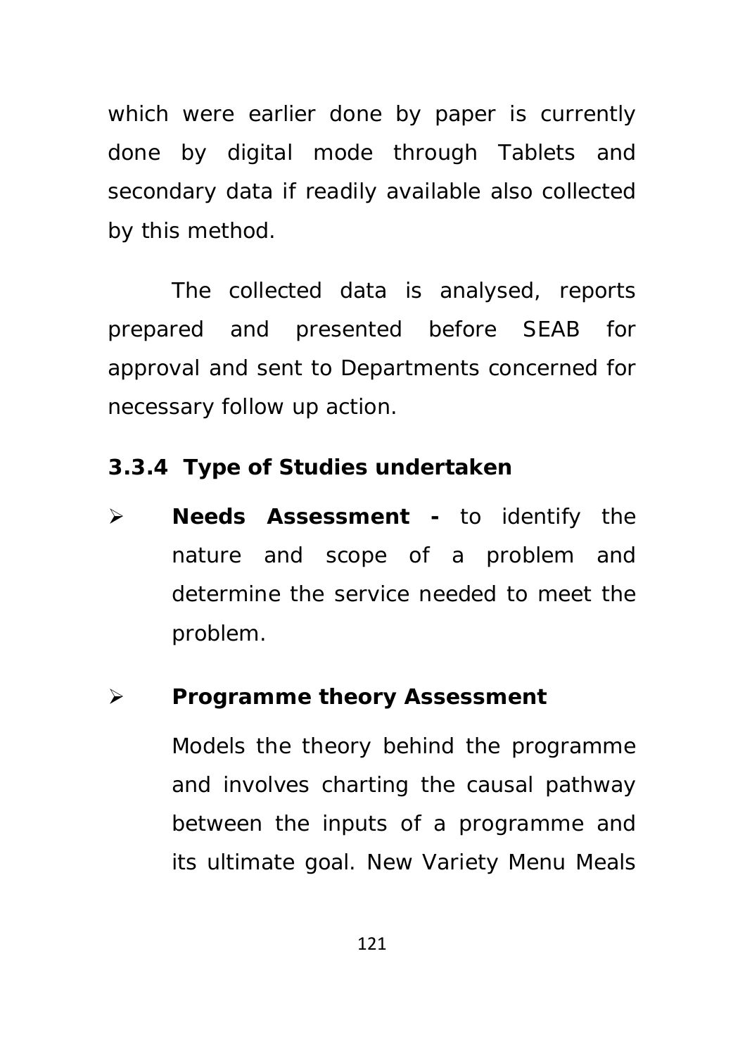which were earlier done by paper is currently done by digital mode through Tablets and secondary data if readily available also collected by this method.

The collected data is analysed, reports prepared and presented before SEAB for approval and sent to Departments concerned for necessary follow up action.

### 3.3.4 Type of Studies undertaken

- **Needs Assessment -** to identify the nature and scope of a problem and determine the service needed to meet the problem.

- **Programme theory Assessment**

  Models the theory behind the programme and involves charting the causal pathway between the inputs of a programme and its ultimate goal. New Variety Menu Meals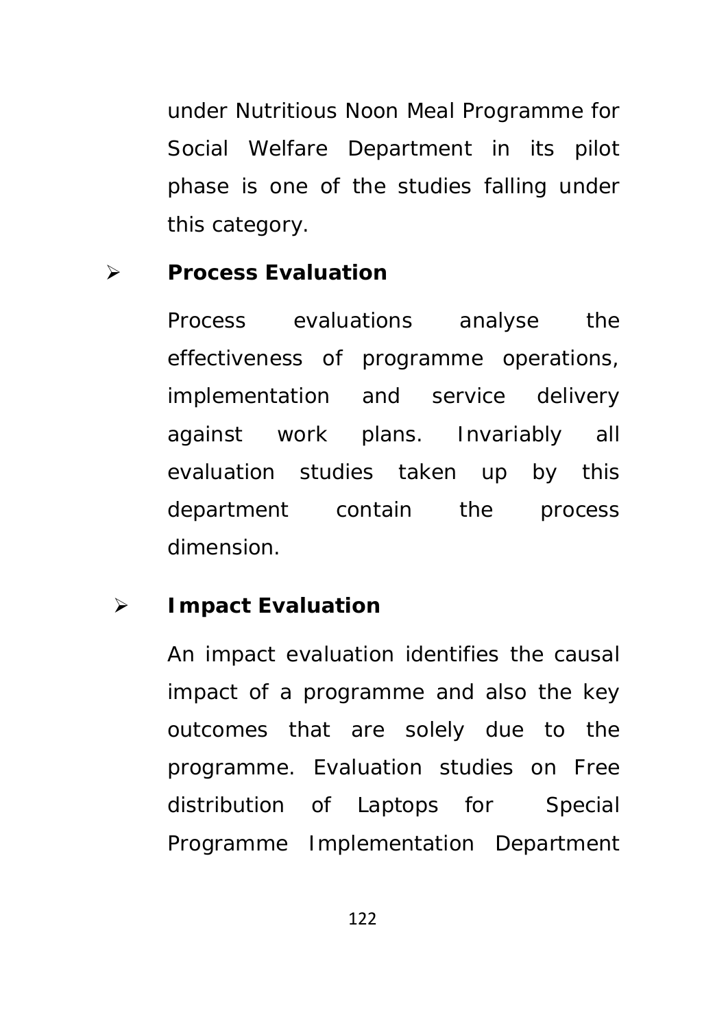under Nutritious Noon Meal Programme for Social Welfare Department in its pilot phase is one of the studies falling under this category.

- **Process Evaluation**

  Process evaluations analyse the effectiveness of programme operations, implementation and service delivery against work plans. Invariably all evaluation studies taken up by this department contain the process dimension.

- **Impact Evaluation**

  An impact evaluation identifies the causal impact of a programme and also the key outcomes that are solely due to the programme. Evaluation studies on Free distribution of Laptops for Special Programme Implementation Department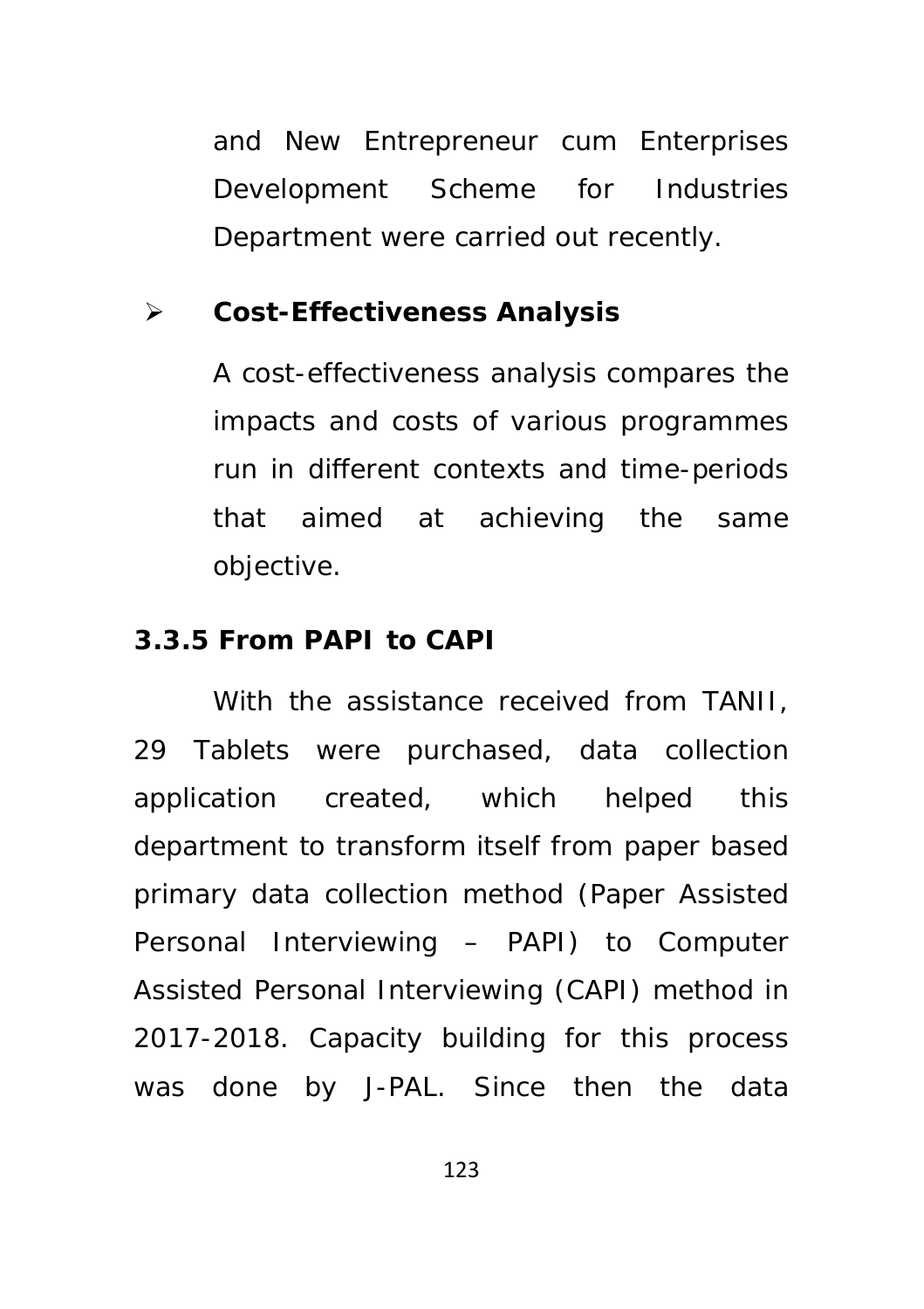and New Entrepreneur cum Enterprises Development Scheme for Industries Department were carried out recently.

- **Cost-Effectiveness Analysis**

  A cost-effectiveness analysis compares the impacts and costs of various programmes run in different contexts and time-periods that aimed at achieving the same objective.

### 3.3.5 From PAPI to CAPI

With the assistance received from TANII, 29 Tablets were purchased, data collection application created, which helped this department to transform itself from paper based primary data collection method (Paper Assisted Personal Interviewing – PAPI) to Computer Assisted Personal Interviewing (CAPI) method in 2017-2018. Capacity building for this process was done by J-PAL. Since then the data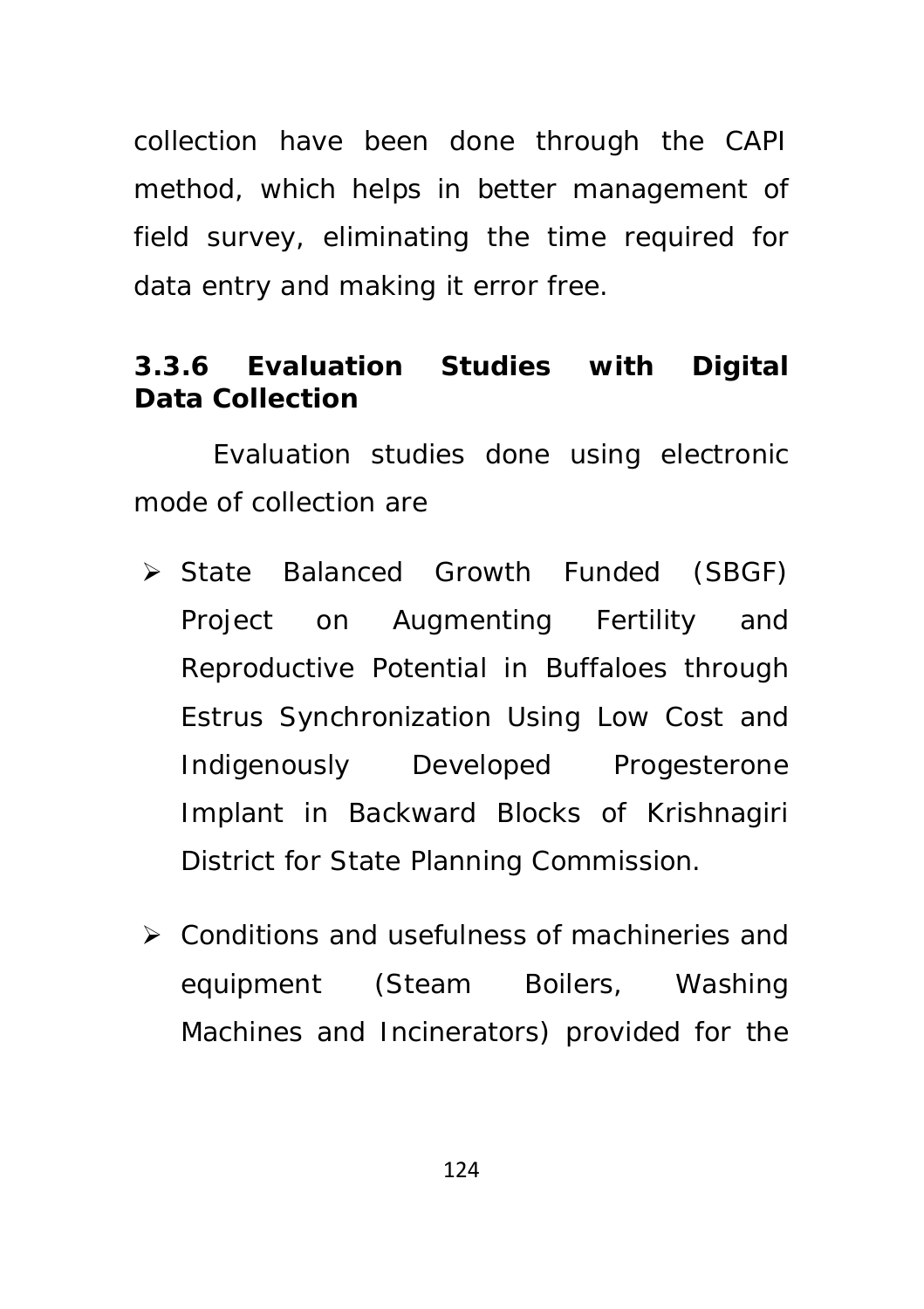collection have been done through the CAPI method, which helps in better management of field survey, eliminating the time required for data entry and making it error free.

### 3.3.6 Evaluation Studies with Digital Data Collection

Evaluation studies done using electronic mode of collection are

- State Balanced Growth Funded (SBGF) Project on Augmenting Fertility and Reproductive Potential in Buffaloes through Estrus Synchronization Using Low Cost and Indigenously Developed Progesterone Implant in Backward Blocks of Krishnagiri District for State Planning Commission.
- Conditions and usefulness of machineries and equipment (Steam Boilers, Washing Machines and Incinerators) provided for the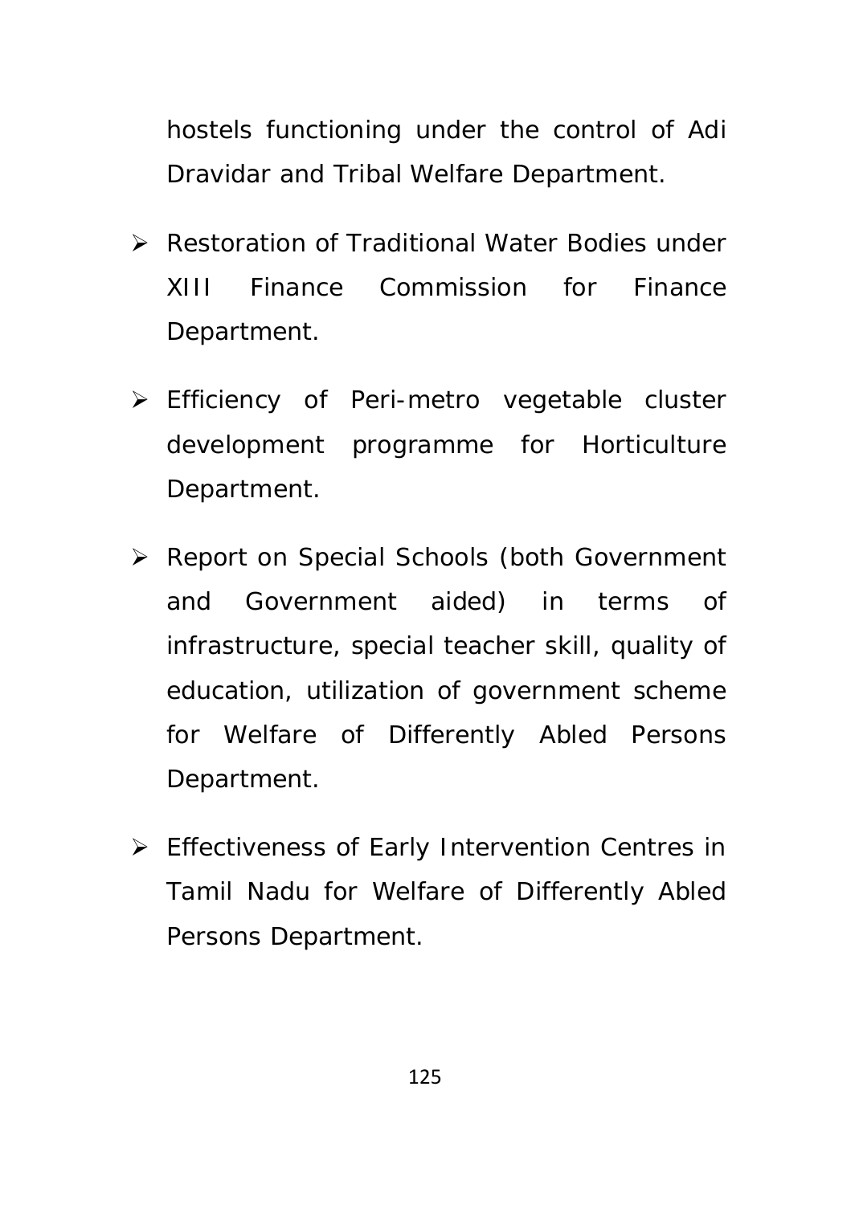hostels functioning under the control of Adi Dravidar and Tribal Welfare Department.

- Restoration of Traditional Water Bodies under XIII Finance Commission for Finance Department.
- Efficiency of Peri-metro vegetable cluster development programme for Horticulture Department.
- Report on Special Schools (both Government and Government aided) in terms of infrastructure, special teacher skill, quality of education, utilization of government scheme for Welfare of Differently Abled Persons Department.
- Effectiveness of Early Intervention Centres in Tamil Nadu for Welfare of Differently Abled Persons Department.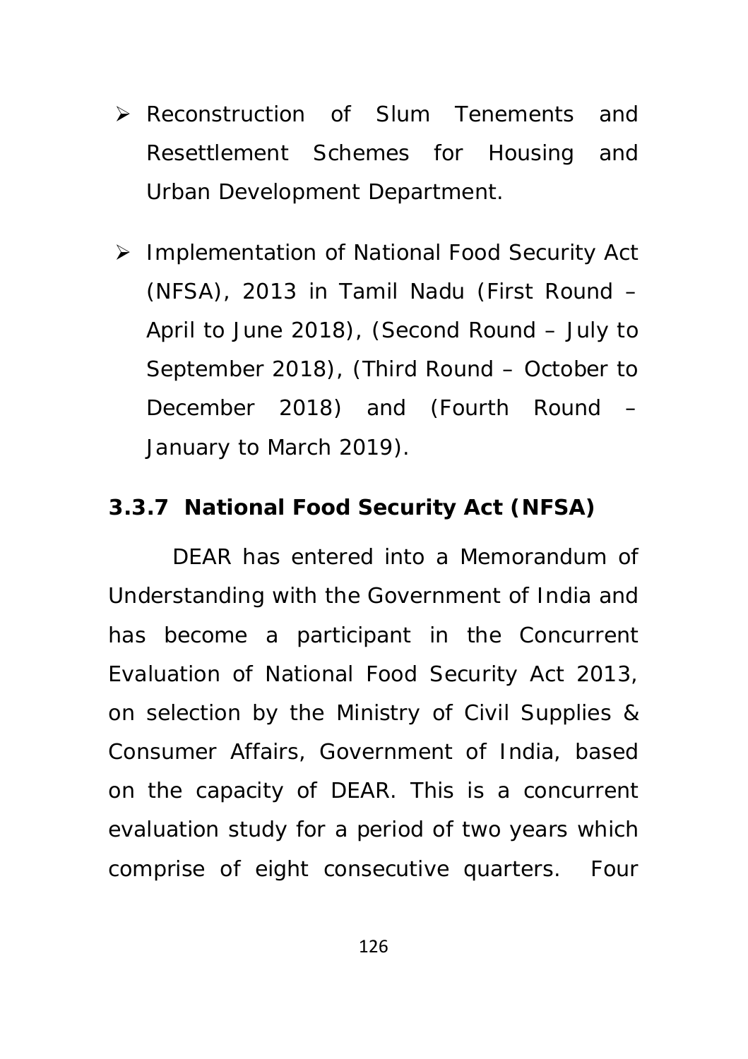- Reconstruction of Slum Tenements and Resettlement Schemes for Housing and Urban Development Department.

- Implementation of National Food Security Act (NFSA), 2013 in Tamil Nadu (First Round – April to June 2018), (Second Round – July to September 2018), (Third Round – October to December 2018) and (Fourth Round – January to March 2019).

### 3.3.7 National Food Security Act (NFSA)

DEAR has entered into a Memorandum of Understanding with the Government of India and has become a participant in the Concurrent Evaluation of National Food Security Act 2013, on selection by the Ministry of Civil Supplies & Consumer Affairs, Government of India, based on the capacity of DEAR. This is a concurrent evaluation study for a period of two years which comprise of eight consecutive quarters. Four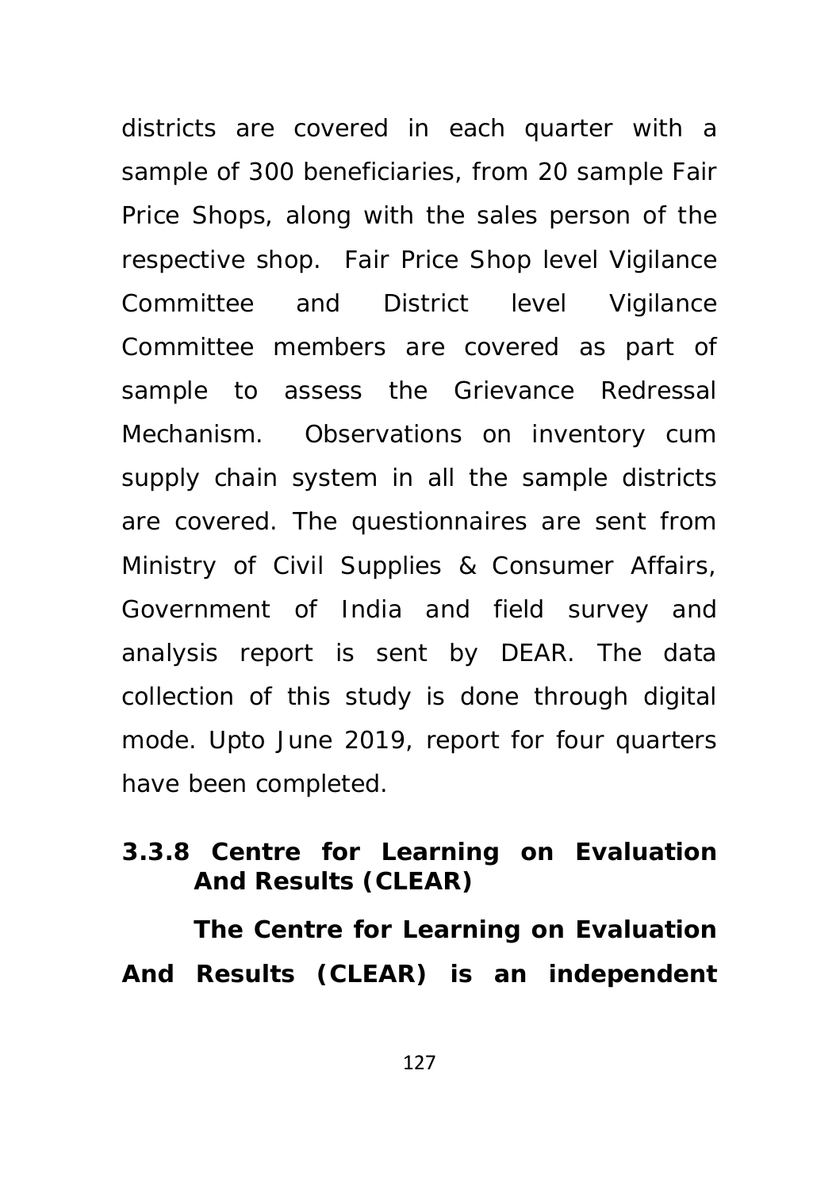districts are covered in each quarter with a sample of 300 beneficiaries, from 20 sample Fair Price Shops, along with the sales person of the respective shop. Fair Price Shop level Vigilance Committee and District level Vigilance Committee members are covered as part of sample to assess the Grievance Redressal Mechanism. Observations on inventory cum supply chain system in all the sample districts are covered. The questionnaires are sent from Ministry of Civil Supplies & Consumer Affairs, Government of India and field survey and analysis report is sent by DEAR. The data collection of this study is done through digital mode. Upto June 2019, report for four quarters have been completed.

### 3.3.8 Centre for Learning on Evaluation And Results (CLEAR)

**The Centre for Learning on Evaluation And Results (CLEAR) is an independent**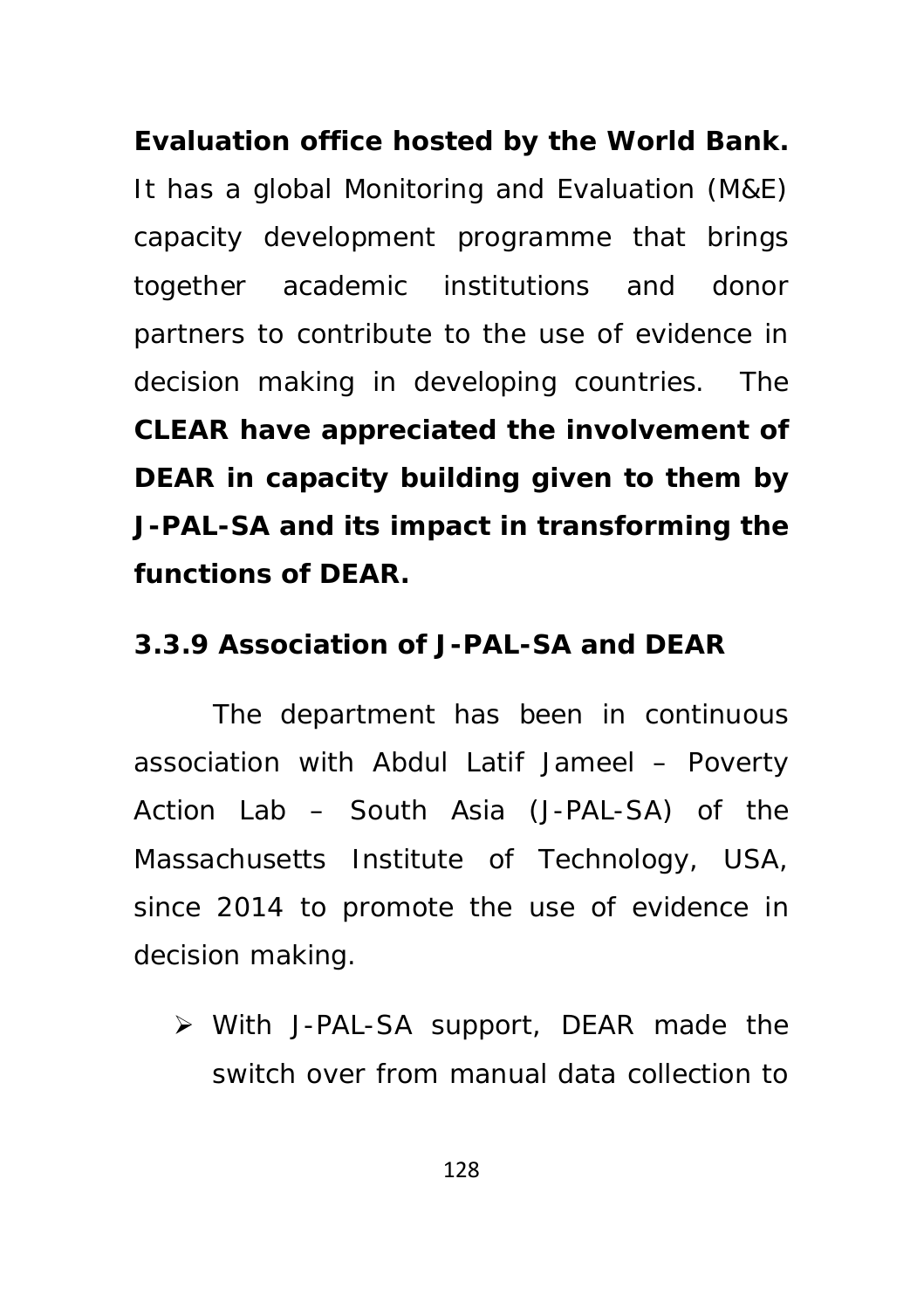**Evaluation office hosted by the World Bank.** It has a global Monitoring and Evaluation (M&E) capacity development programme that brings together academic institutions and donor partners to contribute to the use of evidence in decision making in developing countries. The **CLEAR have appreciated the involvement of DEAR in capacity building given to them by J-PAL-SA and its impact in transforming the functions of DEAR.**

### 3.3.9 Association of J-PAL-SA and DEAR

The department has been in continuous association with Abdul Latif Jameel – Poverty Action Lab – South Asia (J-PAL-SA) of the Massachusetts Institute of Technology, USA, since 2014 to promote the use of evidence in decision making.

- With J-PAL-SA support, DEAR made the switch over from manual data collection to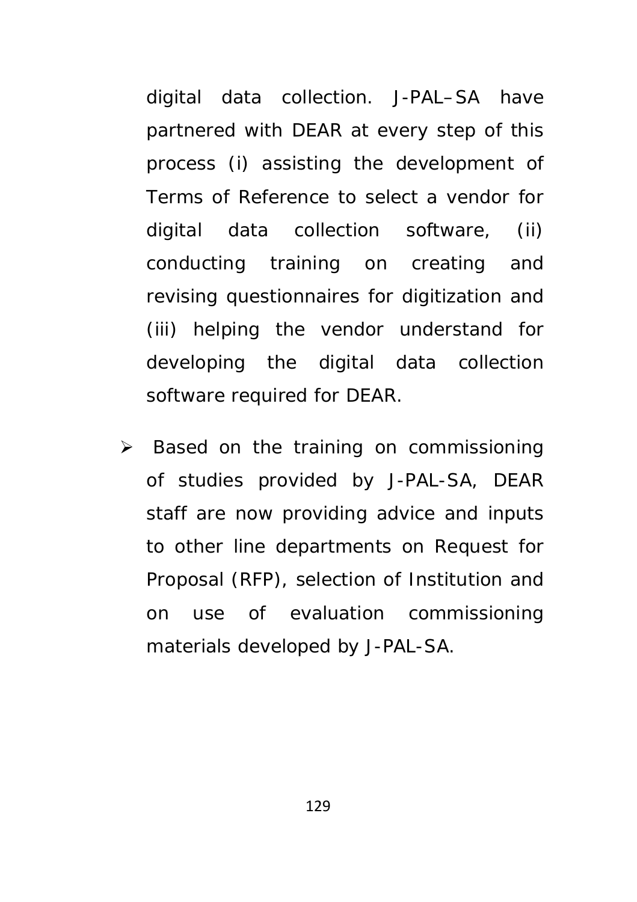digital data collection. J-PAL–SA have partnered with DEAR at every step of this process (i) assisting the development of Terms of Reference to select a vendor for digital data collection software, (ii) conducting training on creating and revising questionnaires for digitization and (iii) helping the vendor understand for developing the digital data collection software required for DEAR.

- Based on the training on commissioning of studies provided by J-PAL-SA, DEAR staff are now providing advice and inputs to other line departments on Request for Proposal (RFP), selection of Institution and on use of evaluation commissioning materials developed by J-PAL-SA.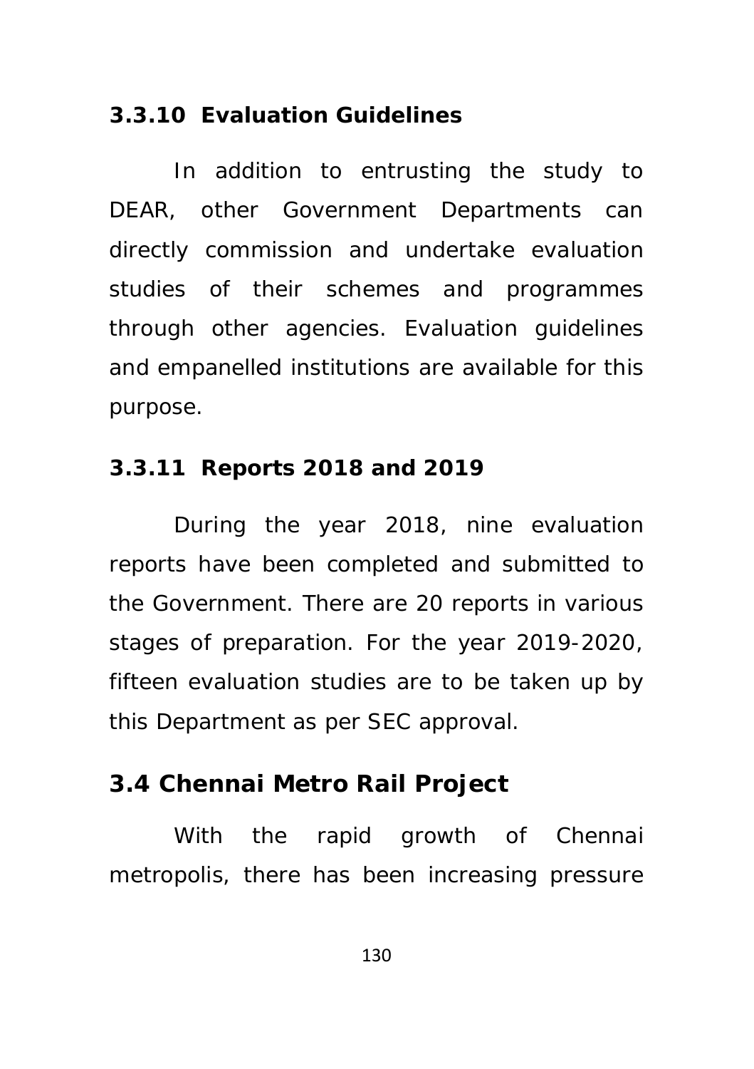### 3.3.10 Evaluation Guidelines

In addition to entrusting the study to DEAR, other Government Departments can directly commission and undertake evaluation studies of their schemes and programmes through other agencies. Evaluation guidelines and empanelled institutions are available for this purpose.

### 3.3.11 Reports 2018 and 2019

During the year 2018, nine evaluation reports have been completed and submitted to the Government. There are 20 reports in various stages of preparation. For the year 2019-2020, fifteen evaluation studies are to be taken up by this Department as per SEC approval.

## 3.4 Chennai Metro Rail Project

With the rapid growth of Chennai metropolis, there has been increasing pressure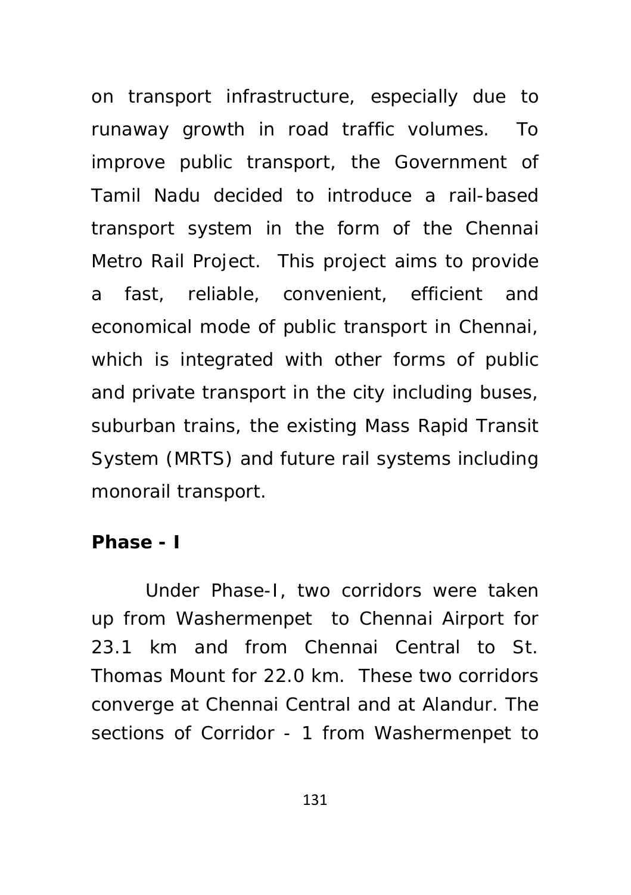on transport infrastructure, especially due to runaway growth in road traffic volumes. To improve public transport, the Government of Tamil Nadu decided to introduce a rail-based transport system in the form of the Chennai Metro Rail Project. This project aims to provide a fast, reliable, convenient, efficient and economical mode of public transport in Chennai, which is integrated with other forms of public and private transport in the city including buses, suburban trains, the existing Mass Rapid Transit System (MRTS) and future rail systems including monorail transport.

**Phase - I**

Under Phase-I, two corridors were taken up from Washermenpet to Chennai Airport for 23.1 km and from Chennai Central to St. Thomas Mount for 22.0 km. These two corridors converge at Chennai Central and at Alandur. The sections of Corridor - 1 from Washermenpet to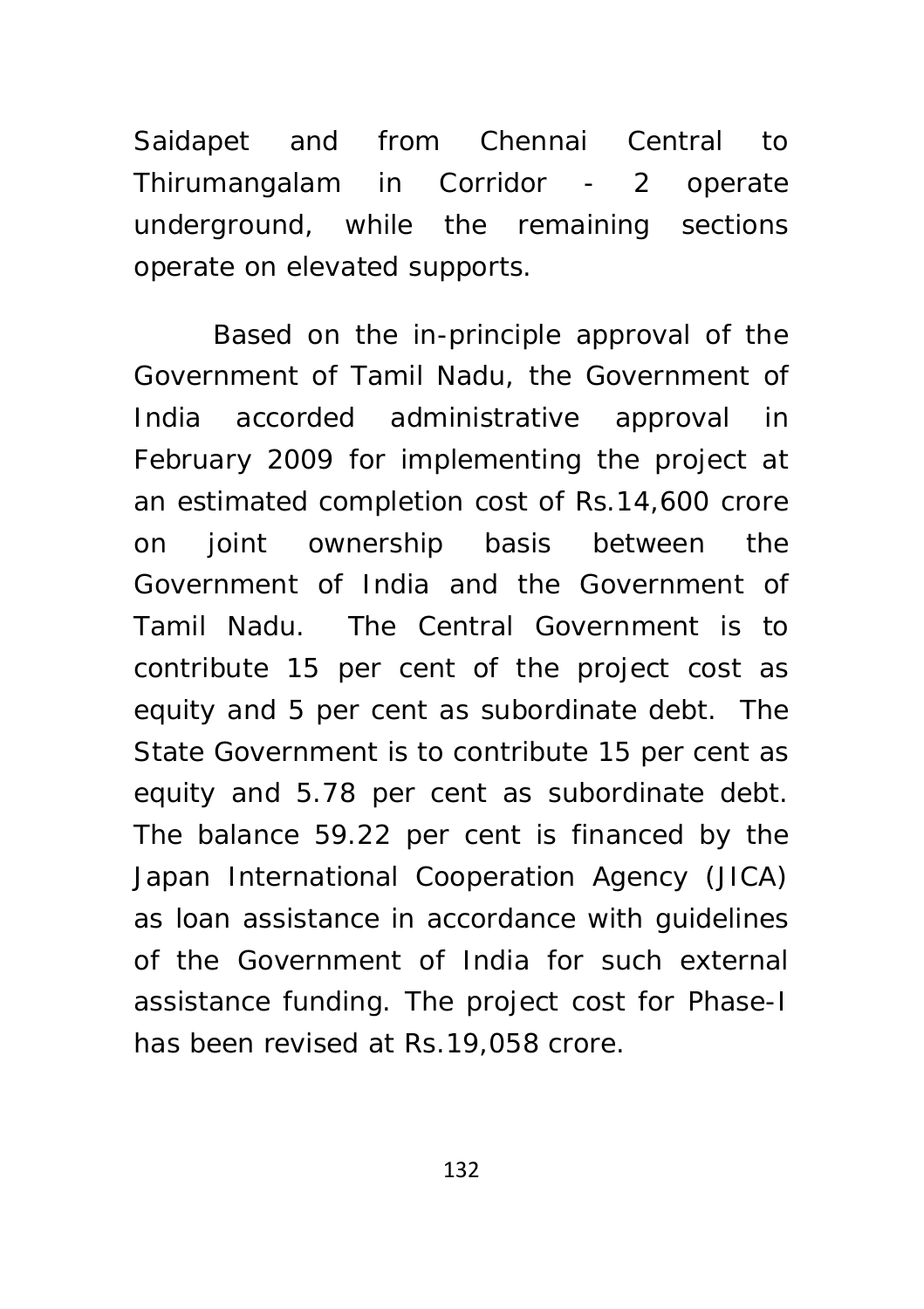Saidapet and from Chennai Central to Thirumangalam in Corridor - 2 operate underground, while the remaining sections operate on elevated supports.

Based on the in-principle approval of the Government of Tamil Nadu, the Government of India accorded administrative approval in February 2009 for implementing the project at an estimated completion cost of Rs.14,600 crore on joint ownership basis between the Government of India and the Government of Tamil Nadu. The Central Government is to contribute 15 per cent of the project cost as equity and 5 per cent as subordinate debt. The State Government is to contribute 15 per cent as equity and 5.78 per cent as subordinate debt. The balance 59.22 per cent is financed by the Japan International Cooperation Agency (JICA) as loan assistance in accordance with guidelines of the Government of India for such external assistance funding. The project cost for Phase-I has been revised at Rs.19,058 crore.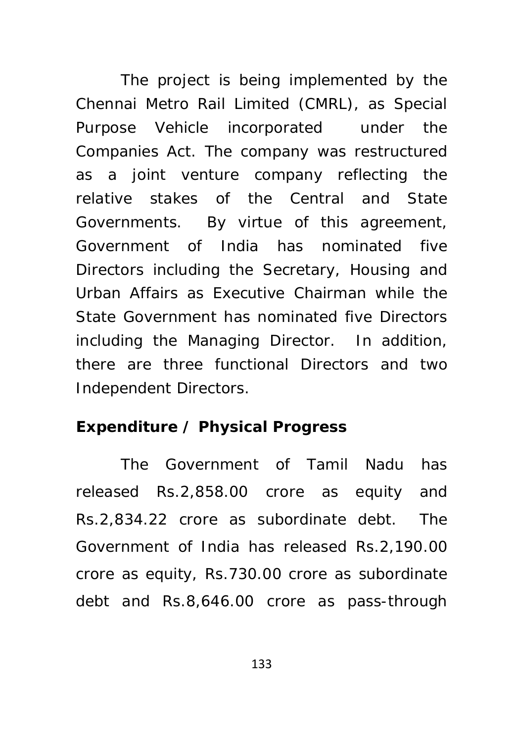The project is being implemented by the Chennai Metro Rail Limited (CMRL), as Special Purpose Vehicle incorporated under the Companies Act. The company was restructured as a joint venture company reflecting the relative stakes of the Central and State Governments. By virtue of this agreement, Government of India has nominated five Directors including the Secretary, Housing and Urban Affairs as Executive Chairman while the State Government has nominated five Directors including the Managing Director. In addition, there are three functional Directors and two Independent Directors.

**Expenditure / Physical Progress**

The Government of Tamil Nadu has released Rs.2,858.00 crore as equity and Rs.2,834.22 crore as subordinate debt. The Government of India has released Rs.2,190.00 crore as equity, Rs.730.00 crore as subordinate debt and Rs.8,646.00 crore as pass-through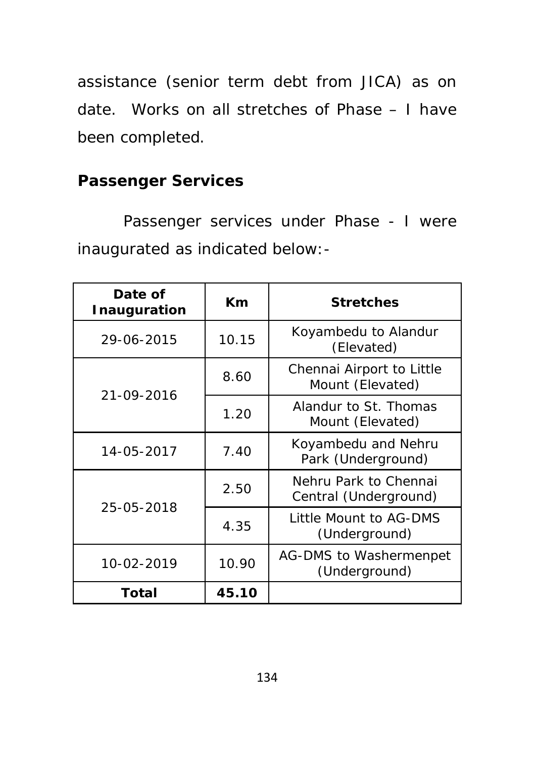assistance (senior term debt from JICA) as on date. Works on all stretches of Phase – I have been completed.

## Passenger Services

Passenger services under Phase - I were inaugurated as indicated below:-

| Date of Inauguration | Km | Stretches |
|---|---|---|
| 29-06-2015 | 10.15 | Koyambedu to Alandur (Elevated) |
| 21-09-2016 | 8.60 | Chennai Airport to Little Mount (Elevated) |
| | 1.20 | Alandur to St. Thomas Mount (Elevated) |
| 14-05-2017 | 7.40 | Koyambedu and Nehru Park (Underground) |
| 25-05-2018 | 2.50 | Nehru Park to Chennai Central (Underground) |
| | 4.35 | Little Mount to AG-DMS (Underground) |
| 10-02-2019 | 10.90 | AG-DMS to Washermenpet (Underground) |
| **Total** | **45.10** | |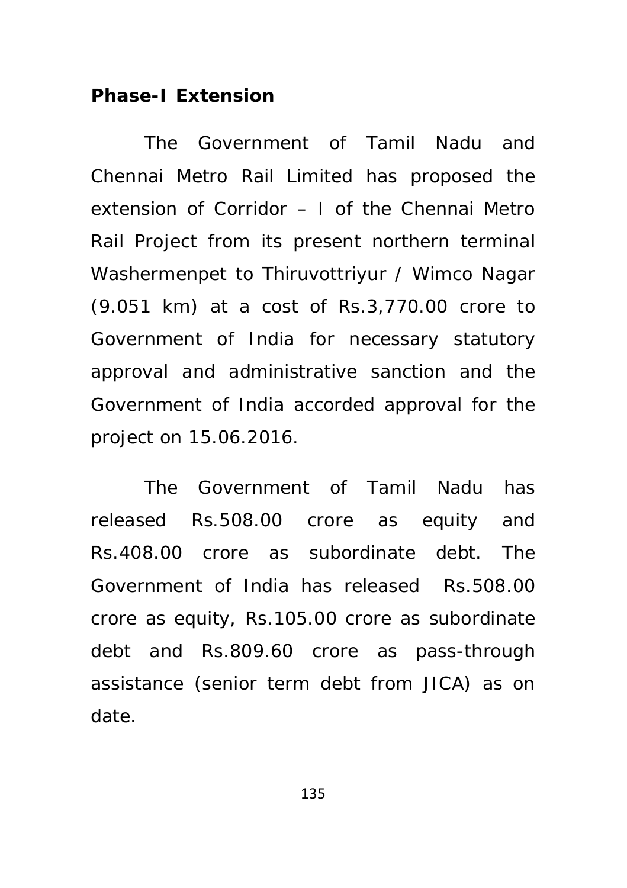**Phase-I Extension**

The Government of Tamil Nadu and Chennai Metro Rail Limited has proposed the extension of Corridor – I of the Chennai Metro Rail Project from its present northern terminal Washermenpet to Thiruvottriyur / Wimco Nagar (9.051 km) at a cost of Rs.3,770.00 crore to Government of India for necessary statutory approval and administrative sanction and the Government of India accorded approval for the project on 15.06.2016.

The Government of Tamil Nadu has released Rs.508.00 crore as equity and Rs.408.00 crore as subordinate debt. The Government of India has released Rs.508.00 crore as equity, Rs.105.00 crore as subordinate debt and Rs.809.60 crore as pass-through assistance (senior term debt from JICA) as on date.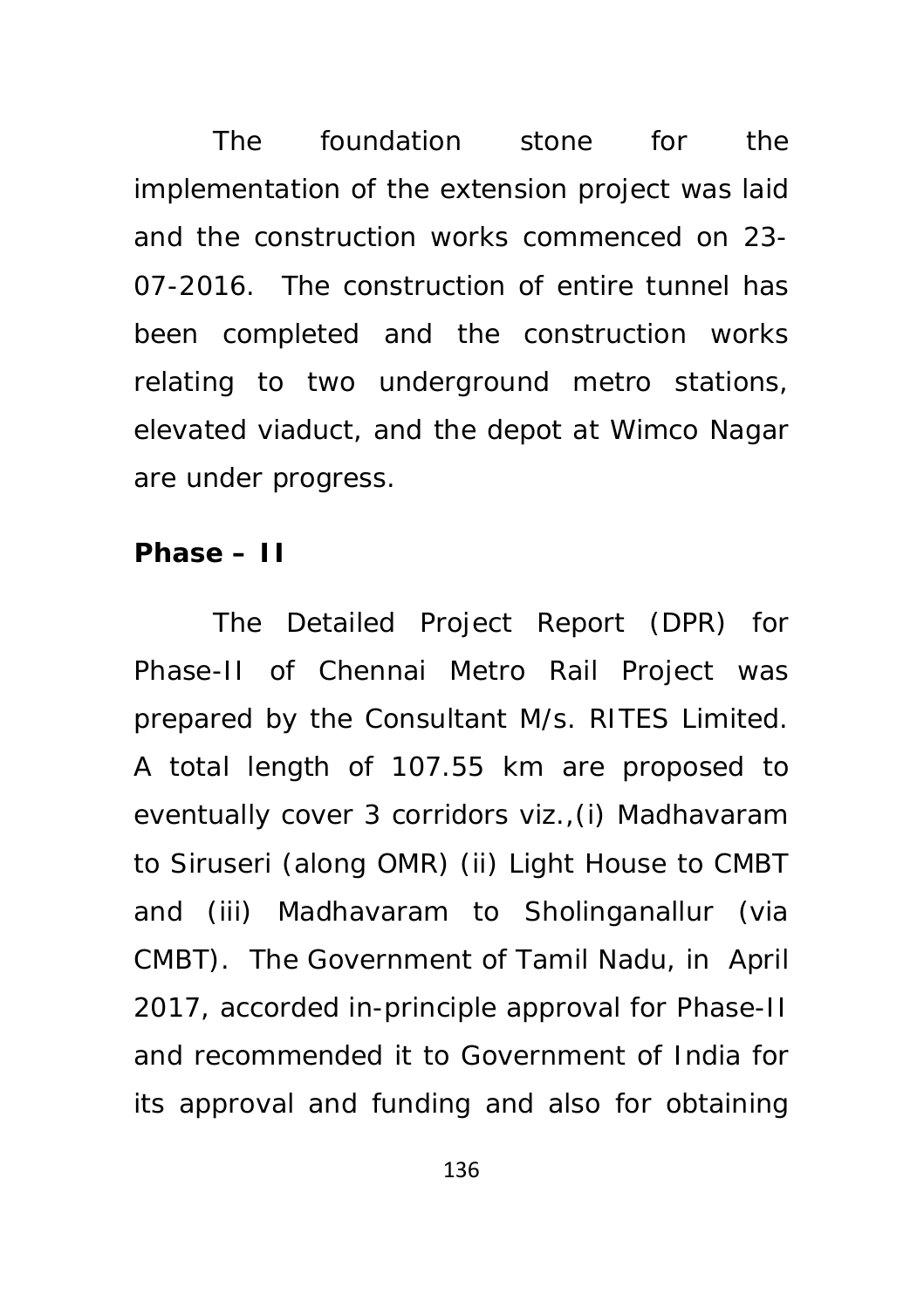The foundation stone for the implementation of the extension project was laid and the construction works commenced on 23-07-2016. The construction of entire tunnel has been completed and the construction works relating to two underground metro stations, elevated viaduct, and the depot at Wimco Nagar are under progress.

**Phase – II**

The Detailed Project Report (DPR) for Phase-II of Chennai Metro Rail Project was prepared by the Consultant M/s. RITES Limited. A total length of 107.55 km are proposed to eventually cover 3 corridors viz.,(i) Madhavaram to Siruseri (along OMR) (ii) Light House to CMBT and (iii) Madhavaram to Sholinganallur (via CMBT). The Government of Tamil Nadu, in April 2017, accorded in-principle approval for Phase-II and recommended it to Government of India for its approval and funding and also for obtaining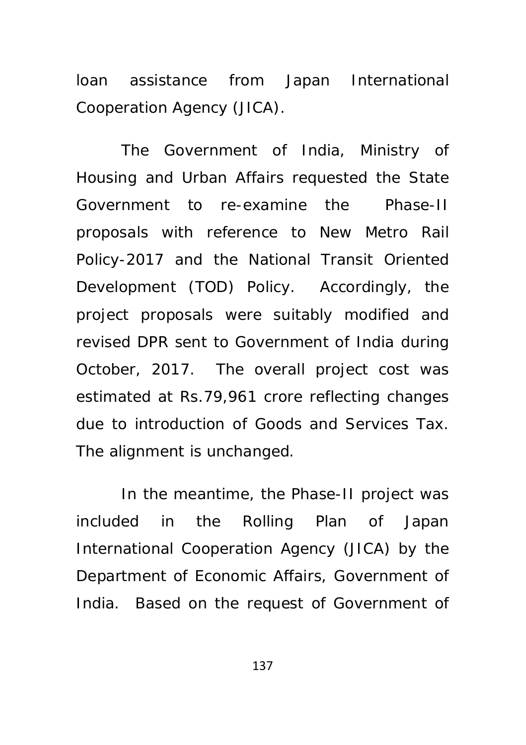loan assistance from Japan International Cooperation Agency (JICA).

The Government of India, Ministry of Housing and Urban Affairs requested the State Government to re-examine the Phase-II proposals with reference to New Metro Rail Policy-2017 and the National Transit Oriented Development (TOD) Policy. Accordingly, the project proposals were suitably modified and revised DPR sent to Government of India during October, 2017. The overall project cost was estimated at Rs.79,961 crore reflecting changes due to introduction of Goods and Services Tax. The alignment is unchanged.

In the meantime, the Phase-II project was included in the Rolling Plan of Japan International Cooperation Agency (JICA) by the Department of Economic Affairs, Government of India. Based on the request of Government of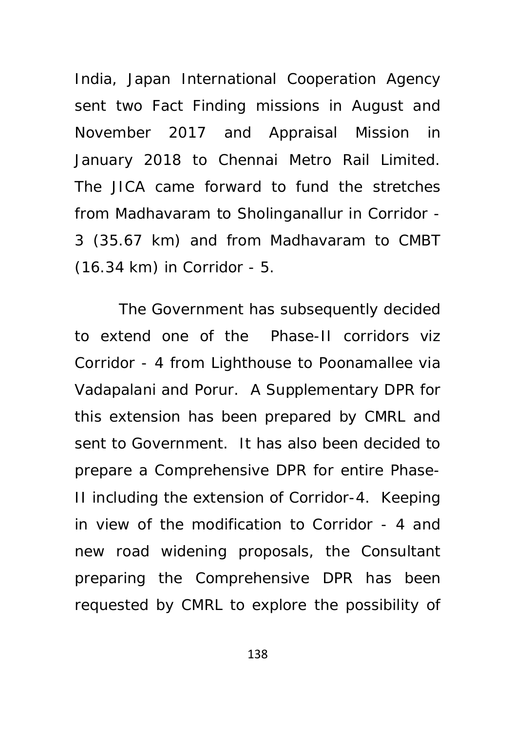India, Japan International Cooperation Agency sent two Fact Finding missions in August and November 2017 and Appraisal Mission in January 2018 to Chennai Metro Rail Limited. The JICA came forward to fund the stretches from Madhavaram to Sholinganallur in Corridor - 3 (35.67 km) and from Madhavaram to CMBT (16.34 km) in Corridor - 5.

The Government has subsequently decided to extend one of the Phase-II corridors viz Corridor - 4 from Lighthouse to Poonamallee via Vadapalani and Porur. A Supplementary DPR for this extension has been prepared by CMRL and sent to Government. It has also been decided to prepare a Comprehensive DPR for entire Phase-II including the extension of Corridor-4. Keeping in view of the modification to Corridor - 4 and new road widening proposals, the Consultant preparing the Comprehensive DPR has been requested by CMRL to explore the possibility of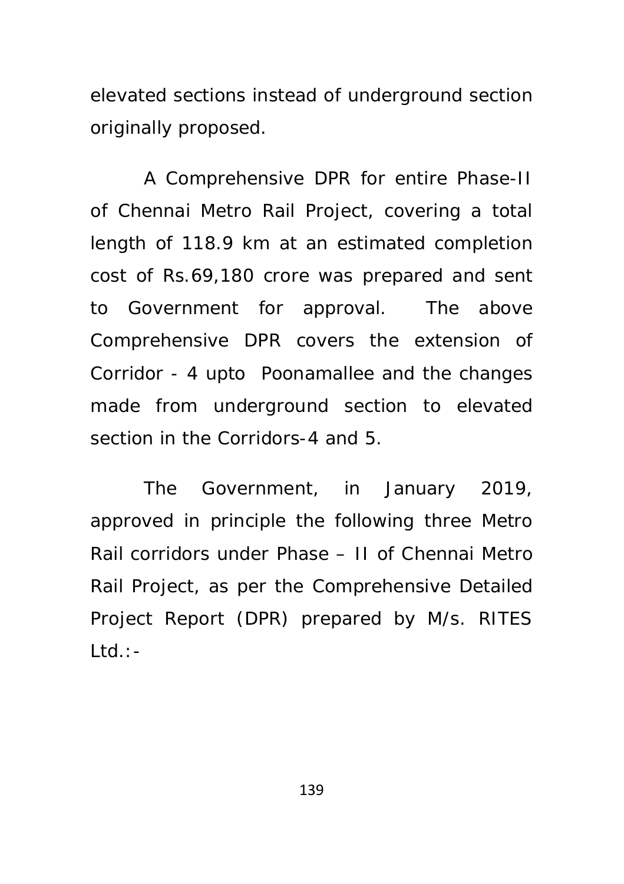elevated sections instead of underground section originally proposed.

A Comprehensive DPR for entire Phase-II of Chennai Metro Rail Project, covering a total length of 118.9 km at an estimated completion cost of Rs.69,180 crore was prepared and sent to Government for approval. The above Comprehensive DPR covers the extension of Corridor - 4 upto Poonamallee and the changes made from underground section to elevated section in the Corridors-4 and 5.

The Government, in January 2019, approved in principle the following three Metro Rail corridors under Phase – II of Chennai Metro Rail Project, as per the Comprehensive Detailed Project Report (DPR) prepared by M/s. RITES Ltd.:-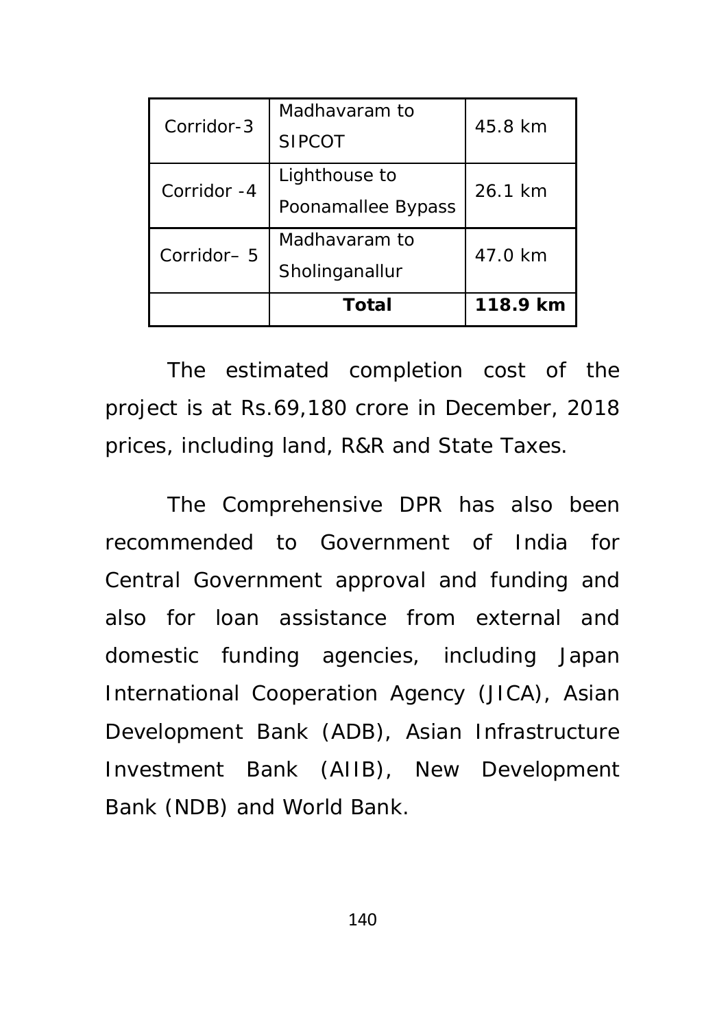| Corridor-3 | Madhavaram to SIPCOT | 45.8 km |
|---|---|---|
| Corridor -4 | Lighthouse to Poonamallee Bypass | 26.1 km |
| Corridor– 5 | Madhavaram to Sholinganallur | 47.0 km |
| | **Total** | **118.9 km** |

The estimated completion cost of the project is at Rs.69,180 crore in December, 2018 prices, including land, R&R and State Taxes.

The Comprehensive DPR has also been recommended to Government of India for Central Government approval and funding and also for loan assistance from external and domestic funding agencies, including Japan International Cooperation Agency (JICA), Asian Development Bank (ADB), Asian Infrastructure Investment Bank (AIIB), New Development Bank (NDB) and World Bank.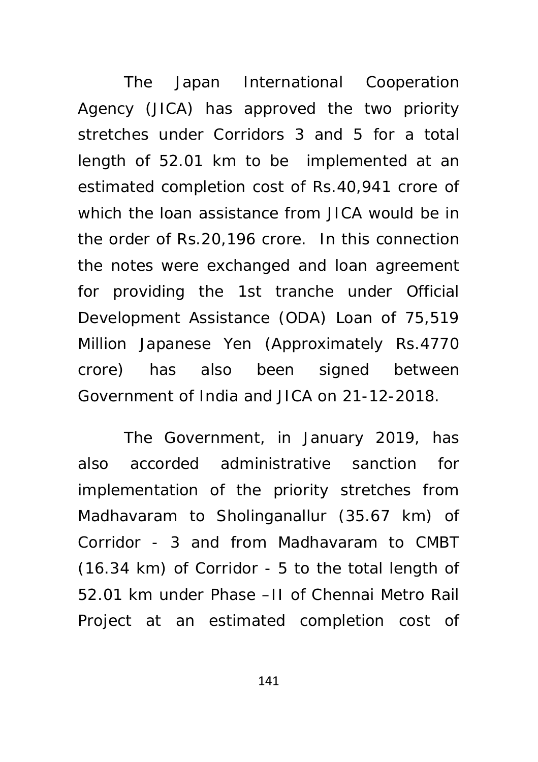The Japan International Cooperation Agency (JICA) has approved the two priority stretches under Corridors 3 and 5 for a total length of 52.01 km to be implemented at an estimated completion cost of Rs.40,941 crore of which the loan assistance from JICA would be in the order of Rs.20,196 crore. In this connection the notes were exchanged and loan agreement for providing the 1st tranche under Official Development Assistance (ODA) Loan of 75,519 Million Japanese Yen (Approximately Rs.4770 crore) has also been signed between Government of India and JICA on 21-12-2018.

The Government, in January 2019, has also accorded administrative sanction for implementation of the priority stretches from Madhavaram to Sholinganallur (35.67 km) of Corridor - 3 and from Madhavaram to CMBT (16.34 km) of Corridor - 5 to the total length of 52.01 km under Phase –II of Chennai Metro Rail Project at an estimated completion cost of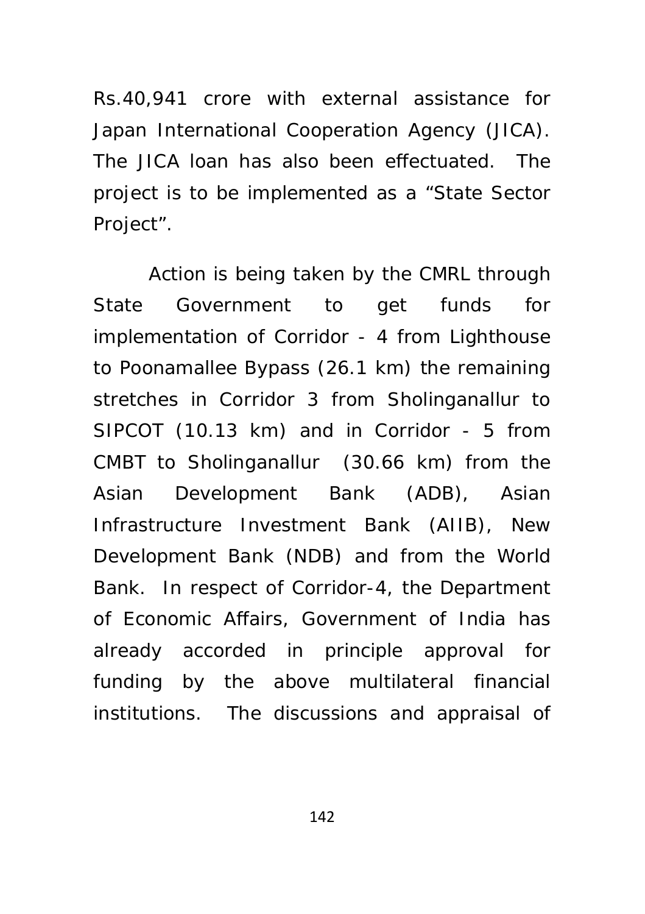Rs.40,941 crore with external assistance for Japan International Cooperation Agency (JICA). The JICA loan has also been effectuated. The project is to be implemented as a "State Sector Project".

Action is being taken by the CMRL through State Government to get funds for implementation of Corridor - 4 from Lighthouse to Poonamallee Bypass (26.1 km) the remaining stretches in Corridor 3 from Sholinganallur to SIPCOT (10.13 km) and in Corridor - 5 from CMBT to Sholinganallur (30.66 km) from the Asian Development Bank (ADB), Asian Infrastructure Investment Bank (AIIB), New Development Bank (NDB) and from the World Bank. In respect of Corridor-4, the Department of Economic Affairs, Government of India has already accorded in principle approval for funding by the above multilateral financial institutions. The discussions and appraisal of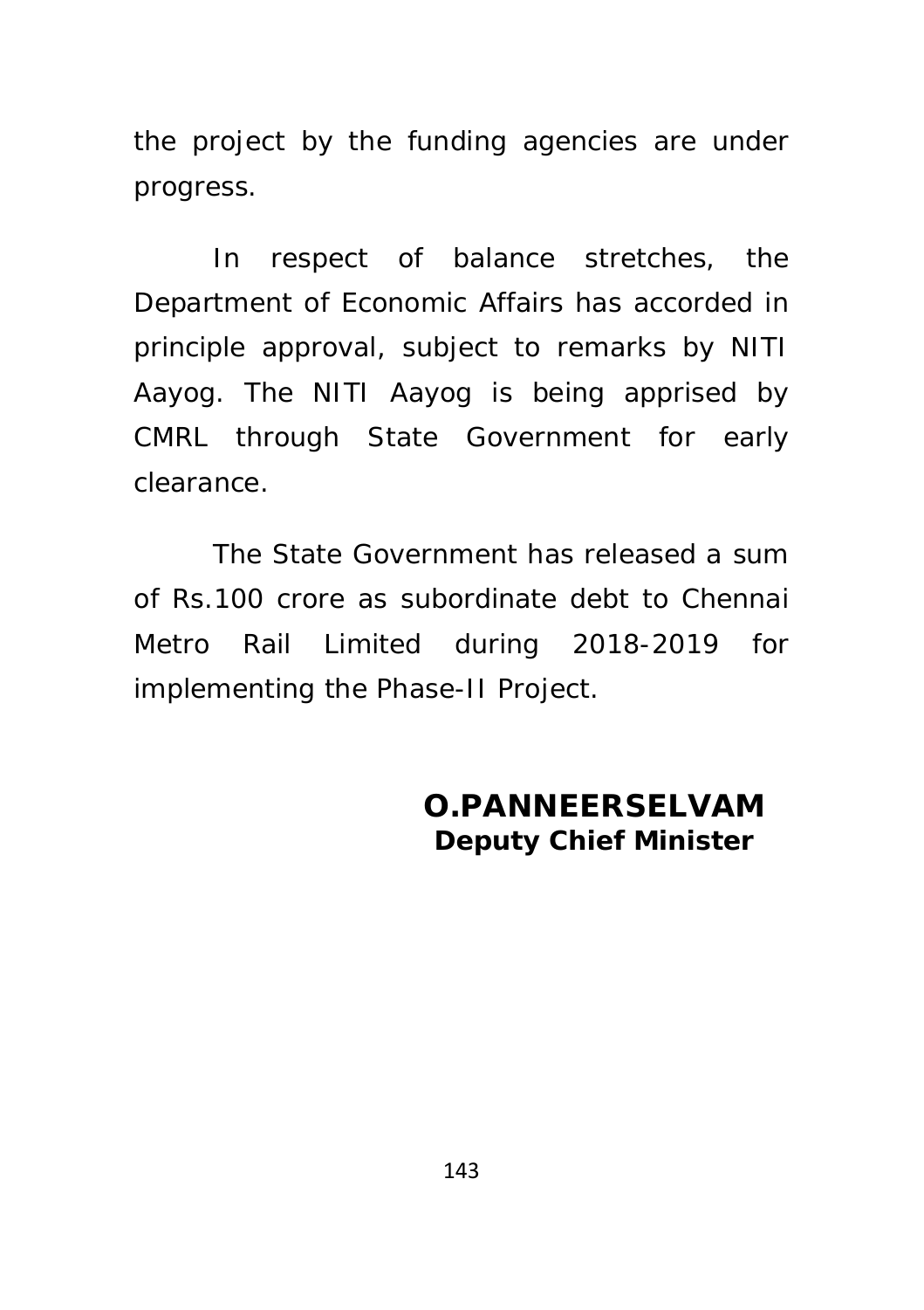the project by the funding agencies are under progress.

In respect of balance stretches, the Department of Economic Affairs has accorded in principle approval, subject to remarks by NITI Aayog. The NITI Aayog is being apprised by CMRL through State Government for early clearance.

The State Government has released a sum of Rs.100 crore as subordinate debt to Chennai Metro Rail Limited during 2018-2019 for implementing the Phase-II Project.

**O.PANNEERSELVAM**
**Deputy Chief Minister**